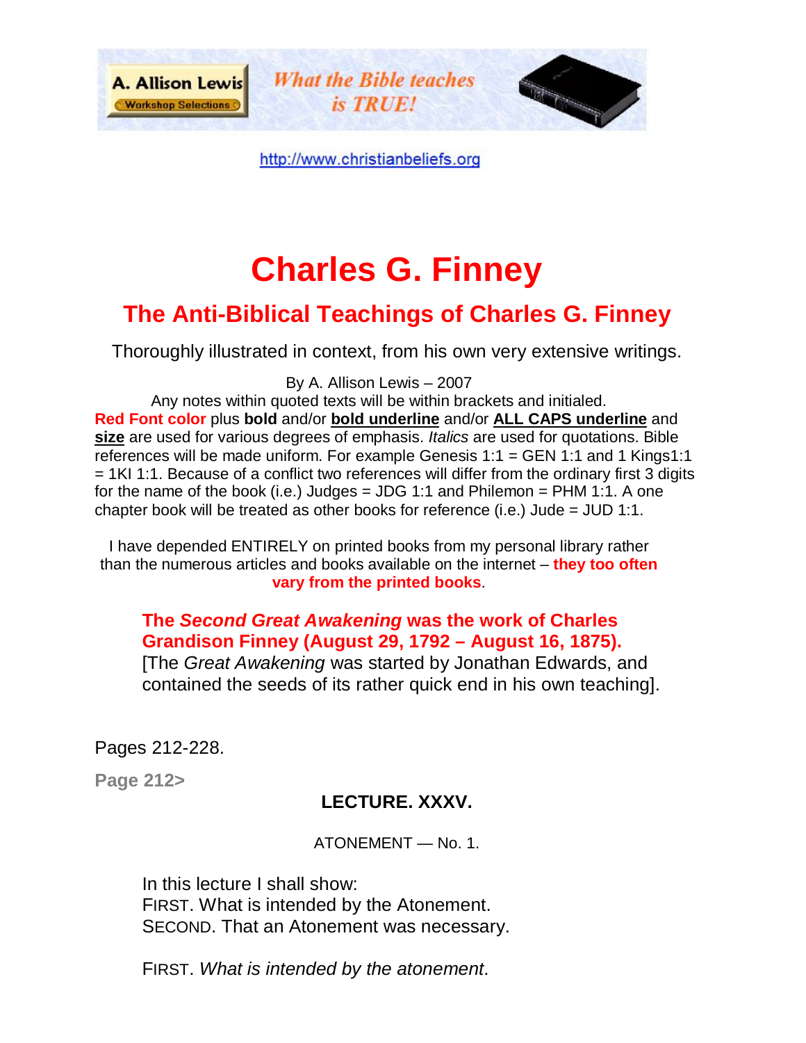A. Allison Lewis
Workshop Selections

*What the Bible teaches is TRUE!*

http://www.christianbeliefs.org

# Charles G. Finney

## The Anti-Biblical Teachings of Charles G. Finney

Thoroughly illustrated in context, from his own very extensive writings.

By A. Allison Lewis – 2007

Any notes within quoted texts will be within brackets and initialed.

**Red Font color** plus **bold** and/or **bold underline** and/or **ALL CAPS underline** and **size** are used for various degrees of emphasis. *Italics* are used for quotations. Bible references will be made uniform. For example Genesis 1:1 = GEN 1:1 and 1 Kings1:1 = 1KI 1:1. Because of a conflict two references will differ from the ordinary first 3 digits for the name of the book (i.e.) Judges = JDG 1:1 and Philemon = PHM 1:1. A one chapter book will be treated as other books for reference (i.e.) Jude = JUD 1:1.

I have depended ENTIRELY on printed books from my personal library rather than the numerous articles and books available on the internet – **they too often vary from the printed books**.

**The *Second Great Awakening* was the work of Charles Grandison Finney (August 29, 1792 – August 16, 1875).**
[The *Great Awakening* was started by Jonathan Edwards, and contained the seeds of its rather quick end in his own teaching].

Pages 212-228.

**Page 212>**

### LECTURE. XXXV.

ATONEMENT — No. 1.

In this lecture I shall show:
FIRST. What is intended by the Atonement.
SECOND. That an Atonement was necessary.

FIRST. *What is intended by the atonement*.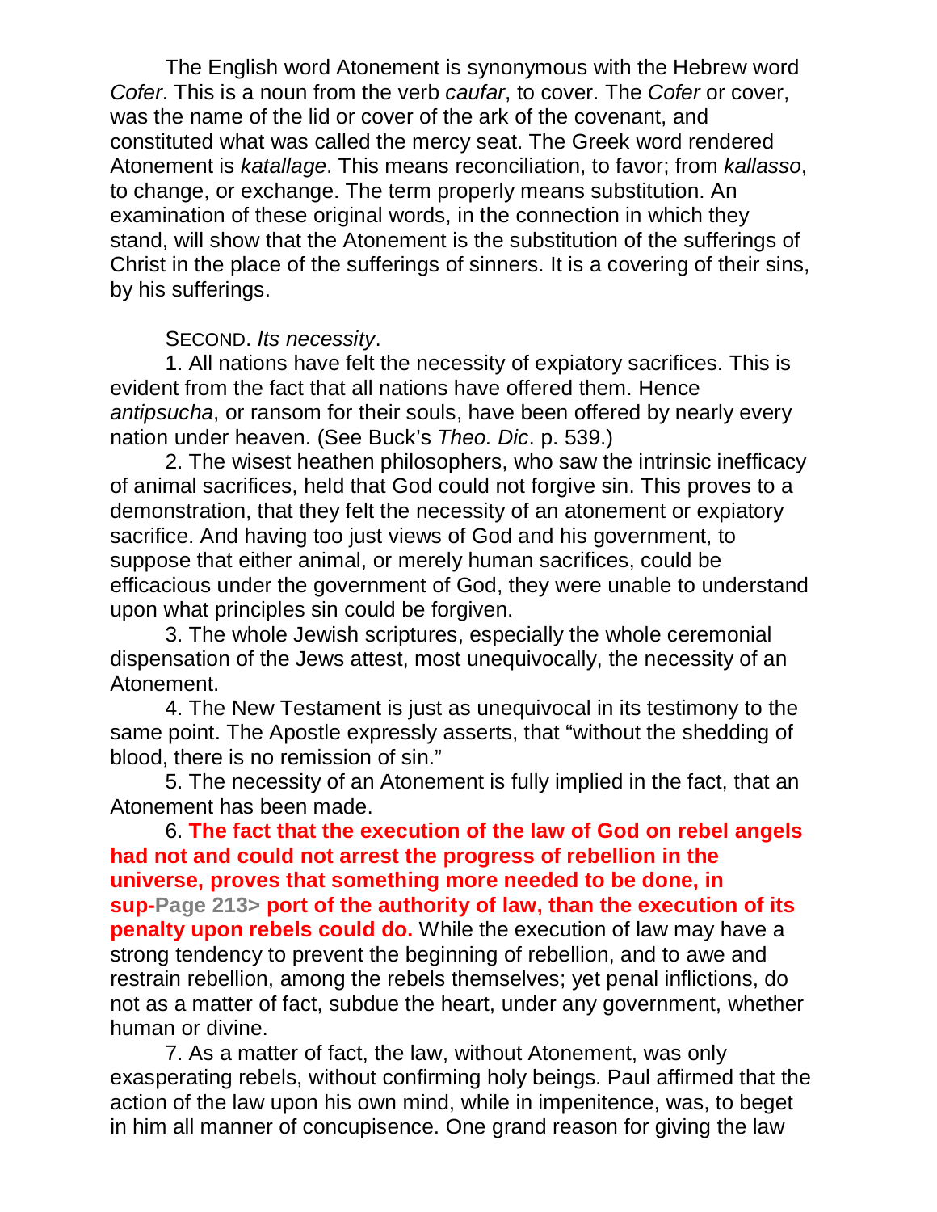The English word Atonement is synonymous with the Hebrew word *Cofer*. This is a noun from the verb *caufar*, to cover. The *Cofer* or cover, was the name of the lid or cover of the ark of the covenant, and constituted what was called the mercy seat. The Greek word rendered Atonement is *katallage*. This means reconciliation, to favor; from *kallasso*, to change, or exchange. The term properly means substitution. An examination of these original words, in the connection in which they stand, will show that the Atonement is the substitution of the sufferings of Christ in the place of the sufferings of sinners. It is a covering of their sins, by his sufferings.

SECOND. *Its necessity*.

1. All nations have felt the necessity of expiatory sacrifices. This is evident from the fact that all nations have offered them. Hence *antipsucha*, or ransom for their souls, have been offered by nearly every nation under heaven. (See Buck's *Theo. Dic*. p. 539.)

2. The wisest heathen philosophers, who saw the intrinsic inefficacy of animal sacrifices, held that God could not forgive sin. This proves to a demonstration, that they felt the necessity of an atonement or expiatory sacrifice. And having too just views of God and his government, to suppose that either animal, or merely human sacrifices, could be efficacious under the government of God, they were unable to understand upon what principles sin could be forgiven.

3. The whole Jewish scriptures, especially the whole ceremonial dispensation of the Jews attest, most unequivocally, the necessity of an Atonement.

4. The New Testament is just as unequivocal in its testimony to the same point. The Apostle expressly asserts, that "without the shedding of blood, there is no remission of sin."

5. The necessity of an Atonement is fully implied in the fact, that an Atonement has been made.

6. **The fact that the execution of the law of God on rebel angels had not and could not arrest the progress of rebellion in the universe, proves that something more needed to be done, in sup-Page 213> port of the authority of law, than the execution of its penalty upon rebels could do.** While the execution of law may have a strong tendency to prevent the beginning of rebellion, and to awe and restrain rebellion, among the rebels themselves; yet penal inflictions, do not as a matter of fact, subdue the heart, under any government, whether human or divine.

7. As a matter of fact, the law, without Atonement, was only exasperating rebels, without confirming holy beings. Paul affirmed that the action of the law upon his own mind, while in impenitence, was, to beget in him all manner of concupisence. One grand reason for giving the law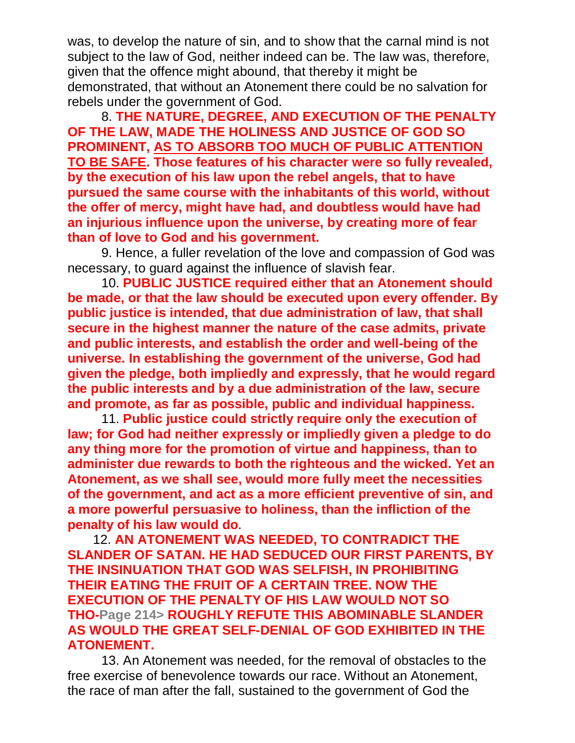was, to develop the nature of sin, and to show that the carnal mind is not subject to the law of God, neither indeed can be. The law was, therefore, given that the offence might abound, that thereby it might be demonstrated, that without an Atonement there could be no salvation for rebels under the government of God.

8. **THE NATURE, DEGREE, AND EXECUTION OF THE PENALTY OF THE LAW, MADE THE HOLINESS AND JUSTICE OF GOD SO PROMINENT, AS TO ABSORB TOO MUCH OF PUBLIC ATTENTION TO BE SAFE. Those features of his character were so fully revealed, by the execution of his law upon the rebel angels, that to have pursued the same course with the inhabitants of this world, without the offer of mercy, might have had, and doubtless would have had an injurious influence upon the universe, by creating more of fear than of love to God and his government.**

9. Hence, a fuller revelation of the love and compassion of God was necessary, to guard against the influence of slavish fear.

10. **PUBLIC JUSTICE required either that an Atonement should be made, or that the law should be executed upon every offender. By public justice is intended, that due administration of law, that shall secure in the highest manner the nature of the case admits, private and public interests, and establish the order and well-being of the universe. In establishing the government of the universe, God had given the pledge, both impliedly and expressly, that he would regard the public interests and by a due administration of the law, secure and promote, as far as possible, public and individual happiness.**

11. **Public justice could strictly require only the execution of law; for God had neither expressly or impliedly given a pledge to do any thing more for the promotion of virtue and happiness, than to administer due rewards to both the righteous and the wicked. Yet an Atonement, as we shall see, would more fully meet the necessities of the government, and act as a more efficient preventive of sin, and a more powerful persuasive to holiness, than the infliction of the penalty of his law would do**.

12. **AN ATONEMENT WAS NEEDED, TO CONTRADICT THE SLANDER OF SATAN. HE HAD SEDUCED OUR FIRST PARENTS, BY THE INSINUATION THAT GOD WAS SELFISH, IN PROHIBITING THEIR EATING THE FRUIT OF A CERTAIN TREE. NOW THE EXECUTION OF THE PENALTY OF HIS LAW WOULD NOT SO THO-**Page 214>** ROUGHLY REFUTE THIS ABOMINABLE SLANDER AS WOULD THE GREAT SELF-DENIAL OF GOD EXHIBITED IN THE ATONEMENT.**

13. An Atonement was needed, for the removal of obstacles to the free exercise of benevolence towards our race. Without an Atonement, the race of man after the fall, sustained to the government of God the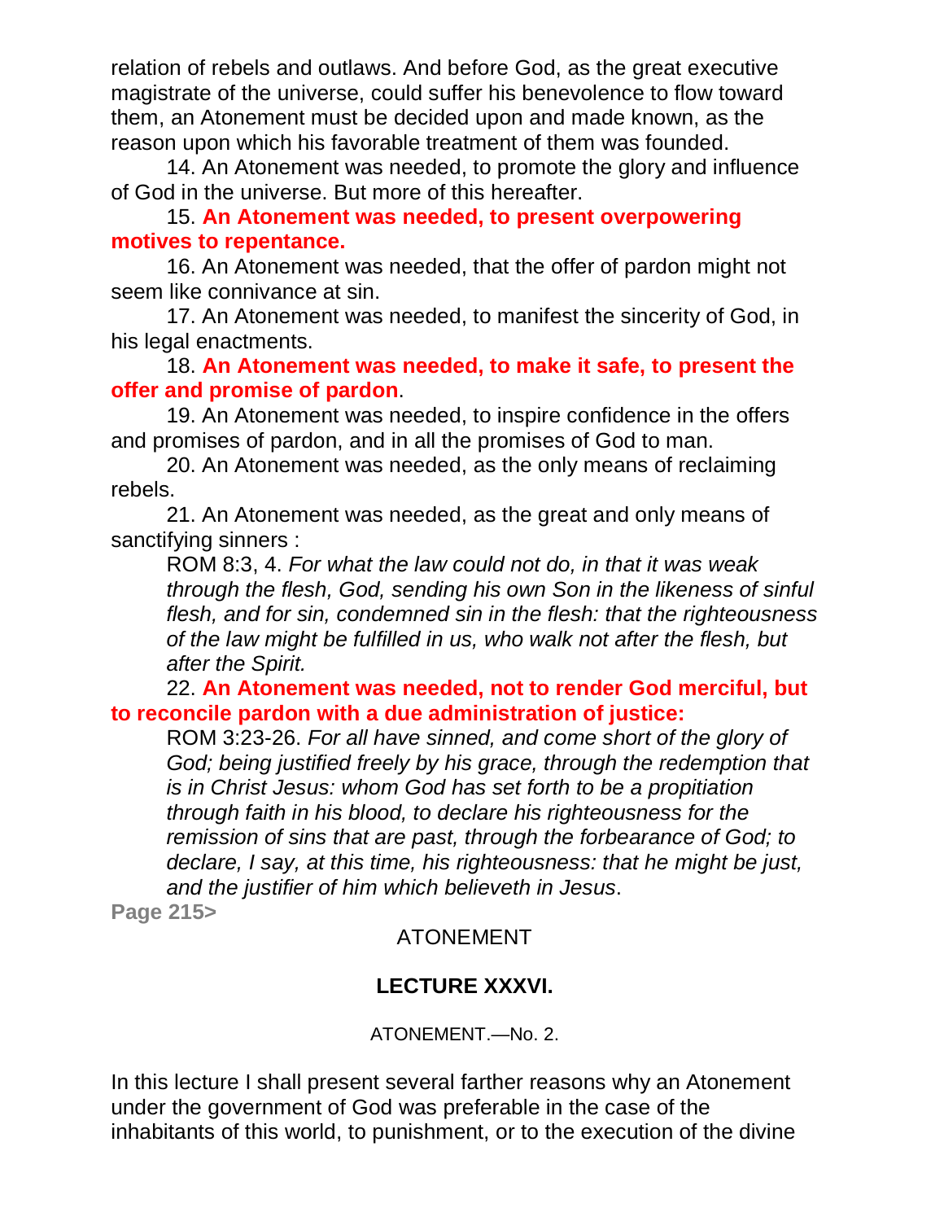relation of rebels and outlaws. And before God, as the great executive magistrate of the universe, could suffer his benevolence to flow toward them, an Atonement must be decided upon and made known, as the reason upon which his favorable treatment of them was founded.

14. An Atonement was needed, to promote the glory and influence of God in the universe. But more of this hereafter.

15. **An Atonement was needed, to present overpowering motives to repentance.**

16. An Atonement was needed, that the offer of pardon might not seem like connivance at sin.

17. An Atonement was needed, to manifest the sincerity of God, in his legal enactments.

18. **An Atonement was needed, to make it safe, to present the offer and promise of pardon**.

19. An Atonement was needed, to inspire confidence in the offers and promises of pardon, and in all the promises of God to man.

20. An Atonement was needed, as the only means of reclaiming rebels.

21. An Atonement was needed, as the great and only means of sanctifying sinners :

> ROM 8:3, 4. *For what the law could not do, in that it was weak through the flesh, God, sending his own Son in the likeness of sinful flesh, and for sin, condemned sin in the flesh: that the righteousness of the law might be fulfilled in us, who walk not after the flesh, but after the Spirit.*

22. **An Atonement was needed, not to render God merciful, but to reconcile pardon with a due administration of justice:**

> ROM 3:23-26. *For all have sinned, and come short of the glory of God; being justified freely by his grace, through the redemption that is in Christ Jesus: whom God has set forth to be a propitiation through faith in his blood, to declare his righteousness for the remission of sins that are past, through the forbearance of God; to declare, I say, at this time, his righteousness: that he might be just, and the justifier of him which believeth in Jesus*.

**Page 215>**

ATONEMENT

## LECTURE XXXVI.

ATONEMENT.—No. 2.

In this lecture I shall present several farther reasons why an Atonement under the government of God was preferable in the case of the inhabitants of this world, to punishment, or to the execution of the divine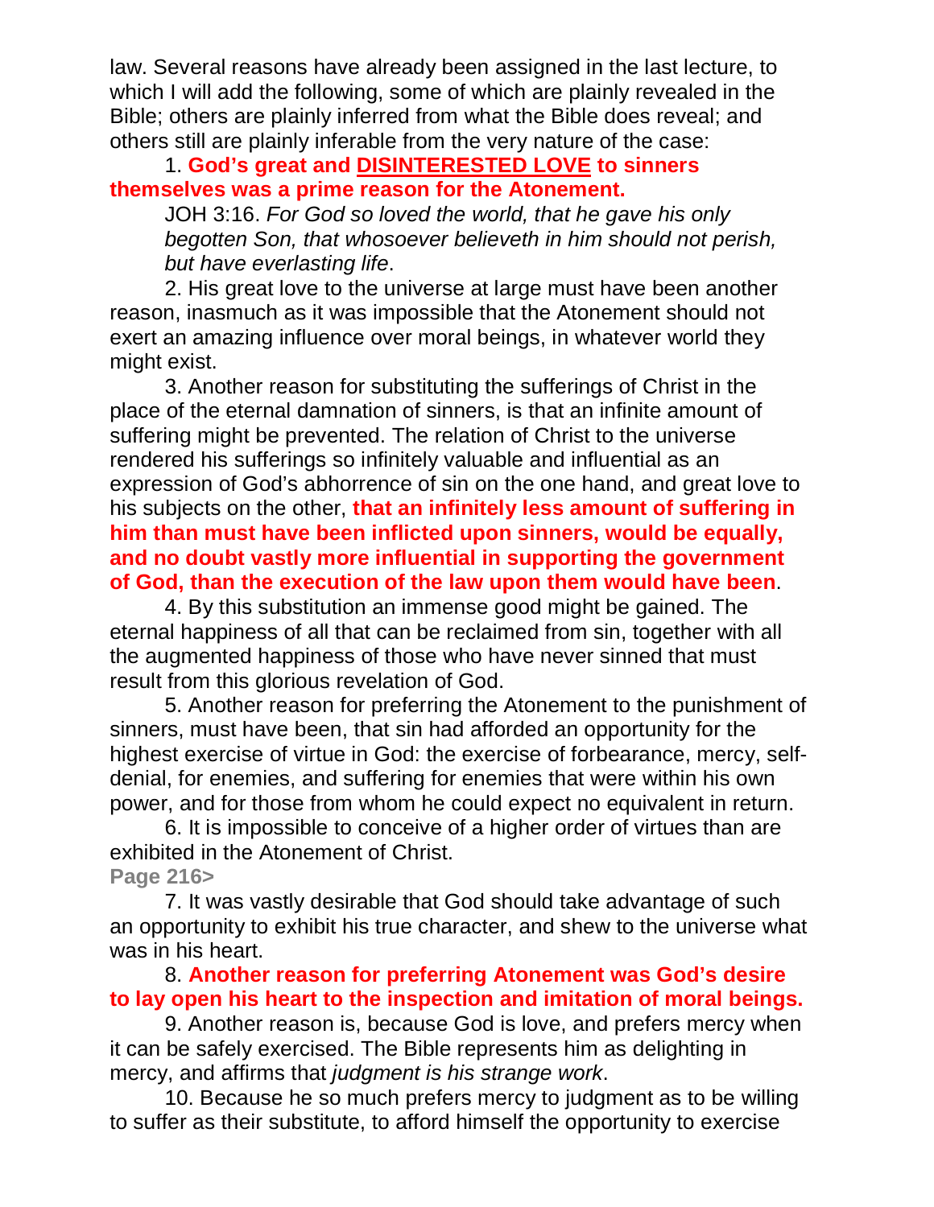law. Several reasons have already been assigned in the last lecture, to which I will add the following, some of which are plainly revealed in the Bible; others are plainly inferred from what the Bible does reveal; and others still are plainly inferable from the very nature of the case:

1. **God's great and DISINTERESTED LOVE to sinners themselves was a prime reason for the Atonement.**

> JOH 3:16. *For God so loved the world, that he gave his only begotten Son, that whosoever believeth in him should not perish, but have everlasting life*.

2. His great love to the universe at large must have been another reason, inasmuch as it was impossible that the Atonement should not exert an amazing influence over moral beings, in whatever world they might exist.

3. Another reason for substituting the sufferings of Christ in the place of the eternal damnation of sinners, is that an infinite amount of suffering might be prevented. The relation of Christ to the universe rendered his sufferings so infinitely valuable and influential as an expression of God's abhorrence of sin on the one hand, and great love to his subjects on the other, **that an infinitely less amount of suffering in him than must have been inflicted upon sinners, would be equally, and no doubt vastly more influential in supporting the government of God, than the execution of the law upon them would have been**.

4. By this substitution an immense good might be gained. The eternal happiness of all that can be reclaimed from sin, together with all the augmented happiness of those who have never sinned that must result from this glorious revelation of God.

5. Another reason for preferring the Atonement to the punishment of sinners, must have been, that sin had afforded an opportunity for the highest exercise of virtue in God: the exercise of forbearance, mercy, self-denial, for enemies, and suffering for enemies that were within his own power, and for those from whom he could expect no equivalent in return.

6. It is impossible to conceive of a higher order of virtues than are exhibited in the Atonement of Christ.

Page 216>

7. It was vastly desirable that God should take advantage of such an opportunity to exhibit his true character, and shew to the universe what was in his heart.

8. **Another reason for preferring Atonement was God's desire to lay open his heart to the inspection and imitation of moral beings.**

9. Another reason is, because God is love, and prefers mercy when it can be safely exercised. The Bible represents him as delighting in mercy, and affirms that *judgment is his strange work*.

10. Because he so much prefers mercy to judgment as to be willing to suffer as their substitute, to afford himself the opportunity to exercise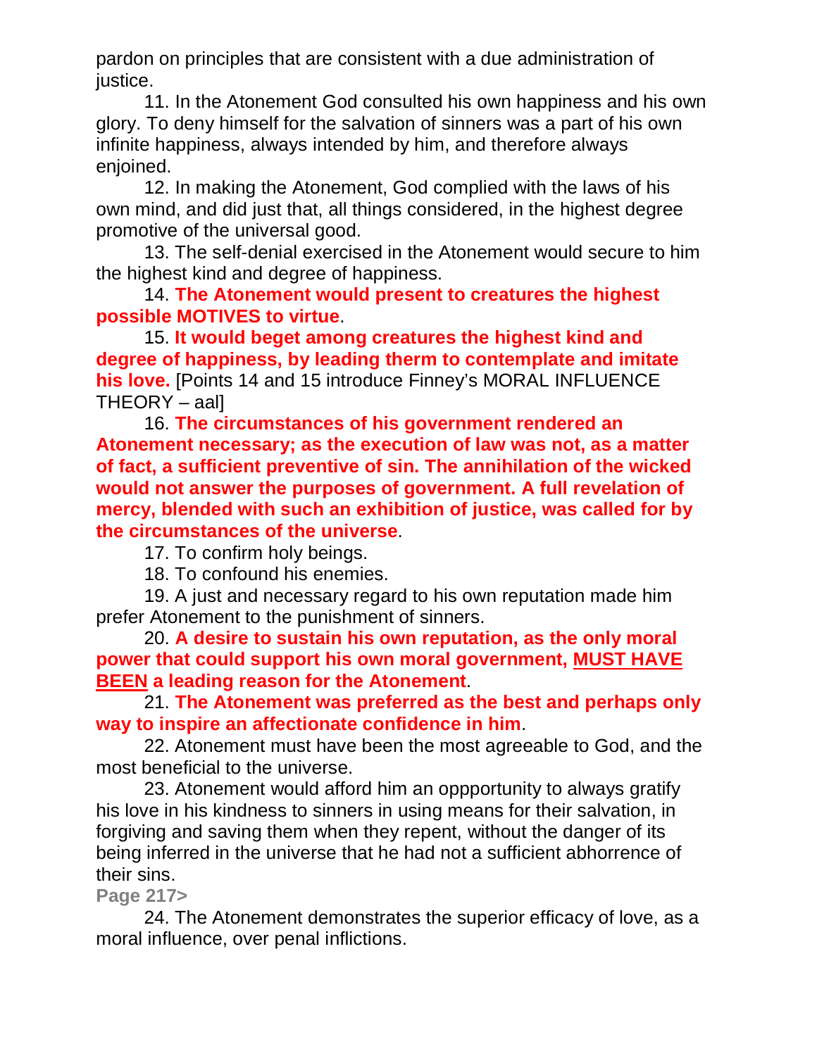pardon on principles that are consistent with a due administration of justice.

11. In the Atonement God consulted his own happiness and his own glory. To deny himself for the salvation of sinners was a part of his own infinite happiness, always intended by him, and therefore always enjoined.

12. In making the Atonement, God complied with the laws of his own mind, and did just that, all things considered, in the highest degree promotive of the universal good.

13. The self-denial exercised in the Atonement would secure to him the highest kind and degree of happiness.

14. **The Atonement would present to creatures the highest possible MOTIVES to virtue**.

15. **It would beget among creatures the highest kind and degree of happiness, by leading therm to contemplate and imitate his love.** [Points 14 and 15 introduce Finney's MORAL INFLUENCE THEORY – aal]

16. **The circumstances of his government rendered an Atonement necessary; as the execution of law was not, as a matter of fact, a sufficient preventive of sin. The annihilation of the wicked would not answer the purposes of government. A full revelation of mercy, blended with such an exhibition of justice, was called for by the circumstances of the universe**.

17. To confirm holy beings.

18. To confound his enemies.

19. A just and necessary regard to his own reputation made him prefer Atonement to the punishment of sinners.

20. **A desire to sustain his own reputation, as the only moral power that could support his own moral government, <u>MUST HAVE BEEN</u> a leading reason for the Atonement**.

21. **The Atonement was preferred as the best and perhaps only way to inspire an affectionate confidence in him**.

22. Atonement must have been the most agreeable to God, and the most beneficial to the universe.

23. Atonement would afford him an oppportunity to always gratify his love in his kindness to sinners in using means for their salvation, in forgiving and saving them when they repent, without the danger of its being inferred in the universe that he had not a sufficient abhorrence of their sins.

**Page 217>**

24. The Atonement demonstrates the superior efficacy of love, as a moral influence, over penal inflictions.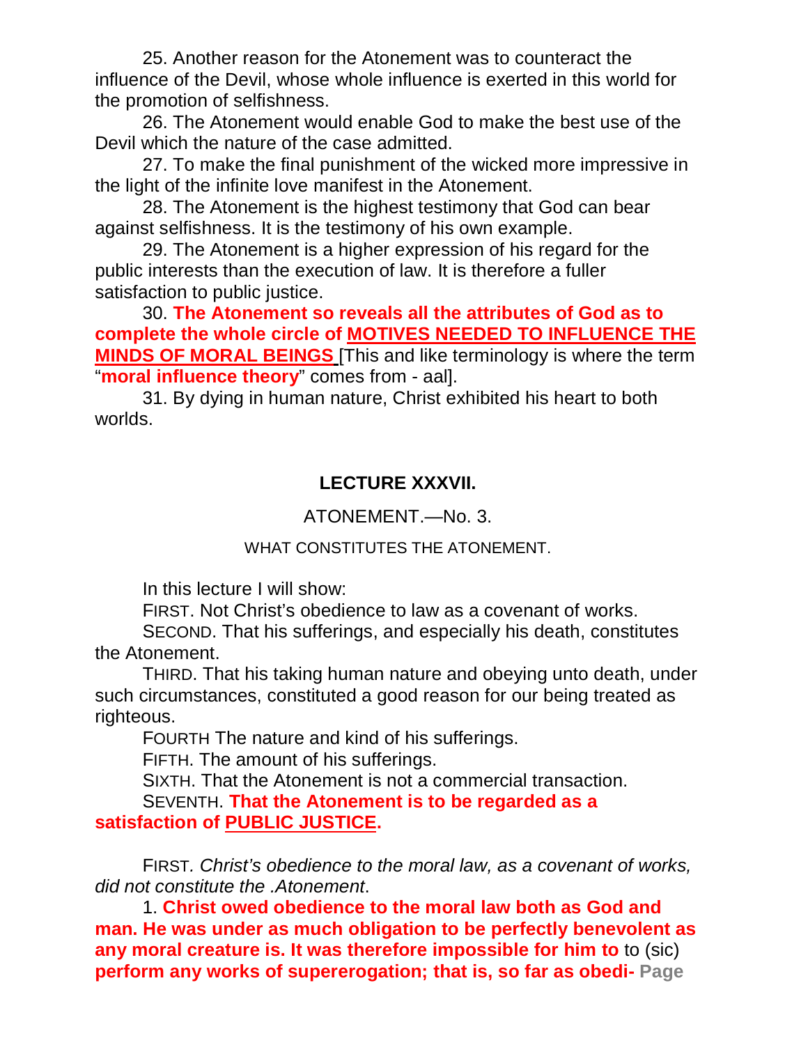25. Another reason for the Atonement was to counteract the influence of the Devil, whose whole influence is exerted in this world for the promotion of selfishness.

26. The Atonement would enable God to make the best use of the Devil which the nature of the case admitted.

27. To make the final punishment of the wicked more impressive in the light of the infinite love manifest in the Atonement.

28. The Atonement is the highest testimony that God can bear against selfishness. It is the testimony of his own example.

29. The Atonement is a higher expression of his regard for the public interests than the execution of law. It is therefore a fuller satisfaction to public justice.

30. **The Atonement so reveals all the attributes of God as to complete the whole circle of <u>MOTIVES NEEDED TO INFLUENCE THE MINDS OF MORAL BEINGS</u>** [This and like terminology is where the term "**moral influence theory**" comes from - aal].

31. By dying in human nature, Christ exhibited his heart to both worlds.

## LECTURE XXXVII.

### ATONEMENT.—No. 3.

#### WHAT CONSTITUTES THE ATONEMENT.

In this lecture I will show:

FIRST. Not Christ's obedience to law as a covenant of works.

SECOND. That his sufferings, and especially his death, constitutes the Atonement.

THIRD. That his taking human nature and obeying unto death, under such circumstances, constituted a good reason for our being treated as righteous.

FOURTH The nature and kind of his sufferings.

FIFTH. The amount of his sufferings.

SIXTH. That the Atonement is not a commercial transaction.

SEVENTH. **That the Atonement is to be regarded as a satisfaction of <u>PUBLIC JUSTICE</u>.**

FIRST. *Christ's obedience to the moral law, as a covenant of works, did not constitute the .Atonement*.

1. **Christ owed obedience to the moral law both as God and man. He was under as much obligation to be perfectly benevolent as any moral creature is. It was therefore impossible for him to** to (sic) **perform any works of supererogation; that is, so far as obedi-**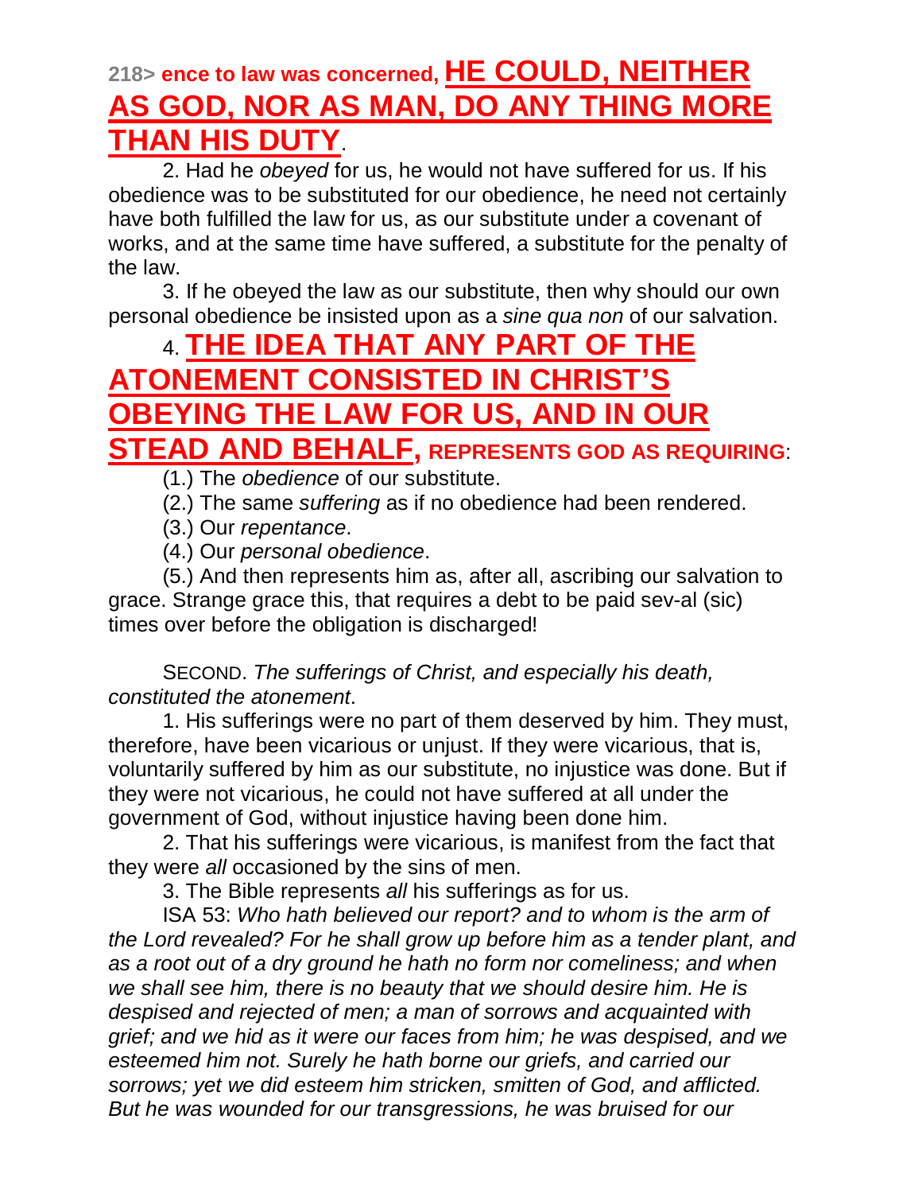**218>** **ence to law was concerned, HE COULD, NEITHER AS GOD, NOR AS MAN, DO ANY THING MORE THAN HIS DUTY**.

2. Had he *obeyed* for us, he would not have suffered for us. If his obedience was to be substituted for our obedience, he need not certainly have both fulfilled the law for us, as our substitute under a covenant of works, and at the same time have suffered, a substitute for the penalty of the law.

3. If he obeyed the law as our substitute, then why should our own personal obedience be insisted upon as a *sine qua non* of our salvation.

4. **THE IDEA THAT ANY PART OF THE ATONEMENT CONSISTED IN CHRIST'S OBEYING THE LAW FOR US, AND IN OUR STEAD AND BEHALF, REPRESENTS GOD AS REQUIRING**:

(1.) The *obedience* of our substitute.

(2.) The same *suffering* as if no obedience had been rendered.

(3.) Our *repentance*.

(4.) Our *personal obedience*.

(5.) And then represents him as, after all, ascribing our salvation to grace. Strange grace this, that requires a debt to be paid sev-al (sic) times over before the obligation is discharged!

SECOND. *The sufferings of Christ, and especially his death, constituted the atonement*.

1. His sufferings were no part of them deserved by him. They must, therefore, have been vicarious or unjust. If they were vicarious, that is, voluntarily suffered by him as our substitute, no injustice was done. But if they were not vicarious, he could not have suffered at all under the government of God, without injustice having been done him.

2. That his sufferings were vicarious, is manifest from the fact that they were *all* occasioned by the sins of men.

3. The Bible represents *all* his sufferings as for us.

ISA 53: *Who hath believed our report? and to whom is the arm of the Lord revealed? For he shall grow up before him as a tender plant, and as a root out of a dry ground he hath no form nor comeliness; and when we shall see him, there is no beauty that we should desire him. He is despised and rejected of men; a man of sorrows and acquainted with grief; and we hid as it were our faces from him; he was despised, and we esteemed him not. Surely he hath borne our griefs, and carried our sorrows; yet we did esteem him stricken, smitten of God, and afflicted. But he was wounded for our transgressions, he was bruised for our*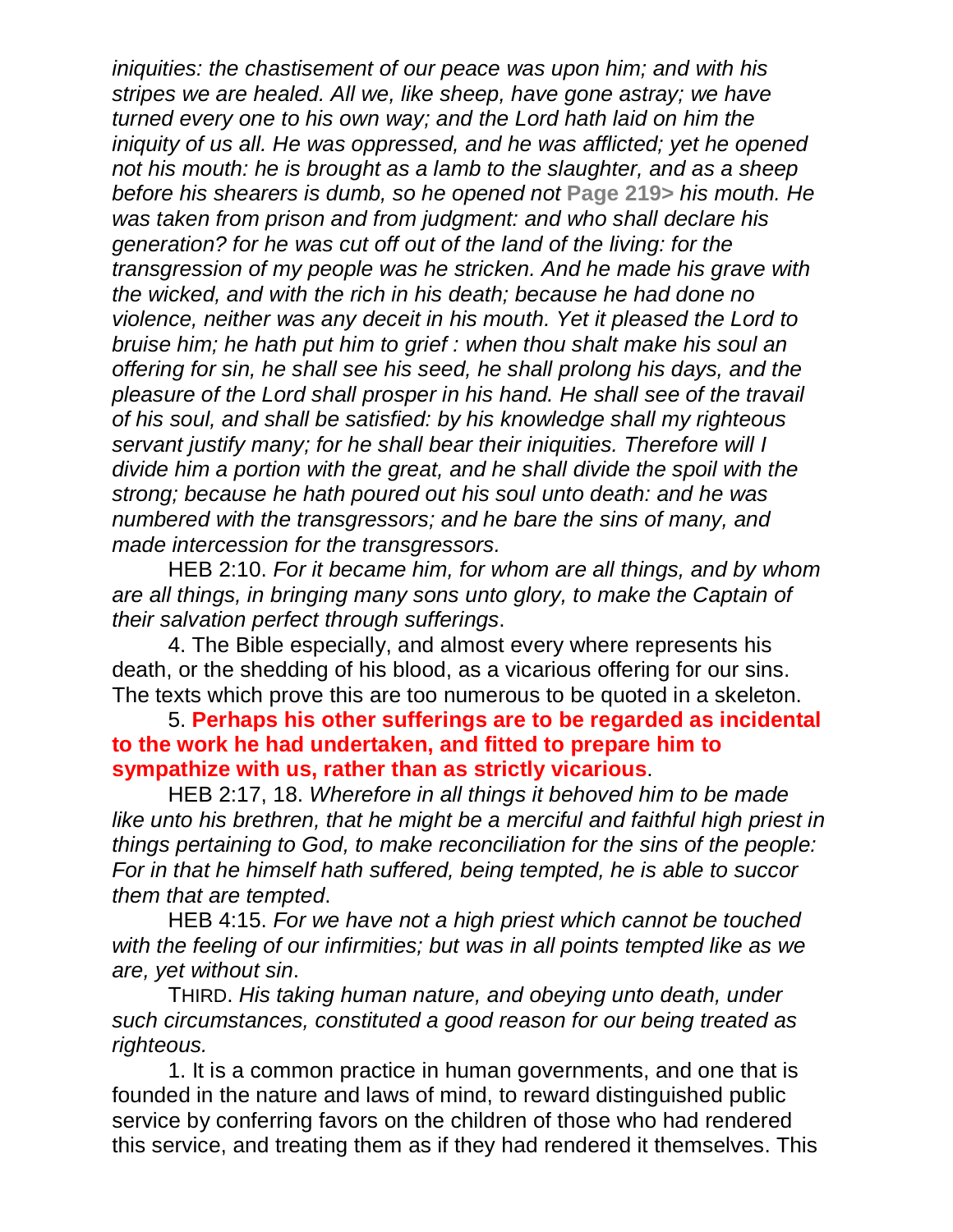*iniquities: the chastisement of our peace was upon him; and with his stripes we are healed. All we, like sheep, have gone astray; we have turned every one to his own way; and the Lord hath laid on him the iniquity of us all. He was oppressed, and he was afflicted; yet he opened not his mouth: he is brought as a lamb to the slaughter, and as a sheep before his shearers is dumb, so he opened not* **Page 219>** *his mouth. He was taken from prison and from judgment: and who shall declare his generation? for he was cut off out of the land of the living: for the transgression of my people was he stricken. And he made his grave with the wicked, and with the rich in his death; because he had done no violence, neither was any deceit in his mouth. Yet it pleased the Lord to bruise him; he hath put him to grief : when thou shalt make his soul an offering for sin, he shall see his seed, he shall prolong his days, and the pleasure of the Lord shall prosper in his hand. He shall see of the travail of his soul, and shall be satisfied: by his knowledge shall my righteous servant justify many; for he shall bear their iniquities. Therefore will I divide him a portion with the great, and he shall divide the spoil with the strong; because he hath poured out his soul unto death: and he was numbered with the transgressors; and he bare the sins of many, and made intercession for the transgressors.*

HEB 2:10. *For it became him, for whom are all things, and by whom are all things, in bringing many sons unto glory, to make the Captain of their salvation perfect through sufferings*.

4. The Bible especially, and almost every where represents his death, or the shedding of his blood, as a vicarious offering for our sins. The texts which prove this are too numerous to be quoted in a skeleton.

5. **Perhaps his other sufferings are to be regarded as incidental to the work he had undertaken, and fitted to prepare him to sympathize with us, rather than as strictly vicarious**.

HEB 2:17, 18. *Wherefore in all things it behoved him to be made like unto his brethren, that he might be a merciful and faithful high priest in things pertaining to God, to make reconciliation for the sins of the people: For in that he himself hath suffered, being tempted, he is able to succor them that are tempted*.

HEB 4:15. *For we have not a high priest which cannot be touched with the feeling of our infirmities; but was in all points tempted like as we are, yet without sin*.

THIRD. *His taking human nature, and obeying unto death, under such circumstances, constituted a good reason for our being treated as righteous.*

1. It is a common practice in human governments, and one that is founded in the nature and laws of mind, to reward distinguished public service by conferring favors on the children of those who had rendered this service, and treating them as if they had rendered it themselves. This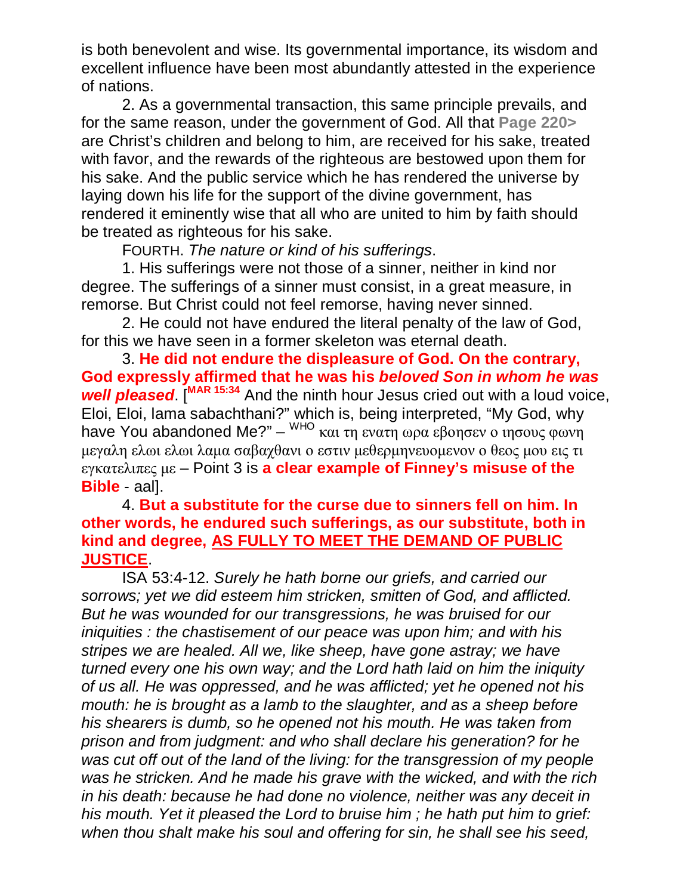is both benevolent and wise. Its governmental importance, its wisdom and excellent influence have been most abundantly attested in the experience of nations.

2. As a governmental transaction, this same principle prevails, and for the same reason, under the government of God. All that **Page 220>** are Christ's children and belong to him, are received for his sake, treated with favor, and the rewards of the righteous are bestowed upon them for his sake. And the public service which he has rendered the universe by laying down his life for the support of the divine government, has rendered it eminently wise that all who are united to him by faith should be treated as righteous for his sake.

FOURTH. *The nature or kind of his sufferings*.

1. His sufferings were not those of a sinner, neither in kind nor degree. The sufferings of a sinner must consist, in a great measure, in remorse. But Christ could not feel remorse, having never sinned.

2. He could not have endured the literal penalty of the law of God, for this we have seen in a former skeleton was eternal death.

3. **He did not endure the displeasure of God. On the contrary, God expressly affirmed that he was his *beloved Son in whom he was well pleased*.** [MAR 15:34 And the ninth hour Jesus cried out with a loud voice, Eloi, Eloi, lama sabachthani?" which is, being interpreted, "My God, why have You abandoned Me?" – WHO και τη ενατη ωρα εβοησεν ο ιησους φωνη μεγαλη ελωι ελωι λαμα σαβαχθανι ο εστιν μεθερμηνευομενον ο θεος μου εις τι εγκατελιπες με – Point 3 is **a clear example of Finney's misuse of the Bible** - aal].

4. **But a substitute for the curse due to sinners fell on him. In other words, he endured such sufferings, as our substitute, both in kind and degree, <u>AS FULLY TO MEET THE DEMAND OF PUBLIC JUSTICE</u>**.

ISA 53:4-12. *Surely he hath borne our griefs, and carried our sorrows; yet we did esteem him stricken, smitten of God, and afflicted. But he was wounded for our transgressions, he was bruised for our iniquities : the chastisement of our peace was upon him; and with his stripes we are healed. All we, like sheep, have gone astray; we have turned every one his own way; and the Lord hath laid on him the iniquity of us all. He was oppressed, and he was afflicted; yet he opened not his mouth: he is brought as a lamb to the slaughter, and as a sheep before his shearers is dumb, so he opened not his mouth. He was taken from prison and from judgment: and who shall declare his generation? for he was cut off out of the land of the living: for the transgression of my people was he stricken. And he made his grave with the wicked, and with the rich in his death: because he had done no violence, neither was any deceit in his mouth. Yet it pleased the Lord to bruise him ; he hath put him to grief: when thou shalt make his soul and offering for sin, he shall see his seed,*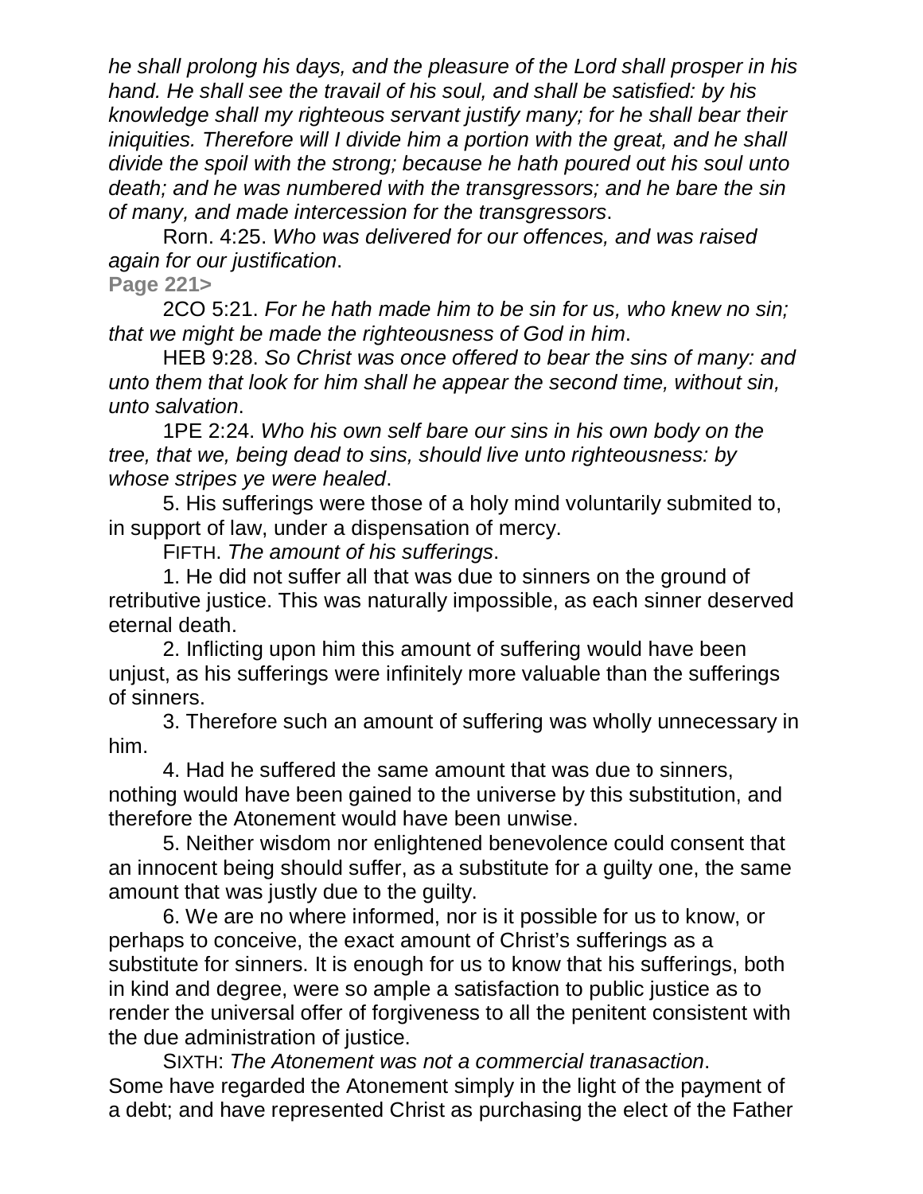*he shall prolong his days, and the pleasure of the Lord shall prosper in his hand. He shall see the travail of his soul, and shall be satisfied: by his knowledge shall my righteous servant justify many; for he shall bear their iniquities. Therefore will I divide him a portion with the great, and he shall divide the spoil with the strong; because he hath poured out his soul unto death; and he was numbered with the transgressors; and he bare the sin of many, and made intercession for the transgressors*.

Rorn. 4:25. *Who was delivered for our offences, and was raised again for our justification*.

**Page 221>**

2CO 5:21. *For he hath made him to be sin for us, who knew no sin; that we might be made the righteousness of God in him*.

HEB 9:28. *So Christ was once offered to bear the sins of many: and unto them that look for him shall he appear the second time, without sin, unto salvation*.

1PE 2:24. *Who his own self bare our sins in his own body on the tree, that we, being dead to sins, should live unto righteousness: by whose stripes ye were healed*.

5. His sufferings were those of a holy mind voluntarily submited to, in support of law, under a dispensation of mercy.

FIFTH. *The amount of his sufferings*.

1. He did not suffer all that was due to sinners on the ground of retributive justice. This was naturally impossible, as each sinner deserved eternal death.

2. Inflicting upon him this amount of suffering would have been unjust, as his sufferings were infinitely more valuable than the sufferings of sinners.

3. Therefore such an amount of suffering was wholly unnecessary in him.

4. Had he suffered the same amount that was due to sinners, nothing would have been gained to the universe by this substitution, and therefore the Atonement would have been unwise.

5. Neither wisdom nor enlightened benevolence could consent that an innocent being should suffer, as a substitute for a guilty one, the same amount that was justly due to the guilty.

6. We are no where informed, nor is it possible for us to know, or perhaps to conceive, the exact amount of Christ's sufferings as a substitute for sinners. It is enough for us to know that his sufferings, both in kind and degree, were so ample a satisfaction to public justice as to render the universal offer of forgiveness to all the penitent consistent with the due administration of justice.

SIXTH: *The Atonement was not a commercial tranasaction*.
Some have regarded the Atonement simply in the light of the payment of a debt; and have represented Christ as purchasing the elect of the Father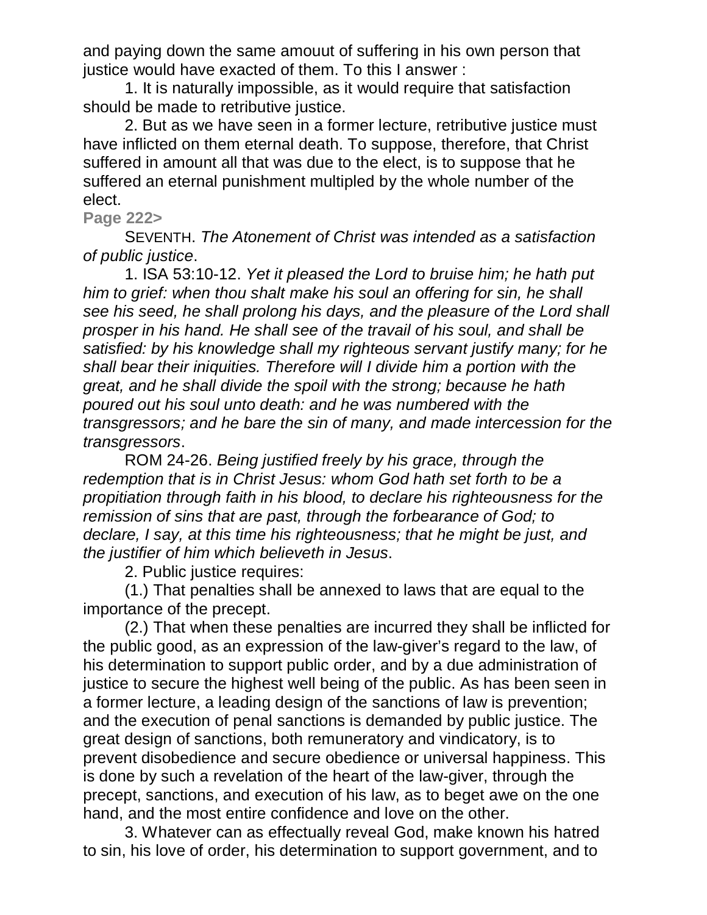and paying down the same amouut of suffering in his own person that justice would have exacted of them. To this I answer :

1. It is naturally impossible, as it would require that satisfaction should be made to retributive justice.

2. But as we have seen in a former lecture, retributive justice must have inflicted on them eternal death. To suppose, therefore, that Christ suffered in amount all that was due to the elect, is to suppose that he suffered an eternal punishment multipled by the whole number of the elect.

**Page 222>**

SEVENTH. *The Atonement of Christ was intended as a satisfaction of public justice*.

1. ISA 53:10-12. *Yet it pleased the Lord to bruise him; he hath put him to grief: when thou shalt make his soul an offering for sin, he shall see his seed, he shall prolong his days, and the pleasure of the Lord shall prosper in his hand. He shall see of the travail of his soul, and shall be satisfied: by his knowledge shall my righteous servant justify many; for he shall bear their iniquities. Therefore will I divide him a portion with the great, and he shall divide the spoil with the strong; because he hath poured out his soul unto death: and he was numbered with the transgressors; and he bare the sin of many, and made intercession for the transgressors*.

ROM 24-26. *Being justified freely by his grace, through the redemption that is in Christ Jesus: whom God hath set forth to be a propitiation through faith in his blood, to declare his righteousness for the remission of sins that are past, through the forbearance of God; to declare, I say, at this time his righteousness; that he might be just, and the justifier of him which believeth in Jesus*.

2. Public justice requires:

(1.) That penalties shall be annexed to laws that are equal to the importance of the precept.

(2.) That when these penalties are incurred they shall be inflicted for the public good, as an expression of the law-giver's regard to the law, of his determination to support public order, and by a due administration of justice to secure the highest well being of the public. As has been seen in a former lecture, a leading design of the sanctions of law is prevention; and the execution of penal sanctions is demanded by public justice. The great design of sanctions, both remuneratory and vindicatory, is to prevent disobedience and secure obedience or universal happiness. This is done by such a revelation of the heart of the law-giver, through the precept, sanctions, and execution of his law, as to beget awe on the one hand, and the most entire confidence and love on the other.

3. Whatever can as effectually reveal God, make known his hatred to sin, his love of order, his determination to support government, and to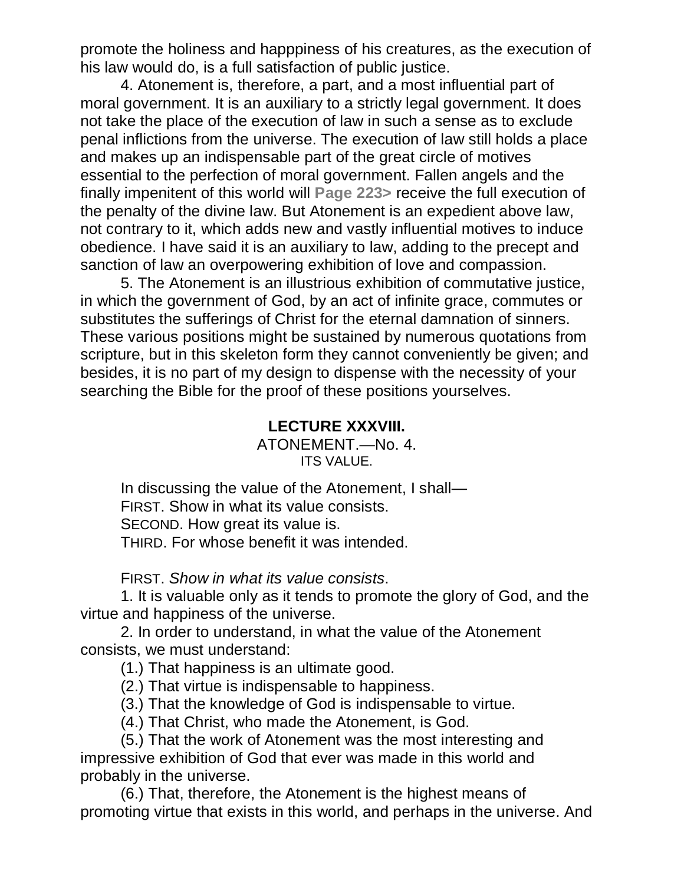promote the holiness and happpiness of his creatures, as the execution of his law would do, is a full satisfaction of public justice.

4. Atonement is, therefore, a part, and a most influential part of moral government. It is an auxiliary to a strictly legal government. It does not take the place of the execution of law in such a sense as to exclude penal inflictions from the universe. The execution of law still holds a place and makes up an indispensable part of the great circle of motives essential to the perfection of moral government. Fallen angels and the finally impenitent of this world will **Page 223>** receive the full execution of the penalty of the divine law. But Atonement is an expedient above law, not contrary to it, which adds new and vastly influential motives to induce obedience. I have said it is an auxiliary to law, adding to the precept and sanction of law an overpowering exhibition of love and compassion.

5. The Atonement is an illustrious exhibition of commutative justice, in which the government of God, by an act of infinite grace, commutes or substitutes the sufferings of Christ for the eternal damnation of sinners. These various positions might be sustained by numerous quotations from scripture, but in this skeleton form they cannot conveniently be given; and besides, it is no part of my design to dispense with the necessity of your searching the Bible for the proof of these positions yourselves.

## LECTURE XXXVIII.

ATONEMENT.—No. 4.

ITS VALUE.

In discussing the value of the Atonement, I shall—

FIRST. Show in what its value consists.

SECOND. How great its value is.

THIRD. For whose benefit it was intended.

FIRST. *Show in what its value consists*.

1. It is valuable only as it tends to promote the glory of God, and the virtue and happiness of the universe.

2. In order to understand, in what the value of the Atonement consists, we must understand:

(1.) That happiness is an ultimate good.

(2.) That virtue is indispensable to happiness.

(3.) That the knowledge of God is indispensable to virtue.

(4.) That Christ, who made the Atonement, is God.

(5.) That the work of Atonement was the most interesting and impressive exhibition of God that ever was made in this world and probably in the universe.

(6.) That, therefore, the Atonement is the highest means of promoting virtue that exists in this world, and perhaps in the universe. And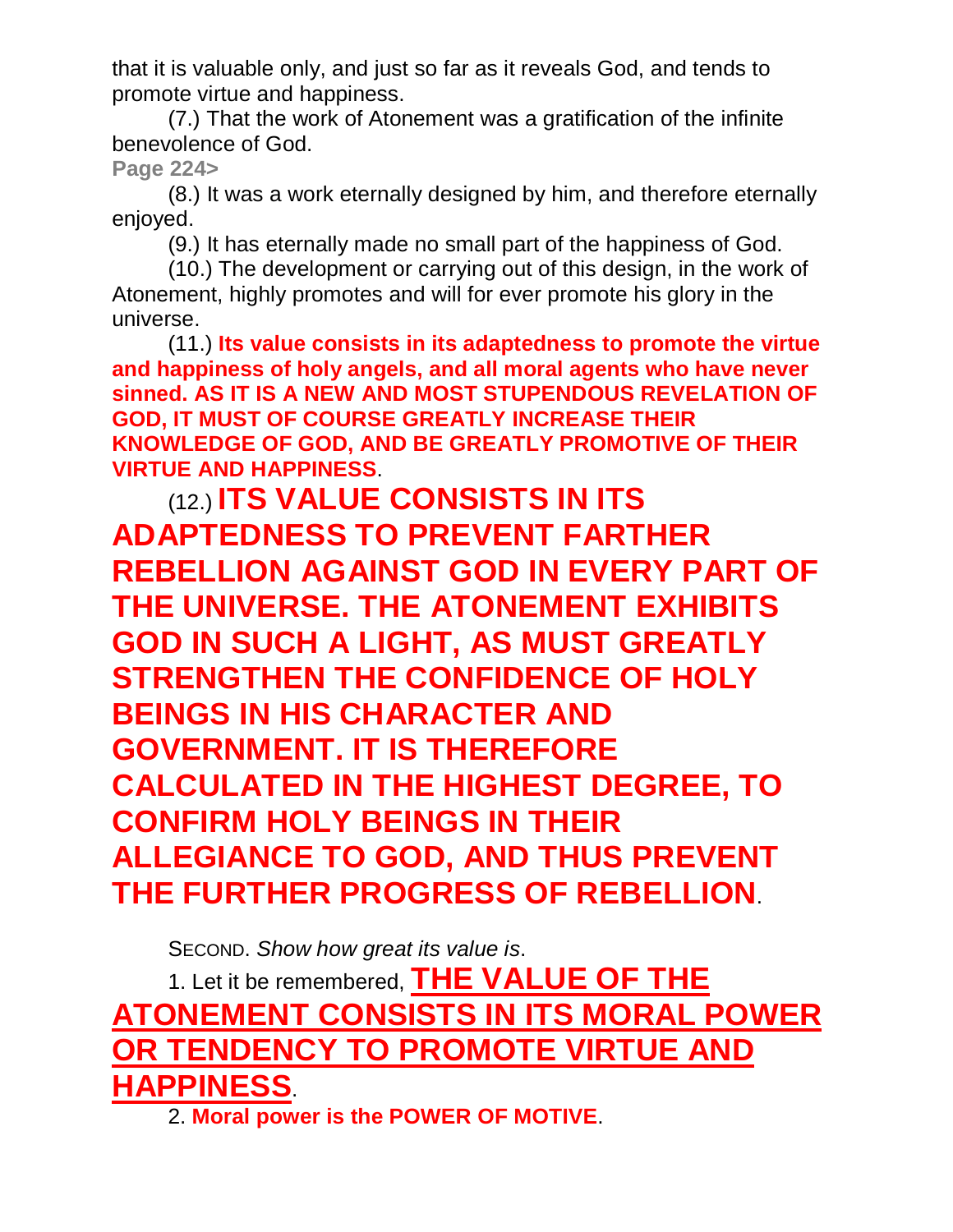that it is valuable only, and just so far as it reveals God, and tends to promote virtue and happiness.

(7.) That the work of Atonement was a gratification of the infinite benevolence of God.

**Page 224>**

(8.) It was a work eternally designed by him, and therefore eternally enjoyed.

(9.) It has eternally made no small part of the happiness of God.

(10.) The development or carrying out of this design, in the work of Atonement, highly promotes and will for ever promote his glory in the universe.

(11.) **Its value consists in its adaptedness to promote the virtue and happiness of holy angels, and all moral agents who have never sinned. AS IT IS A NEW AND MOST STUPENDOUS REVELATION OF GOD, IT MUST OF COURSE GREATLY INCREASE THEIR KNOWLEDGE OF GOD, AND BE GREATLY PROMOTIVE OF THEIR VIRTUE AND HAPPINESS**.

(12.) **ITS VALUE CONSISTS IN ITS ADAPTEDNESS TO PREVENT FARTHER REBELLION AGAINST GOD IN EVERY PART OF THE UNIVERSE. THE ATONEMENT EXHIBITS GOD IN SUCH A LIGHT, AS MUST GREATLY STRENGTHEN THE CONFIDENCE OF HOLY BEINGS IN HIS CHARACTER AND GOVERNMENT. IT IS THEREFORE CALCULATED IN THE HIGHEST DEGREE, TO CONFIRM HOLY BEINGS IN THEIR ALLEGIANCE TO GOD, AND THUS PREVENT THE FURTHER PROGRESS OF REBELLION**.

SECOND. *Show how great its value is*.

1. Let it be remembered, **THE VALUE OF THE ATONEMENT CONSISTS IN ITS MORAL POWER OR TENDENCY TO PROMOTE VIRTUE AND HAPPINESS**.

2. **Moral power is the POWER OF MOTIVE**.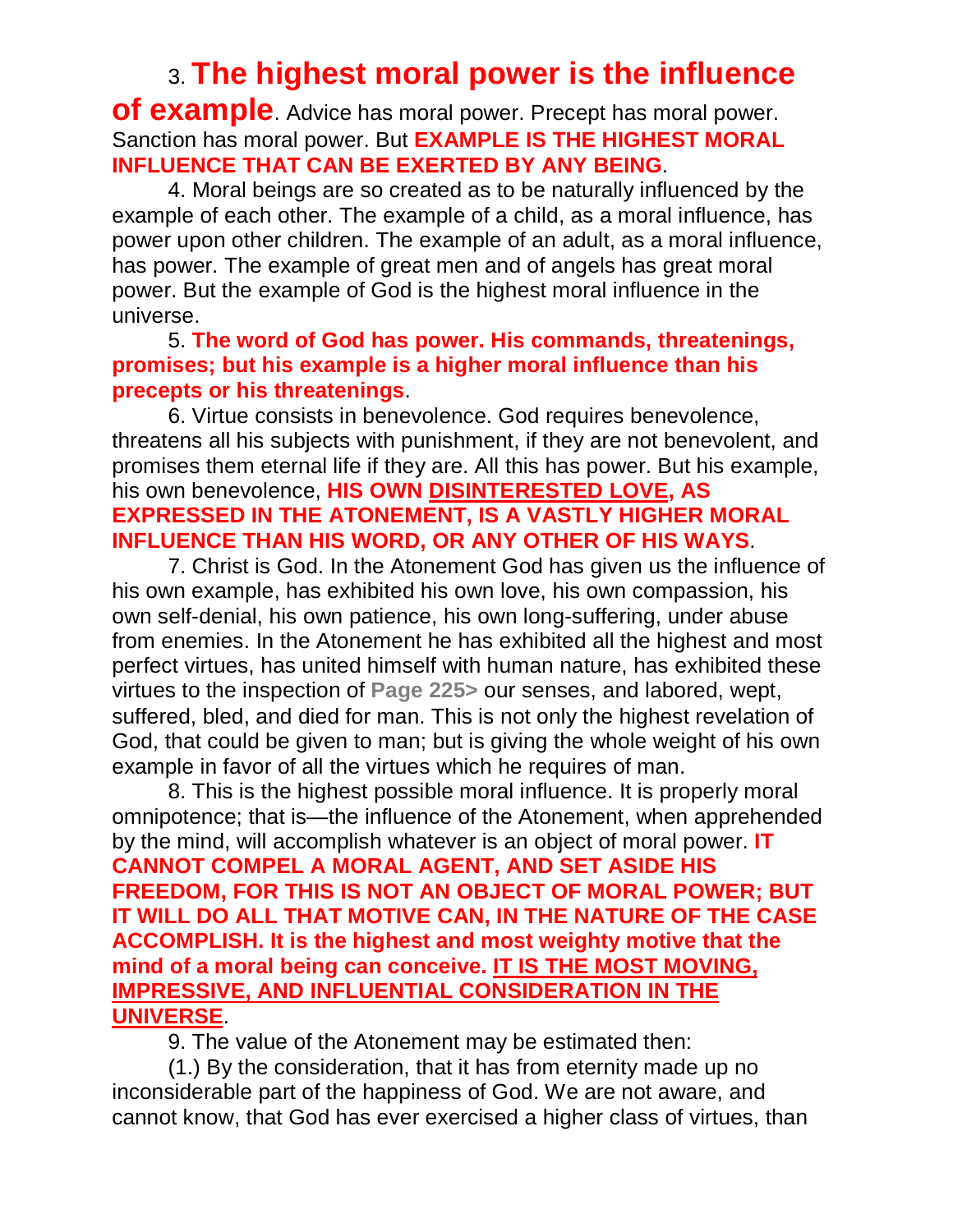3. **The highest moral power is the influence of example**. Advice has moral power. Precept has moral power. Sanction has moral power. But **EXAMPLE IS THE HIGHEST MORAL INFLUENCE THAT CAN BE EXERTED BY ANY BEING**.

4. Moral beings are so created as to be naturally influenced by the example of each other. The example of a child, as a moral influence, has power upon other children. The example of an adult, as a moral influence, has power. The example of great men and of angels has great moral power. But the example of God is the highest moral influence in the universe.

5. **The word of God has power. His commands, threatenings, promises; but his example is a higher moral influence than his precepts or his threatenings**.

6. Virtue consists in benevolence. God requires benevolence, threatens all his subjects with punishment, if they are not benevolent, and promises them eternal life if they are. All this has power. But his example, his own benevolence, **HIS OWN <u>DISINTERESTED LOVE</u>, AS EXPRESSED IN THE ATONEMENT, IS A VASTLY HIGHER MORAL INFLUENCE THAN HIS WORD, OR ANY OTHER OF HIS WAYS**.

7. Christ is God. In the Atonement God has given us the influence of his own example, has exhibited his own love, his own compassion, his own self-denial, his own patience, his own long-suffering, under abuse from enemies. In the Atonement he has exhibited all the highest and most perfect virtues, has united himself with human nature, has exhibited these virtues to the inspection of **Page 225>** our senses, and labored, wept, suffered, bled, and died for man. This is not only the highest revelation of God, that could be given to man; but is giving the whole weight of his own example in favor of all the virtues which he requires of man.

8. This is the highest possible moral influence. It is properly moral omnipotence; that is—the influence of the Atonement, when apprehended by the mind, will accomplish whatever is an object of moral power. **IT CANNOT COMPEL A MORAL AGENT, AND SET ASIDE HIS FREEDOM, FOR THIS IS NOT AN OBJECT OF MORAL POWER; BUT IT WILL DO ALL THAT MOTIVE CAN, IN THE NATURE OF THE CASE ACCOMPLISH. It is the highest and most weighty motive that the mind of a moral being can conceive. <u>IT IS THE MOST MOVING, IMPRESSIVE, AND INFLUENTIAL CONSIDERATION IN THE UNIVERSE</u>**.

9. The value of the Atonement may be estimated then:

(1.) By the consideration, that it has from eternity made up no inconsiderable part of the happiness of God. We are not aware, and cannot know, that God has ever exercised a higher class of virtues, than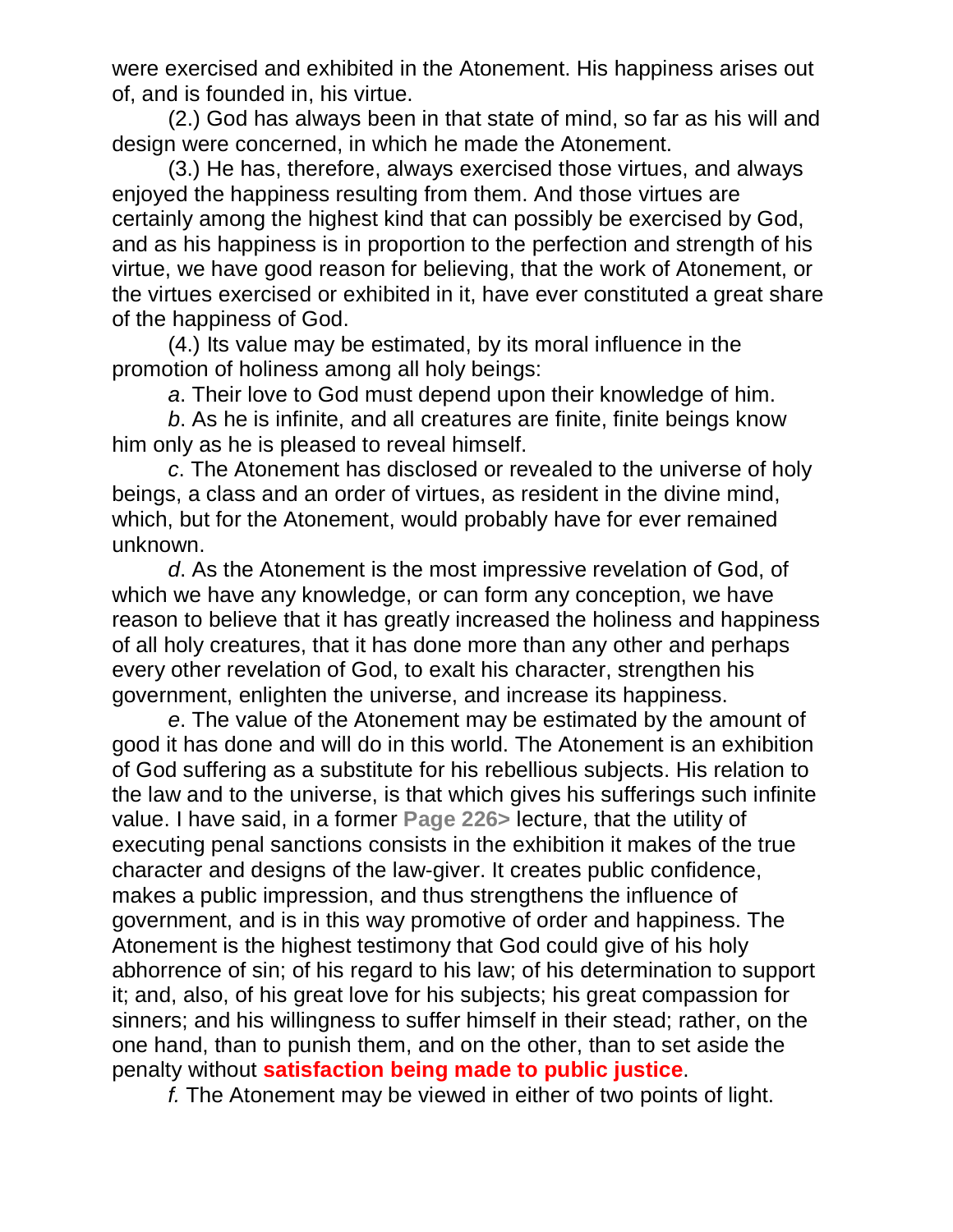were exercised and exhibited in the Atonement. His happiness arises out of, and is founded in, his virtue.

(2.) God has always been in that state of mind, so far as his will and design were concerned, in which he made the Atonement.

(3.) He has, therefore, always exercised those virtues, and always enjoyed the happiness resulting from them. And those virtues are certainly among the highest kind that can possibly be exercised by God, and as his happiness is in proportion to the perfection and strength of his virtue, we have good reason for believing, that the work of Atonement, or the virtues exercised or exhibited in it, have ever constituted a great share of the happiness of God.

(4.) Its value may be estimated, by its moral influence in the promotion of holiness among all holy beings:

*a*. Their love to God must depend upon their knowledge of him.

*b*. As he is infinite, and all creatures are finite, finite beings know him only as he is pleased to reveal himself.

*c*. The Atonement has disclosed or revealed to the universe of holy beings, a class and an order of virtues, as resident in the divine mind, which, but for the Atonement, would probably have for ever remained unknown.

*d*. As the Atonement is the most impressive revelation of God, of which we have any knowledge, or can form any conception, we have reason to believe that it has greatly increased the holiness and happiness of all holy creatures, that it has done more than any other and perhaps every other revelation of God, to exalt his character, strengthen his government, enlighten the universe, and increase its happiness.

*e*. The value of the Atonement may be estimated by the amount of good it has done and will do in this world. The Atonement is an exhibition of God suffering as a substitute for his rebellious subjects. His relation to the law and to the universe, is that which gives his sufferings such infinite value. I have said, in a former **Page 226>** lecture, that the utility of executing penal sanctions consists in the exhibition it makes of the true character and designs of the law-giver. It creates public confidence, makes a public impression, and thus strengthens the influence of government, and is in this way promotive of order and happiness. The Atonement is the highest testimony that God could give of his holy abhorrence of sin; of his regard to his law; of his determination to support it; and, also, of his great love for his subjects; his great compassion for sinners; and his willingness to suffer himself in their stead; rather, on the one hand, than to punish them, and on the other, than to set aside the penalty without **satisfaction being made to public justice**.

*f.* The Atonement may be viewed in either of two points of light.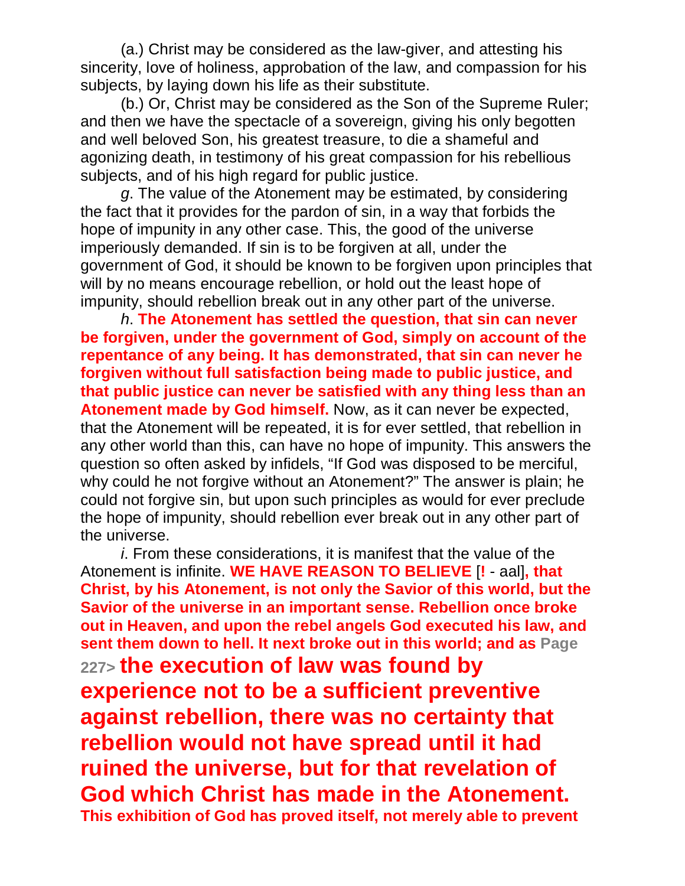(a.) Christ may be considered as the law-giver, and attesting his sincerity, love of holiness, approbation of the law, and compassion for his subjects, by laying down his life as their substitute.

(b.) Or, Christ may be considered as the Son of the Supreme Ruler; and then we have the spectacle of a sovereign, giving his only begotten and well beloved Son, his greatest treasure, to die a shameful and agonizing death, in testimony of his great compassion for his rebellious subjects, and of his high regard for public justice.

*g*. The value of the Atonement may be estimated, by considering the fact that it provides for the pardon of sin, in a way that forbids the hope of impunity in any other case. This, the good of the universe imperiously demanded. If sin is to be forgiven at all, under the government of God, it should be known to be forgiven upon principles that will by no means encourage rebellion, or hold out the least hope of impunity, should rebellion break out in any other part of the universe.

*h*. **The Atonement has settled the question, that sin can never be forgiven, under the government of God, simply on account of the repentance of any being. It has demonstrated, that sin can never he forgiven without full satisfaction being made to public justice, and that public justice can never be satisfied with any thing less than an Atonement made by God himself.** Now, as it can never be expected, that the Atonement will be repeated, it is for ever settled, that rebellion in any other world than this, can have no hope of impunity. This answers the question so often asked by infidels, "If God was disposed to be merciful, why could he not forgive without an Atonement?" The answer is plain; he could not forgive sin, but upon such principles as would for ever preclude the hope of impunity, should rebellion ever break out in any other part of the universe.

*i*. From these considerations, it is manifest that the value of the Atonement is infinite. **WE HAVE REASON TO BELIEVE** [**!** - aal]**, that Christ, by his Atonement, is not only the Savior of this world, but the Savior of the universe in an important sense. Rebellion once broke out in Heaven, and upon the rebel angels God executed his law, and sent them down to hell. It next broke out in this world; and as** Page 227> **the execution of law was found by experience not to be a sufficient preventive against rebellion, there was no certainty that rebellion would not have spread until it had ruined the universe, but for that revelation of God which Christ has made in the Atonement. This exhibition of God has proved itself, not merely able to prevent**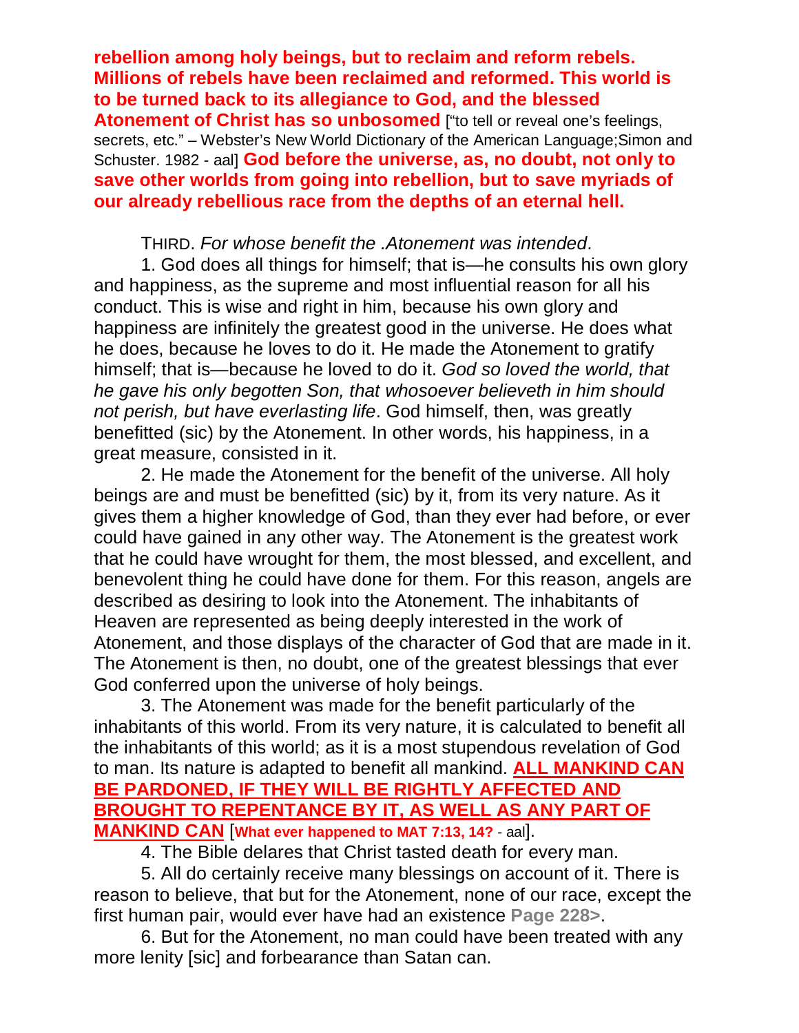**rebellion among holy beings, but to reclaim and reform rebels. Millions of rebels have been reclaimed and reformed. This world is to be turned back to its allegiance to God, and the blessed Atonement of Christ has so unbosomed** ["to tell or reveal one's feelings, secrets, etc." – Webster's New World Dictionary of the American Language;Simon and Schuster. 1982 - aal] **God before the universe, as, no doubt, not only to save other worlds from going into rebellion, but to save myriads of our already rebellious race from the depths of an eternal hell.**

THIRD. *For whose benefit the .Atonement was intended*.

1. God does all things for himself; that is—he consults his own glory and happiness, as the supreme and most influential reason for all his conduct. This is wise and right in him, because his own glory and happiness are infinitely the greatest good in the universe. He does what he does, because he loves to do it. He made the Atonement to gratify himself; that is—because he loved to do it. *God so loved the world, that he gave his only begotten Son, that whosoever believeth in him should not perish, but have everlasting life*. God himself, then, was greatly benefitted (sic) by the Atonement. In other words, his happiness, in a great measure, consisted in it.

2. He made the Atonement for the benefit of the universe. All holy beings are and must be benefitted (sic) by it, from its very nature. As it gives them a higher knowledge of God, than they ever had before, or ever could have gained in any other way. The Atonement is the greatest work that he could have wrought for them, the most blessed, and excellent, and benevolent thing he could have done for them. For this reason, angels are described as desiring to look into the Atonement. The inhabitants of Heaven are represented as being deeply interested in the work of Atonement, and those displays of the character of God that are made in it. The Atonement is then, no doubt, one of the greatest blessings that ever God conferred upon the universe of holy beings.

3. The Atonement was made for the benefit particularly of the inhabitants of this world. From its very nature, it is calculated to benefit all the inhabitants of this world; as it is a most stupendous revelation of God to man. Its nature is adapted to benefit all mankind. **ALL MANKIND CAN BE PARDONED, IF THEY WILL BE RIGHTLY AFFECTED AND BROUGHT TO REPENTANCE BY IT, AS WELL AS ANY PART OF MANKIND CAN** [**What ever happened to MAT 7:13, 14?** - aal].

4. The Bible delares that Christ tasted death for every man.

5. All do certainly receive many blessings on account of it. There is reason to believe, that but for the Atonement, none of our race, except the first human pair, would ever have had an existence **Page 228>**.

6. But for the Atonement, no man could have been treated with any more lenity [sic] and forbearance than Satan can.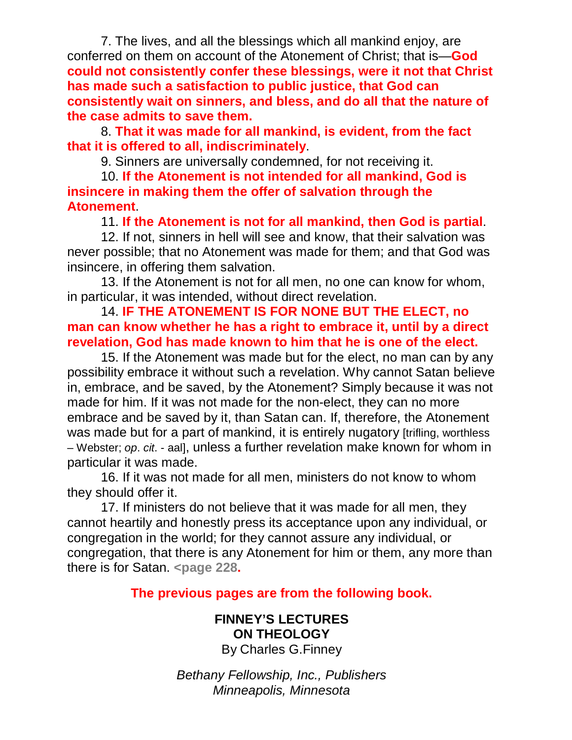7. The lives, and all the blessings which all mankind enjoy, are conferred on them on account of the Atonement of Christ; that is—**God could not consistently confer these blessings, were it not that Christ has made such a satisfaction to public justice, that God can consistently wait on sinners, and bless, and do all that the nature of the case admits to save them.**

8. **That it was made for all mankind, is evident, from the fact that it is offered to all, indiscriminately**.

9. Sinners are universally condemned, for not receiving it.

10. **If the Atonement is not intended for all mankind, God is insincere in making them the offer of salvation through the Atonement**.

11. **If the Atonement is not for all mankind, then God is partial**.

12. If not, sinners in hell will see and know, that their salvation was never possible; that no Atonement was made for them; and that God was insincere, in offering them salvation.

13. If the Atonement is not for all men, no one can know for whom, in particular, it was intended, without direct revelation.

14. **IF THE ATONEMENT IS FOR NONE BUT THE ELECT, no man can know whether he has a right to embrace it, until by a direct revelation, God has made known to him that he is one of the elect.**

15. If the Atonement was made but for the elect, no man can by any possibility embrace it without such a revelation. Why cannot Satan believe in, embrace, and be saved, by the Atonement? Simply because it was not made for him. If it was not made for the non-elect, they can no more embrace and be saved by it, than Satan can. If, therefore, the Atonement was made but for a part of mankind, it is entirely nugatory [trifling, worthless – Webster; *op. cit.* - aal], unless a further revelation make known for whom in particular it was made.

16. If it was not made for all men, ministers do not know to whom they should offer it.

17. If ministers do not believe that it was made for all men, they cannot heartily and honestly press its acceptance upon any individual, or congregation in the world; for they cannot assure any individual, or congregation, that there is any Atonement for him or them, any more than there is for Satan. **<page 228.**

**The previous pages are from the following book.**

**FINNEY'S LECTURES ON THEOLOGY**
By Charles G.Finney

*Bethany Fellowship, Inc., Publishers*
*Minneapolis, Minnesota*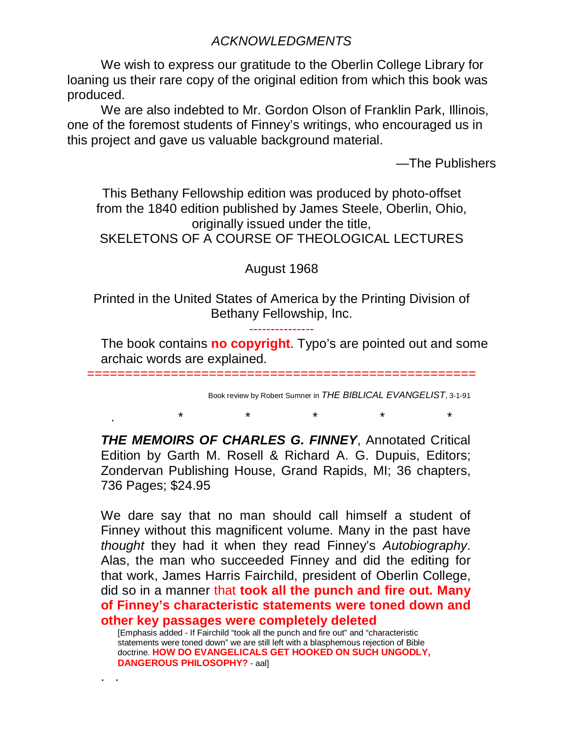## *ACKNOWLEDGMENTS*

We wish to express our gratitude to the Oberlin College Library for loaning us their rare copy of the original edition from which this book was produced.

We are also indebted to Mr. Gordon Olson of Franklin Park, Illinois, one of the foremost students of Finney's writings, who encouraged us in this project and gave us valuable background material.

—The Publishers

This Bethany Fellowship edition was produced by photo-offset from the 1840 edition published by James Steele, Oberlin, Ohio, originally issued under the title,
SKELETONS OF A COURSE OF THEOLOGICAL LECTURES

August 1968

Printed in the United States of America by the Printing Division of Bethany Fellowship, Inc.

---------------

The book contains **no copyright**. Typo's are pointed out and some archaic words are explained.

==================================================

Book review by Robert Sumner in *THE BIBLICAL EVANGELIST*, 3-1-91

. * * * * *

***THE MEMOIRS OF CHARLES G. FINNEY***, Annotated Critical Edition by Garth M. Rosell & Richard A. G. Dupuis, Editors; Zondervan Publishing House, Grand Rapids, MI; 36 chapters, 736 Pages; $24.95

We dare say that no man should call himself a student of Finney without this magnificent volume. Many in the past have *thought* they had it when they read Finney's *Autobiography*. Alas, the man who succeeded Finney and did the editing for that work, James Harris Fairchild, president of Oberlin College, did so in a manner that **took all the punch and fire out. Many of Finney's characteristic statements were toned down and other key passages were completely deleted**

[Emphasis added - If Fairchild "took all the punch and fire out" and "characteristic statements were toned down" we are still left with a blasphemous rejection of Bible doctrine. **HOW DO EVANGELICALS GET HOOKED ON SUCH UNGODLY, DANGEROUS PHILOSOPHY?** - aal]

. .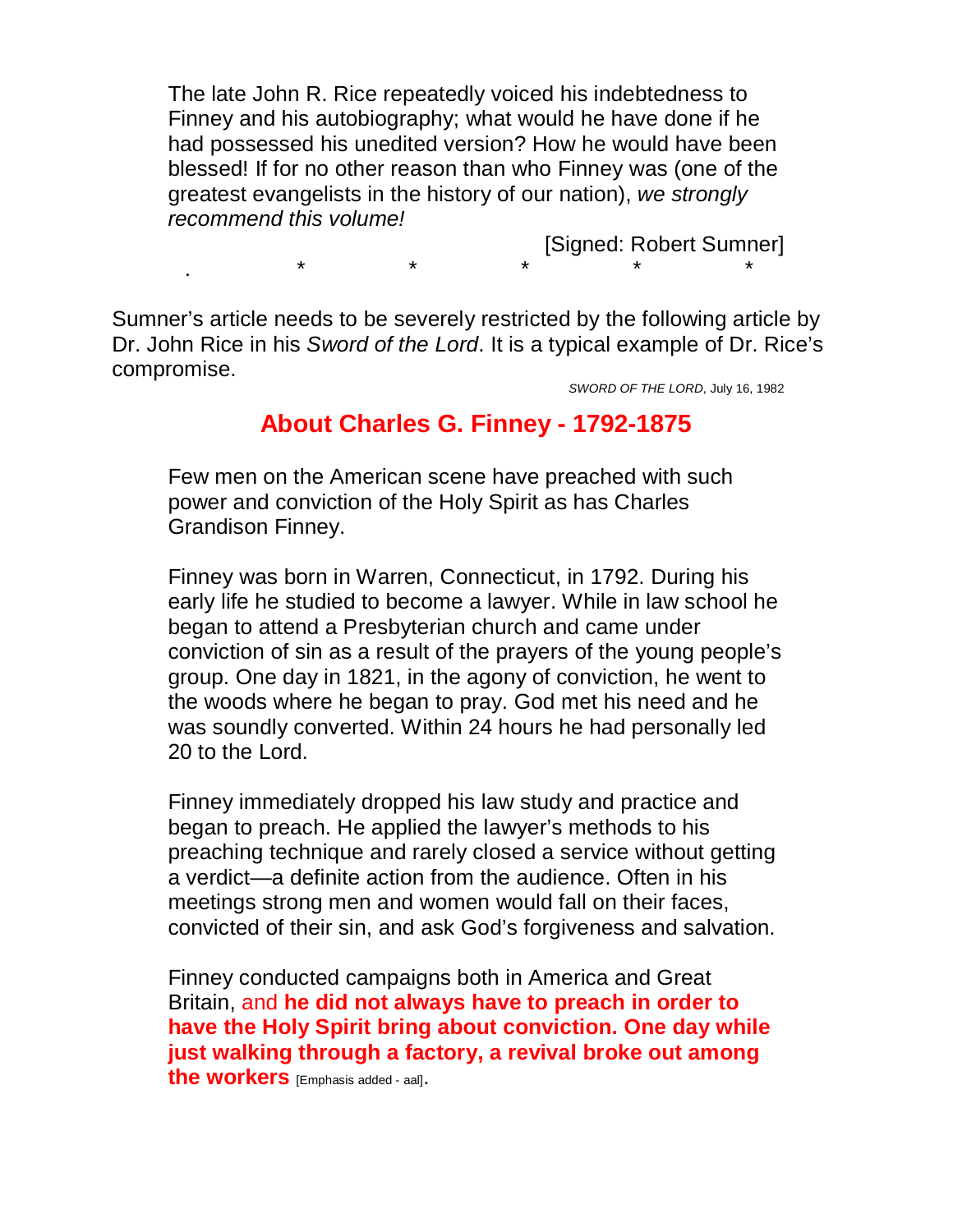The late John R. Rice repeatedly voiced his indebtedness to Finney and his autobiography; what would he have done if he had possessed his unedited version? How he would have been blessed! If for no other reason than who Finney was (one of the greatest evangelists in the history of our nation), *we strongly recommend this volume!*

[Signed: Robert Sumner]

. * * * * *

Sumner's article needs to be severely restricted by the following article by Dr. John Rice in his *Sword of the Lord*. It is a typical example of Dr. Rice's compromise.

*SWORD OF THE LORD*, July 16, 1982

## About Charles G. Finney - 1792-1875

Few men on the American scene have preached with such power and conviction of the Holy Spirit as has Charles Grandison Finney.

Finney was born in Warren, Connecticut, in 1792. During his early life he studied to become a lawyer. While in law school he began to attend a Presbyterian church and came under conviction of sin as a result of the prayers of the young people's group. One day in 1821, in the agony of conviction, he went to the woods where he began to pray. God met his need and he was soundly converted. Within 24 hours he had personally led 20 to the Lord.

Finney immediately dropped his law study and practice and began to preach. He applied the lawyer's methods to his preaching technique and rarely closed a service without getting a verdict—a definite action from the audience. Often in his meetings strong men and women would fall on their faces, convicted of their sin, and ask God's forgiveness and salvation.

Finney conducted campaigns both in America and Great Britain, and **he did not always have to preach in order to have the Holy Spirit bring about conviction. One day while just walking through a factory, a revival broke out among the workers** [Emphasis added - aal].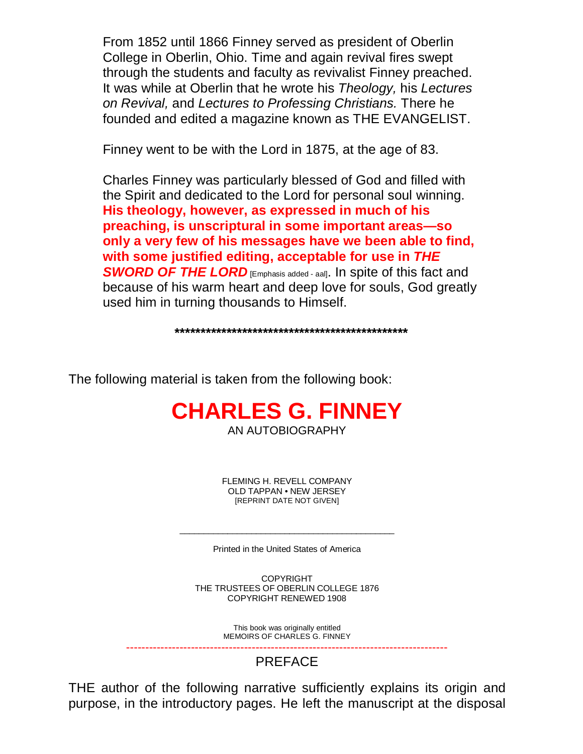From 1852 until 1866 Finney served as president of Oberlin College in Oberlin, Ohio. Time and again revival fires swept through the students and faculty as revivalist Finney preached. It was while at Oberlin that he wrote his *Theology,* his *Lectures on Revival,* and *Lectures to Professing Christians.* There he founded and edited a magazine known as THE EVANGELIST.

Finney went to be with the Lord in 1875, at the age of 83.

Charles Finney was particularly blessed of God and filled with the Spirit and dedicated to the Lord for personal soul winning. **His theology, however, as expressed in much of his preaching, is unscriptural in some important areas—so only a very few of his messages have we been able to find, with some justified editing, acceptable for use in *THE SWORD OF THE LORD*** [Emphasis added - aal]. In spite of this fact and because of his warm heart and deep love for souls, God greatly used him in turning thousands to Himself.

**********************************************

The following material is taken from the following book:

# CHARLES G. FINNEY

AN AUTOBIOGRAPHY

FLEMING H. REVELL COMPANY
OLD TAPPAN • NEW JERSEY
[REPRINT DATE NOT GIVEN]

---

Printed in the United States of America

COPYRIGHT
THE TRUSTEES OF OBERLIN COLLEGE 1876
COPYRIGHT RENEWED 1908

This book was originally entitled
MEMOIRS OF CHARLES G. FINNEY

---

## PREFACE

THE author of the following narrative sufficiently explains its origin and purpose, in the introductory pages. He left the manuscript at the disposal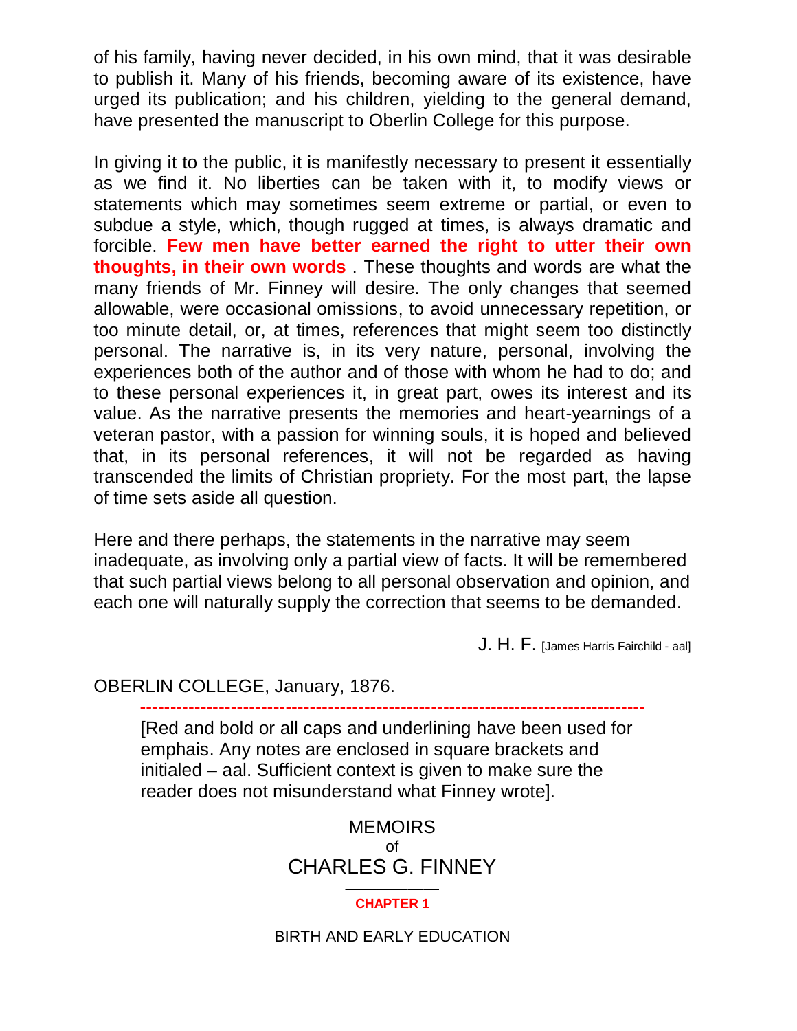of his family, having never decided, in his own mind, that it was desirable to publish it. Many of his friends, becoming aware of its existence, have urged its publication; and his children, yielding to the general demand, have presented the manuscript to Oberlin College for this purpose.

In giving it to the public, it is manifestly necessary to present it essentially as we find it. No liberties can be taken with it, to modify views or statements which may sometimes seem extreme or partial, or even to subdue a style, which, though rugged at times, is always dramatic and forcible. **Few men have better earned the right to utter their own thoughts, in their own words** . These thoughts and words are what the many friends of Mr. Finney will desire. The only changes that seemed allowable, were occasional omissions, to avoid unnecessary repetition, or too minute detail, or, at times, references that might seem too distinctly personal. The narrative is, in its very nature, personal, involving the experiences both of the author and of those with whom he had to do; and to these personal experiences it, in great part, owes its interest and its value. As the narrative presents the memories and heart-yearnings of a veteran pastor, with a passion for winning souls, it is hoped and believed that, in its personal references, it will not be regarded as having transcended the limits of Christian propriety. For the most part, the lapse of time sets aside all question.

Here and there perhaps, the statements in the narrative may seem inadequate, as involving only a partial view of facts. It will be remembered that such partial views belong to all personal observation and opinion, and each one will naturally supply the correction that seems to be demanded.

J. H. F. [James Harris Fairchild - aal]

OBERLIN COLLEGE, January, 1876.

---

[Red and bold or all caps and underlining have been used for emphais. Any notes are enclosed in square brackets and initialed – aal. Sufficient context is given to make sure the reader does not misunderstand what Finney wrote].

# MEMOIRS
of
# CHARLES G. FINNEY

## CHAPTER 1

### BIRTH AND EARLY EDUCATION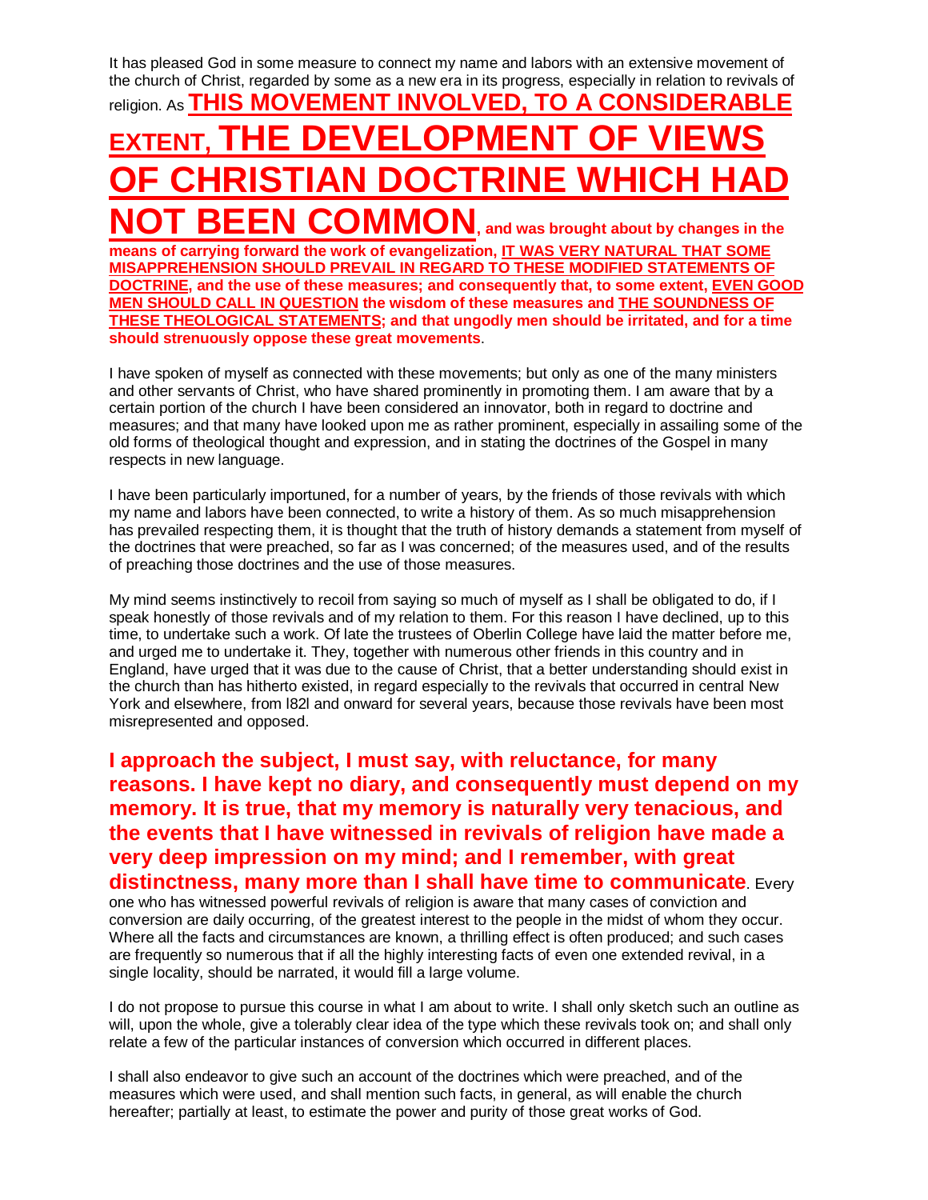It has pleased God in some measure to connect my name and labors with an extensive movement of the church of Christ, regarded by some as a new era in its progress, especially in relation to revivals of religion. As **THIS MOVEMENT INVOLVED, TO A CONSIDERABLE EXTENT, THE DEVELOPMENT OF VIEWS OF CHRISTIAN DOCTRINE WHICH HAD NOT BEEN COMMON, and was brought about by changes in the means of carrying forward the work of evangelization, IT WAS VERY NATURAL THAT SOME MISAPPREHENSION SHOULD PREVAIL IN REGARD TO THESE MODIFIED STATEMENTS OF DOCTRINE, and the use of these measures; and consequently that, to some extent, EVEN GOOD MEN SHOULD CALL IN QUESTION the wisdom of these measures and THE SOUNDNESS OF THESE THEOLOGICAL STATEMENTS; and that ungodly men should be irritated, and for a time should strenuously oppose these great movements**.

I have spoken of myself as connected with these movements; but only as one of the many ministers and other servants of Christ, who have shared prominently in promoting them. I am aware that by a certain portion of the church I have been considered an innovator, both in regard to doctrine and measures; and that many have looked upon me as rather prominent, especially in assailing some of the old forms of theological thought and expression, and in stating the doctrines of the Gospel in many respects in new language.

I have been particularly importuned, for a number of years, by the friends of those revivals with which my name and labors have been connected, to write a history of them. As so much misapprehension has prevailed respecting them, it is thought that the truth of history demands a statement from myself of the doctrines that were preached, so far as I was concerned; of the measures used, and of the results of preaching those doctrines and the use of those measures.

My mind seems instinctively to recoil from saying so much of myself as I shall be obligated to do, if I speak honestly of those revivals and of my relation to them. For this reason I have declined, up to this time, to undertake such a work. Of late the trustees of Oberlin College have laid the matter before me, and urged me to undertake it. They, together with numerous other friends in this country and in England, have urged that it was due to the cause of Christ, that a better understanding should exist in the church than has hitherto existed, in regard especially to the revivals that occurred in central New York and elsewhere, from l82l and onward for several years, because those revivals have been most misrepresented and opposed.

**I approach the subject, I must say, with reluctance, for many reasons. I have kept no diary, and consequently must depend on my memory. It is true, that my memory is naturally very tenacious, and the events that I have witnessed in revivals of religion have made a very deep impression on my mind; and I remember, with great distinctness, many more than I shall have time to communicate**. Every one who has witnessed powerful revivals of religion is aware that many cases of conviction and conversion are daily occurring, of the greatest interest to the people in the midst of whom they occur. Where all the facts and circumstances are known, a thrilling effect is often produced; and such cases are frequently so numerous that if all the highly interesting facts of even one extended revival, in a single locality, should be narrated, it would fill a large volume.

I do not propose to pursue this course in what I am about to write. I shall only sketch such an outline as will, upon the whole, give a tolerably clear idea of the type which these revivals took on; and shall only relate a few of the particular instances of conversion which occurred in different places.

I shall also endeavor to give such an account of the doctrines which were preached, and of the measures which were used, and shall mention such facts, in general, as will enable the church hereafter; partially at least, to estimate the power and purity of those great works of God.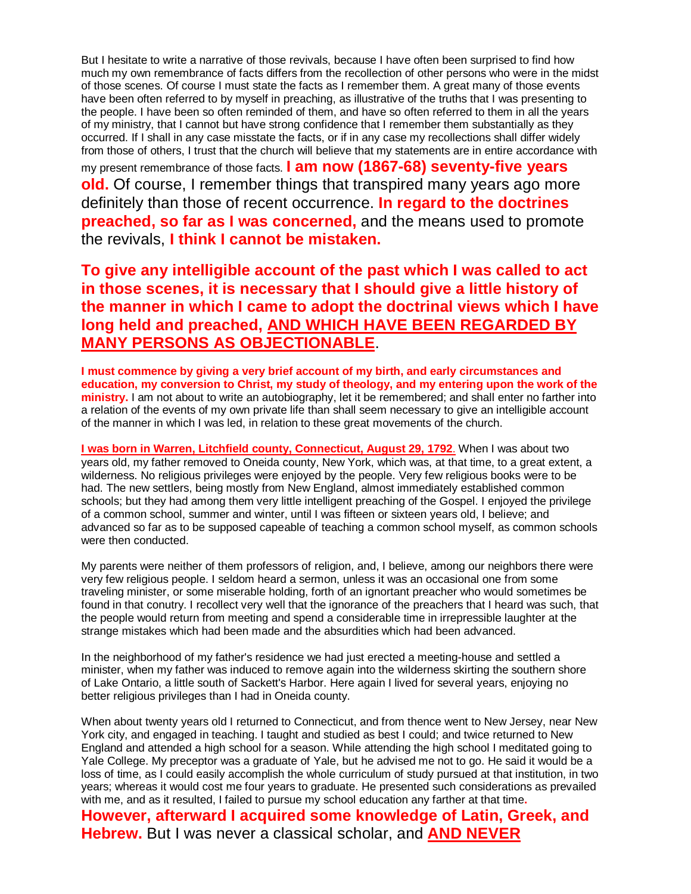But I hesitate to write a narrative of those revivals, because I have often been surprised to find how much my own remembrance of facts differs from the recollection of other persons who were in the midst of those scenes. Of course I must state the facts as I remember them. A great many of those events have been often referred to by myself in preaching, as illustrative of the truths that I was presenting to the people. I have been so often reminded of them, and have so often referred to them in all the years of my ministry, that I cannot but have strong confidence that I remember them substantially as they occurred. If I shall in any case misstate the facts, or if in any case my recollections shall differ widely from those of others, I trust that the church will believe that my statements are in entire accordance with my present remembrance of those facts. **I am now (1867-68) seventy-five years old.** Of course, I remember things that transpired many years ago more definitely than those of recent occurrence. **In regard to the doctrines preached, so far as I was concerned,** and the means used to promote the revivals, **I think I cannot be mistaken.**

**To give any intelligible account of the past which I was called to act in those scenes, it is necessary that I should give a little history of the manner in which I came to adopt the doctrinal views which I have long held and preached, AND WHICH HAVE BEEN REGARDED BY MANY PERSONS AS OBJECTIONABLE**.

**I must commence by giving a very brief account of my birth, and early circumstances and education, my conversion to Christ, my study of theology, and my entering upon the work of the ministry.** I am not about to write an autobiography, let it be remembered; and shall enter no farther into a relation of the events of my own private life than shall seem necessary to give an intelligible account of the manner in which I was led, in relation to these great movements of the church.

**I was born in Warren, Litchfield county, Connecticut, August 29, 1792.** When I was about two years old, my father removed to Oneida county, New York, which was, at that time, to a great extent, a wilderness. No religious privileges were enjoyed by the people. Very few religious books were to be had. The new settlers, being mostly from New England, almost immediately established common schools; but they had among them very little intelligent preaching of the Gospel. I enjoyed the privilege of a common school, summer and winter, until I was fifteen or sixteen years old, I believe; and advanced so far as to be supposed capeable of teaching a common school myself, as common schools were then conducted.

My parents were neither of them professors of religion, and, I believe, among our neighbors there were very few religious people. I seldom heard a sermon, unless it was an occasional one from some traveling minister, or some miserable holding, forth of an ignortant preacher who would sometimes be found in that conutry. I recollect very well that the ignorance of the preachers that I heard was such, that the people would return from meeting and spend a considerable time in irrepressible laughter at the strange mistakes which had been made and the absurdities which had been advanced.

In the neighborhood of my father's residence we had just erected a meeting-house and settled a minister, when my father was induced to remove again into the wilderness skirting the southern shore of Lake Ontario, a little south of Sackett's Harbor. Here again I lived for several years, enjoying no better religious privileges than I had in Oneida county.

When about twenty years old I returned to Connecticut, and from thence went to New Jersey, near New York city, and engaged in teaching. I taught and studied as best I could; and twice returned to New England and attended a high school for a season. While attending the high school I meditated going to Yale College. My preceptor was a graduate of Yale, but he advised me not to go. He said it would be a loss of time, as I could easily accomplish the whole curriculum of study pursued at that institution, in two years; whereas it would cost me four years to graduate. He presented such considerations as prevailed with me, and as it resulted, I failed to pursue my school education any farther at that time. **However, afterward I acquired some knowledge of Latin, Greek, and Hebrew.** But I was never a classical scholar, and **AND NEVER**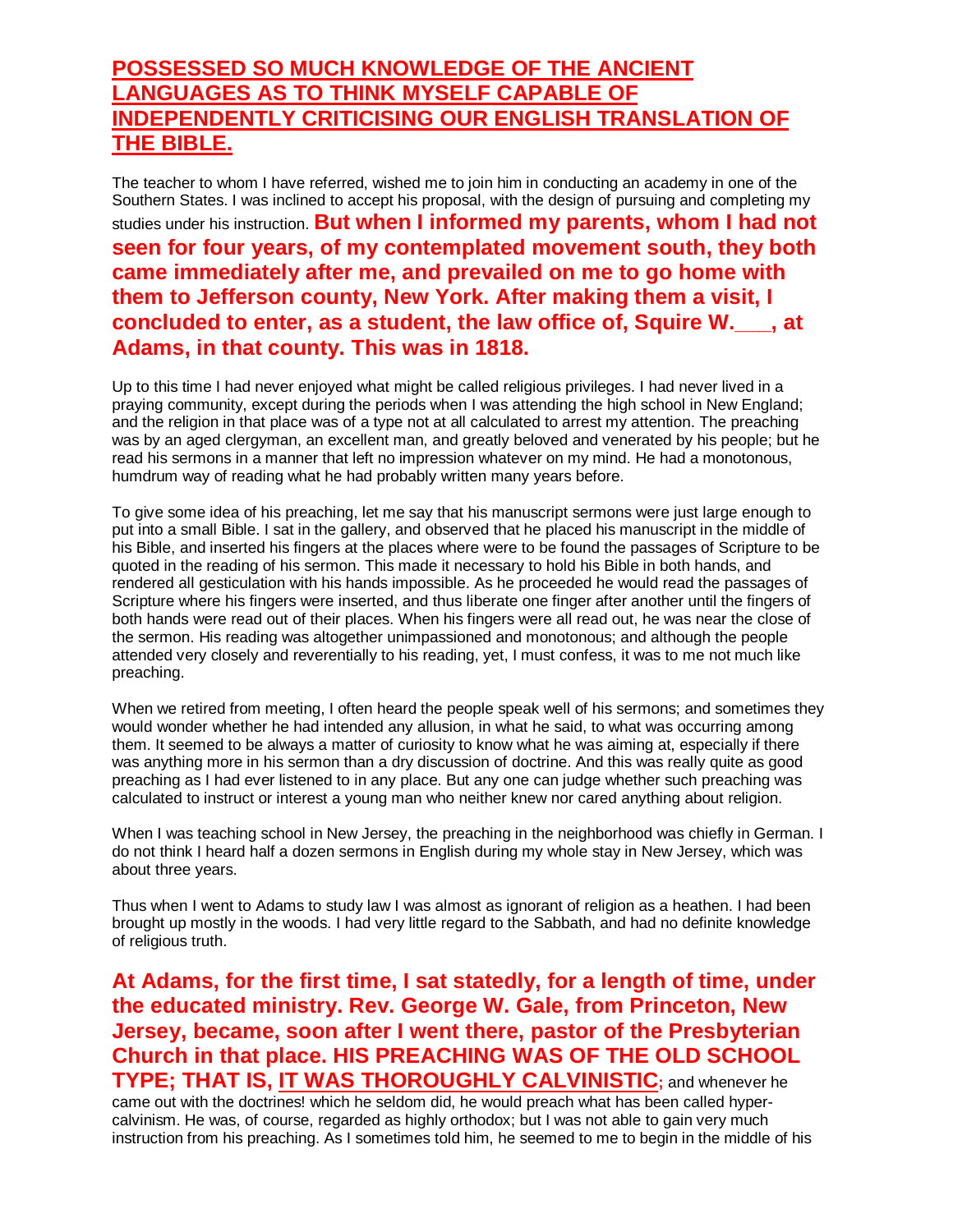**POSSESSED SO MUCH KNOWLEDGE OF THE ANCIENT LANGUAGES AS TO THINK MYSELF CAPABLE OF INDEPENDENTLY CRITICISING OUR ENGLISH TRANSLATION OF THE BIBLE.**

The teacher to whom I have referred, wished me to join him in conducting an academy in one of the Southern States. I was inclined to accept his proposal, with the design of pursuing and completing my studies under his instruction. **But when I informed my parents, whom I had not seen for four years, of my contemplated movement south, they both came immediately after me, and prevailed on me to go home with them to Jefferson county, New York. After making them a visit, I concluded to enter, as a student, the law office of, Squire W.___, at Adams, in that county. This was in 1818.**

Up to this time I had never enjoyed what might be called religious privileges. I had never lived in a praying community, except during the periods when I was attending the high school in New England; and the religion in that place was of a type not at all calculated to arrest my attention. The preaching was by an aged clergyman, an excellent man, and greatly beloved and venerated by his people; but he read his sermons in a manner that left no impression whatever on my mind. He had a monotonous, humdrum way of reading what he had probably written many years before.

To give some idea of his preaching, let me say that his manuscript sermons were just large enough to put into a small Bible. I sat in the gallery, and observed that he placed his manuscript in the middle of his Bible, and inserted his fingers at the places where were to be found the passages of Scripture to be quoted in the reading of his sermon. This made it necessary to hold his Bible in both hands, and rendered all gesticulation with his hands impossible. As he proceeded he would read the passages of Scripture where his fingers were inserted, and thus liberate one finger after another until the fingers of both hands were read out of their places. When his fingers were all read out, he was near the close of the sermon. His reading was altogether unimpassioned and monotonous; and although the people attended very closely and reverentially to his reading, yet, I must confess, it was to me not much like preaching.

When we retired from meeting, I often heard the people speak well of his sermons; and sometimes they would wonder whether he had intended any allusion, in what he said, to what was occurring among them. It seemed to be always a matter of curiosity to know what he was aiming at, especially if there was anything more in his sermon than a dry discussion of doctrine. And this was really quite as good preaching as I had ever listened to in any place. But any one can judge whether such preaching was calculated to instruct or interest a young man who neither knew nor cared anything about religion.

When I was teaching school in New Jersey, the preaching in the neighborhood was chiefly in German. I do not think I heard half a dozen sermons in English during my whole stay in New Jersey, which was about three years.

Thus when I went to Adams to study law I was almost as ignorant of religion as a heathen. I had been brought up mostly in the woods. I had very little regard to the Sabbath, and had no definite knowledge of religious truth.

**At Adams, for the first time, I sat statedly, for a length of time, under the educated ministry. Rev. George W. Gale, from Princeton, New Jersey, became, soon after I went there, pastor of the Presbyterian Church in that place. HIS PREACHING WAS OF THE OLD SCHOOL TYPE; THAT IS, IT WAS THOROUGHLY CALVINISTIC;** and whenever he came out with the doctrines! which he seldom did, he would preach what has been called hyper-calvinism. He was, of course, regarded as highly orthodox; but I was not able to gain very much instruction from his preaching. As I sometimes told him, he seemed to me to begin in the middle of his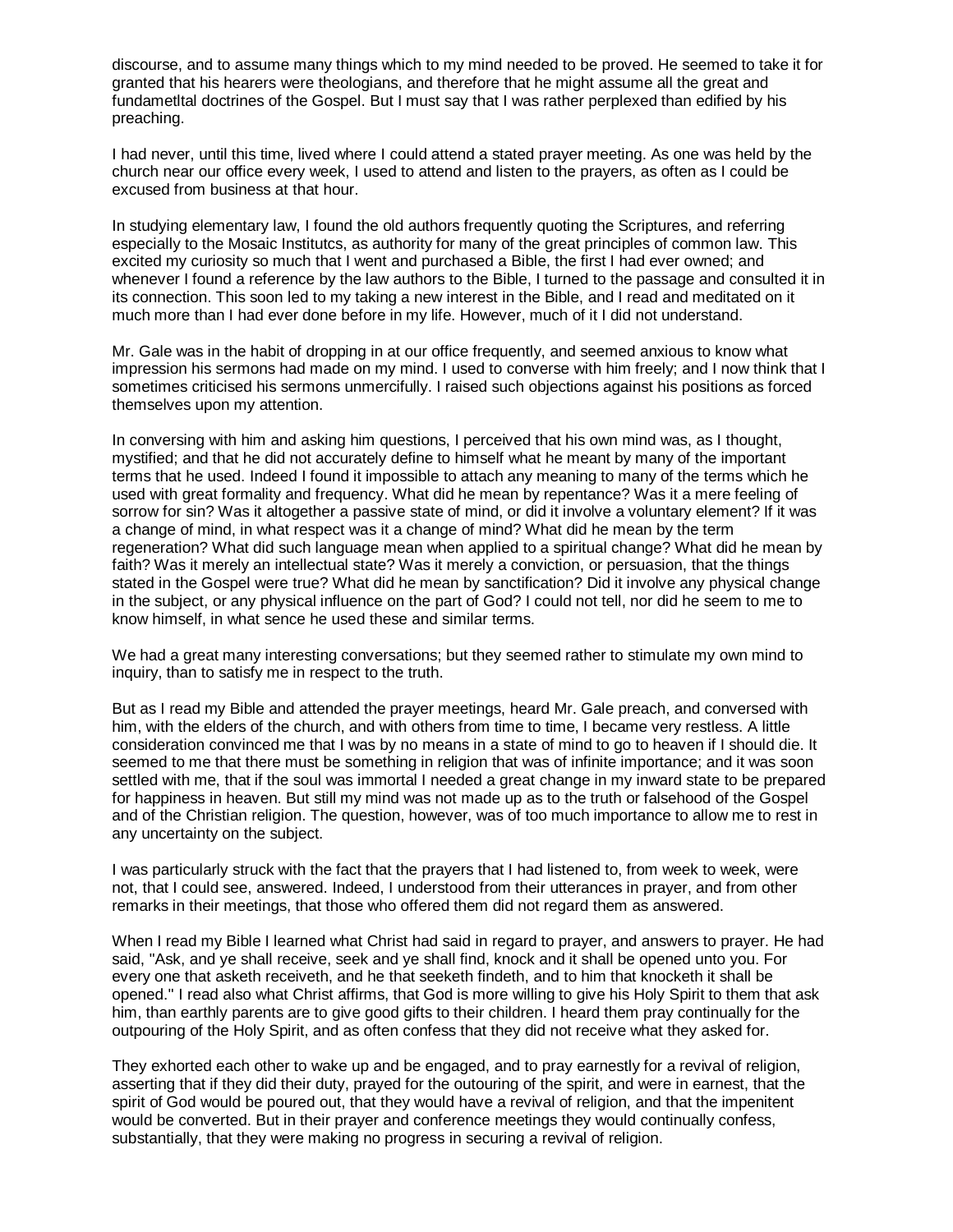discourse, and to assume many things which to my mind needed to be proved. He seemed to take it for granted that his hearers were theologians, and therefore that he might assume all the great and fundametltal doctrines of the Gospel. But I must say that I was rather perplexed than edified by his preaching.

I had never, until this time, lived where I could attend a stated prayer meeting. As one was held by the church near our office every week, I used to attend and listen to the prayers, as often as I could be excused from business at that hour.

In studying elementary law, I found the old authors frequently quoting the Scriptures, and referring especially to the Mosaic Institutcs, as authority for many of the great principles of common law. This excited my curiosity so much that I went and purchased a Bible, the first I had ever owned; and whenever I found a reference by the law authors to the Bible, I turned to the passage and consulted it in its connection. This soon led to my taking a new interest in the Bible, and I read and meditated on it much more than I had ever done before in my life. However, much of it I did not understand.

Mr. Gale was in the habit of dropping in at our office frequently, and seemed anxious to know what impression his sermons had made on my mind. I used to converse with him freely; and I now think that I sometimes criticised his sermons unmercifully. I raised such objections against his positions as forced themselves upon my attention.

In conversing with him and asking him questions, I perceived that his own mind was, as I thought, mystified; and that he did not accurately define to himself what he meant by many of the important terms that he used. Indeed I found it impossible to attach any meaning to many of the terms which he used with great formality and frequency. What did he mean by repentance? Was it a mere feeling of sorrow for sin? Was it altogether a passive state of mind, or did it involve a voluntary element? If it was a change of mind, in what respect was it a change of mind? What did he mean by the term regeneration? What did such language mean when applied to a spiritual change? What did he mean by faith? Was it merely an intellectual state? Was it merely a conviction, or persuasion, that the things stated in the Gospel were true? What did he mean by sanctification? Did it involve any physical change in the subject, or any physical influence on the part of God? I could not tell, nor did he seem to me to know himself, in what sence he used these and similar terms.

We had a great many interesting conversations; but they seemed rather to stimulate my own mind to inquiry, than to satisfy me in respect to the truth.

But as I read my Bible and attended the prayer meetings, heard Mr. Gale preach, and conversed with him, with the elders of the church, and with others from time to time, I became very restless. A little consideration convinced me that I was by no means in a state of mind to go to heaven if I should die. It seemed to me that there must be something in religion that was of infinite importance; and it was soon settled with me, that if the soul was immortal I needed a great change in my inward state to be prepared for happiness in heaven. But still my mind was not made up as to the truth or falsehood of the Gospel and of the Christian religion. The question, however, was of too much importance to allow me to rest in any uncertainty on the subject.

I was particularly struck with the fact that the prayers that I had listened to, from week to week, were not, that I could see, answered. Indeed, I understood from their utterances in prayer, and from other remarks in their meetings, that those who offered them did not regard them as answered.

When I read my Bible I learned what Christ had said in regard to prayer, and answers to prayer. He had said, "Ask, and ye shall receive, seek and ye shall find, knock and it shall be opened unto you. For every one that asketh receiveth, and he that seeketh findeth, and to him that knocketh it shall be opened." I read also what Christ affirms, that God is more willing to give his Holy Spirit to them that ask him, than earthly parents are to give good gifts to their children. I heard them pray continually for the outpouring of the Holy Spirit, and as often confess that they did not receive what they asked for.

They exhorted each other to wake up and be engaged, and to pray earnestly for a revival of religion, asserting that if they did their duty, prayed for the outouring of the spirit, and were in earnest, that the spirit of God would be poured out, that they would have a revival of religion, and that the impenitent would be converted. But in their prayer and conference meetings they would continually confess, substantially, that they were making no progress in securing a revival of religion.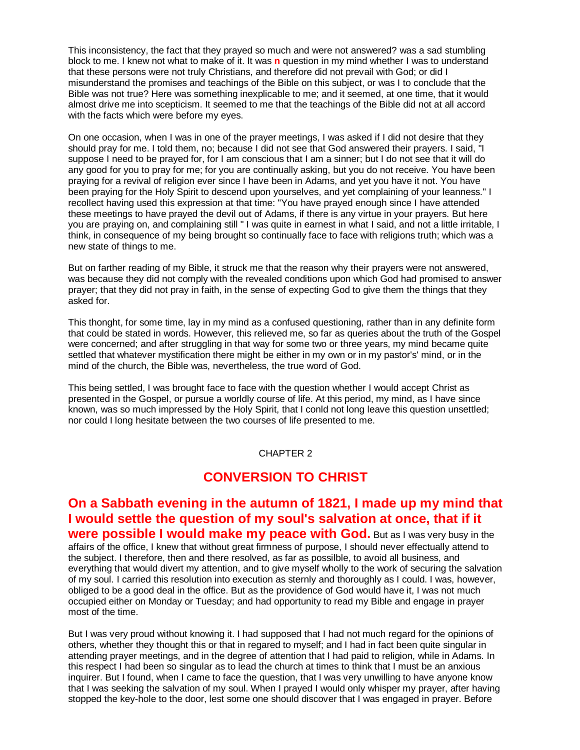This inconsistency, the fact that they prayed so much and were not answered? was a sad stumbling block to me. I knew not what to make of it. It was **n** question in my mind whether I was to understand that these persons were not truly Christians, and therefore did not prevail with God; or did I misunderstand the promises and teachings of the Bible on this subject, or was I to conclude that the Bible was not true? Here was something inexplicable to me; and it seemed, at one time, that it would almost drive me into scepticism. It seemed to me that the teachings of the Bible did not at all accord with the facts which were before my eyes.

On one occasion, when I was in one of the prayer meetings, I was asked if I did not desire that they should pray for me. I told them, no; because I did not see that God answered their prayers. I said, "I suppose I need to be prayed for, for I am conscious that I am a sinner; but I do not see that it will do any good for you to pray for me; for you are continually asking, but you do not receive. You have been praying for a revival of religion ever since I have been in Adams, and yet you have it not. You have been praying for the Holy Spirit to descend upon yourselves, and yet complaining of your leanness." I recollect having used this expression at that time: "You have prayed enough since I have attended these meetings to have prayed the devil out of Adams, if there is any virtue in your prayers. But here you are praying on, and complaining still " I was quite in earnest in what I said, and not a little irritable, I think, in consequence of my being brought so continually face to face with religions truth; which was a new state of things to me.

But on farther reading of my Bible, it struck me that the reason why their prayers were not answered, was because they did not comply with the revealed conditions upon which God had promised to answer prayer; that they did not pray in faith, in the sense of expecting God to give them the things that they asked for.

This thonght, for some time, lay in my mind as a confused questioning, rather than in any definite form that could be stated in words. However, this relieved me, so far as queries about the truth of the Gospel were concerned; and after struggling in that way for some two or three years, my mind became quite settled that whatever mystification there might be either in my own or in my pastor's' mind, or in the mind of the church, the Bible was, nevertheless, the true word of God.

This being settled, I was brought face to face with the question whether I would accept Christ as presented in the Gospel, or pursue a worldly course of life. At this period, my mind, as I have since known, was so much impressed by the Holy Spirit, that I conld not long leave this question unsettled; nor could I long hesitate between the two courses of life presented to me.

CHAPTER 2

## CONVERSION TO CHRIST

**On a Sabbath evening in the autumn of 1821, I made up my mind that I would settle the question of my soul's salvation at once, that if it were possible I would make my peace with God.** But as I was very busy in the affairs of the office, I knew that without great firmness of purpose, I should never effectually attend to the subject. I therefore, then and there resolved, as far as possilble, to avoid all business, and everything that would divert my attention, and to give myself wholly to the work of securing the salvation of my soul. I carried this resolution into execution as sternly and thoroughly as I could. I was, however, obliged to be a good deal in the office. But as the providence of God would have it, I was not much occupied either on Monday or Tuesday; and had opportunity to read my Bible and engage in prayer most of the time.

But I was very proud without knowing it. I had supposed that I had not much regard for the opinions of others, whether they thought this or that in regared to myself; and I had in fact been quite singular in attending prayer meetings, and in the degree of attention that I had paid to religion, while in Adams. In this respect I had been so singular as to lead the church at times to think that I must be an anxious inquirer. But I found, when I came to face the question, that I was very unwilling to have anyone know that I was seeking the salvation of my soul. When I prayed I would only whisper my prayer, after having stopped the key-hole to the door, lest some one should discover that I was engaged in prayer. Before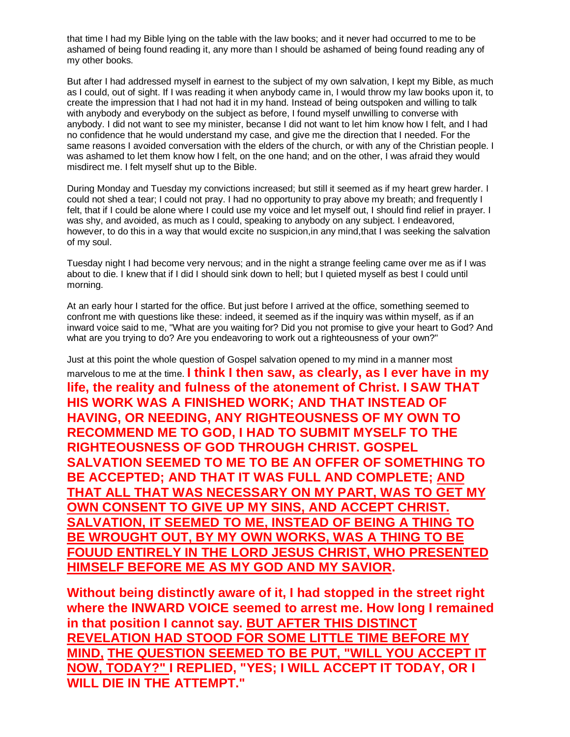that time I had my Bible lying on the table with the law books; and it never had occurred to me to be ashamed of being found reading it, any more than I should be ashamed of being found reading any of my other books.

But after I had addressed myself in earnest to the subject of my own salvation, I kept my Bible, as much as I could, out of sight. If I was reading it when anybody came in, I would throw my law books upon it, to create the impression that I had not had it in my hand. Instead of being outspoken and willing to talk with anybody and everybody on the subject as before, I found myself unwilling to converse with anybody. I did not want to see my minister, becanse I did not want to let him know how I felt, and I had no confidence that he would understand my case, and give me the direction that I needed. For the same reasons I avoided conversation with the elders of the church, or with any of the Christian people. I was ashamed to let them know how I felt, on the one hand; and on the other, I was afraid they would misdirect me. I felt myself shut up to the Bible.

During Monday and Tuesday my convictions increased; but still it seemed as if my heart grew harder. I could not shed a tear; I could not pray. I had no opportunity to pray above my breath; and frequently I felt, that if I could be alone where I could use my voice and let myself out, I should find relief in prayer. I was shy, and avoided, as much as I could, speaking to anybody on any subject. I endeavored, however, to do this in a way that would excite no suspicion,in any mind,that I was seeking the salvation of my soul.

Tuesday night I had become very nervous; and in the night a strange feeling came over me as if I was about to die. I knew that if I did I should sink down to hell; but I quieted myself as best I could until morning.

At an early hour I started for the office. But just before I arrived at the office, something seemed to confront me with questions like these: indeed, it seemed as if the inquiry was within myself, as if an inward voice said to me, "What are you waiting for? Did you not promise to give your heart to God? And what are you trying to do? Are you endeavoring to work out a righteousness of your own?"

Just at this point the whole question of Gospel salvation opened to my mind in a manner most marvelous to me at the time. **I think I then saw, as clearly, as I ever have in my life, the reality and fulness of the atonement of Christ. I SAW THAT HIS WORK WAS A FINISHED WORK; AND THAT INSTEAD OF HAVING, OR NEEDING, ANY RIGHTEOUSNESS OF MY OWN TO RECOMMEND ME TO GOD, I HAD TO SUBMIT MYSELF TO THE RIGHTEOUSNESS OF GOD THROUGH CHRIST. GOSPEL SALVATION SEEMED TO ME TO BE AN OFFER OF SOMETHING TO BE ACCEPTED; AND THAT IT WAS FULL AND COMPLETE; AND THAT ALL THAT WAS NECESSARY ON MY PART, WAS TO GET MY OWN CONSENT TO GIVE UP MY SINS, AND ACCEPT CHRIST. SALVATION, IT SEEMED TO ME, INSTEAD OF BEING A THING TO BE WROUGHT OUT, BY MY OWN WORKS, WAS A THING TO BE FOUUD ENTIRELY IN THE LORD JESUS CHRIST, WHO PRESENTED HIMSELF BEFORE ME AS MY GOD AND MY SAVIOR.**

**Without being distinctly aware of it, I had stopped in the street right where the INWARD VOICE seemed to arrest me. How long I remained in that position I cannot say. BUT AFTER THIS DISTINCT REVELATION HAD STOOD FOR SOME LITTLE TIME BEFORE MY MIND, THE QUESTION SEEMED TO BE PUT, "WILL YOU ACCEPT IT NOW, TODAY?" I REPLIED, "YES; I WILL ACCEPT IT TODAY, OR I WILL DIE IN THE ATTEMPT."**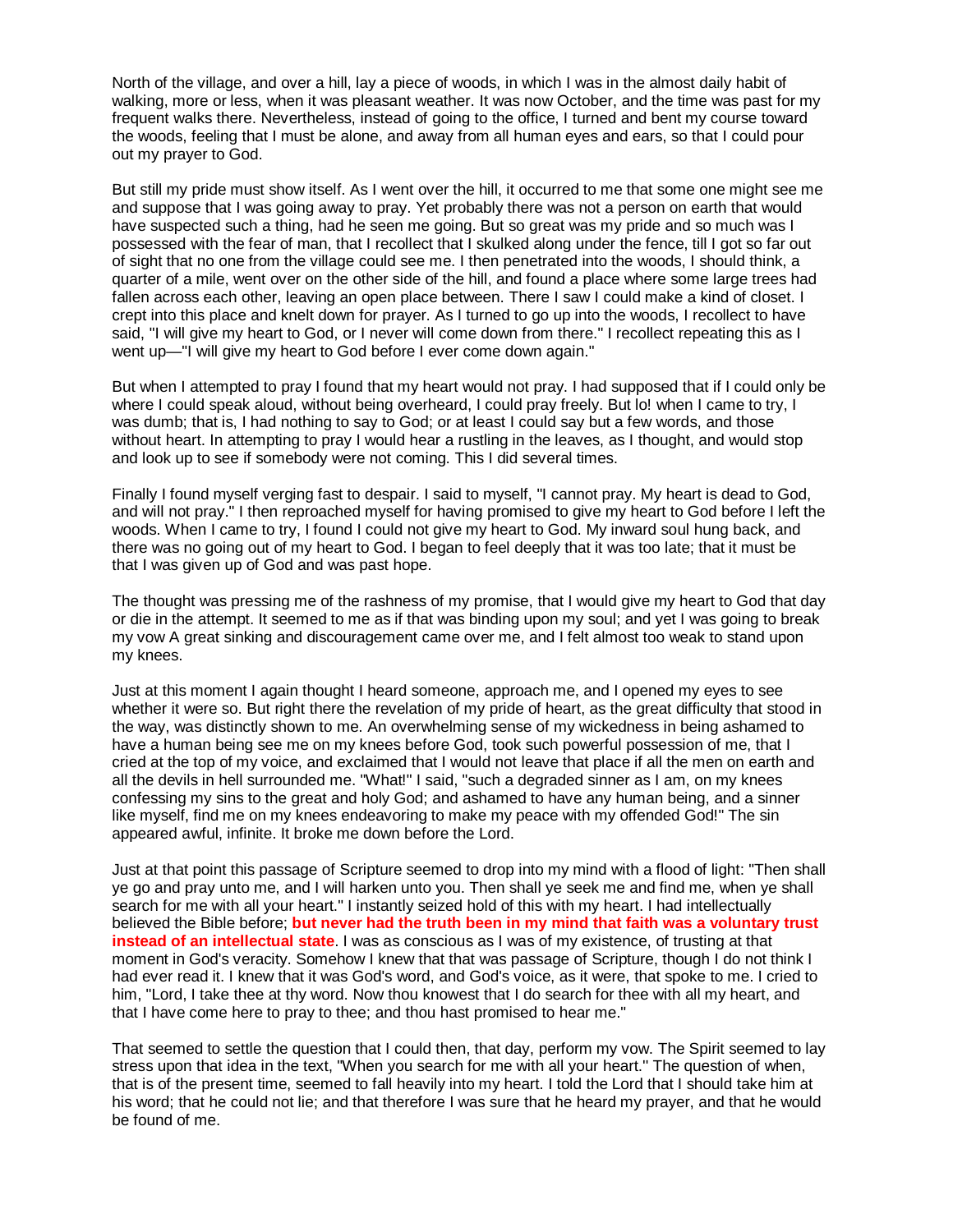North of the village, and over a hill, lay a piece of woods, in which I was in the almost daily habit of walking, more or less, when it was pleasant weather. It was now October, and the time was past for my frequent walks there. Nevertheless, instead of going to the office, I turned and bent my course toward the woods, feeling that I must be alone, and away from all human eyes and ears, so that I could pour out my prayer to God.

But still my pride must show itself. As I went over the hill, it occurred to me that some one might see me and suppose that I was going away to pray. Yet probably there was not a person on earth that would have suspected such a thing, had he seen me going. But so great was my pride and so much was I possessed with the fear of man, that I recollect that I skulked along under the fence, till I got so far out of sight that no one from the village could see me. I then penetrated into the woods, I should think, a quarter of a mile, went over on the other side of the hill, and found a place where some large trees had fallen across each other, leaving an open place between. There I saw I could make a kind of closet. I crept into this place and knelt down for prayer. As I turned to go up into the woods, I recollect to have said, "I will give my heart to God, or I never will come down from there." I recollect repeating this as I went up—"I will give my heart to God before I ever come down again."

But when I attempted to pray I found that my heart would not pray. I had supposed that if I could only be where I could speak aloud, without being overheard, I could pray freely. But lo! when I came to try, I was dumb; that is, I had nothing to say to God; or at least I could say but a few words, and those without heart. In attempting to pray I would hear a rustling in the leaves, as I thought, and would stop and look up to see if somebody were not coming. This I did several times.

Finally I found myself verging fast to despair. I said to myself, "I cannot pray. My heart is dead to God, and will not pray." I then reproached myself for having promised to give my heart to God before I left the woods. When I came to try, I found I could not give my heart to God. My inward soul hung back, and there was no going out of my heart to God. I began to feel deeply that it was too late; that it must be that I was given up of God and was past hope.

The thought was pressing me of the rashness of my promise, that I would give my heart to God that day or die in the attempt. It seemed to me as if that was binding upon my soul; and yet I was going to break my vow A great sinking and discouragement came over me, and I felt almost too weak to stand upon my knees.

Just at this moment I again thought I heard someone, approach me, and I opened my eyes to see whether it were so. But right there the revelation of my pride of heart, as the great difficulty that stood in the way, was distinctly shown to me. An overwhelming sense of my wickedness in being ashamed to have a human being see me on my knees before God, took such powerful possession of me, that I cried at the top of my voice, and exclaimed that I would not leave that place if all the men on earth and all the devils in hell surrounded me. "What!" I said, "such a degraded sinner as I am, on my knees confessing my sins to the great and holy God; and ashamed to have any human being, and a sinner like myself, find me on my knees endeavoring to make my peace with my offended God!" The sin appeared awful, infinite. It broke me down before the Lord.

Just at that point this passage of Scripture seemed to drop into my mind with a flood of light: "Then shall ye go and pray unto me, and I will harken unto you. Then shall ye seek me and find me, when ye shall search for me with all your heart." I instantly seized hold of this with my heart. I had intellectually believed the Bible before; **but never had the truth been in my mind that faith was a voluntary trust instead of an intellectual state**. I was as conscious as I was of my existence, of trusting at that moment in God's veracity. Somehow I knew that that was passage of Scripture, though I do not think I had ever read it. I knew that it was God's word, and God's voice, as it were, that spoke to me. I cried to him, "Lord, I take thee at thy word. Now thou knowest that I do search for thee with all my heart, and that I have come here to pray to thee; and thou hast promised to hear me."

That seemed to settle the question that I could then, that day, perform my vow. The Spirit seemed to lay stress upon that idea in the text, "When you search for me with all your heart." The question of when, that is of the present time, seemed to fall heavily into my heart. I told the Lord that I should take him at his word; that he could not lie; and that therefore I was sure that he heard my prayer, and that he would be found of me.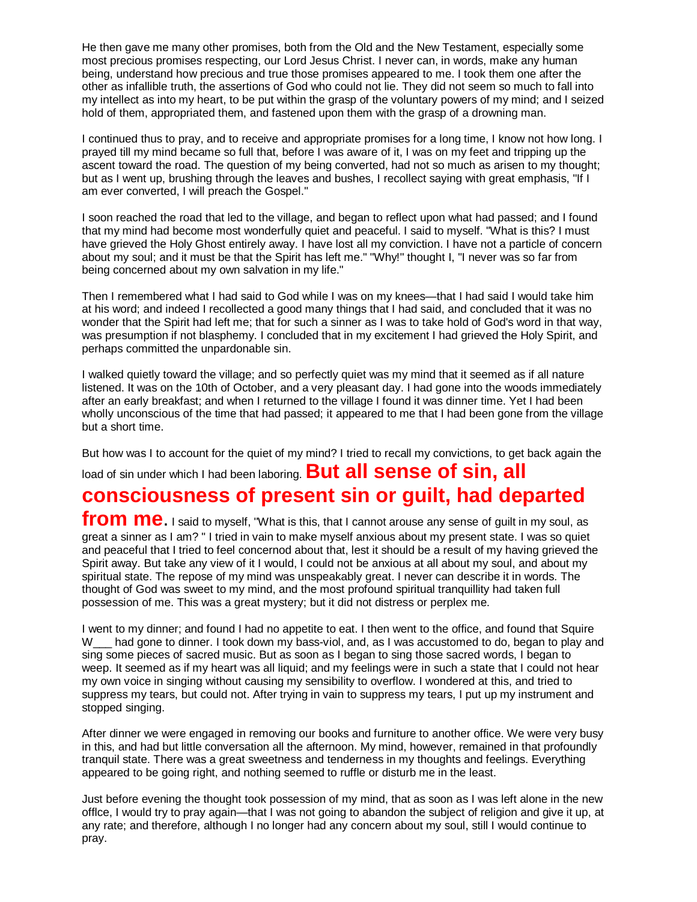He then gave me many other promises, both from the Old and the New Testament, especially some most precious promises respecting, our Lord Jesus Christ. I never can, in words, make any human being, understand how precious and true those promises appeared to me. I took them one after the other as infallible truth, the assertions of God who could not lie. They did not seem so much to fall into my intellect as into my heart, to be put within the grasp of the voluntary powers of my mind; and I seized hold of them, appropriated them, and fastened upon them with the grasp of a drowning man.

I continued thus to pray, and to receive and appropriate promises for a long time, I know not how long. I prayed till my mind became so full that, before I was aware of it, I was on my feet and tripping up the ascent toward the road. The question of my being converted, had not so much as arisen to my thought; but as I went up, brushing through the leaves and bushes, I recollect saying with great emphasis, "If I am ever converted, I will preach the Gospel."

I soon reached the road that led to the village, and began to reflect upon what had passed; and I found that my mind had become most wonderfully quiet and peaceful. I said to myself. "What is this? I must have grieved the Holy Ghost entirely away. I have lost all my conviction. I have not a particle of concern about my soul; and it must be that the Spirit has left me." "Why!" thought I, "I never was so far from being concerned about my own salvation in my life."

Then I remembered what I had said to God while I was on my knees—that I had said I would take him at his word; and indeed I recollected a good many things that I had said, and concluded that it was no wonder that the Spirit had left me; that for such a sinner as I was to take hold of God's word in that way, was presumption if not blasphemy. I concluded that in my excitement I had grieved the Holy Spirit, and perhaps committed the unpardonable sin.

I walked quietly toward the village; and so perfectly quiet was my mind that it seemed as if all nature listened. It was on the 10th of October, and a very pleasant day. I had gone into the woods immediately after an early breakfast; and when I returned to the village I found it was dinner time. Yet I had been wholly unconscious of the time that had passed; it appeared to me that I had been gone from the village but a short time.

But how was I to account for the quiet of my mind? I tried to recall my convictions, to get back again the load of sin under which I had been laboring. **But all sense of sin, all consciousness of present sin or guilt, had departed from me.** I said to myself, "What is this, that I cannot arouse any sense of guilt in my soul, as great a sinner as I am? " I tried in vain to make myself anxious about my present state. I was so quiet and peaceful that I tried to feel concernod about that, lest it should be a result of my having grieved the Spirit away. But take any view of it I would, I could not be anxious at all about my soul, and about my spiritual state. The repose of my mind was unspeakably great. I never can describe it in words. The thought of God was sweet to my mind, and the most profound spiritual tranquillity had taken full possession of me. This was a great mystery; but it did not distress or perplex me.

I went to my dinner; and found I had no appetite to eat. I then went to the office, and found that Squire W___ had gone to dinner. I took down my bass-viol, and, as I was accustomed to do, began to play and sing some pieces of sacred music. But as soon as I began to sing those sacred words, I began to weep. It seemed as if my heart was all liquid; and my feelings were in such a state that I could not hear my own voice in singing without causing my sensibility to overflow. I wondered at this, and tried to suppress my tears, but could not. After trying in vain to suppress my tears, I put up my instrument and stopped singing.

After dinner we were engaged in removing our books and furniture to another office. We were very busy in this, and had but little conversation all the afternoon. My mind, however, remained in that profoundly tranquil state. There was a great sweetness and tenderness in my thoughts and feelings. Everything appeared to be going right, and nothing seemed to ruffle or disturb me in the least.

Just before evening the thought took possession of my mind, that as soon as I was left alone in the new offlce, I would try to pray again—that I was not going to abandon the subject of religion and give it up, at any rate; and therefore, although I no longer had any concern about my soul, still I would continue to pray.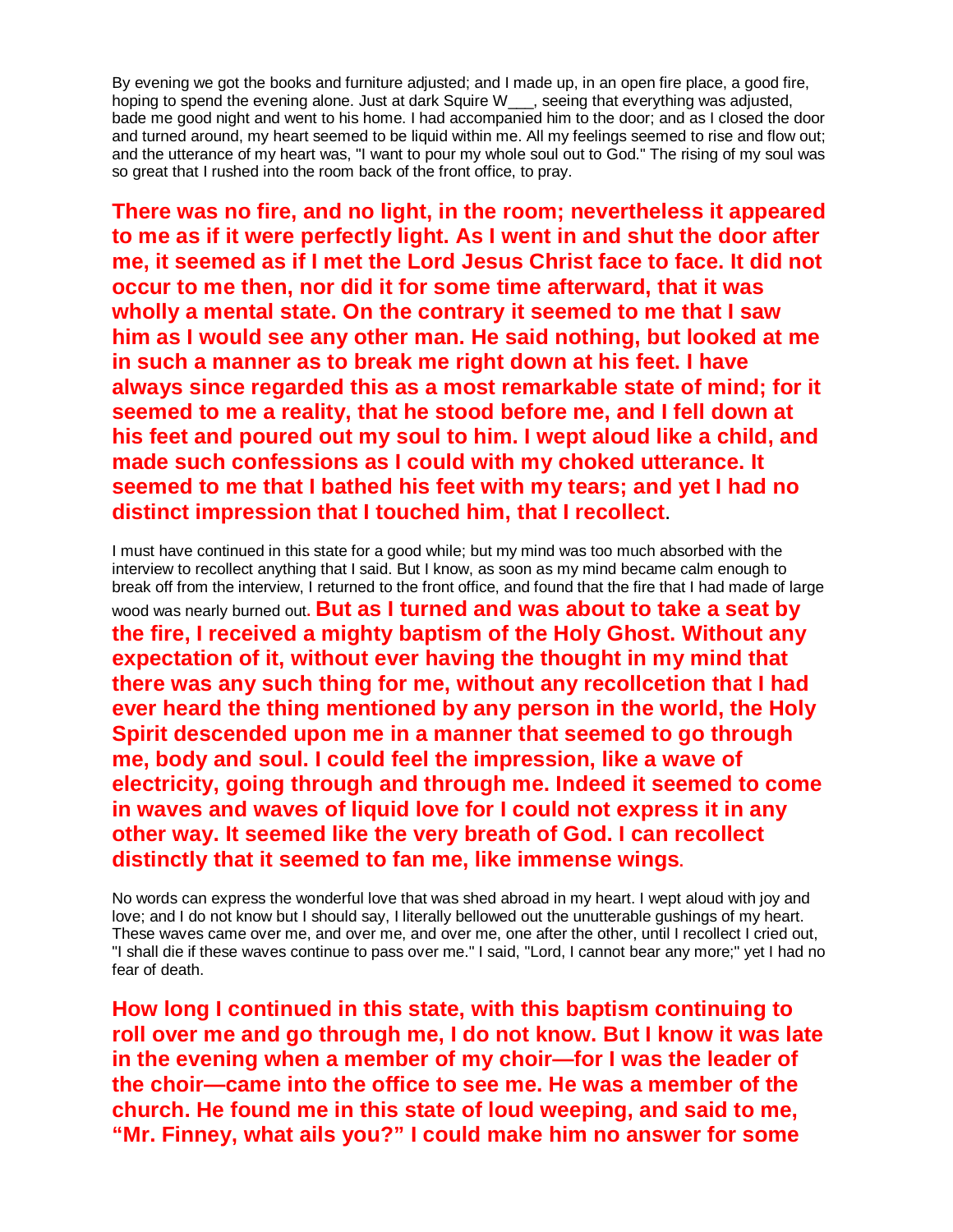By evening we got the books and furniture adjusted; and I made up, in an open fire place, a good fire, hoping to spend the evening alone. Just at dark Squire W___, seeing that everything was adjusted, bade me good night and went to his home. I had accompanied him to the door; and as I closed the door and turned around, my heart seemed to be liquid within me. All my feelings seemed to rise and flow out; and the utterance of my heart was, "I want to pour my whole soul out to God." The rising of my soul was so great that I rushed into the room back of the front office, to pray.

**There was no fire, and no light, in the room; nevertheless it appeared to me as if it were perfectly light. As I went in and shut the door after me, it seemed as if I met the Lord Jesus Christ face to face. It did not occur to me then, nor did it for some time afterward, that it was wholly a mental state. On the contrary it seemed to me that I saw him as I would see any other man. He said nothing, but looked at me in such a manner as to break me right down at his feet. I have always since regarded this as a most remarkable state of mind; for it seemed to me a reality, that he stood before me, and I fell down at his feet and poured out my soul to him. I wept aloud like a child, and made such confessions as I could with my choked utterance. It seemed to me that I bathed his feet with my tears; and yet I had no distinct impression that I touched him, that I recollect**.

I must have continued in this state for a good while; but my mind was too much absorbed with the interview to recollect anything that I said. But I know, as soon as my mind became calm enough to break off from the interview, I returned to the front office, and found that the fire that I had made of large wood was nearly burned out. **But as I turned and was about to take a seat by the fire, I received a mighty baptism of the Holy Ghost. Without any expectation of it, without ever having the thought in my mind that there was any such thing for me, without any recollcetion that I had ever heard the thing mentioned by any person in the world, the Holy Spirit descended upon me in a manner that seemed to go through me, body and soul. I could feel the impression, like a wave of electricity, going through and through me. Indeed it seemed to come in waves and waves of liquid love for I could not express it in any other way. It seemed like the very breath of God. I can recollect distinctly that it seemed to fan me, like immense wings.**

No words can express the wonderful love that was shed abroad in my heart. I wept aloud with joy and love; and I do not know but I should say, I literally bellowed out the unutterable gushings of my heart. These waves came over me, and over me, and over me, one after the other, until I recollect I cried out, "I shall die if these waves continue to pass over me." I said, "Lord, I cannot bear any more;" yet I had no fear of death.

**How long I continued in this state, with this baptism continuing to roll over me and go through me, I do not know. But I know it was late in the evening when a member of my choir—for I was the leader of the choir—came into the office to see me. He was a member of the church. He found me in this state of loud weeping, and said to me, "Mr. Finney, what ails you?" I could make him no answer for some**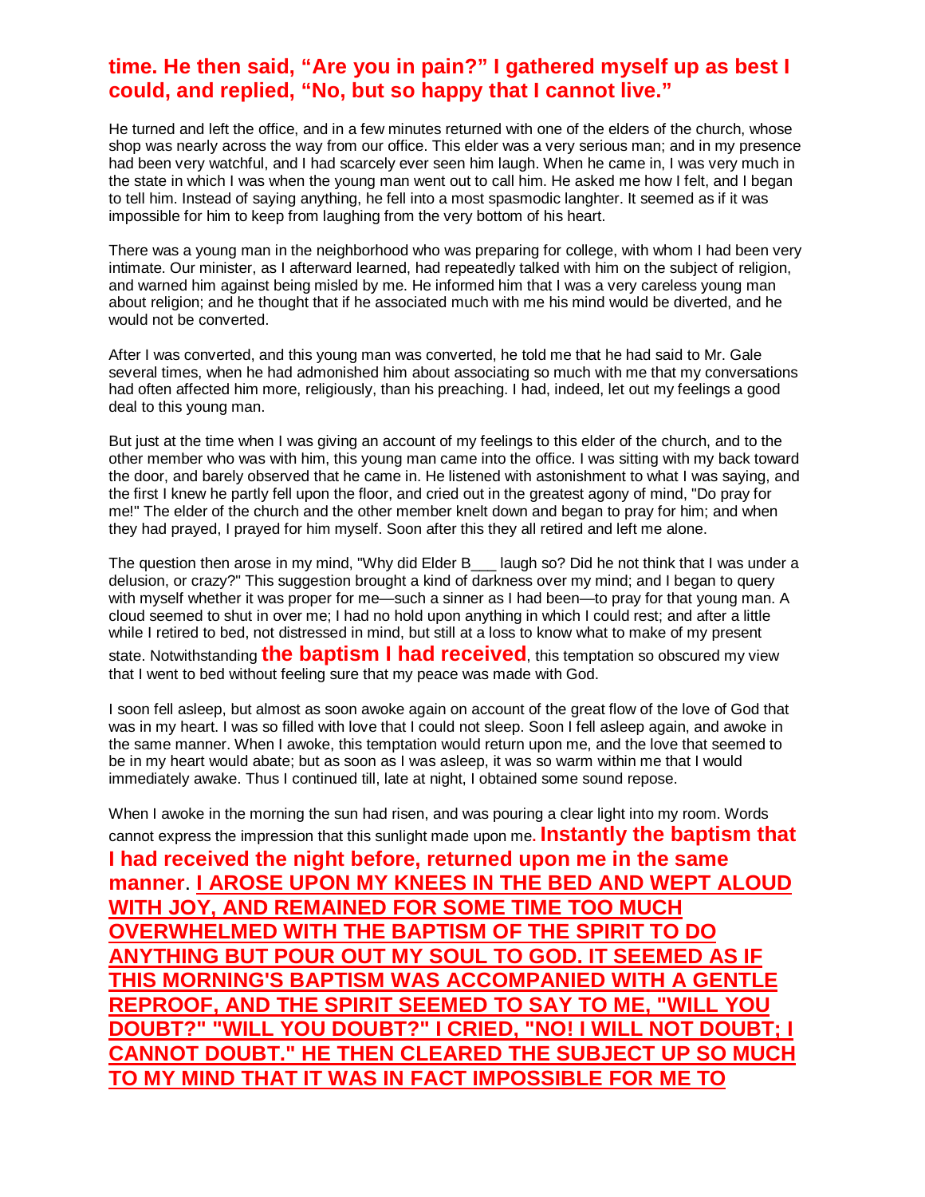**time. He then said, “Are you in pain?” I gathered myself up as best I could, and replied, “No, but so happy that I cannot live.”**

He turned and left the office, and in a few minutes returned with one of the elders of the church, whose shop was nearly across the way from our office. This elder was a very serious man; and in my presence had been very watchful, and I had scarcely ever seen him laugh. When he came in, I was very much in the state in which I was when the young man went out to call him. He asked me how I felt, and I began to tell him. Instead of saying anything, he fell into a most spasmodic langhter. It seemed as if it was impossible for him to keep from laughing from the very bottom of his heart.

There was a young man in the neighborhood who was preparing for college, with whom I had been very intimate. Our minister, as I afterward learned, had repeatedly talked with him on the subject of religion, and warned him against being misled by me. He informed him that I was a very careless young man about religion; and he thought that if he associated much with me his mind would be diverted, and he would not be converted.

After I was converted, and this young man was converted, he told me that he had said to Mr. Gale several times, when he had admonished him about associating so much with me that my conversations had often affected him more, religiously, than his preaching. I had, indeed, let out my feelings a good deal to this young man.

But just at the time when I was giving an account of my feelings to this elder of the church, and to the other member who was with him, this young man came into the office. I was sitting with my back toward the door, and barely observed that he came in. He listened with astonishment to what I was saying, and the first I knew he partly fell upon the floor, and cried out in the greatest agony of mind, "Do pray for me!" The elder of the church and the other member knelt down and began to pray for him; and when they had prayed, I prayed for him myself. Soon after this they all retired and left me alone.

The question then arose in my mind, "Why did Elder B___ laugh so? Did he not think that I was under a delusion, or crazy?" This suggestion brought a kind of darkness over my mind; and I began to query with myself whether it was proper for me—such a sinner as I had been—to pray for that young man. A cloud seemed to shut in over me; I had no hold upon anything in which I could rest; and after a little while I retired to bed, not distressed in mind, but still at a loss to know what to make of my present state. Notwithstanding **the baptism I had received**, this temptation so obscured my view that I went to bed without feeling sure that my peace was made with God.

I soon fell asleep, but almost as soon awoke again on account of the great flow of the love of God that was in my heart. I was so filled with love that I could not sleep. Soon I fell asleep again, and awoke in the same manner. When I awoke, this temptation would return upon me, and the love that seemed to be in my heart would abate; but as soon as I was asleep, it was so warm within me that I would immediately awake. Thus I continued till, late at night, I obtained some sound repose.

When I awoke in the morning the sun had risen, and was pouring a clear light into my room. Words cannot express the impression that this sunlight made upon me. **Instantly the baptism that I had received the night before, returned upon me in the same manner**. **I AROSE UPON MY KNEES IN THE BED AND WEPT ALOUD WITH JOY, AND REMAINED FOR SOME TIME TOO MUCH OVERWHELMED WITH THE BAPTISM OF THE SPIRIT TO DO ANYTHING BUT POUR OUT MY SOUL TO GOD. IT SEEMED AS IF THIS MORNING'S BAPTISM WAS ACCOMPANIED WITH A GENTLE REPROOF, AND THE SPIRIT SEEMED TO SAY TO ME, "WILL YOU DOUBT?" "WILL YOU DOUBT?" I CRIED, "NO! I WILL NOT DOUBT; I CANNOT DOUBT." HE THEN CLEARED THE SUBJECT UP SO MUCH TO MY MIND THAT IT WAS IN FACT IMPOSSIBLE FOR ME TO**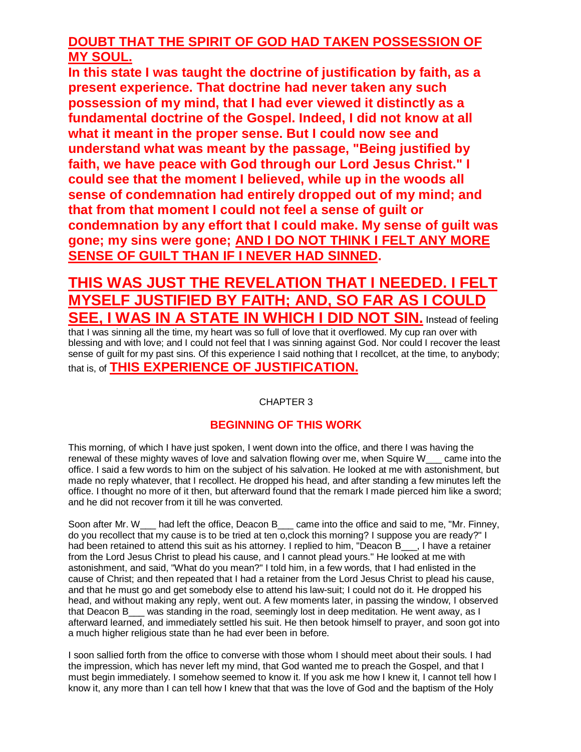**<u>DOUBT THAT THE SPIRIT OF GOD HAD TAKEN POSSESSION OF MY SOUL.</u>**

**In this state I was taught the doctrine of justification by faith, as a present experience. That doctrine had never taken any such possession of my mind, that I had ever viewed it distinctly as a fundamental doctrine of the Gospel. Indeed, I did not know at all what it meant in the proper sense. But I could now see and understand what was meant by the passage, "Being justified by faith, we have peace with God through our Lord Jesus Christ." I could see that the moment I believed, while up in the woods all sense of condemnation had entirely dropped out of my mind; and that from that moment I could not feel a sense of guilt or condemnation by any effort that I could make. My sense of guilt was gone; my sins were gone; <u>AND I DO NOT THINK I FELT ANY MORE SENSE OF GUILT THAN IF I NEVER HAD SINNED</u>.**

**<u>THIS WAS JUST THE REVELATION THAT I NEEDED. I FELT MYSELF JUSTIFIED BY FAITH; AND, SO FAR AS I COULD SEE, I WAS IN A STATE IN WHICH I DID NOT SIN.</u>** Instead of feeling that I was sinning all the time, my heart was so full of love that it overflowed. My cup ran over with blessing and with love; and I could not feel that I was sinning against God. Nor could I recover the least sense of guilt for my past sins. Of this experience I said nothing that I recollcet, at the time, to anybody; that is, of **<u>THIS EXPERIENCE OF JUSTIFICATION.</u>**

CHAPTER 3

## BEGINNING OF THIS WORK

This morning, of which I have just spoken, I went down into the office, and there I was having the renewal of these mighty waves of love and salvation flowing over me, when Squire W___ came into the office. I said a few words to him on the subject of his salvation. He looked at me with astonishment, but made no reply whatever, that I recollect. He dropped his head, and after standing a few minutes left the office. I thought no more of it then, but afterward found that the remark I made pierced him like a sword; and he did not recover from it till he was converted.

Soon after Mr. W___ had left the office, Deacon B___ came into the office and said to me, "Mr. Finney, do you recollect that my cause is to be tried at ten o,clock this morning? I suppose you are ready?" I had been retained to attend this suit as his attorney. I replied to him, "Deacon B___, I have a retainer from the Lord Jesus Christ to plead his cause, and I cannot plead yours." He looked at me with astonishment, and said, "What do you mean?" I told him, in a few words, that I had enlisted in the cause of Christ; and then repeated that I had a retainer from the Lord Jesus Christ to plead his cause, and that he must go and get somebody else to attend his law-suit; I could not do it. He dropped his head, and without making any reply, went out. A few moments later, in passing the window, I observed that Deacon B___ was standing in the road, seemingly lost in deep meditation. He went away, as I afterward learned, and immediately settled his suit. He then betook himself to prayer, and soon got into a much higher religious state than he had ever been in before.

I soon sallied forth from the office to converse with those whom I should meet about their souls. I had the impression, which has never left my mind, that God wanted me to preach the Gospel, and that I must begin immediately. I somehow seemed to know it. If you ask me how I knew it, I cannot tell how I know it, any more than I can tell how I knew that that was the love of God and the baptism of the Holy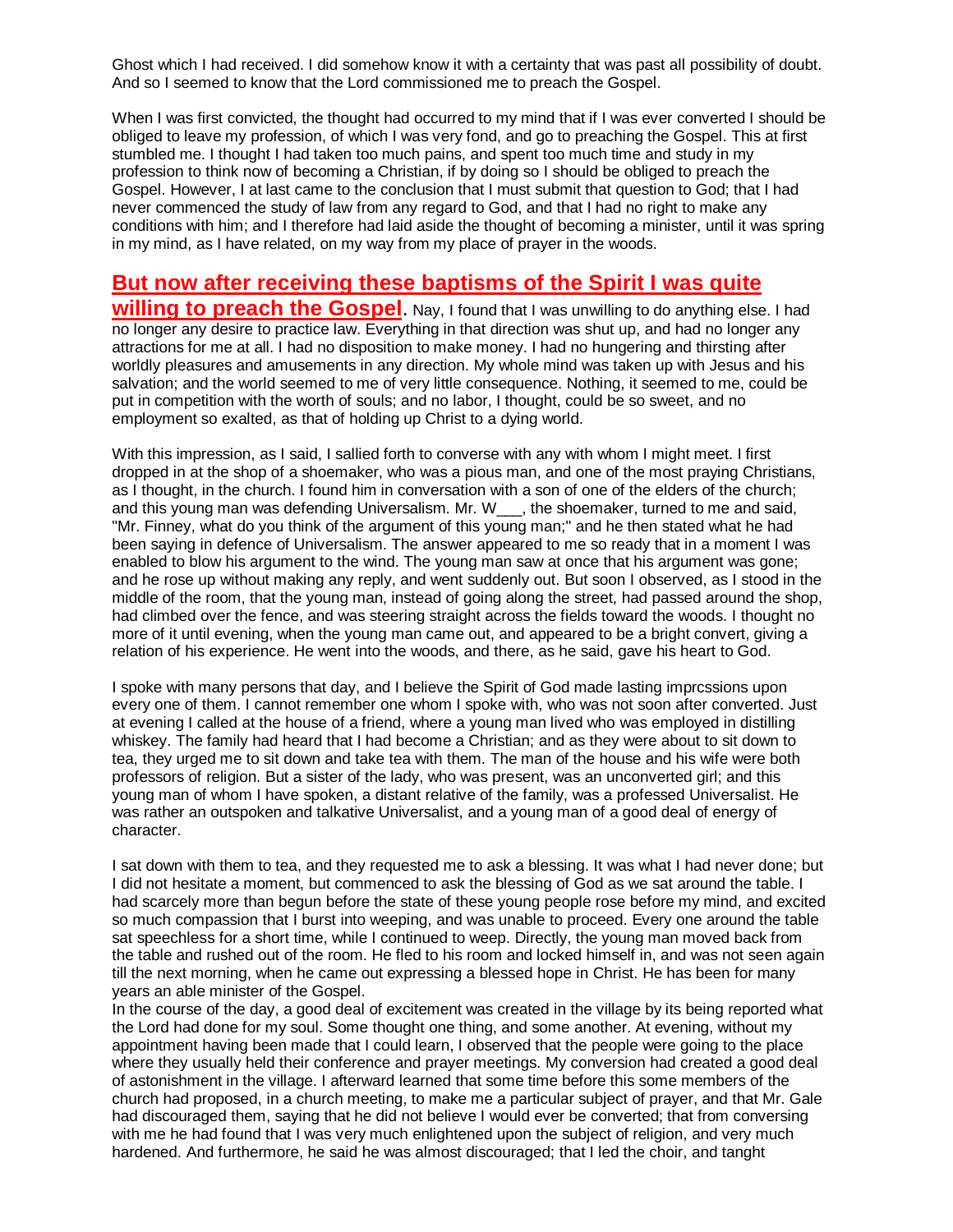Ghost which I had received. I did somehow know it with a certainty that was past all possibility of doubt. And so I seemed to know that the Lord commissioned me to preach the Gospel.

When I was first convicted, the thought had occurred to my mind that if I was ever converted I should be obliged to leave my profession, of which I was very fond, and go to preaching the Gospel. This at first stumbled me. I thought I had taken too much pains, and spent too much time and study in my profession to think now of becoming a Christian, if by doing so I should be obliged to preach the Gospel. However, I at last came to the conclusion that I must submit that question to God; that I had never commenced the study of law from any regard to God, and that I had no right to make any conditions with him; and I therefore had laid aside the thought of becoming a minister, until it was spring in my mind, as I have related, on my way from my place of prayer in the woods.

**But now after receiving these baptisms of the Spirit I was quite willing to preach the Gospel.** Nay, I found that I was unwilling to do anything else. I had no longer any desire to practice law. Everything in that direction was shut up, and had no longer any attractions for me at all. I had no disposition to make money. I had no hungering and thirsting after worldly pleasures and amusements in any direction. My whole mind was taken up with Jesus and his salvation; and the world seemed to me of very little consequence. Nothing, it seemed to me, could be put in competition with the worth of souls; and no labor, I thought, could be so sweet, and no employment so exalted, as that of holding up Christ to a dying world.

With this impression, as I said, I sallied forth to converse with any with whom I might meet. I first dropped in at the shop of a shoemaker, who was a pious man, and one of the most praying Christians, as I thought, in the church. I found him in conversation with a son of one of the elders of the church; and this young man was defending Universalism. Mr. W___, the shoemaker, turned to me and said, "Mr. Finney, what do you think of the argument of this young man;" and he then stated what he had been saying in defence of Universalism. The answer appeared to me so ready that in a moment I was enabled to blow his argument to the wind. The young man saw at once that his argument was gone; and he rose up without making any reply, and went suddenly out. But soon I observed, as I stood in the middle of the room, that the young man, instead of going along the street, had passed around the shop, had climbed over the fence, and was steering straight across the fields toward the woods. I thought no more of it until evening, when the young man came out, and appeared to be a bright convert, giving a relation of his experience. He went into the woods, and there, as he said, gave his heart to God.

I spoke with many persons that day, and I believe the Spirit of God made lasting imprcssions upon every one of them. I cannot remember one whom I spoke with, who was not soon after converted. Just at evening I called at the house of a friend, where a young man lived who was employed in distilling whiskey. The family had heard that I had become a Christian; and as they were about to sit down to tea, they urged me to sit down and take tea with them. The man of the house and his wife were both professors of religion. But a sister of the lady, who was present, was an unconverted girl; and this young man of whom I have spoken, a distant relative of the family, was a professed Universalist. He was rather an outspoken and talkative Universalist, and a young man of a good deal of energy of character.

I sat down with them to tea, and they requested me to ask a blessing. It was what I had never done; but I did not hesitate a moment, but commenced to ask the blessing of God as we sat around the table. I had scarcely more than begun before the state of these young people rose before my mind, and excited so much compassion that I burst into weeping, and was unable to proceed. Every one around the table sat speechless for a short time, while I continued to weep. Directly, the young man moved back from the table and rushed out of the room. He fled to his room and locked himself in, and was not seen again till the next morning, when he came out expressing a blessed hope in Christ. He has been for many years an able minister of the Gospel.

In the course of the day, a good deal of excitement was created in the village by its being reported what the Lord had done for my soul. Some thought one thing, and some another. At evening, without my appointment having been made that I could learn, I observed that the people were going to the place where they usually held their conference and prayer meetings. My conversion had created a good deal of astonishment in the village. I afterward learned that some time before this some members of the church had proposed, in a church meeting, to make me a particular subject of prayer, and that Mr. Gale had discouraged them, saying that he did not believe I would ever be converted; that from conversing with me he had found that I was very much enlightened upon the subject of religion, and very much hardened. And furthermore, he said he was almost discouraged; that I led the choir, and tanght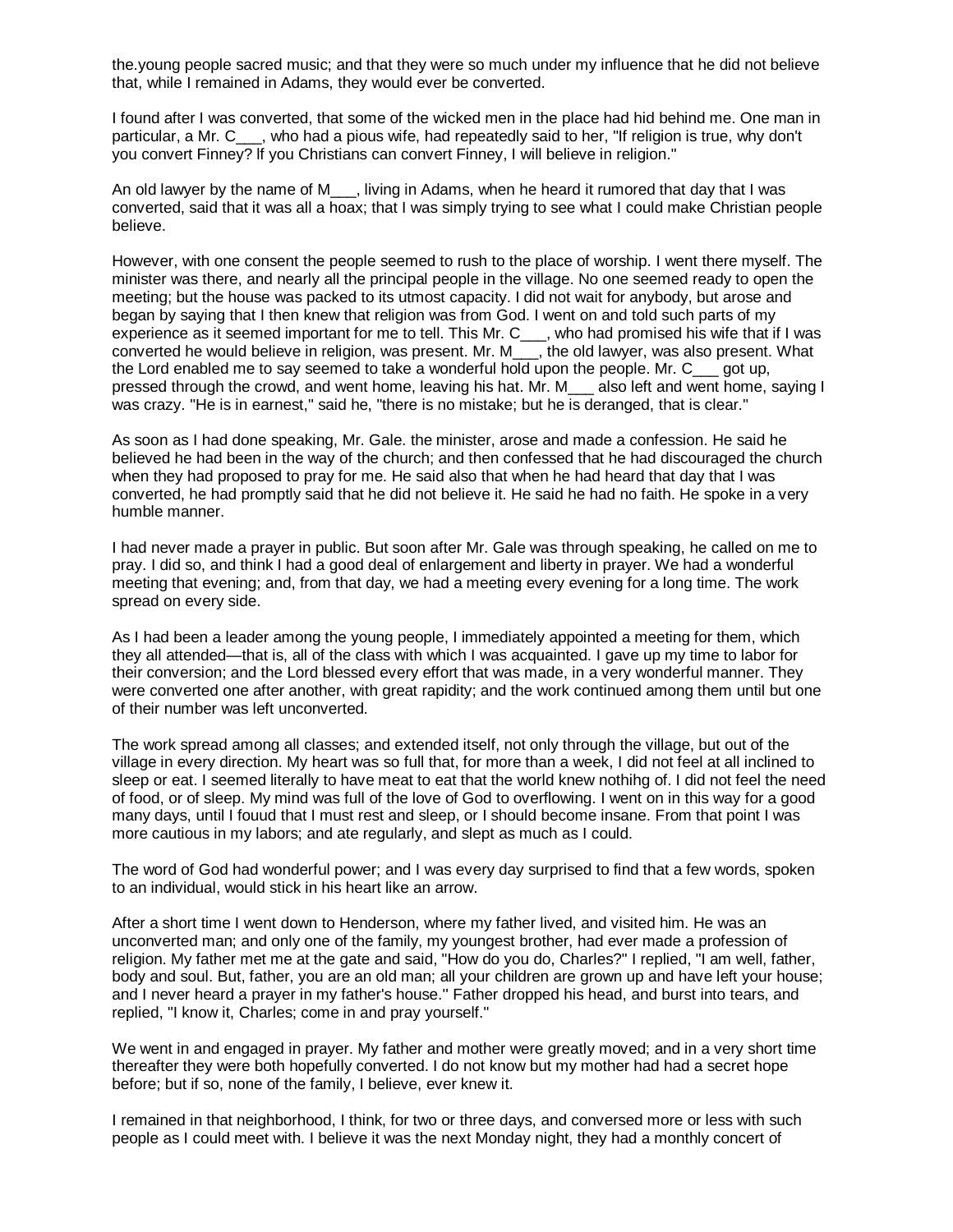the.young people sacred music; and that they were so much under my influence that he did not believe that, while I remained in Adams, they would ever be converted.

I found after I was converted, that some of the wicked men in the place had hid behind me. One man in particular, a Mr. C___, who had a pious wife, had repeatedly said to her, "If religion is true, why don't you convert Finney? If you Christians can convert Finney, I will believe in religion."

An old lawyer by the name of M___, living in Adams, when he heard it rumored that day that I was converted, said that it was all a hoax; that I was simply trying to see what I could make Christian people believe.

However, with one consent the people seemed to rush to the place of worship. I went there myself. The minister was there, and nearly all the principal people in the village. No one seemed ready to open the meeting; but the house was packed to its utmost capacity. I did not wait for anybody, but arose and began by saying that I then knew that religion was from God. I went on and told such parts of my experience as it seemed important for me to tell. This Mr. C___, who had promised his wife that if I was converted he would believe in religion, was present. Mr. M___, the old lawyer, was also present. What the Lord enabled me to say seemed to take a wonderful hold upon the people. Mr. C___ got up, pressed through the crowd, and went home, leaving his hat. Mr. M___ also left and went home, saying I was crazy. "He is in earnest," said he, "there is no mistake; but he is deranged, that is clear."

As soon as I had done speaking, Mr. Gale. the minister, arose and made a confession. He said he believed he had been in the way of the church; and then confessed that he had discouraged the church when they had proposed to pray for me. He said also that when he had heard that day that I was converted, he had promptly said that he did not believe it. He said he had no faith. He spoke in a very humble manner.

I had never made a prayer in public. But soon after Mr. Gale was through speaking, he called on me to pray. I did so, and think I had a good deal of enlargement and liberty in prayer. We had a wonderful meeting that evening; and, from that day, we had a meeting every evening for a long time. The work spread on every side.

As I had been a leader among the young people, I immediately appointed a meeting for them, which they all attended—that is, all of the class with which I was acquainted. I gave up my time to labor for their conversion; and the Lord blessed every effort that was made, in a very wonderful manner. They were converted one after another, with great rapidity; and the work continued among them until but one of their number was left unconverted.

The work spread among all classes; and extended itself, not only through the village, but out of the village in every direction. My heart was so full that, for more than a week, I did not feel at all inclined to sleep or eat. I seemed literally to have meat to eat that the world knew nothihg of. I did not feel the need of food, or of sleep. My mind was full of the love of God to overflowing. I went on in this way for a good many days, until I fouud that I must rest and sleep, or I should become insane. From that point I was more cautious in my labors; and ate regularly, and slept as much as I could.

The word of God had wonderful power; and I was every day surprised to find that a few words, spoken to an individual, would stick in his heart like an arrow.

After a short time I went down to Henderson, where my father lived, and visited him. He was an unconverted man; and only one of the family, my youngest brother, had ever made a profession of religion. My father met me at the gate and said, "How do you do, Charles?" I replied, "I am well, father, body and soul. But, father, you are an old man; all your children are grown up and have left your house; and I never heard a prayer in my father's house." Father dropped his head, and burst into tears, and replied, "I know it, Charles; come in and pray yourself."

We went in and engaged in prayer. My father and mother were greatly moved; and in a very short time thereafter they were both hopefully converted. I do not know but my mother had had a secret hope before; but if so, none of the family, I believe, ever knew it.

I remained in that neighborhood, I think, for two or three days, and conversed more or less with such people as I could meet with. I believe it was the next Monday night, they had a monthly concert of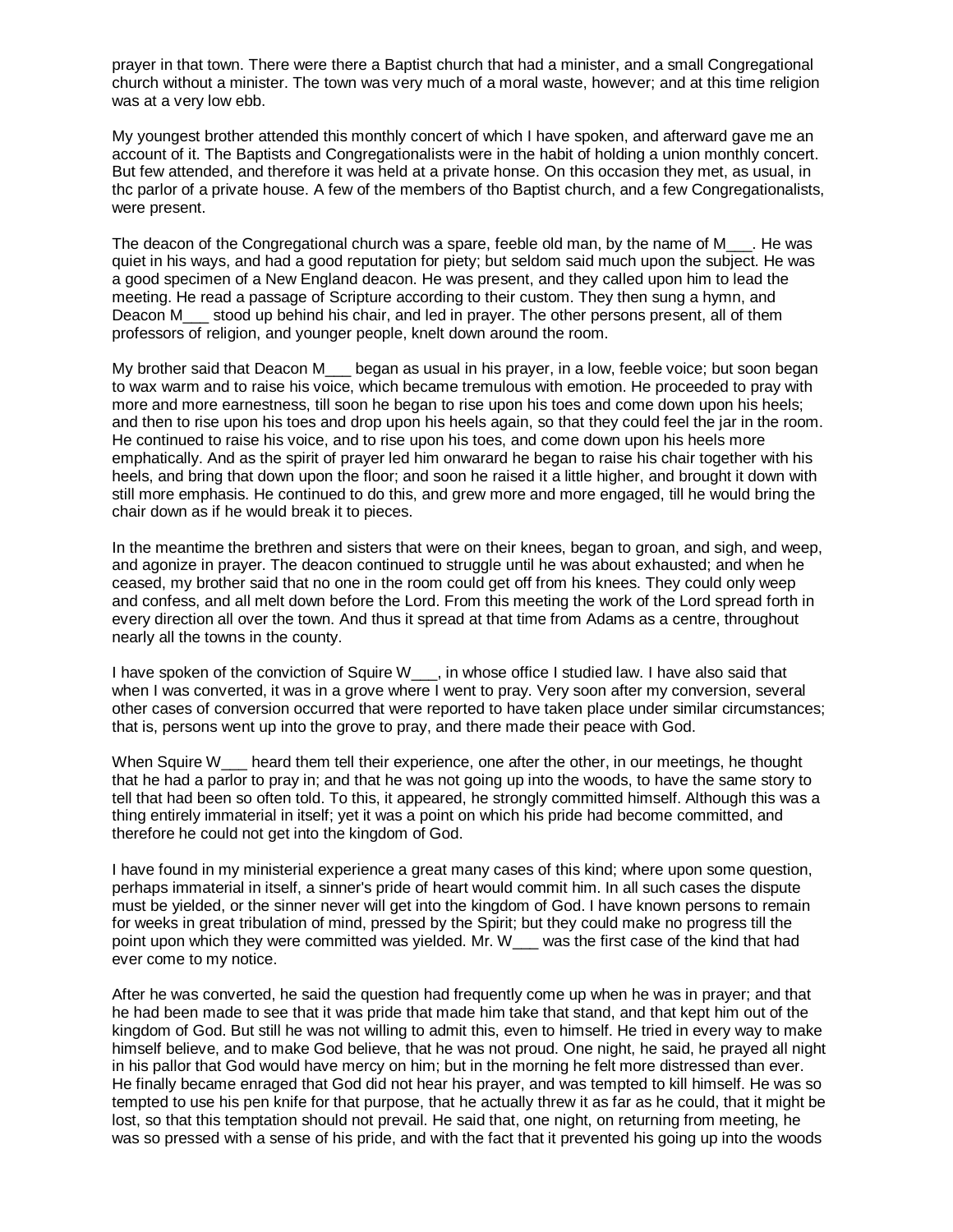prayer in that town. There were there a Baptist church that had a minister, and a small Congregational church without a minister. The town was very much of a moral waste, however; and at this time religion was at a very low ebb.

My youngest brother attended this monthly concert of which I have spoken, and afterward gave me an account of it. The Baptists and Congregationalists were in the habit of holding a union monthly concert. But few attended, and therefore it was held at a private honse. On this occasion they met, as usual, in thc parlor of a private house. A few of the members of tho Baptist church, and a few Congregationalists, were present.

The deacon of the Congregational church was a spare, feeble old man, by the name of M___. He was quiet in his ways, and had a good reputation for piety; but seldom said much upon the subject. He was a good specimen of a New England deacon. He was present, and they called upon him to lead the meeting. He read a passage of Scripture according to their custom. They then sung a hymn, and Deacon M___ stood up behind his chair, and led in prayer. The other persons present, all of them professors of religion, and younger people, knelt down around the room.

My brother said that Deacon M___ began as usual in his prayer, in a low, feeble voice; but soon began to wax warm and to raise his voice, which became tremulous with emotion. He proceeded to pray with more and more earnestness, till soon he began to rise upon his toes and come down upon his heels; and then to rise upon his toes and drop upon his heels again, so that they could feel the jar in the room. He continued to raise his voice, and to rise upon his toes, and come down upon his heels more emphatically. And as the spirit of prayer led him onwarard he began to raise his chair together with his heels, and bring that down upon the floor; and soon he raised it a little higher, and brought it down with still more emphasis. He continued to do this, and grew more and more engaged, till he would bring the chair down as if he would break it to pieces.

In the meantime the brethren and sisters that were on their knees, began to groan, and sigh, and weep, and agonize in prayer. The deacon continued to struggle until he was about exhausted; and when he ceased, my brother said that no one in the room could get off from his knees. They could only weep and confess, and all melt down before the Lord. From this meeting the work of the Lord spread forth in every direction all over the town. And thus it spread at that time from Adams as a centre, throughout nearly all the towns in the county.

I have spoken of the conviction of Squire W___, in whose office I studied law. I have also said that when I was converted, it was in a grove where I went to pray. Very soon after my conversion, several other cases of conversion occurred that were reported to have taken place under similar circumstances; that is, persons went up into the grove to pray, and there made their peace with God.

When Squire W___ heard them tell their experience, one after the other, in our meetings, he thought that he had a parlor to pray in; and that he was not going up into the woods, to have the same story to tell that had been so often told. To this, it appeared, he strongly committed himself. Although this was a thing entirely immaterial in itself; yet it was a point on which his pride had become committed, and therefore he could not get into the kingdom of God.

I have found in my ministerial experience a great many cases of this kind; where upon some question, perhaps immaterial in itself, a sinner's pride of heart would commit him. In all such cases the dispute must be yielded, or the sinner never will get into the kingdom of God. I have known persons to remain for weeks in great tribulation of mind, pressed by the Spirit; but they could make no progress till the point upon which they were committed was yielded. Mr. W___ was the first case of the kind that had ever come to my notice.

After he was converted, he said the question had frequently come up when he was in prayer; and that he had been made to see that it was pride that made him take that stand, and that kept him out of the kingdom of God. But still he was not willing to admit this, even to himself. He tried in every way to make himself believe, and to make God believe, that he was not proud. One night, he said, he prayed all night in his pallor that God would have mercy on him; but in the morning he felt more distressed than ever. He finally became enraged that God did not hear his prayer, and was tempted to kill himself. He was so tempted to use his pen knife for that purpose, that he actually threw it as far as he could, that it might be lost, so that this temptation should not prevail. He said that, one night, on returning from meeting, he was so pressed with a sense of his pride, and with the fact that it prevented his going up into the woods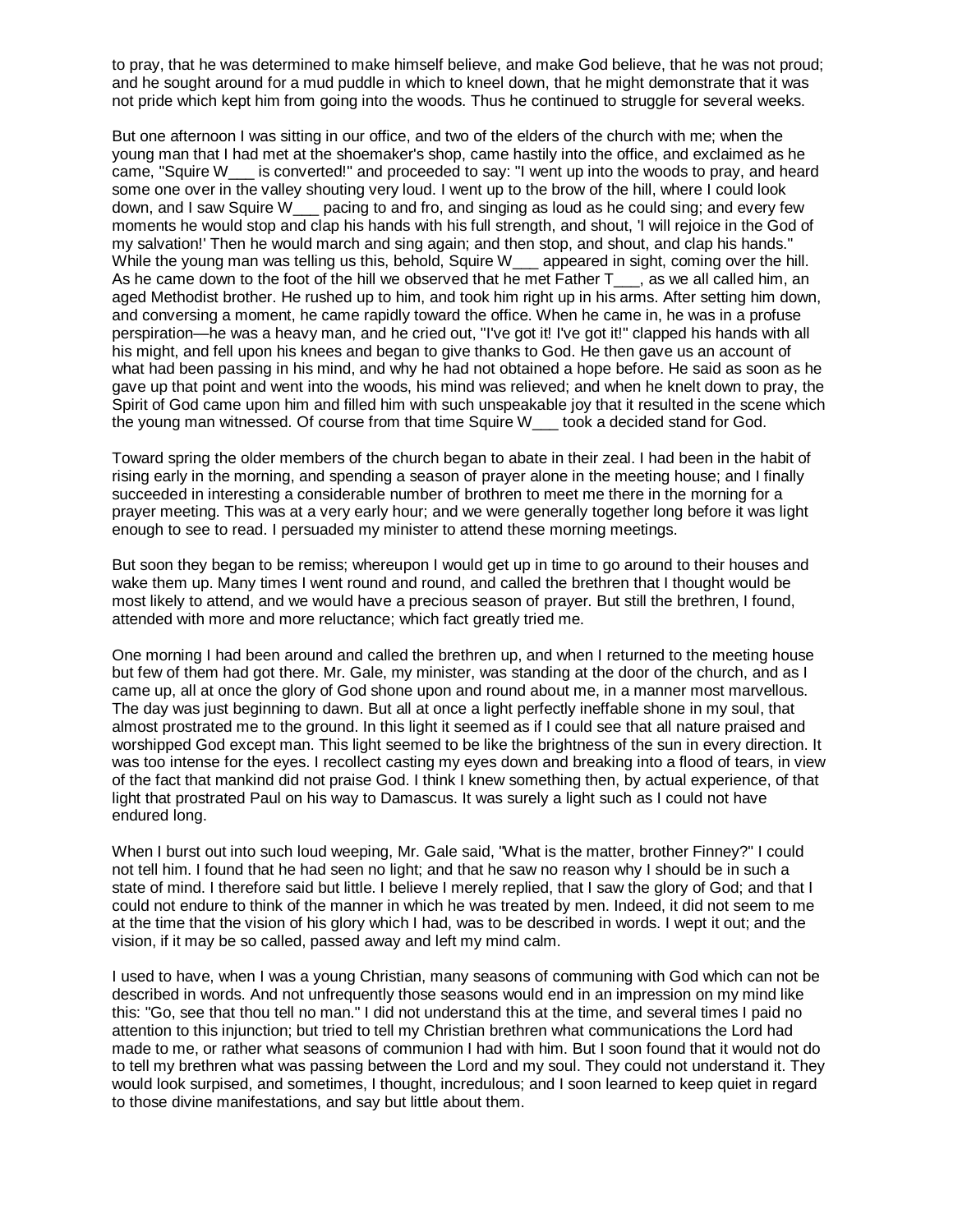to pray, that he was determined to make himself believe, and make God believe, that he was not proud; and he sought around for a mud puddle in which to kneel down, that he might demonstrate that it was not pride which kept him from going into the woods. Thus he continued to struggle for several weeks.

But one afternoon I was sitting in our office, and two of the elders of the church with me; when the young man that I had met at the shoemaker's shop, came hastily into the office, and exclaimed as he came, "Squire W___ is converted!" and proceeded to say: "I went up into the woods to pray, and heard some one over in the valley shouting very loud. I went up to the brow of the hill, where I could look down, and I saw Squire W___ pacing to and fro, and singing as loud as he could sing; and every few moments he would stop and clap his hands with his full strength, and shout, 'I will rejoice in the God of my salvation!' Then he would march and sing again; and then stop, and shout, and clap his hands." While the young man was telling us this, behold, Squire W___ appeared in sight, coming over the hill. As he came down to the foot of the hill we observed that he met Father T___, as we all called him, an aged Methodist brother. He rushed up to him, and took him right up in his arms. After setting him down, and conversing a moment, he came rapidly toward the office. When he came in, he was in a profuse perspiration—he was a heavy man, and he cried out, "I've got it! I've got it!" clapped his hands with all his might, and fell upon his knees and began to give thanks to God. He then gave us an account of what had been passing in his mind, and why he had not obtained a hope before. He said as soon as he gave up that point and went into the woods, his mind was relieved; and when he knelt down to pray, the Spirit of God came upon him and filled him with such unspeakable joy that it resulted in the scene which the young man witnessed. Of course from that time Squire W___ took a decided stand for God.

Toward spring the older members of the church began to abate in their zeal. I had been in the habit of rising early in the morning, and spending a season of prayer alone in the meeting house; and I finally succeeded in interesting a considerable number of brothren to meet me there in the morning for a prayer meeting. This was at a very early hour; and we were generally together long before it was light enough to see to read. I persuaded my minister to attend these morning meetings.

But soon they began to be remiss; whereupon I would get up in time to go around to their houses and wake them up. Many times I went round and round, and called the brethren that I thought would be most likely to attend, and we would have a precious season of prayer. But still the brethren, I found, attended with more and more reluctance; which fact greatly tried me.

One morning I had been around and called the brethren up, and when I returned to the meeting house but few of them had got there. Mr. Gale, my minister, was standing at the door of the church, and as I came up, all at once the glory of God shone upon and round about me, in a manner most marvellous. The day was just beginning to dawn. But all at once a light perfectly ineffable shone in my soul, that almost prostrated me to the ground. In this light it seemed as if I could see that all nature praised and worshipped God except man. This light seemed to be like the brightness of the sun in every direction. It was too intense for the eyes. I recollect casting my eyes down and breaking into a flood of tears, in view of the fact that mankind did not praise God. I think I knew something then, by actual experience, of that light that prostrated Paul on his way to Damascus. It was surely a light such as I could not have endured long.

When I burst out into such loud weeping, Mr. Gale said, "What is the matter, brother Finney?" I could not tell him. I found that he had seen no light; and that he saw no reason why I should be in such a state of mind. I therefore said but little. I believe I merely replied, that I saw the glory of God; and that I could not endure to think of the manner in which he was treated by men. Indeed, it did not seem to me at the time that the vision of his glory which I had, was to be described in words. I wept it out; and the vision, if it may be so called, passed away and left my mind calm.

I used to have, when I was a young Christian, many seasons of communing with God which can not be described in words. And not unfrequently those seasons would end in an impression on my mind like this: "Go, see that thou tell no man." I did not understand this at the time, and several times I paid no attention to this injunction; but tried to tell my Christian brethren what communications the Lord had made to me, or rather what seasons of communion I had with him. But I soon found that it would not do to tell my brethren what was passing between the Lord and my soul. They could not understand it. They would look surprised, and sometimes, I thought, incredulous; and I soon learned to keep quiet in regard to those divine manifestations, and say but little about them.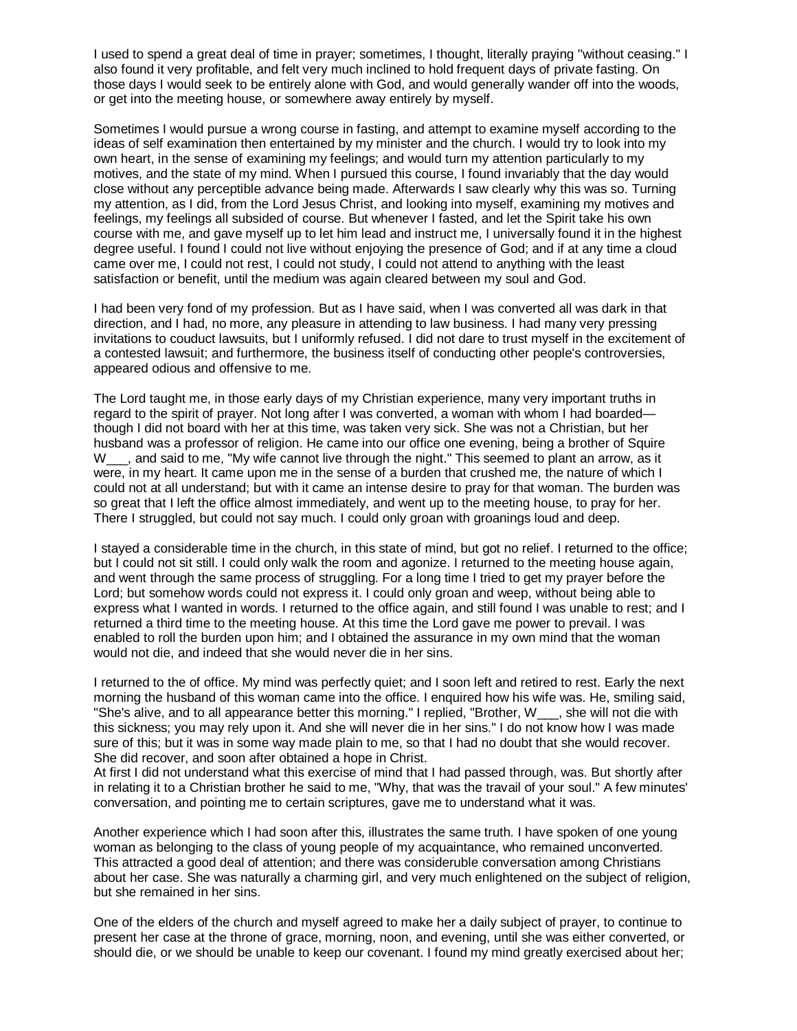I used to spend a great deal of time in prayer; sometimes, I thought, literally praying "without ceasing." I also found it very profitable, and felt very much inclined to hold frequent days of private fasting. On those days I would seek to be entirely alone with God, and would generally wander off into the woods, or get into the meeting house, or somewhere away entirely by myself.

Sometimes I would pursue a wrong course in fasting, and attempt to examine myself according to the ideas of self examination then entertained by my minister and the church. I would try to look into my own heart, in the sense of examining my feelings; and would turn my attention particularly to my motives, and the state of my mind. When I pursued this course, I found invariably that the day would close without any perceptible advance being made. Afterwards I saw clearly why this was so. Turning my attention, as I did, from the Lord Jesus Christ, and looking into myself, examining my motives and feelings, my feelings all subsided of course. But whenever I fasted, and let the Spirit take his own course with me, and gave myself up to let him lead and instruct me, I universally found it in the highest degree useful. I found I could not live without enjoying the presence of God; and if at any time a cloud came over me, I could not rest, I could not study, I could not attend to anything with the least satisfaction or benefit, until the medium was again cleared between my soul and God.

I had been very fond of my profession. But as I have said, when I was converted all was dark in that direction, and I had, no more, any pleasure in attending to law business. I had many very pressing invitations to couduct lawsuits, but I uniformly refused. I did not dare to trust myself in the excitement of a contested lawsuit; and furthermore, the business itself of conducting other people's controversies, appeared odious and offensive to me.

The Lord taught me, in those early days of my Christian experience, many very important truths in regard to the spirit of prayer. Not long after I was converted, a woman with whom I had boarded—though I did not board with her at this time, was taken very sick. She was not a Christian, but her husband was a professor of religion. He came into our office one evening, being a brother of Squire W___, and said to me, "My wife cannot live through the night." This seemed to plant an arrow, as it were, in my heart. It came upon me in the sense of a burden that crushed me, the nature of which I could not at all understand; but with it came an intense desire to pray for that woman. The burden was so great that I left the office almost immediately, and went up to the meeting house, to pray for her. There I struggled, but could not say much. I could only groan with groanings loud and deep.

I stayed a considerable time in the church, in this state of mind, but got no relief. I returned to the office; but I could not sit still. I could only walk the room and agonize. I returned to the meeting house again, and went through the same process of struggling. For a long time I tried to get my prayer before the Lord; but somehow words could not express it. I could only groan and weep, without being able to express what I wanted in words. I returned to the office again, and still found I was unable to rest; and I returned a third time to the meeting house. At this time the Lord gave me power to prevail. I was enabled to roll the burden upon him; and I obtained the assurance in my own mind that the woman would not die, and indeed that she would never die in her sins.

I returned to the of office. My mind was perfectly quiet; and I soon left and retired to rest. Early the next morning the husband of this woman came into the office. I enquired how his wife was. He, smiling said, "She's alive, and to all appearance better this morning." I replied, "Brother, W___, she will not die with this sickness; you may rely upon it. And she will never die in her sins." I do not know how I was made sure of this; but it was in some way made plain to me, so that I had no doubt that she would recover. She did recover, and soon after obtained a hope in Christ.
At first I did not understand what this exercise of mind that I had passed through, was. But shortly after in relating it to a Christian brother he said to me, "Why, that was the travail of your soul." A few minutes' conversation, and pointing me to certain scriptures, gave me to understand what it was.

Another experience which I had soon after this, illustrates the same truth. I have spoken of one young woman as belonging to the class of young people of my acquaintance, who remained unconverted. This attracted a good deal of attention; and there was consideruble conversation among Christians about her case. She was naturally a charming girl, and very much enlightened on the subject of religion, but she remained in her sins.

One of the elders of the church and myself agreed to make her a daily subject of prayer, to continue to present her case at the throne of grace, morning, noon, and evening, until she was either converted, or should die, or we should be unable to keep our covenant. I found my mind greatly exercised about her;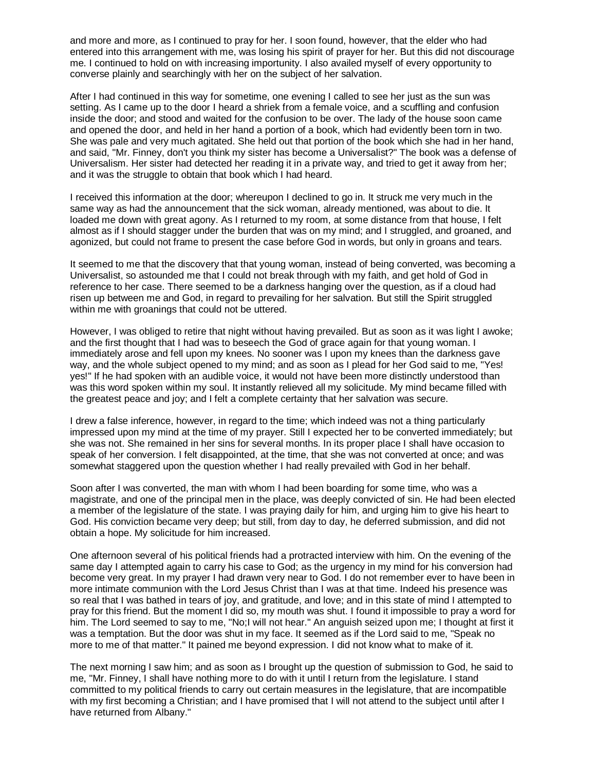and more and more, as I continued to pray for her. I soon found, however, that the elder who had entered into this arrangement with me, was losing his spirit of prayer for her. But this did not discourage me. I continued to hold on with increasing importunity. I also availed myself of every opportunity to converse plainly and searchingly with her on the subject of her salvation.

After I had continued in this way for sometime, one evening I called to see her just as the sun was setting. As I came up to the door I heard a shriek from a female voice, and a scuffling and confusion inside the door; and stood and waited for the confusion to be over. The lady of the house soon came and opened the door, and held in her hand a portion of a book, which had evidently been torn in two. She was pale and very much agitated. She held out that portion of the book which she had in her hand, and said, "Mr. Finney, don't you think my sister has become a Universalist?" The book was a defense of Universalism. Her sister had detected her reading it in a private way, and tried to get it away from her; and it was the struggle to obtain that book which I had heard.

I received this information at the door; whereupon I declined to go in. It struck me very much in the same way as had the announcement that the sick woman, already mentioned, was about to die. It loaded me down with great agony. As I returned to my room, at some distance from that house, I felt almost as if I should stagger under the burden that was on my mind; and I struggled, and groaned, and agonized, but could not frame to present the case before God in words, but only in groans and tears.

It seemed to me that the discovery that that young woman, instead of being converted, was becoming a Universalist, so astounded me that I could not break through with my faith, and get hold of God in reference to her case. There seemed to be a darkness hanging over the question, as if a cloud had risen up between me and God, in regard to prevailing for her salvation. But still the Spirit struggled within me with groanings that could not be uttered.

However, I was obliged to retire that night without having prevailed. But as soon as it was light I awoke; and the first thought that I had was to beseech the God of grace again for that young woman. I immediately arose and fell upon my knees. No sooner was I upon my knees than the darkness gave way, and the whole subject opened to my mind; and as soon as I plead for her God said to me, "Yes! yes!" If he had spoken with an audible voice, it would not have been more distinctly understood than was this word spoken within my soul. It instantly relieved all my solicitude. My mind became filled with the greatest peace and joy; and I felt a complete certainty that her salvation was secure.

I drew a false inference, however, in regard to the time; which indeed was not a thing particularly impressed upon my mind at the time of my prayer. Still I expected her to be converted immediately; but she was not. She remained in her sins for several months. In its proper place I shall have occasion to speak of her conversion. I felt disappointed, at the time, that she was not converted at once; and was somewhat staggered upon the question whether I had really prevailed with God in her behalf.

Soon after I was converted, the man with whom I had been boarding for some time, who was a magistrate, and one of the principal men in the place, was deeply convicted of sin. He had been elected a member of the legislature of the state. I was praying daily for him, and urging him to give his heart to God. His conviction became very deep; but still, from day to day, he deferred submission, and did not obtain a hope. My solicitude for him increased.

One afternoon several of his political friends had a protracted interview with him. On the evening of the same day I attempted again to carry his case to God; as the urgency in my mind for his conversion had become very great. In my prayer I had drawn very near to God. I do not remember ever to have been in more intimate communion with the Lord Jesus Christ than I was at that time. Indeed his presence was so real that I was bathed in tears of joy, and gratitude, and love; and in this state of mind I attempted to pray for this friend. But the moment I did so, my mouth was shut. I found it impossible to pray a word for him. The Lord seemed to say to me, "No;I will not hear." An anguish seized upon me; I thought at first it was a temptation. But the door was shut in my face. It seemed as if the Lord said to me, "Speak no more to me of that matter." It pained me beyond expression. I did not know what to make of it.

The next morning I saw him; and as soon as I brought up the question of submission to God, he said to me, "Mr. Finney, I shall have nothing more to do with it until I return from the legislature. I stand committed to my political friends to carry out certain measures in the legislature, that are incompatible with my first becoming a Christian; and I have promised that I will not attend to the subject until after I have returned from Albany."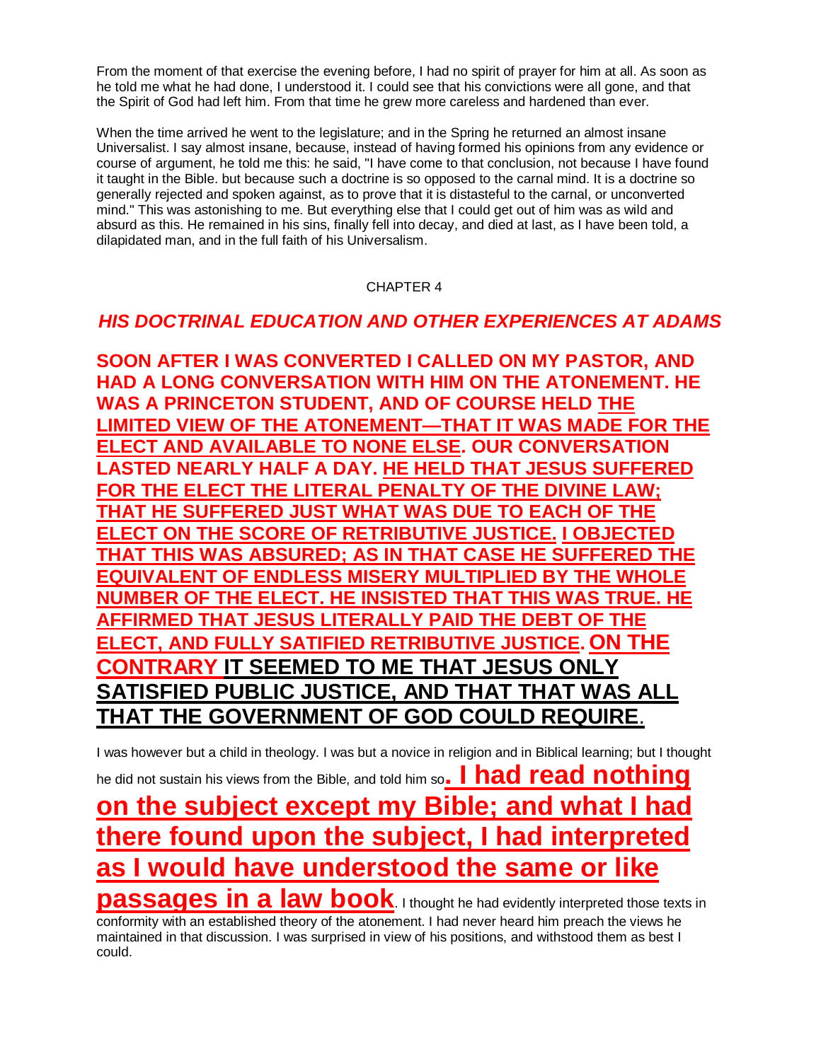From the moment of that exercise the evening before, I had no spirit of prayer for him at all. As soon as he told me what he had done, I understood it. I could see that his convictions were all gone, and that the Spirit of God had left him. From that time he grew more careless and hardened than ever.

When the time arrived he went to the legislature; and in the Spring he returned an almost insane Universalist. I say almost insane, because, instead of having formed his opinions from any evidence or course of argument, he told me this: he said, "I have come to that conclusion, not because I have found it taught in the Bible. but because such a doctrine is so opposed to the carnal mind. It is a doctrine so generally rejected and spoken against, as to prove that it is distasteful to the carnal, or unconverted mind." This was astonishing to me. But everything else that I could get out of him was as wild and absurd as this. He remained in his sins, finally fell into decay, and died at last, as I have been told, a dilapidated man, and in the full faith of his Universalism.

CHAPTER 4

## *HIS DOCTRINAL EDUCATION AND OTHER EXPERIENCES AT ADAMS*

**SOON AFTER I WAS CONVERTED I CALLED ON MY PASTOR, AND HAD A LONG CONVERSATION WITH HIM ON THE ATONEMENT. HE WAS A PRINCETON STUDENT, AND OF COURSE HELD <u>THE LIMITED VIEW OF THE ATONEMENT—THAT IT WAS MADE FOR THE ELECT AND AVAILABLE TO NONE ELSE</u>. OUR CONVERSATION LASTED NEARLY HALF A DAY. <u>HE HELD THAT JESUS SUFFERED FOR THE ELECT THE LITERAL PENALTY OF THE DIVINE LAW; THAT HE SUFFERED JUST WHAT WAS DUE TO EACH OF THE ELECT ON THE SCORE OF RETRIBUTIVE JUSTICE.</u> <u>I OBJECTED THAT THIS WAS ABSURED; AS IN THAT CASE HE SUFFERED THE EQUIVALENT OF ENDLESS MISERY MULTIPLIED BY THE WHOLE NUMBER OF THE ELECT. HE INSISTED THAT THIS WAS TRUE. HE AFFIRMED THAT JESUS LITERALLY PAID THE DEBT OF THE ELECT, AND FULLY SATIFIED RETRIBUTIVE JUSTICE</u>. <u>ON THE CONTRARY IT SEEMED TO ME THAT JESUS ONLY SATISFIED PUBLIC JUSTICE, AND THAT THAT WAS ALL THAT THE GOVERNMENT OF GOD COULD REQUIRE</u>.**

I was however but a child in theology. I was but a novice in religion and in Biblical learning; but I thought he did not sustain his views from the Bible, and told him so**. <u>I had read nothing on the subject except my Bible; and what I had there found upon the subject, I had interpreted as I would have understood the same or like passages in a law book</u>**. I thought he had evidently interpreted those texts in conformity with an established theory of the atonement. I had never heard him preach the views he maintained in that discussion. I was surprised in view of his positions, and withstood them as best I could.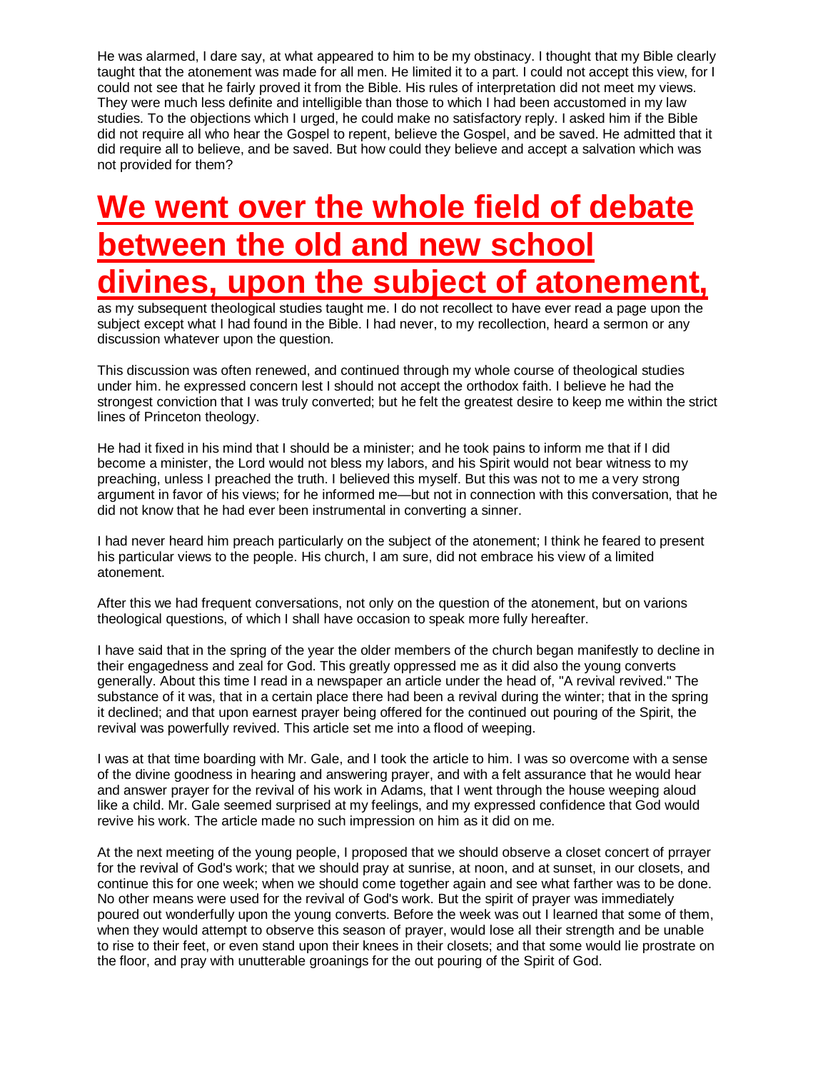He was alarmed, I dare say, at what appeared to him to be my obstinacy. I thought that my Bible clearly taught that the atonement was made for all men. He limited it to a part. I could not accept this view, for I could not see that he fairly proved it from the Bible. His rules of interpretation did not meet my views. They were much less definite and intelligible than those to which I had been accustomed in my law studies. To the objections which I urged, he could make no satisfactory reply. I asked him if the Bible did not require all who hear the Gospel to repent, believe the Gospel, and be saved. He admitted that it did require all to believe, and be saved. But how could they believe and accept a salvation which was not provided for them?

**We went over the whole field of debate between the old and new school divines, upon the subject of atonement,** as my subsequent theological studies taught me. I do not recollect to have ever read a page upon the subject except what I had found in the Bible. I had never, to my recollection, heard a sermon or any discussion whatever upon the question.

This discussion was often renewed, and continued through my whole course of theological studies under him. he expressed concern lest I should not accept the orthodox faith. I believe he had the strongest conviction that I was truly converted; but he felt the greatest desire to keep me within the strict lines of Princeton theology.

He had it fixed in his mind that I should be a minister; and he took pains to inform me that if I did become a minister, the Lord would not bless my labors, and his Spirit would not bear witness to my preaching, unless I preached the truth. I believed this myself. But this was not to me a very strong argument in favor of his views; for he informed me—but not in connection with this conversation, that he did not know that he had ever been instrumental in converting a sinner.

I had never heard him preach particularly on the subject of the atonement; I think he feared to present his particular views to the people. His church, I am sure, did not embrace his view of a limited atonement.

After this we had frequent conversations, not only on the question of the atonement, but on varions theological questions, of which I shall have occasion to speak more fully hereafter.

I have said that in the spring of the year the older members of the church began manifestly to decline in their engagedness and zeal for God. This greatly oppressed me as it did also the young converts generally. About this time I read in a newspaper an article under the head of, "A revival revived." The substance of it was, that in a certain place there had been a revival during the winter; that in the spring it declined; and that upon earnest prayer being offered for the continued out pouring of the Spirit, the revival was powerfully revived. This article set me into a flood of weeping.

I was at that time boarding with Mr. Gale, and I took the article to him. I was so overcome with a sense of the divine goodness in hearing and answering prayer, and with a felt assurance that he would hear and answer prayer for the revival of his work in Adams, that I went through the house weeping aloud like a child. Mr. Gale seemed surprised at my feelings, and my expressed confidence that God would revive his work. The article made no such impression on him as it did on me.

At the next meeting of the young people, I proposed that we should observe a closet concert of prrayer for the revival of God's work; that we should pray at sunrise, at noon, and at sunset, in our closets, and continue this for one week; when we should come together again and see what farther was to be done. No other means were used for the revival of God's work. But the spirit of prayer was immediately poured out wonderfully upon the young converts. Before the week was out I learned that some of them, when they would attempt to observe this season of prayer, would lose all their strength and be unable to rise to their feet, or even stand upon their knees in their closets; and that some would lie prostrate on the floor, and pray with unutterable groanings for the out pouring of the Spirit of God.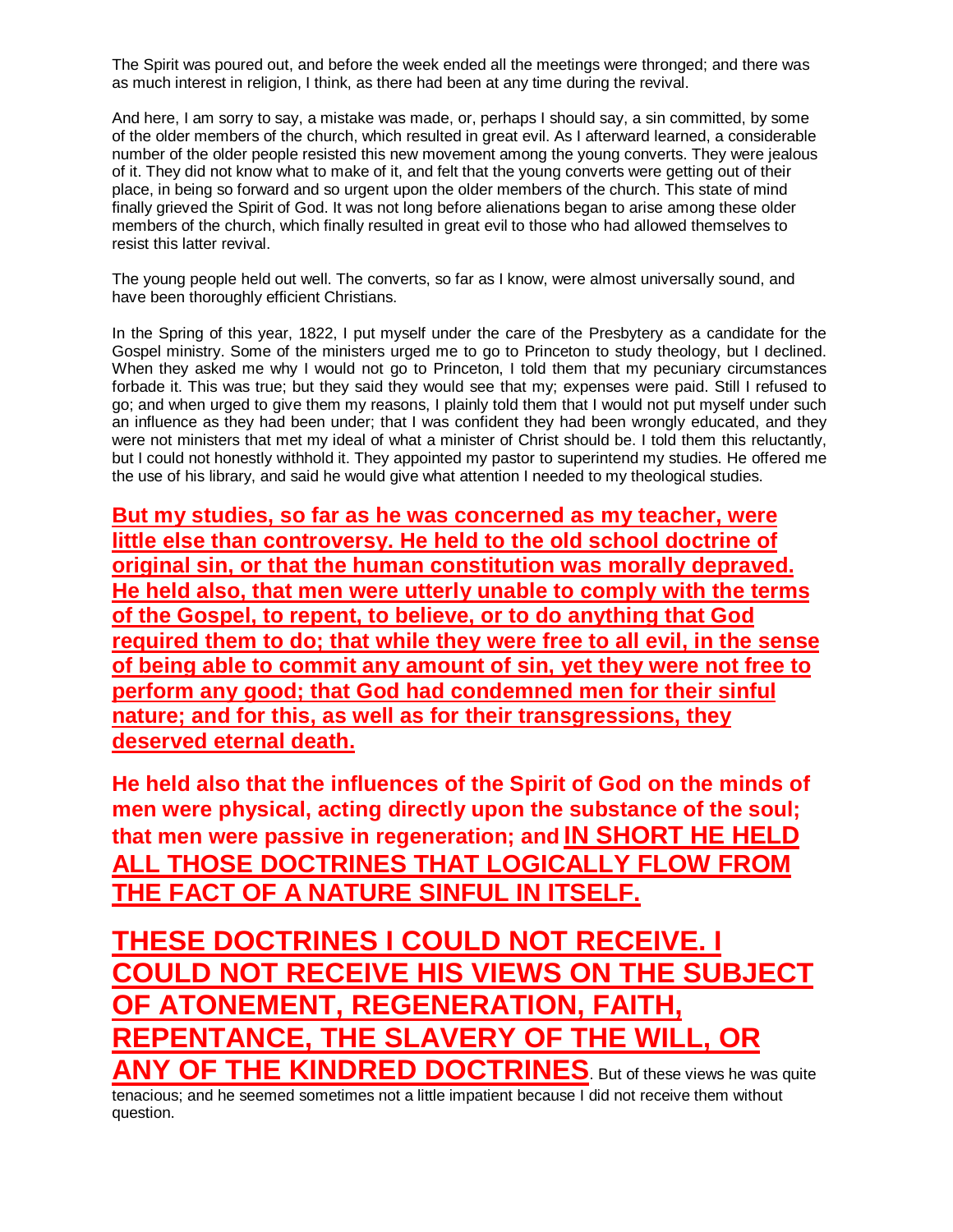The Spirit was poured out, and before the week ended all the meetings were thronged; and there was as much interest in religion, I think, as there had been at any time during the revival.

And here, I am sorry to say, a mistake was made, or, perhaps I should say, a sin committed, by some of the older members of the church, which resulted in great evil. As I afterward learned, a considerable number of the older people resisted this new movement among the young converts. They were jealous of it. They did not know what to make of it, and felt that the young converts were getting out of their place, in being so forward and so urgent upon the older members of the church. This state of mind finally grieved the Spirit of God. It was not long before alienations began to arise among these older members of the church, which finally resulted in great evil to those who had allowed themselves to resist this latter revival.

The young people held out well. The converts, so far as I know, were almost universally sound, and have been thoroughly efficient Christians.

In the Spring of this year, 1822, I put myself under the care of the Presbytery as a candidate for the Gospel ministry. Some of the ministers urged me to go to Princeton to study theology, but I declined. When they asked me why I would not go to Princeton, I told them that my pecuniary circumstances forbade it. This was true; but they said they would see that my; expenses were paid. Still I refused to go; and when urged to give them my reasons, I plainly told them that I would not put myself under such an influence as they had been under; that I was confident they had been wrongly educated, and they were not ministers that met my ideal of what a minister of Christ should be. I told them this reluctantly, but I could not honestly withhold it. They appointed my pastor to superintend my studies. He offered me the use of his library, and said he would give what attention I needed to my theological studies.

**But my studies, so far as he was concerned as my teacher, were little else than controversy. He held to the old school doctrine of original sin, or that the human constitution was morally depraved. He held also, that men were utterly unable to comply with the terms of the Gospel, to repent, to believe, or to do anything that God required them to do; that while they were free to all evil, in the sense of being able to commit any amount of sin, yet they were not free to perform any good; that God had condemned men for their sinful nature; and for this, as well as for their transgressions, they deserved eternal death.**

**He held also that the influences of the Spirit of God on the minds of men were physical, acting directly upon the substance of the soul; that men were passive in regeneration; and IN SHORT HE HELD ALL THOSE DOCTRINES THAT LOGICALLY FLOW FROM THE FACT OF A NATURE SINFUL IN ITSELF.**

**THESE DOCTRINES I COULD NOT RECEIVE. I COULD NOT RECEIVE HIS VIEWS ON THE SUBJECT OF ATONEMENT, REGENERATION, FAITH, REPENTANCE, THE SLAVERY OF THE WILL, OR ANY OF THE KINDRED DOCTRINES**. But of these views he was quite tenacious; and he seemed sometimes not a little impatient because I did not receive them without question.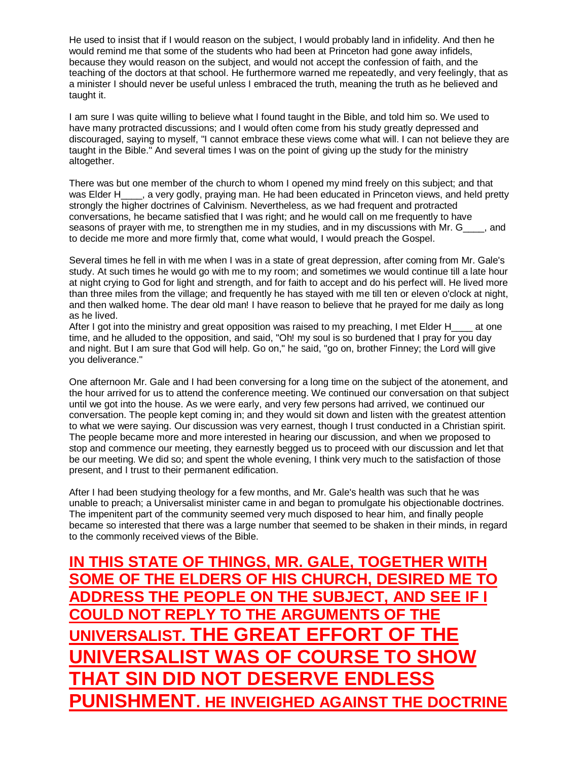He used to insist that if I would reason on the subject, I would probably land in infidelity. And then he would remind me that some of the students who had been at Princeton had gone away infidels, because they would reason on the subject, and would not accept the confession of faith, and the teaching of the doctors at that school. He furthermore warned me repeatedly, and very feelingly, that as a minister I should never be useful unless I embraced the truth, meaning the truth as he believed and taught it.

I am sure I was quite willing to believe what I found taught in the Bible, and told him so. We used to have many protracted discussions; and I would often come from his study greatly depressed and discouraged, saying to myself, "I cannot embrace these views come what will. I can not believe they are taught in the Bible." And several times I was on the point of giving up the study for the ministry altogether.

There was but one member of the church to whom I opened my mind freely on this subject; and that was Elder H____, a very godly, praying man. He had been educated in Princeton views, and held pretty strongly the higher doctrines of Calvinism. Nevertheless, as we had frequent and protracted conversations, he became satisfied that I was right; and he would call on me frequently to have seasons of prayer with me, to strengthen me in my studies, and in my discussions with Mr. G____, and to decide me more and more firmly that, come what would, I would preach the Gospel.

Several times he fell in with me when I was in a state of great depression, after coming from Mr. Gale's study. At such times he would go with me to my room; and sometimes we would continue till a late hour at night crying to God for light and strength, and for faith to accept and do his perfect will. He lived more than three miles from the village; and frequently he has stayed with me till ten or eleven o'clock at night, and then walked home. The dear old man! I have reason to believe that he prayed for me daily as long as he lived.
After I got into the ministry and great opposition was raised to my preaching, I met Elder H____ at one time, and he alluded to the opposition, and said, "Oh! my soul is so burdened that I pray for you day and night. But I am sure that God will help. Go on," he said, "go on, brother Finney; the Lord will give you deliverance."

One afternoon Mr. Gale and I had been conversing for a long time on the subject of the atonement, and the hour arrived for us to attend the conference meeting. We continued our conversation on that subject until we got into the house. As we were early, and very few persons had arrived, we continued our conversation. The people kept coming in; and they would sit down and listen with the greatest attention to what we were saying. Our discussion was very earnest, though I trust conducted in a Christian spirit. The people became more and more interested in hearing our discussion, and when we proposed to stop and commence our meeting, they earnestly begged us to proceed with our discussion and let that be our meeting. We did so; and spent the whole evening, I think very much to the satisfaction of those present, and I trust to their permanent edification.

After I had been studying theology for a few months, and Mr. Gale's health was such that he was unable to preach; a Universalist minister came in and began to promulgate his objectionable doctrines. The impenitent part of the community seemed very much disposed to hear him, and finally people became so interested that there was a large number that seemed to be shaken in their minds, in regard to the commonly received views of the Bible.

**IN THIS STATE OF THINGS, MR. GALE, TOGETHER WITH SOME OF THE ELDERS OF HIS CHURCH, DESIRED ME TO ADDRESS THE PEOPLE ON THE SUBJECT, AND SEE IF I COULD NOT REPLY TO THE ARGUMENTS OF THE UNIVERSALIST. THE GREAT EFFORT OF THE UNIVERSALIST WAS OF COURSE TO SHOW THAT SIN DID NOT DESERVE ENDLESS PUNISHMENT. HE INVEIGHED AGAINST THE DOCTRINE**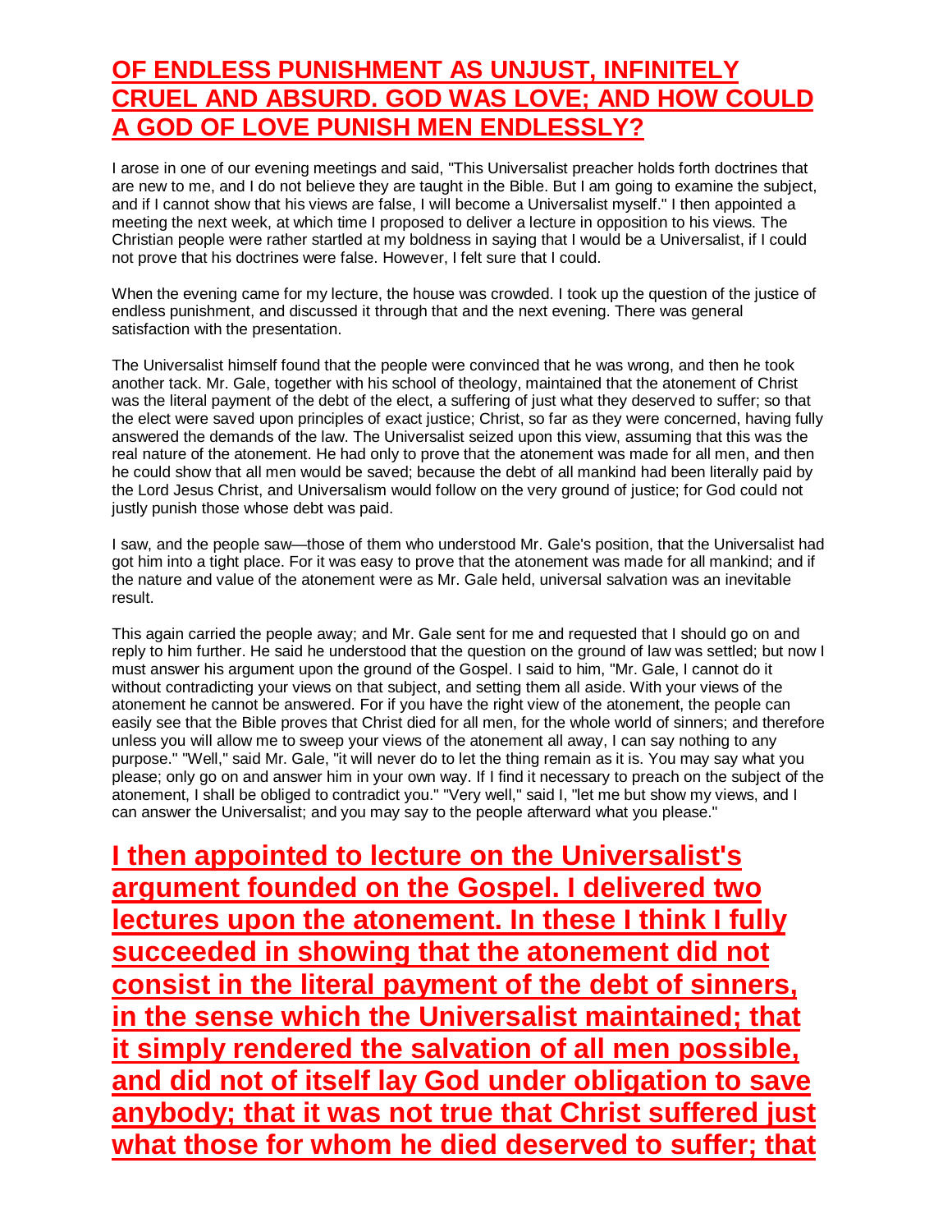**OF ENDLESS PUNISHMENT AS UNJUST, INFINITELY CRUEL AND ABSURD. GOD WAS LOVE; AND HOW COULD A GOD OF LOVE PUNISH MEN ENDLESSLY?**

I arose in one of our evening meetings and said, "This Universalist preacher holds forth doctrines that are new to me, and I do not believe they are taught in the Bible. But I am going to examine the subject, and if I cannot show that his views are false, I will become a Universalist myself." I then appointed a meeting the next week, at which time I proposed to deliver a lecture in opposition to his views. The Christian people were rather startled at my boldness in saying that I would be a Universalist, if I could not prove that his doctrines were false. However, I felt sure that I could.

When the evening came for my lecture, the house was crowded. I took up the question of the justice of endless punishment, and discussed it through that and the next evening. There was general satisfaction with the presentation.

The Universalist himself found that the people were convinced that he was wrong, and then he took another tack. Mr. Gale, together with his school of theology, maintained that the atonement of Christ was the literal payment of the debt of the elect, a suffering of just what they deserved to suffer; so that the elect were saved upon principles of exact justice; Christ, so far as they were concerned, having fully answered the demands of the law. The Universalist seized upon this view, assuming that this was the real nature of the atonement. He had only to prove that the atonement was made for all men, and then he could show that all men would be saved; because the debt of all mankind had been literally paid by the Lord Jesus Christ, and Universalism would follow on the very ground of justice; for God could not justly punish those whose debt was paid.

I saw, and the people saw—those of them who understood Mr. Gale's position, that the Universalist had got him into a tight place. For it was easy to prove that the atonement was made for all mankind; and if the nature and value of the atonement were as Mr. Gale held, universal salvation was an inevitable result.

This again carried the people away; and Mr. Gale sent for me and requested that I should go on and reply to him further. He said he understood that the question on the ground of law was settled; but now I must answer his argument upon the ground of the Gospel. I said to him, "Mr. Gale, I cannot do it without contradicting your views on that subject, and setting them all aside. With your views of the atonement he cannot be answered. For if you have the right view of the atonement, the people can easily see that the Bible proves that Christ died for all men, for the whole world of sinners; and therefore unless you will allow me to sweep your views of the atonement all away, I can say nothing to any purpose." "Well," said Mr. Gale, "it will never do to let the thing remain as it is. You may say what you please; only go on and answer him in your own way. If I find it necessary to preach on the subject of the atonement, I shall be obliged to contradict you." "Very well," said I, "let me but show my views, and I can answer the Universalist; and you may say to the people afterward what you please."

**I then appointed to lecture on the Universalist's argument founded on the Gospel. I delivered two lectures upon the atonement. In these I think I fully succeeded in showing that the atonement did not consist in the literal payment of the debt of sinners, in the sense which the Universalist maintained; that it simply rendered the salvation of all men possible, and did not of itself lay God under obligation to save anybody; that it was not true that Christ suffered just what those for whom he died deserved to suffer; that**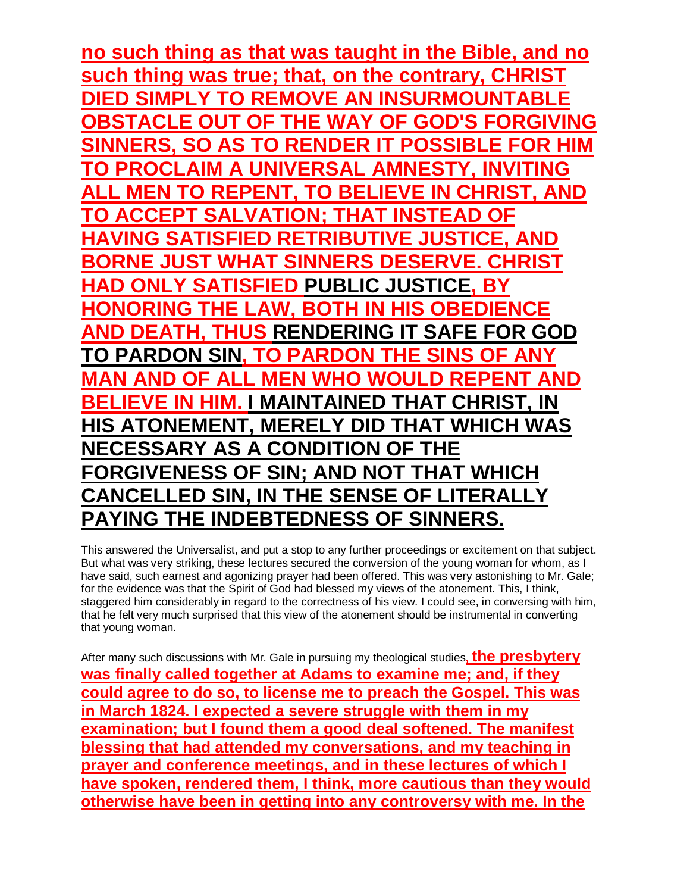**no such thing as that was taught in the Bible, and no such thing was true; that, on the contrary, CHRIST DIED SIMPLY TO REMOVE AN INSURMOUNTABLE OBSTACLE OUT OF THE WAY OF GOD'S FORGIVING SINNERS, SO AS TO RENDER IT POSSIBLE FOR HIM TO PROCLAIM A UNIVERSAL AMNESTY, INVITING ALL MEN TO REPENT, TO BELIEVE IN CHRIST, AND TO ACCEPT SALVATION; THAT INSTEAD OF HAVING SATISFIED RETRIBUTIVE JUSTICE, AND BORNE JUST WHAT SINNERS DESERVE. CHRIST HAD ONLY SATISFIED PUBLIC JUSTICE, BY HONORING THE LAW, BOTH IN HIS OBEDIENCE AND DEATH, THUS RENDERING IT SAFE FOR GOD TO PARDON SIN, TO PARDON THE SINS OF ANY MAN AND OF ALL MEN WHO WOULD REPENT AND BELIEVE IN HIM. I MAINTAINED THAT CHRIST, IN HIS ATONEMENT, MERELY DID THAT WHICH WAS NECESSARY AS A CONDITION OF THE FORGIVENESS OF SIN; AND NOT THAT WHICH CANCELLED SIN, IN THE SENSE OF LITERALLY PAYING THE INDEBTEDNESS OF SINNERS.**

This answered the Universalist, and put a stop to any further proceedings or excitement on that subject. But what was very striking, these lectures secured the conversion of the young woman for whom, as I have said, such earnest and agonizing prayer had been offered. This was very astonishing to Mr. Gale; for the evidence was that the Spirit of God had blessed my views of the atonement. This, I think, staggered him considerably in regard to the correctness of his view. I could see, in conversing with him, that he felt very much surprised that this view of the atonement should be instrumental in converting that young woman.

After many such discussions with Mr. Gale in pursuing my theological studies**, the presbytery was finally called together at Adams to examine me; and, if they could agree to do so, to license me to preach the Gospel. This was in March 1824. I expected a severe struggle with them in my examination; but I found them a good deal softened. The manifest blessing that had attended my conversations, and my teaching in prayer and conference meetings, and in these lectures of which I have spoken, rendered them, I think, more cautious than they would otherwise have been in getting into any controversy with me. In the**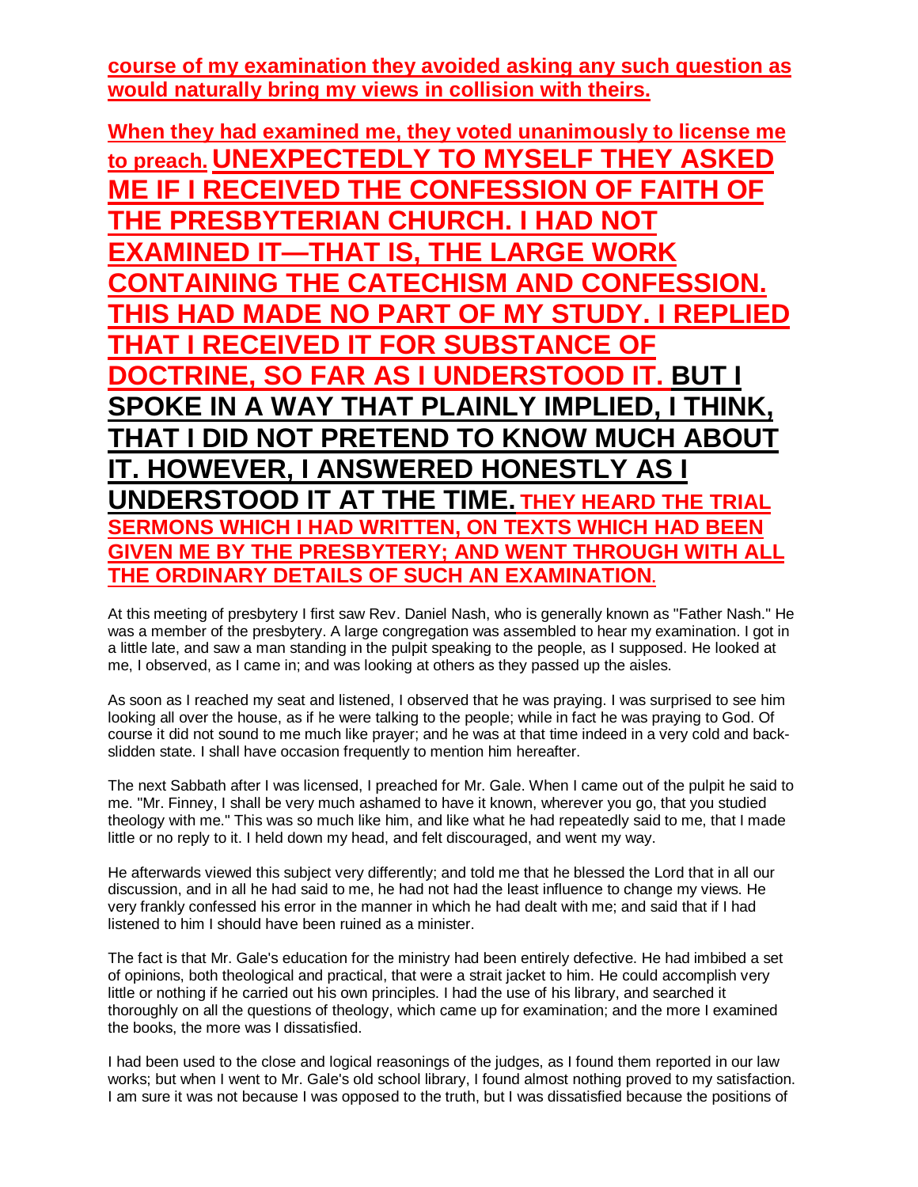**course of my examination they avoided asking any such question as would naturally bring my views in collision with theirs.**

**When they had examined me, they voted unanimously to license me to preach. UNEXPECTEDLY TO MYSELF THEY ASKED ME IF I RECEIVED THE CONFESSION OF FAITH OF THE PRESBYTERIAN CHURCH. I HAD NOT EXAMINED IT—THAT IS, THE LARGE WORK CONTAINING THE CATECHISM AND CONFESSION. THIS HAD MADE NO PART OF MY STUDY. I REPLIED THAT I RECEIVED IT FOR SUBSTANCE OF DOCTRINE, SO FAR AS I UNDERSTOOD IT. BUT I SPOKE IN A WAY THAT PLAINLY IMPLIED, I THINK, THAT I DID NOT PRETEND TO KNOW MUCH ABOUT IT. HOWEVER, I ANSWERED HONESTLY AS I UNDERSTOOD IT AT THE TIME. THEY HEARD THE TRIAL SERMONS WHICH I HAD WRITTEN, ON TEXTS WHICH HAD BEEN GIVEN ME BY THE PRESBYTERY; AND WENT THROUGH WITH ALL THE ORDINARY DETAILS OF SUCH AN EXAMINATION.**

At this meeting of presbytery I first saw Rev. Daniel Nash, who is generally known as "Father Nash." He was a member of the presbytery. A large congregation was assembled to hear my examination. I got in a little late, and saw a man standing in the pulpit speaking to the people, as I supposed. He looked at me, I observed, as I came in; and was looking at others as they passed up the aisles.

As soon as I reached my seat and listened, I observed that he was praying. I was surprised to see him looking all over the house, as if he were talking to the people; while in fact he was praying to God. Of course it did not sound to me much like prayer; and he was at that time indeed in a very cold and back-slidden state. I shall have occasion frequently to mention him hereafter.

The next Sabbath after I was licensed, I preached for Mr. Gale. When I came out of the pulpit he said to me. "Mr. Finney, I shall be very much ashamed to have it known, wherever you go, that you studied theology with me." This was so much like him, and like what he had repeatedly said to me, that I made little or no reply to it. I held down my head, and felt discouraged, and went my way.

He afterwards viewed this subject very differently; and told me that he blessed the Lord that in all our discussion, and in all he had said to me, he had not had the least influence to change my views. He very frankly confessed his error in the manner in which he had dealt with me; and said that if I had listened to him I should have been ruined as a minister.

The fact is that Mr. Gale's education for the ministry had been entirely defective. He had imbibed a set of opinions, both theological and practical, that were a strait jacket to him. He could accomplish very little or nothing if he carried out his own principles. I had the use of his library, and searched it thoroughly on all the questions of theology, which came up for examination; and the more I examined the books, the more was I dissatisfied.

I had been used to the close and logical reasonings of the judges, as I found them reported in our law works; but when I went to Mr. Gale's old school library, I found almost nothing proved to my satisfaction. I am sure it was not because I was opposed to the truth, but I was dissatisfied because the positions of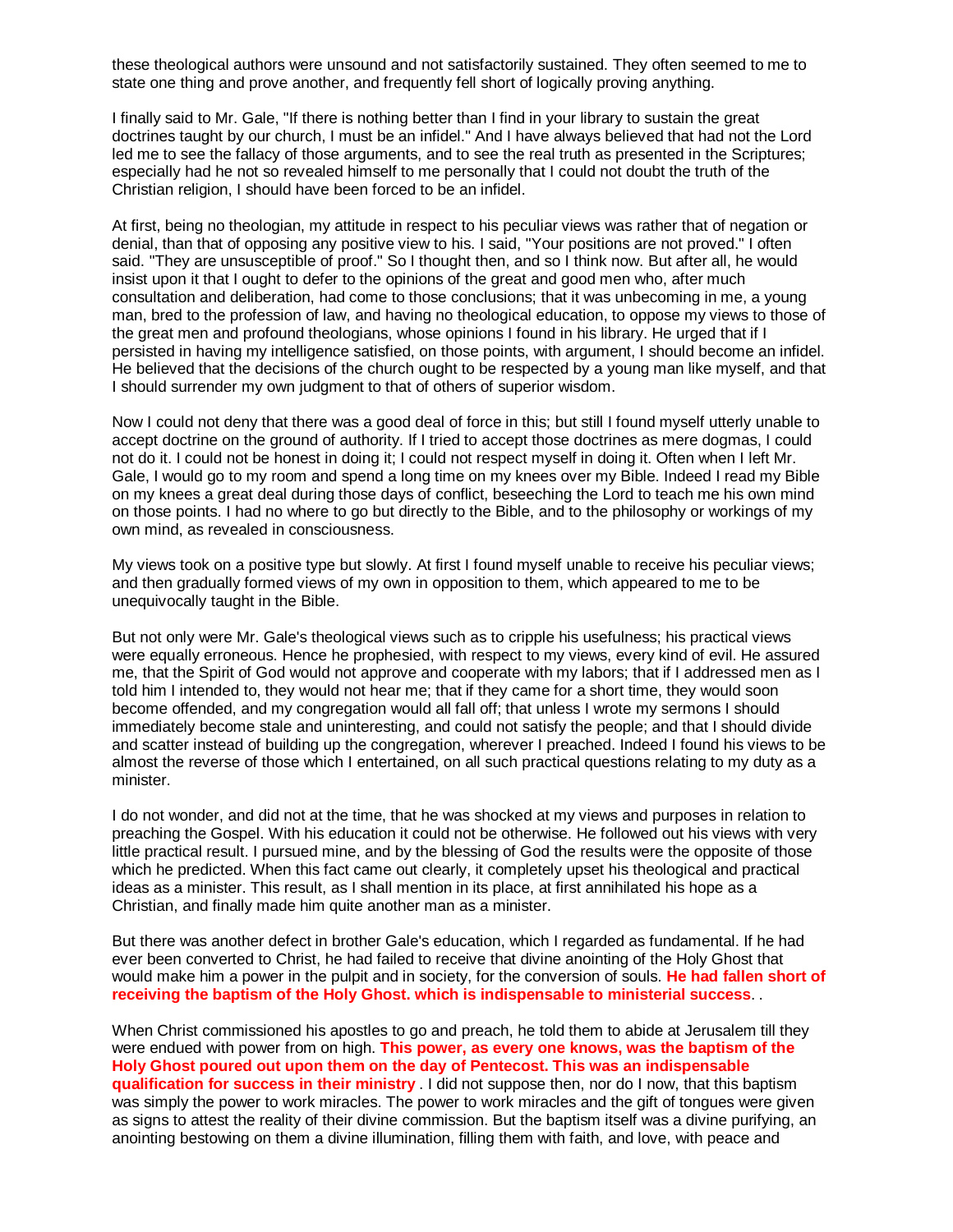these theological authors were unsound and not satisfactorily sustained. They often seemed to me to state one thing and prove another, and frequently fell short of logically proving anything.

I finally said to Mr. Gale, "If there is nothing better than I find in your library to sustain the great doctrines taught by our church, I must be an infidel." And I have always believed that had not the Lord led me to see the fallacy of those arguments, and to see the real truth as presented in the Scriptures; especially had he not so revealed himself to me personally that I could not doubt the truth of the Christian religion, I should have been forced to be an infidel.

At first, being no theologian, my attitude in respect to his peculiar views was rather that of negation or denial, than that of opposing any positive view to his. I said, "Your positions are not proved." I often said. "They are unsusceptible of proof." So I thought then, and so I think now. But after all, he would insist upon it that I ought to defer to the opinions of the great and good men who, after much consultation and deliberation, had come to those conclusions; that it was unbecoming in me, a young man, bred to the profession of law, and having no theological education, to oppose my views to those of the great men and profound theologians, whose opinions I found in his library. He urged that if I persisted in having my intelligence satisfied, on those points, with argument, I should become an infidel. He believed that the decisions of the church ought to be respected by a young man like myself, and that I should surrender my own judgment to that of others of superior wisdom.

Now I could not deny that there was a good deal of force in this; but still I found myself utterly unable to accept doctrine on the ground of authority. If I tried to accept those doctrines as mere dogmas, I could not do it. I could not be honest in doing it; I could not respect myself in doing it. Often when I left Mr. Gale, I would go to my room and spend a long time on my knees over my Bible. Indeed I read my Bible on my knees a great deal during those days of conflict, beseeching the Lord to teach me his own mind on those points. I had no where to go but directly to the Bible, and to the philosophy or workings of my own mind, as revealed in consciousness.

My views took on a positive type but slowly. At first I found myself unable to receive his peculiar views; and then gradually formed views of my own in opposition to them, which appeared to me to be unequivocally taught in the Bible.

But not only were Mr. Gale's theological views such as to cripple his usefulness; his practical views were equally erroneous. Hence he prophesied, with respect to my views, every kind of evil. He assured me, that the Spirit of God would not approve and cooperate with my labors; that if I addressed men as I told him I intended to, they would not hear me; that if they came for a short time, they would soon become offended, and my congregation would all fall off; that unless I wrote my sermons I should immediately become stale and uninteresting, and could not satisfy the people; and that I should divide and scatter instead of building up the congregation, wherever I preached. Indeed I found his views to be almost the reverse of those which I entertained, on all such practical questions relating to my duty as a minister.

I do not wonder, and did not at the time, that he was shocked at my views and purposes in relation to preaching the Gospel. With his education it could not be otherwise. He followed out his views with very little practical result. I pursued mine, and by the blessing of God the results were the opposite of those which he predicted. When this fact came out clearly, it completely upset his theological and practical ideas as a minister. This result, as I shall mention in its place, at first annihilated his hope as a Christian, and finally made him quite another man as a minister.

But there was another defect in brother Gale's education, which I regarded as fundamental. If he had ever been converted to Christ, he had failed to receive that divine anointing of the Holy Ghost that would make him a power in the pulpit and in society, for the conversion of souls. **He had fallen short of receiving the baptism of the Holy Ghost. which is indispensable to ministerial success**. .

When Christ commissioned his apostles to go and preach, he told them to abide at Jerusalem till they were endued with power from on high. **This power, as every one knows, was the baptism of the Holy Ghost poured out upon them on the day of Pentecost. This was an indispensable qualification for success in their ministry** . I did not suppose then, nor do I now, that this baptism was simply the power to work miracles. The power to work miracles and the gift of tongues were given as signs to attest the reality of their divine commission. But the baptism itself was a divine purifying, an anointing bestowing on them a divine illumination, filling them with faith, and love, with peace and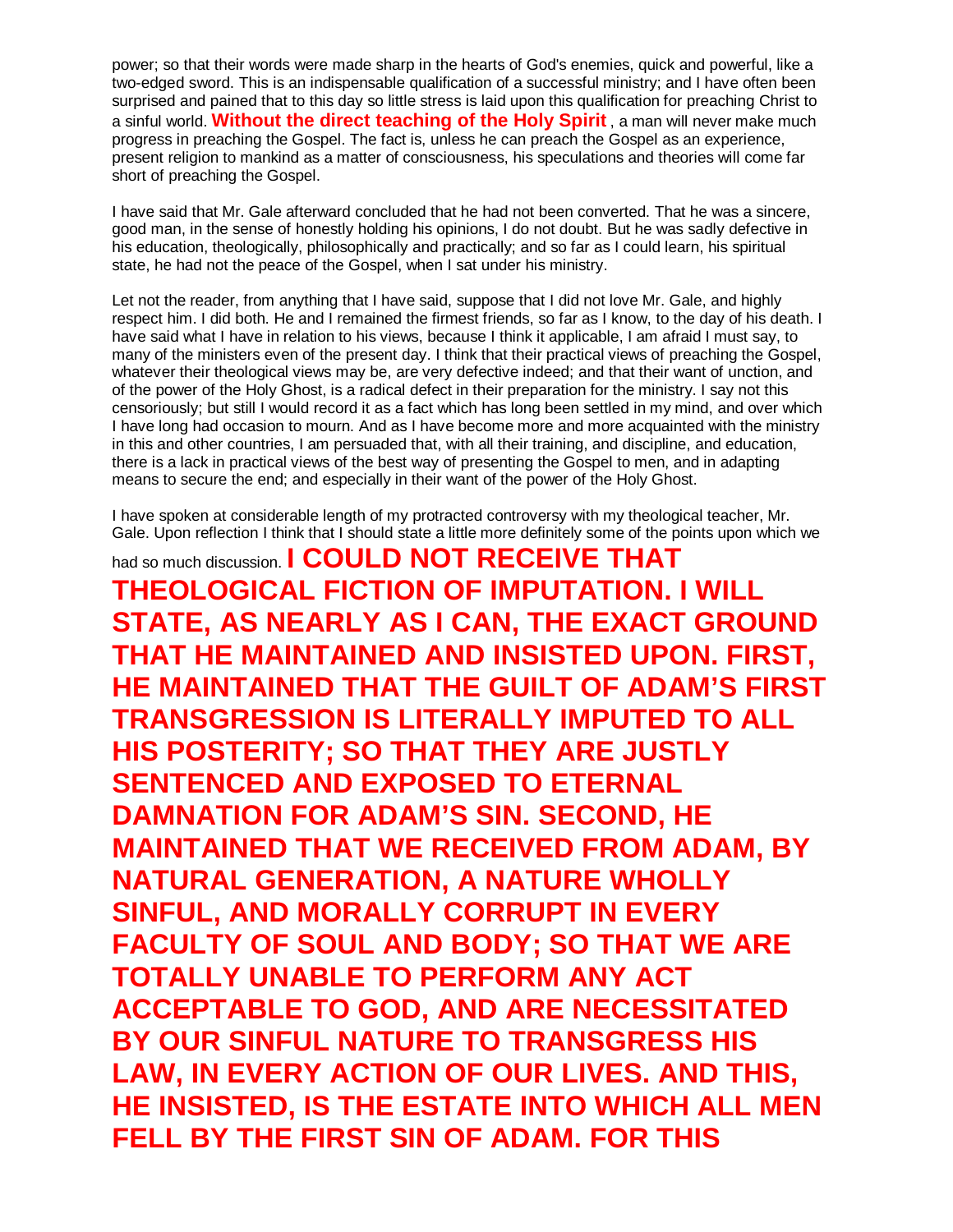power; so that their words were made sharp in the hearts of God's enemies, quick and powerful, like a two-edged sword. This is an indispensable qualification of a successful ministry; and I have often been surprised and pained that to this day so little stress is laid upon this qualification for preaching Christ to a sinful world. **Without the direct teaching of the Holy Spirit** , a man will never make much progress in preaching the Gospel. The fact is, unless he can preach the Gospel as an experience, present religion to mankind as a matter of consciousness, his speculations and theories will come far short of preaching the Gospel.

I have said that Mr. Gale afterward concluded that he had not been converted. That he was a sincere, good man, in the sense of honestly holding his opinions, I do not doubt. But he was sadly defective in his education, theologically, philosophically and practically; and so far as I could learn, his spiritual state, he had not the peace of the Gospel, when I sat under his ministry.

Let not the reader, from anything that I have said, suppose that I did not love Mr. Gale, and highly respect him. I did both. He and I remained the firmest friends, so far as I know, to the day of his death. I have said what I have in relation to his views, because I think it applicable, I am afraid I must say, to many of the ministers even of the present day. I think that their practical views of preaching the Gospel, whatever their theological views may be, are very defective indeed; and that their want of unction, and of the power of the Holy Ghost, is a radical defect in their preparation for the ministry. I say not this censoriously; but still I would record it as a fact which has long been settled in my mind, and over which I have long had occasion to mourn. And as I have become more and more acquainted with the ministry in this and other countries, I am persuaded that, with all their training, and discipline, and education, there is a lack in practical views of the best way of presenting the Gospel to men, and in adapting means to secure the end; and especially in their want of the power of the Holy Ghost.

I have spoken at considerable length of my protracted controversy with my theological teacher, Mr. Gale. Upon reflection I think that I should state a little more definitely some of the points upon which we had so much discussion. **I COULD NOT RECEIVE THAT THEOLOGICAL FICTION OF IMPUTATION. I WILL STATE, AS NEARLY AS I CAN, THE EXACT GROUND THAT HE MAINTAINED AND INSISTED UPON. FIRST, HE MAINTAINED THAT THE GUILT OF ADAM'S FIRST TRANSGRESSION IS LITERALLY IMPUTED TO ALL HIS POSTERITY; SO THAT THEY ARE JUSTLY SENTENCED AND EXPOSED TO ETERNAL DAMNATION FOR ADAM'S SIN. SECOND, HE MAINTAINED THAT WE RECEIVED FROM ADAM, BY NATURAL GENERATION, A NATURE WHOLLY SINFUL, AND MORALLY CORRUPT IN EVERY FACULTY OF SOUL AND BODY; SO THAT WE ARE TOTALLY UNABLE TO PERFORM ANY ACT ACCEPTABLE TO GOD, AND ARE NECESSITATED BY OUR SINFUL NATURE TO TRANSGRESS HIS LAW, IN EVERY ACTION OF OUR LIVES. AND THIS, HE INSISTED, IS THE ESTATE INTO WHICH ALL MEN FELL BY THE FIRST SIN OF ADAM. FOR THIS**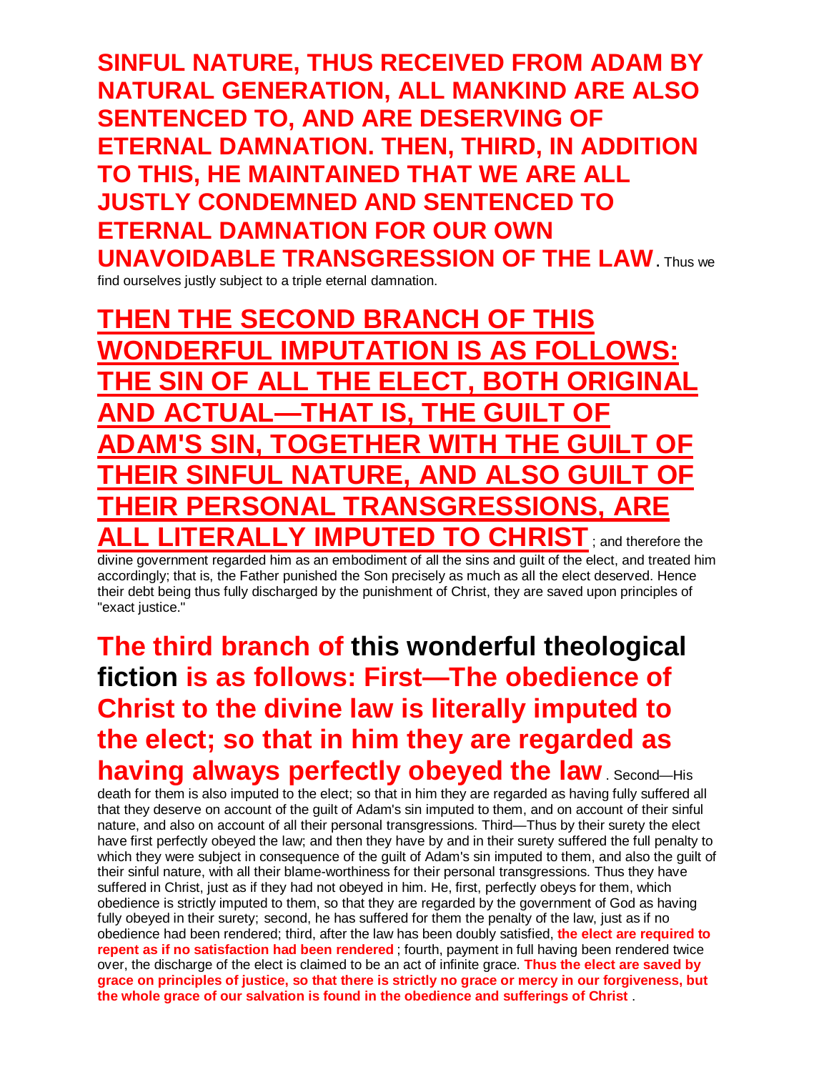**SINFUL NATURE, THUS RECEIVED FROM ADAM BY NATURAL GENERATION, ALL MANKIND ARE ALSO SENTENCED TO, AND ARE DESERVING OF ETERNAL DAMNATION. THEN, THIRD, IN ADDITION TO THIS, HE MAINTAINED THAT WE ARE ALL JUSTLY CONDEMNED AND SENTENCED TO ETERNAL DAMNATION FOR OUR OWN UNAVOIDABLE TRANSGRESSION OF THE LAW**. Thus we find ourselves justly subject to a triple eternal damnation.

**THEN THE SECOND BRANCH OF THIS WONDERFUL IMPUTATION IS AS FOLLOWS: THE SIN OF ALL THE ELECT, BOTH ORIGINAL AND ACTUAL—THAT IS, THE GUILT OF ADAM'S SIN, TOGETHER WITH THE GUILT OF THEIR SINFUL NATURE, AND ALSO GUILT OF THEIR PERSONAL TRANSGRESSIONS, ARE ALL LITERALLY IMPUTED TO CHRIST**; and therefore the divine government regarded him as an embodiment of all the sins and guilt of the elect, and treated him accordingly; that is, the Father punished the Son precisely as much as all the elect deserved. Hence their debt being thus fully discharged by the punishment of Christ, they are saved upon principles of "exact justice."

**The third branch of this wonderful theological fiction is as follows: First—The obedience of Christ to the divine law is literally imputed to the elect; so that in him they are regarded as having always perfectly obeyed the law**. Second—His death for them is also imputed to the elect; so that in him they are regarded as having fully suffered all that they deserve on account of the guilt of Adam's sin imputed to them, and on account of their sinful nature, and also on account of all their personal transgressions. Third—Thus by their surety the elect have first perfectly obeyed the law; and then they have by and in their surety suffered the full penalty to which they were subject in consequence of the guilt of Adam's sin imputed to them, and also the guilt of their sinful nature, with all their blame-worthiness for their personal transgressions. Thus they have suffered in Christ, just as if they had not obeyed in him. He, first, perfectly obeys for them, which obedience is strictly imputed to them, so that they are regarded by the government of God as having fully obeyed in their surety; second, he has suffered for them the penalty of the law, just as if no obedience had been rendered; third, after the law has been doubly satisfied, **the elect are required to repent as if no satisfaction had been rendered**; fourth, payment in full having been rendered twice over, the discharge of the elect is claimed to be an act of infinite grace. **Thus the elect are saved by grace on principles of justice, so that there is strictly no grace or mercy in our forgiveness, but the whole grace of our salvation is found in the obedience and sufferings of Christ**.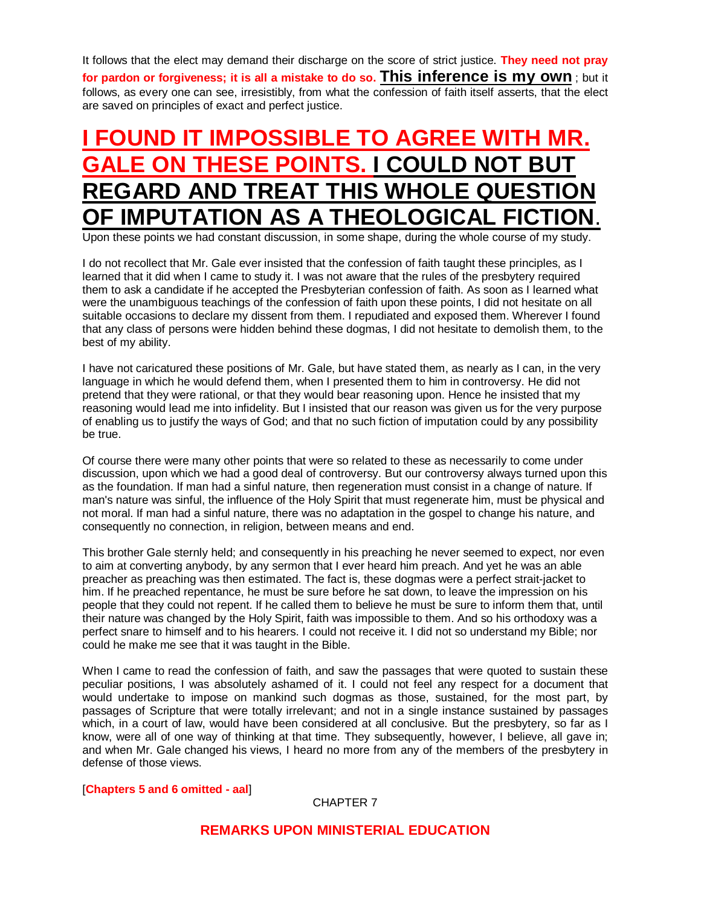It follows that the elect may demand their discharge on the score of strict justice. **They need not pray for pardon or forgiveness; it is all a mistake to do so.** **This inference is my own**; but it follows, as every one can see, irresistibly, from what the confession of faith itself asserts, that the elect are saved on principles of exact and perfect justice.

# I FOUND IT IMPOSSIBLE TO AGREE WITH MR. GALE ON THESE POINTS. I COULD NOT BUT REGARD AND TREAT THIS WHOLE QUESTION OF IMPUTATION AS A THEOLOGICAL FICTION.

Upon these points we had constant discussion, in some shape, during the whole course of my study.

I do not recollect that Mr. Gale ever insisted that the confession of faith taught these principles, as I learned that it did when I came to study it. I was not aware that the rules of the presbytery required them to ask a candidate if he accepted the Presbyterian confession of faith. As soon as I learned what were the unambiguous teachings of the confession of faith upon these points, I did not hesitate on all suitable occasions to declare my dissent from them. I repudiated and exposed them. Wherever I found that any class of persons were hidden behind these dogmas, I did not hesitate to demolish them, to the best of my ability.

I have not caricatured these positions of Mr. Gale, but have stated them, as nearly as I can, in the very language in which he would defend them, when I presented them to him in controversy. He did not pretend that they were rational, or that they would bear reasoning upon. Hence he insisted that my reasoning would lead me into infidelity. But I insisted that our reason was given us for the very purpose of enabling us to justify the ways of God; and that no such fiction of imputation could by any possibility be true.

Of course there were many other points that were so related to these as necessarily to come under discussion, upon which we had a good deal of controversy. But our controversy always turned upon this as the foundation. If man had a sinful nature, then regeneration must consist in a change of nature. If man's nature was sinful, the influence of the Holy Spirit that must regenerate him, must be physical and not moral. If man had a sinful nature, there was no adaptation in the gospel to change his nature, and consequently no connection, in religion, between means and end.

This brother Gale sternly held; and consequently in his preaching he never seemed to expect, nor even to aim at converting anybody, by any sermon that I ever heard him preach. And yet he was an able preacher as preaching was then estimated. The fact is, these dogmas were a perfect strait-jacket to him. If he preached repentance, he must be sure before he sat down, to leave the impression on his people that they could not repent. If he called them to believe he must be sure to inform them that, until their nature was changed by the Holy Spirit, faith was impossible to them. And so his orthodoxy was a perfect snare to himself and to his hearers. I could not receive it. I did not so understand my Bible; nor could he make me see that it was taught in the Bible.

When I came to read the confession of faith, and saw the passages that were quoted to sustain these peculiar positions, I was absolutely ashamed of it. I could not feel any respect for a document that would undertake to impose on mankind such dogmas as those, sustained, for the most part, by passages of Scripture that were totally irrelevant; and not in a single instance sustained by passages which, in a court of law, would have been considered at all conclusive. But the presbytery, so far as I know, were all of one way of thinking at that time. They subsequently, however, I believe, all gave in; and when Mr. Gale changed his views, I heard no more from any of the members of the presbytery in defense of those views.

[**Chapters 5 and 6 omitted - aal**]

CHAPTER 7

## REMARKS UPON MINISTERIAL EDUCATION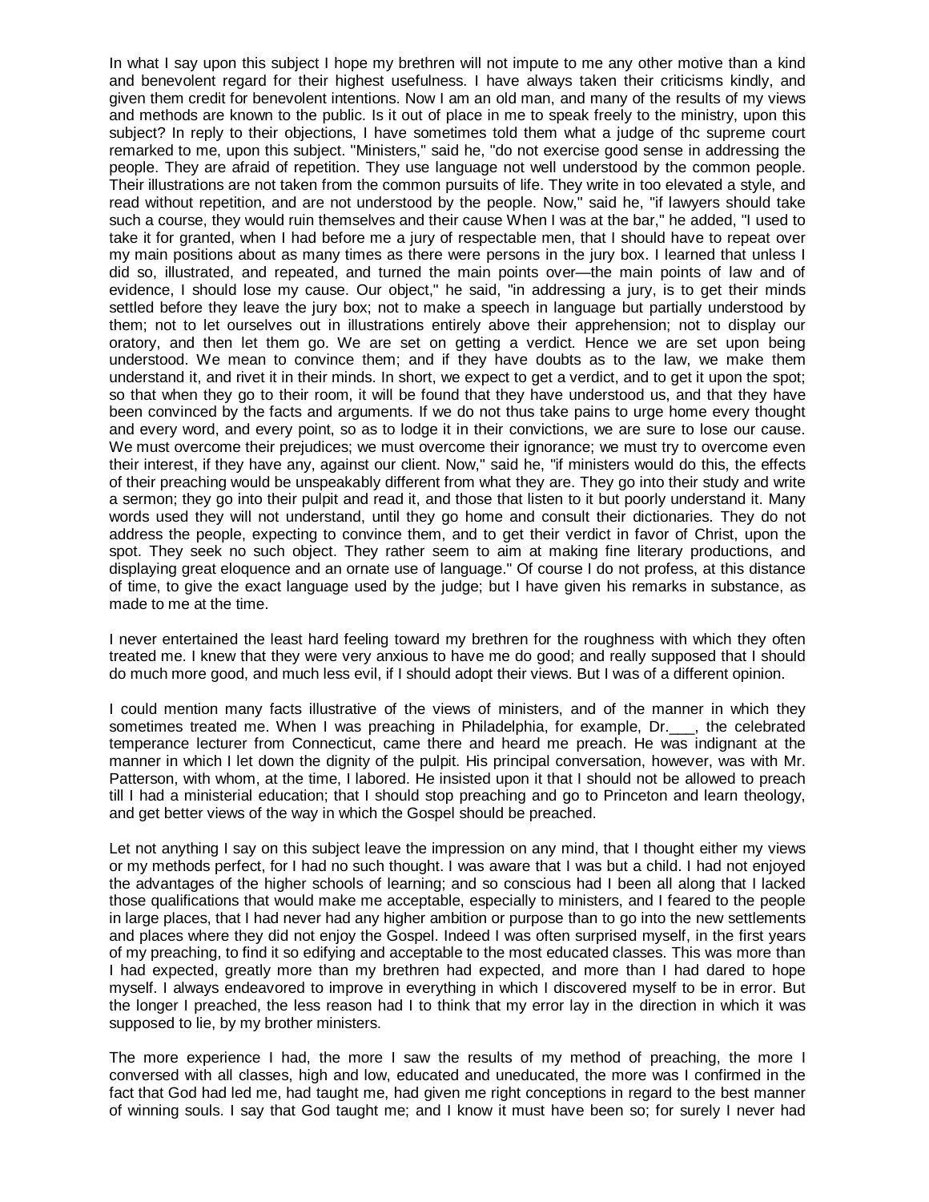In what I say upon this subject I hope my brethren will not impute to me any other motive than a kind and benevolent regard for their highest usefulness. I have always taken their criticisms kindly, and given them credit for benevolent intentions. Now I am an old man, and many of the results of my views and methods are known to the public. Is it out of place in me to speak freely to the ministry, upon this subject? In reply to their objections, I have sometimes told them what a judge of thc supreme court remarked to me, upon this subject. "Ministers," said he, "do not exercise good sense in addressing the people. They are afraid of repetition. They use language not well understood by the common people. Their illustrations are not taken from the common pursuits of life. They write in too elevated a style, and read without repetition, and are not understood by the people. Now," said he, "if lawyers should take such a course, they would ruin themselves and their cause When I was at the bar," he added, "I used to take it for granted, when I had before me a jury of respectable men, that I should have to repeat over my main positions about as many times as there were persons in the jury box. I learned that unless I did so, illustrated, and repeated, and turned the main points over—the main points of law and of evidence, I should lose my cause. Our object," he said, "in addressing a jury, is to get their minds settled before they leave the jury box; not to make a speech in language but partially understood by them; not to let ourselves out in illustrations entirely above their apprehension; not to display our oratory, and then let them go. We are set on getting a verdict. Hence we are set upon being understood. We mean to convince them; and if they have doubts as to the law, we make them understand it, and rivet it in their minds. In short, we expect to get a verdict, and to get it upon the spot; so that when they go to their room, it will be found that they have understood us, and that they have been convinced by the facts and arguments. If we do not thus take pains to urge home every thought and every word, and every point, so as to lodge it in their convictions, we are sure to lose our cause. We must overcome their prejudices; we must overcome their ignorance; we must try to overcome even their interest, if they have any, against our client. Now," said he, "if ministers would do this, the effects of their preaching would be unspeakably different from what they are. They go into their study and write a sermon; they go into their pulpit and read it, and those that listen to it but poorly understand it. Many words used they will not understand, until they go home and consult their dictionaries. They do not address the people, expecting to convince them, and to get their verdict in favor of Christ, upon the spot. They seek no such object. They rather seem to aim at making fine literary productions, and displaying great eloquence and an ornate use of language." Of course I do not profess, at this distance of time, to give the exact language used by the judge; but I have given his remarks in substance, as made to me at the time.

I never entertained the least hard feeling toward my brethren for the roughness with which they often treated me. I knew that they were very anxious to have me do good; and really supposed that I should do much more good, and much less evil, if I should adopt their views. But I was of a different opinion.

I could mention many facts illustrative of the views of ministers, and of the manner in which they sometimes treated me. When I was preaching in Philadelphia, for example, Dr.___, the celebrated temperance lecturer from Connecticut, came there and heard me preach. He was indignant at the manner in which I let down the dignity of the pulpit. His principal conversation, however, was with Mr. Patterson, with whom, at the time, I labored. He insisted upon it that I should not be allowed to preach till I had a ministerial education; that I should stop preaching and go to Princeton and learn theology, and get better views of the way in which the Gospel should be preached.

Let not anything I say on this subject leave the impression on any mind, that I thought either my views or my methods perfect, for I had no such thought. I was aware that I was but a child. I had not enjoyed the advantages of the higher schools of learning; and so conscious had I been all along that I lacked those qualifications that would make me acceptable, especially to ministers, and I feared to the people in large places, that I had never had any higher ambition or purpose than to go into the new settlements and places where they did not enjoy the Gospel. Indeed I was often surprised myself, in the first years of my preaching, to find it so edifying and acceptable to the most educated classes. This was more than I had expected, greatly more than my brethren had expected, and more than I had dared to hope myself. I always endeavored to improve in everything in which I discovered myself to be in error. But the longer I preached, the less reason had I to think that my error lay in the direction in which it was supposed to lie, by my brother ministers.

The more experience I had, the more I saw the results of my method of preaching, the more I conversed with all classes, high and low, educated and uneducated, the more was I confirmed in the fact that God had led me, had taught me, had given me right conceptions in regard to the best manner of winning souls. I say that God taught me; and I know it must have been so; for surely I never had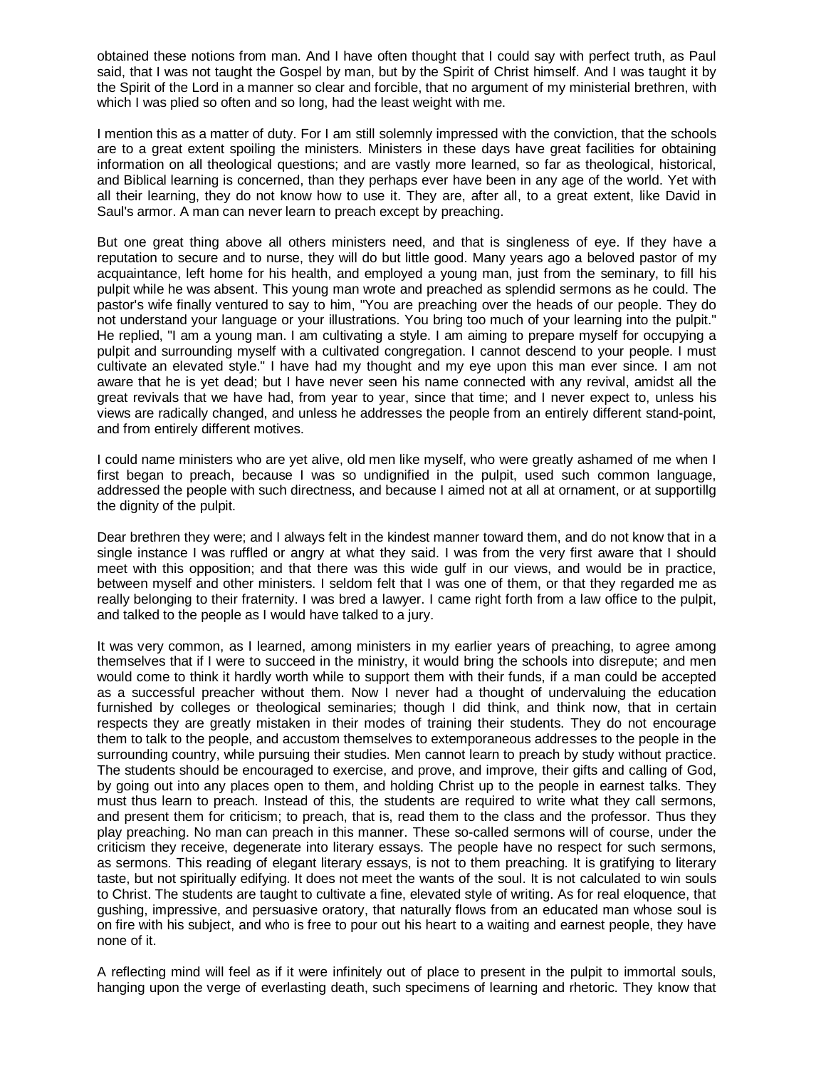obtained these notions from man. And I have often thought that I could say with perfect truth, as Paul said, that I was not taught the Gospel by man, but by the Spirit of Christ himself. And I was taught it by the Spirit of the Lord in a manner so clear and forcible, that no argument of my ministerial brethren, with which I was plied so often and so long, had the least weight with me.

I mention this as a matter of duty. For I am still solemnly impressed with the conviction, that the schools are to a great extent spoiling the ministers. Ministers in these days have great facilities for obtaining information on all theological questions; and are vastly more learned, so far as theological, historical, and Biblical learning is concerned, than they perhaps ever have been in any age of the world. Yet with all their learning, they do not know how to use it. They are, after all, to a great extent, like David in Saul's armor. A man can never learn to preach except by preaching.

But one great thing above all others ministers need, and that is singleness of eye. If they have a reputation to secure and to nurse, they will do but little good. Many years ago a beloved pastor of my acquaintance, left home for his health, and employed a young man, just from the seminary, to fill his pulpit while he was absent. This young man wrote and preached as splendid sermons as he could. The pastor's wife finally ventured to say to him, "You are preaching over the heads of our people. They do not understand your language or your illustrations. You bring too much of your learning into the pulpit." He replied, "I am a young man. I am cultivating a style. I am aiming to prepare myself for occupying a pulpit and surrounding myself with a cultivated congregation. I cannot descend to your people. I must cultivate an elevated style." I have had my thought and my eye upon this man ever since. I am not aware that he is yet dead; but I have never seen his name connected with any revival, amidst all the great revivals that we have had, from year to year, since that time; and I never expect to, unless his views are radically changed, and unless he addresses the people from an entirely different stand-point, and from entirely different motives.

I could name ministers who are yet alive, old men like myself, who were greatly ashamed of me when I first began to preach, because I was so undignified in the pulpit, used such common language, addressed the people with such directness, and because I aimed not at all at ornament, or at supportillg the dignity of the pulpit.

Dear brethren they were; and I always felt in the kindest manner toward them, and do not know that in a single instance I was ruffled or angry at what they said. I was from the very first aware that I should meet with this opposition; and that there was this wide gulf in our views, and would be in practice, between myself and other ministers. I seldom felt that I was one of them, or that they regarded me as really belonging to their fraternity. I was bred a lawyer. I came right forth from a law office to the pulpit, and talked to the people as I would have talked to a jury.

It was very common, as I learned, among ministers in my earlier years of preaching, to agree among themselves that if I were to succeed in the ministry, it would bring the schools into disrepute; and men would come to think it hardly worth while to support them with their funds, if a man could be accepted as a successful preacher without them. Now I never had a thought of undervaluing the education furnished by colleges or theological seminaries; though I did think, and think now, that in certain respects they are greatly mistaken in their modes of training their students. They do not encourage them to talk to the people, and accustom themselves to extemporaneous addresses to the people in the surrounding country, while pursuing their studies. Men cannot learn to preach by study without practice. The students should be encouraged to exercise, and prove, and improve, their gifts and calling of God, by going out into any places open to them, and holding Christ up to the people in earnest talks. They must thus learn to preach. Instead of this, the students are required to write what they call sermons, and present them for criticism; to preach, that is, read them to the class and the professor. Thus they play preaching. No man can preach in this manner. These so-called sermons will of course, under the criticism they receive, degenerate into literary essays. The people have no respect for such sermons, as sermons. This reading of elegant literary essays, is not to them preaching. It is gratifying to literary taste, but not spiritually edifying. It does not meet the wants of the soul. It is not calculated to win souls to Christ. The students are taught to cultivate a fine, elevated style of writing. As for real eloquence, that gushing, impressive, and persuasive oratory, that naturally flows from an educated man whose soul is on fire with his subject, and who is free to pour out his heart to a waiting and earnest people, they have none of it.

A reflecting mind will feel as if it were infinitely out of place to present in the pulpit to immortal souls, hanging upon the verge of everlasting death, such specimens of learning and rhetoric. They know that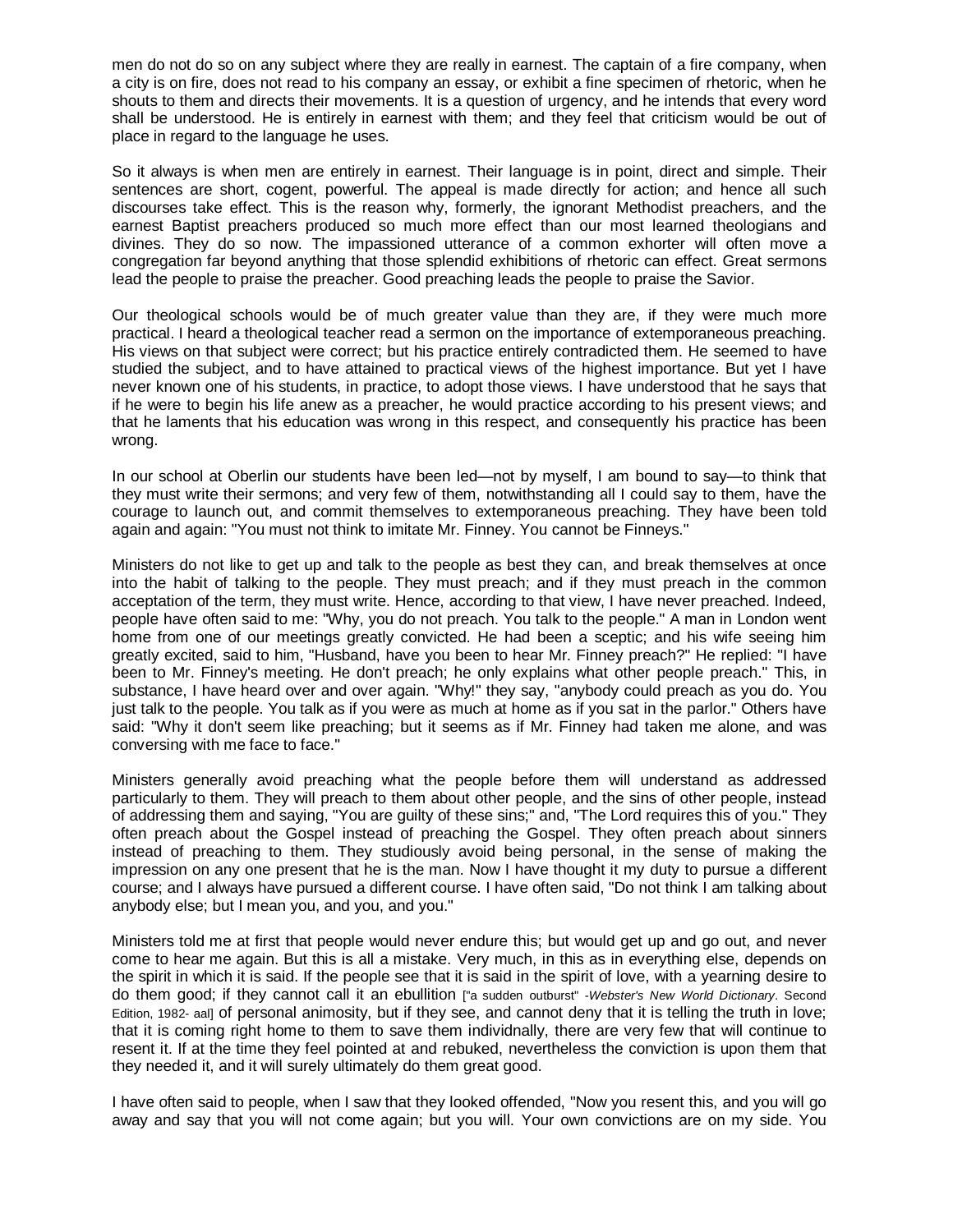men do not do so on any subject where they are really in earnest. The captain of a fire company, when a city is on fire, does not read to his company an essay, or exhibit a fine specimen of rhetoric, when he shouts to them and directs their movements. It is a question of urgency, and he intends that every word shall be understood. He is entirely in earnest with them; and they feel that criticism would be out of place in regard to the language he uses.

So it always is when men are entirely in earnest. Their language is in point, direct and simple. Their sentences are short, cogent, powerful. The appeal is made directly for action; and hence all such discourses take effect. This is the reason why, formerly, the ignorant Methodist preachers, and the earnest Baptist preachers produced so much more effect than our most learned theologians and divines. They do so now. The impassioned utterance of a common exhorter will often move a congregation far beyond anything that those splendid exhibitions of rhetoric can effect. Great sermons lead the people to praise the preacher. Good preaching leads the people to praise the Savior.

Our theological schools would be of much greater value than they are, if they were much more practical. I heard a theological teacher read a sermon on the importance of extemporaneous preaching. His views on that subject were correct; but his practice entirely contradicted them. He seemed to have studied the subject, and to have attained to practical views of the highest importance. But yet I have never known one of his students, in practice, to adopt those views. I have understood that he says that if he were to begin his life anew as a preacher, he would practice according to his present views; and that he laments that his education was wrong in this respect, and consequently his practice has been wrong.

In our school at Oberlin our students have been led—not by myself, I am bound to say—to think that they must write their sermons; and very few of them, notwithstanding all I could say to them, have the courage to launch out, and commit themselves to extemporaneous preaching. They have been told again and again: "You must not think to imitate Mr. Finney. You cannot be Finneys."

Ministers do not like to get up and talk to the people as best they can, and break themselves at once into the habit of talking to the people. They must preach; and if they must preach in the common acceptation of the term, they must write. Hence, according to that view, I have never preached. Indeed, people have often said to me: "Why, you do not preach. You talk to the people." A man in London went home from one of our meetings greatly convicted. He had been a sceptic; and his wife seeing him greatly excited, said to him, "Husband, have you been to hear Mr. Finney preach?" He replied: "I have been to Mr. Finney's meeting. He don't preach; he only explains what other people preach." This, in substance, I have heard over and over again. "Why!" they say, "anybody could preach as you do. You just talk to the people. You talk as if you were as much at home as if you sat in the parlor." Others have said: "Why it don't seem like preaching; but it seems as if Mr. Finney had taken me alone, and was conversing with me face to face."

Ministers generally avoid preaching what the people before them will understand as addressed particularly to them. They will preach to them about other people, and the sins of other people, instead of addressing them and saying, "You are guilty of these sins;" and, "The Lord requires this of you." They often preach about the Gospel instead of preaching the Gospel. They often preach about sinners instead of preaching to them. They studiously avoid being personal, in the sense of making the impression on any one present that he is the man. Now I have thought it my duty to pursue a different course; and I always have pursued a different course. I have often said, "Do not think I am talking about anybody else; but I mean you, and you, and you."

Ministers told me at first that people would never endure this; but would get up and go out, and never come to hear me again. But this is all a mistake. Very much, in this as in everything else, depends on the spirit in which it is said. If the people see that it is said in the spirit of love, with a yearning desire to do them good; if they cannot call it an ebullition ["a sudden outburst" -*Webster's New World Dictionary*. Second Edition, 1982- aal] of personal animosity, but if they see, and cannot deny that it is telling the truth in love; that it is coming right home to them to save them individnally, there are very few that will continue to resent it. If at the time they feel pointed at and rebuked, nevertheless the conviction is upon them that they needed it, and it will surely ultimately do them great good.

I have often said to people, when I saw that they looked offended, "Now you resent this, and you will go away and say that you will not come again; but you will. Your own convictions are on my side. You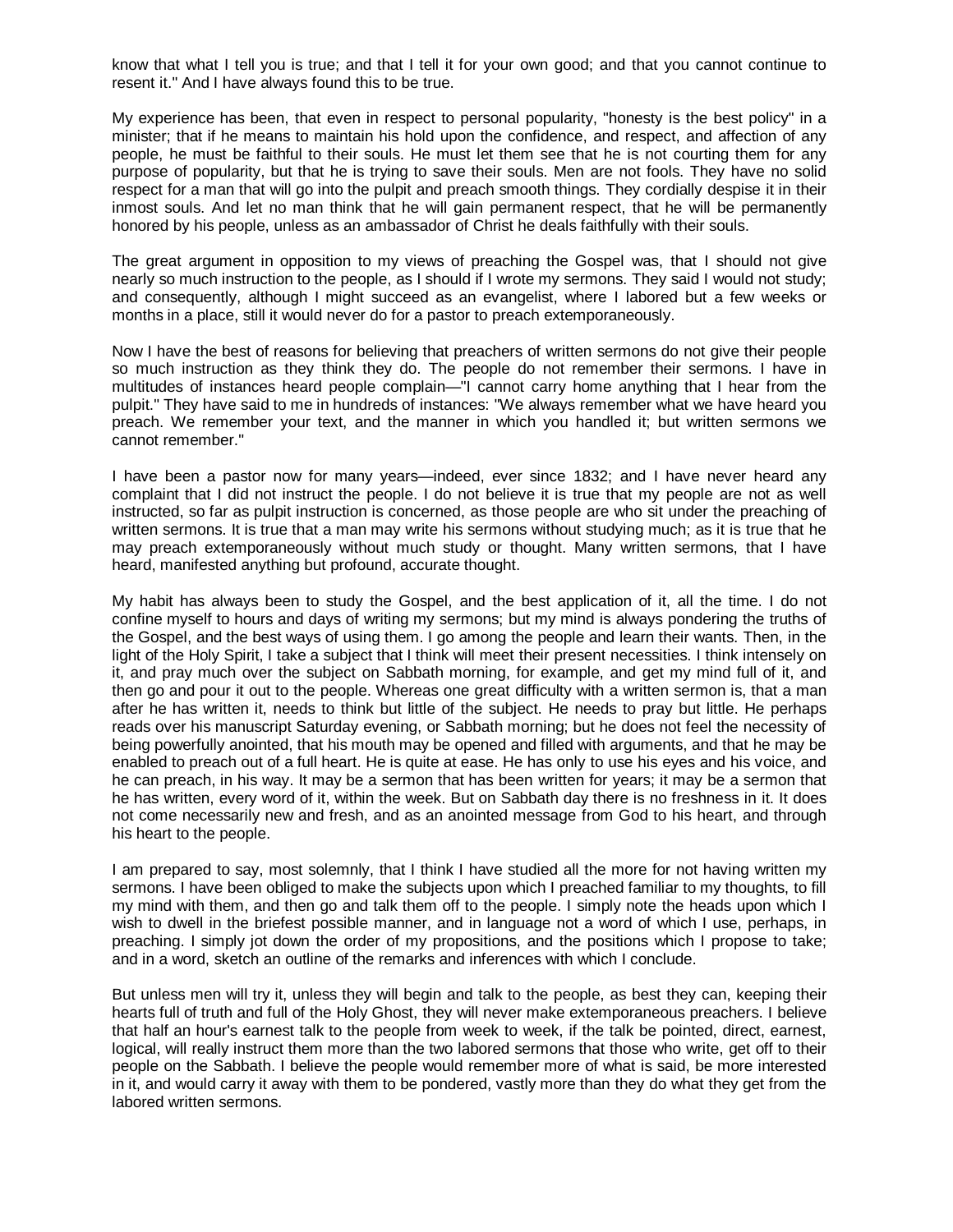know that what I tell you is true; and that I tell it for your own good; and that you cannot continue to resent it." And I have always found this to be true.

My experience has been, that even in respect to personal popularity, "honesty is the best policy" in a minister; that if he means to maintain his hold upon the confidence, and respect, and affection of any people, he must be faithful to their souls. He must let them see that he is not courting them for any purpose of popularity, but that he is trying to save their souls. Men are not fools. They have no solid respect for a man that will go into the pulpit and preach smooth things. They cordially despise it in their inmost souls. And let no man think that he will gain permanent respect, that he will be permanently honored by his people, unless as an ambassador of Christ he deals faithfully with their souls.

The great argument in opposition to my views of preaching the Gospel was, that I should not give nearly so much instruction to the people, as I should if I wrote my sermons. They said I would not study; and consequently, although I might succeed as an evangelist, where I labored but a few weeks or months in a place, still it would never do for a pastor to preach extemporaneously.

Now I have the best of reasons for believing that preachers of written sermons do not give their people so much instruction as they think they do. The people do not remember their sermons. I have in multitudes of instances heard people complain—"I cannot carry home anything that I hear from the pulpit." They have said to me in hundreds of instances: "We always remember what we have heard you preach. We remember your text, and the manner in which you handled it; but written sermons we cannot remember."

I have been a pastor now for many years—indeed, ever since 1832; and I have never heard any complaint that I did not instruct the people. I do not believe it is true that my people are not as well instructed, so far as pulpit instruction is concerned, as those people are who sit under the preaching of written sermons. It is true that a man may write his sermons without studying much; as it is true that he may preach extemporaneously without much study or thought. Many written sermons, that I have heard, manifested anything but profound, accurate thought.

My habit has always been to study the Gospel, and the best application of it, all the time. I do not confine myself to hours and days of writing my sermons; but my mind is always pondering the truths of the Gospel, and the best ways of using them. I go among the people and learn their wants. Then, in the light of the Holy Spirit, I take a subject that I think will meet their present necessities. I think intensely on it, and pray much over the subject on Sabbath morning, for example, and get my mind full of it, and then go and pour it out to the people. Whereas one great difficulty with a written sermon is, that a man after he has written it, needs to think but little of the subject. He needs to pray but little. He perhaps reads over his manuscript Saturday evening, or Sabbath morning; but he does not feel the necessity of being powerfully anointed, that his mouth may be opened and filled with arguments, and that he may be enabled to preach out of a full heart. He is quite at ease. He has only to use his eyes and his voice, and he can preach, in his way. It may be a sermon that has been written for years; it may be a sermon that he has written, every word of it, within the week. But on Sabbath day there is no freshness in it. It does not come necessarily new and fresh, and as an anointed message from God to his heart, and through his heart to the people.

I am prepared to say, most solemnly, that I think I have studied all the more for not having written my sermons. I have been obliged to make the subjects upon which I preached familiar to my thoughts, to fill my mind with them, and then go and talk them off to the people. I simply note the heads upon which I wish to dwell in the briefest possible manner, and in language not a word of which I use, perhaps, in preaching. I simply jot down the order of my propositions, and the positions which I propose to take; and in a word, sketch an outline of the remarks and inferences with which I conclude.

But unless men will try it, unless they will begin and talk to the people, as best they can, keeping their hearts full of truth and full of the Holy Ghost, they will never make extemporaneous preachers. I believe that half an hour's earnest talk to the people from week to week, if the talk be pointed, direct, earnest, logical, will really instruct them more than the two labored sermons that those who write, get off to their people on the Sabbath. I believe the people would remember more of what is said, be more interested in it, and would carry it away with them to be pondered, vastly more than they do what they get from the labored written sermons.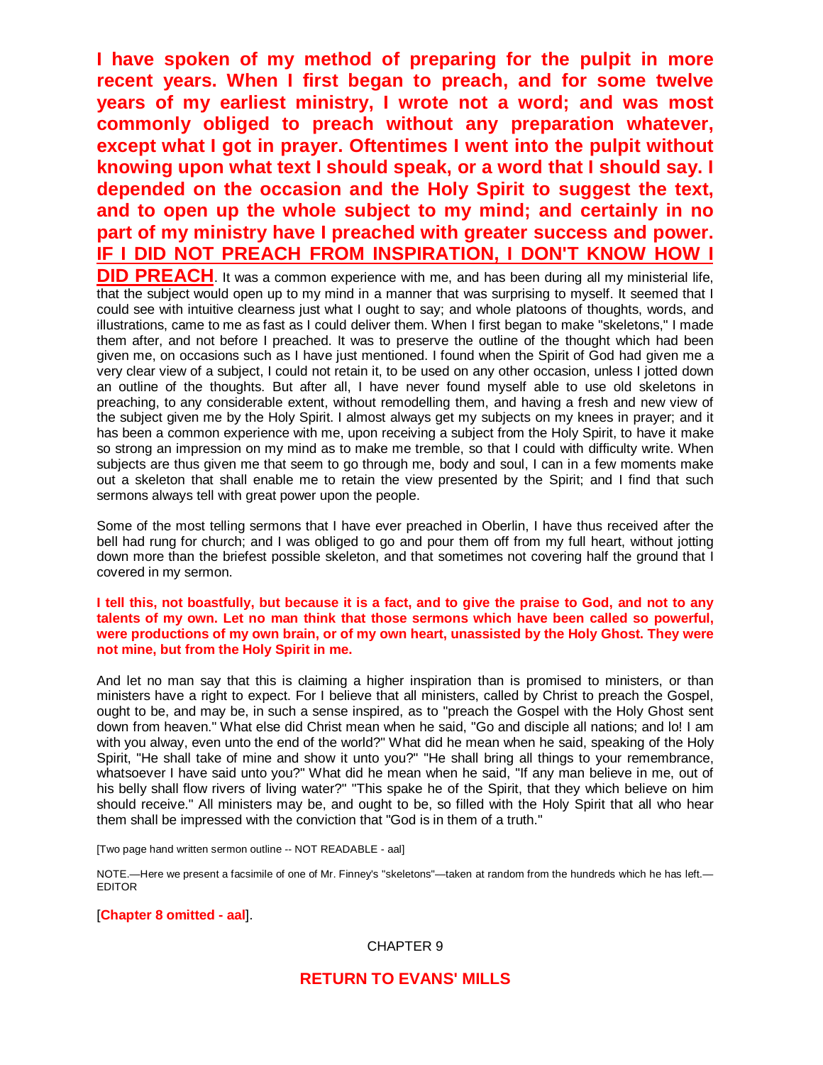**I have spoken of my method of preparing for the pulpit in more recent years. When I first began to preach, and for some twelve years of my earliest ministry, I wrote not a word; and was most commonly obliged to preach without any preparation whatever, except what I got in prayer. Oftentimes I went into the pulpit without knowing upon what text I should speak, or a word that I should say. I depended on the occasion and the Holy Spirit to suggest the text, and to open up the whole subject to my mind; and certainly in no part of my ministry have I preached with greater success and power. IF I DID NOT PREACH FROM INSPIRATION, I DON'T KNOW HOW I DID PREACH**. It was a common experience with me, and has been during all my ministerial life, that the subject would open up to my mind in a manner that was surprising to myself. It seemed that I could see with intuitive clearness just what I ought to say; and whole platoons of thoughts, words, and illustrations, came to me as fast as I could deliver them. When I first began to make "skeletons," I made them after, and not before I preached. It was to preserve the outline of the thought which had been given me, on occasions such as I have just mentioned. I found when the Spirit of God had given me a very clear view of a subject, I could not retain it, to be used on any other occasion, unless I jotted down an outline of the thoughts. But after all, I have never found myself able to use old skeletons in preaching, to any considerable extent, without remodelling them, and having a fresh and new view of the subject given me by the Holy Spirit. I almost always get my subjects on my knees in prayer; and it has been a common experience with me, upon receiving a subject from the Holy Spirit, to have it make so strong an impression on my mind as to make me tremble, so that I could with difficulty write. When subjects are thus given me that seem to go through me, body and soul, I can in a few moments make out a skeleton that shall enable me to retain the view presented by the Spirit; and I find that such sermons always tell with great power upon the people.

Some of the most telling sermons that I have ever preached in Oberlin, I have thus received after the bell had rung for church; and I was obliged to go and pour them off from my full heart, without jotting down more than the briefest possible skeleton, and that sometimes not covering half the ground that I covered in my sermon.

**I tell this, not boastfully, but because it is a fact, and to give the praise to God, and not to any talents of my own. Let no man think that those sermons which have been called so powerful, were productions of my own brain, or of my own heart, unassisted by the Holy Ghost. They were not mine, but from the Holy Spirit in me.**

And let no man say that this is claiming a higher inspiration than is promised to ministers, or than ministers have a right to expect. For I believe that all ministers, called by Christ to preach the Gospel, ought to be, and may be, in such a sense inspired, as to "preach the Gospel with the Holy Ghost sent down from heaven." What else did Christ mean when he said, "Go and disciple all nations; and lo! I am with you alway, even unto the end of the world?" What did he mean when he said, speaking of the Holy Spirit, "He shall take of mine and show it unto you?" "He shall bring all things to your remembrance, whatsoever I have said unto you?" What did he mean when he said, "If any man believe in me, out of his belly shall flow rivers of living water?" "This spake he of the Spirit, that they which believe on him should receive." All ministers may be, and ought to be, so filled with the Holy Spirit that all who hear them shall be impressed with the conviction that "God is in them of a truth."

[Two page hand written sermon outline -- NOT READABLE - aal]

NOTE.—Here we present a facsimile of one of Mr. Finney's "skeletons"—taken at random from the hundreds which he has left.—EDITOR

[**Chapter 8 omitted - aal**].

CHAPTER 9

## RETURN TO EVANS' MILLS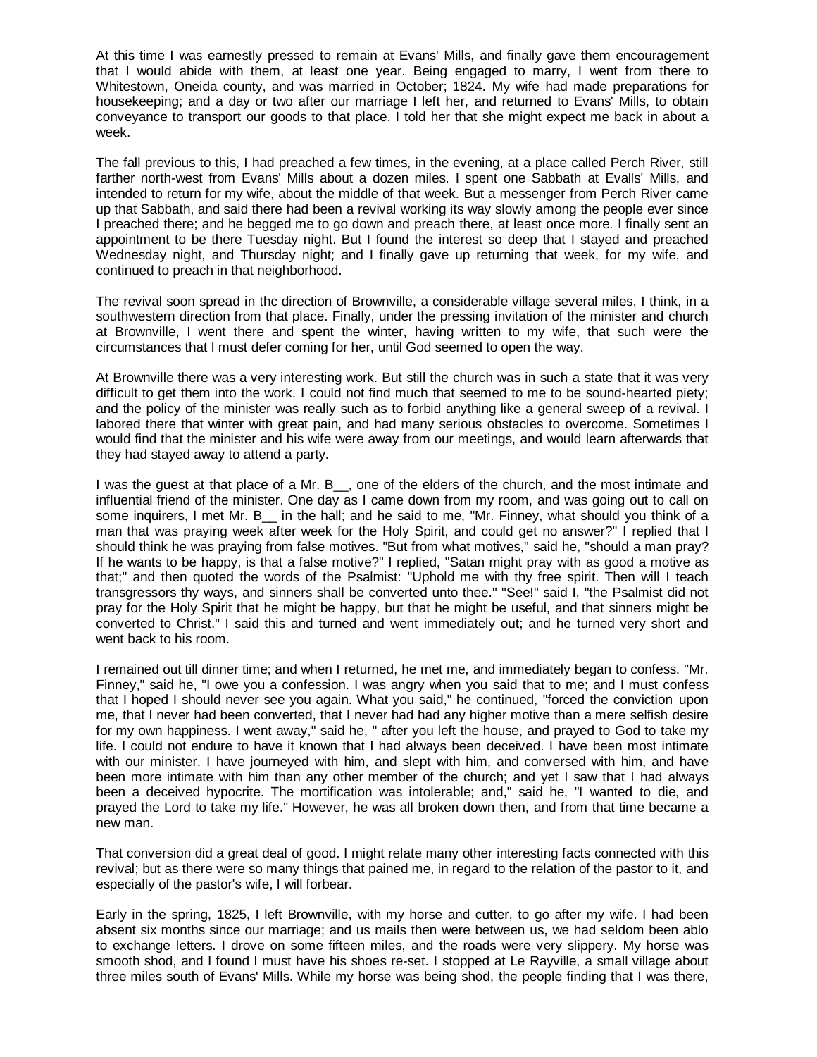At this time I was earnestly pressed to remain at Evans' Mills, and finally gave them encouragement that I would abide with them, at least one year. Being engaged to marry, I went from there to Whitestown, Oneida county, and was married in October; 1824. My wife had made preparations for housekeeping; and a day or two after our marriage I left her, and returned to Evans' Mills, to obtain conveyance to transport our goods to that place. I told her that she might expect me back in about a week.

The fall previous to this, I had preached a few times, in the evening, at a place called Perch River, still farther north-west from Evans' Mills about a dozen miles. I spent one Sabbath at Evalls' Mills, and intended to return for my wife, about the middle of that week. But a messenger from Perch River came up that Sabbath, and said there had been a revival working its way slowly among the people ever since I preached there; and he begged me to go down and preach there, at least once more. I finally sent an appointment to be there Tuesday night. But I found the interest so deep that I stayed and preached Wednesday night, and Thursday night; and I finally gave up returning that week, for my wife, and continued to preach in that neighborhood.

The revival soon spread in thc direction of Brownville, a considerable village several miles, I think, in a southwestern direction from that place. Finally, under the pressing invitation of the minister and church at Brownville, I went there and spent the winter, having written to my wife, that such were the circumstances that I must defer coming for her, until God seemed to open the way.

At Brownville there was a very interesting work. But still the church was in such a state that it was very difficult to get them into the work. I could not find much that seemed to me to be sound-hearted piety; and the policy of the minister was really such as to forbid anything like a general sweep of a revival. I labored there that winter with great pain, and had many serious obstacles to overcome. Sometimes I would find that the minister and his wife were away from our meetings, and would learn afterwards that they had stayed away to attend a party.

I was the guest at that place of a Mr. B__, one of the elders of the church, and the most intimate and influential friend of the minister. One day as I came down from my room, and was going out to call on some inquirers, I met Mr. B__ in the hall; and he said to me, "Mr. Finney, what should you think of a man that was praying week after week for the Holy Spirit, and could get no answer?" I replied that I should think he was praying from false motives. "But from what motives," said he, "should a man pray? If he wants to be happy, is that a false motive?" I replied, "Satan might pray with as good a motive as that;" and then quoted the words of the Psalmist: "Uphold me with thy free spirit. Then will I teach transgressors thy ways, and sinners shall be converted unto thee." "See!" said I, "the Psalmist did not pray for the Holy Spirit that he might be happy, but that he might be useful, and that sinners might be converted to Christ." I said this and turned and went immediately out; and he turned very short and went back to his room.

I remained out till dinner time; and when I returned, he met me, and immediately began to confess. "Mr. Finney," said he, "I owe you a confession. I was angry when you said that to me; and I must confess that I hoped I should never see you again. What you said," he continued, "forced the conviction upon me, that I never had been converted, that I never had had any higher motive than a mere selfish desire for my own happiness. I went away," said he, " after you left the house, and prayed to God to take my life. I could not endure to have it known that I had always been deceived. I have been most intimate with our minister. I have journeyed with him, and slept with him, and conversed with him, and have been more intimate with him than any other member of the church; and yet I saw that I had always been a deceived hypocrite. The mortification was intolerable; and," said he, "I wanted to die, and prayed the Lord to take my life." However, he was all broken down then, and from that time became a new man.

That conversion did a great deal of good. I might relate many other interesting facts connected with this revival; but as there were so many things that pained me, in regard to the relation of the pastor to it, and especially of the pastor's wife, I will forbear.

Early in the spring, 1825, I left Brownville, with my horse and cutter, to go after my wife. I had been absent six months since our marriage; and us mails then were between us, we had seldom been ablo to exchange letters. I drove on some fifteen miles, and the roads were very slippery. My horse was smooth shod, and I found I must have his shoes re-set. I stopped at Le Rayville, a small village about three miles south of Evans' Mills. While my horse was being shod, the people finding that I was there,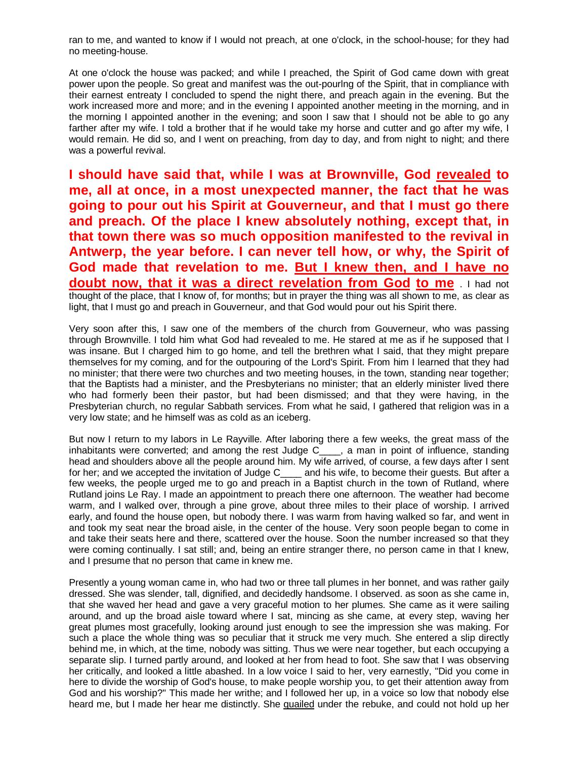ran to me, and wanted to know if I would not preach, at one o'clock, in the school-house; for they had no meeting-house.

At one o'clock the house was packed; and while I preached, the Spirit of God came down with great power upon the people. So great and manifest was the out-pourlng of the Spirit, that in compliance with their earnest entreaty I concluded to spend the night there, and preach again in the evening. But the work increased more and more; and in the evening I appointed another meeting in the morning, and in the morning I appointed another in the evening; and soon I saw that I should not be able to go any farther after my wife. I told a brother that if he would take my horse and cutter and go after my wife, I would remain. He did so, and I went on preaching, from day to day, and from night to night; and there was a powerful revival.

**I should have said that, while I was at Brownville, God revealed to me, all at once, in a most unexpected manner, the fact that he was going to pour out his Spirit at Gouverneur, and that I must go there and preach. Of the place I knew absolutely nothing, except that, in that town there was so much opposition manifested to the revival in Antwerp, the year before. I can never tell how, or why, the Spirit of God made that revelation to me. But I knew then, and I have no doubt now, that it was a direct revelation from God to me** . I had not thought of the place, that I know of, for months; but in prayer the thing was all shown to me, as clear as light, that I must go and preach in Gouverneur, and that God would pour out his Spirit there.

Very soon after this, I saw one of the members of the church from Gouverneur, who was passing through Brownville. I told him what God had revealed to me. He stared at me as if he supposed that I was insane. But I charged him to go home, and tell the brethren what I said, that they might prepare themselves for my coming, and for the outpouring of the Lord's Spirit. From him I learned that they had no minister; that there were two churches and two meeting houses, in the town, standing near together; that the Baptists had a minister, and the Presbyterians no minister; that an elderly minister lived there who had formerly been their pastor, but had been dismissed; and that they were having, in the Presbyterian church, no regular Sabbath services. From what he said, I gathered that religion was in a very low state; and he himself was as cold as an iceberg.

But now I return to my labors in Le Rayville. After laboring there a few weeks, the great mass of the inhabitants were converted; and among the rest Judge C____, a man in point of influence, standing head and shoulders above all the people around him. My wife arrived, of course, a few days after I sent for her; and we accepted the invitation of Judge C____ and his wife, to become their guests. But after a few weeks, the people urged me to go and preach in a Baptist church in the town of Rutland, where Rutland joins Le Ray. I made an appointment to preach there one afternoon. The weather had become warm, and I walked over, through a pine grove, about three miles to their place of worship. I arrived early, and found the house open, but nobody there. I was warm from having walked so far, and went in and took my seat near the broad aisle, in the center of the house. Very soon people began to come in and take their seats here and there, scattered over the house. Soon the number increased so that they were coming continually. I sat still; and, being an entire stranger there, no person came in that I knew, and I presume that no person that came in knew me.

Presently a young woman came in, who had two or three tall plumes in her bonnet, and was rather gaily dressed. She was slender, tall, dignified, and decidedly handsome. I observed. as soon as she came in, that she waved her head and gave a very graceful motion to her plumes. She came as it were sailing around, and up the broad aisle toward where I sat, mincing as she came, at every step, waving her great plumes most gracefully, looking around just enough to see the impression she was making. For such a place the whole thing was so peculiar that it struck me very much. She entered a slip directly behind me, in which, at the time, nobody was sitting. Thus we were near together, but each occupying a separate slip. I turned partly around, and looked at her from head to foot. She saw that I was observing her critically, and looked a little abashed. In a low voice I said to her, very earnestly, "Did you come in here to divide the worship of God's house, to make people worship you, to get their attention away from God and his worship?" This made her writhe; and I followed her up, in a voice so low that nobody else heard me, but I made her hear me distinctly. She quailed under the rebuke, and could not hold up her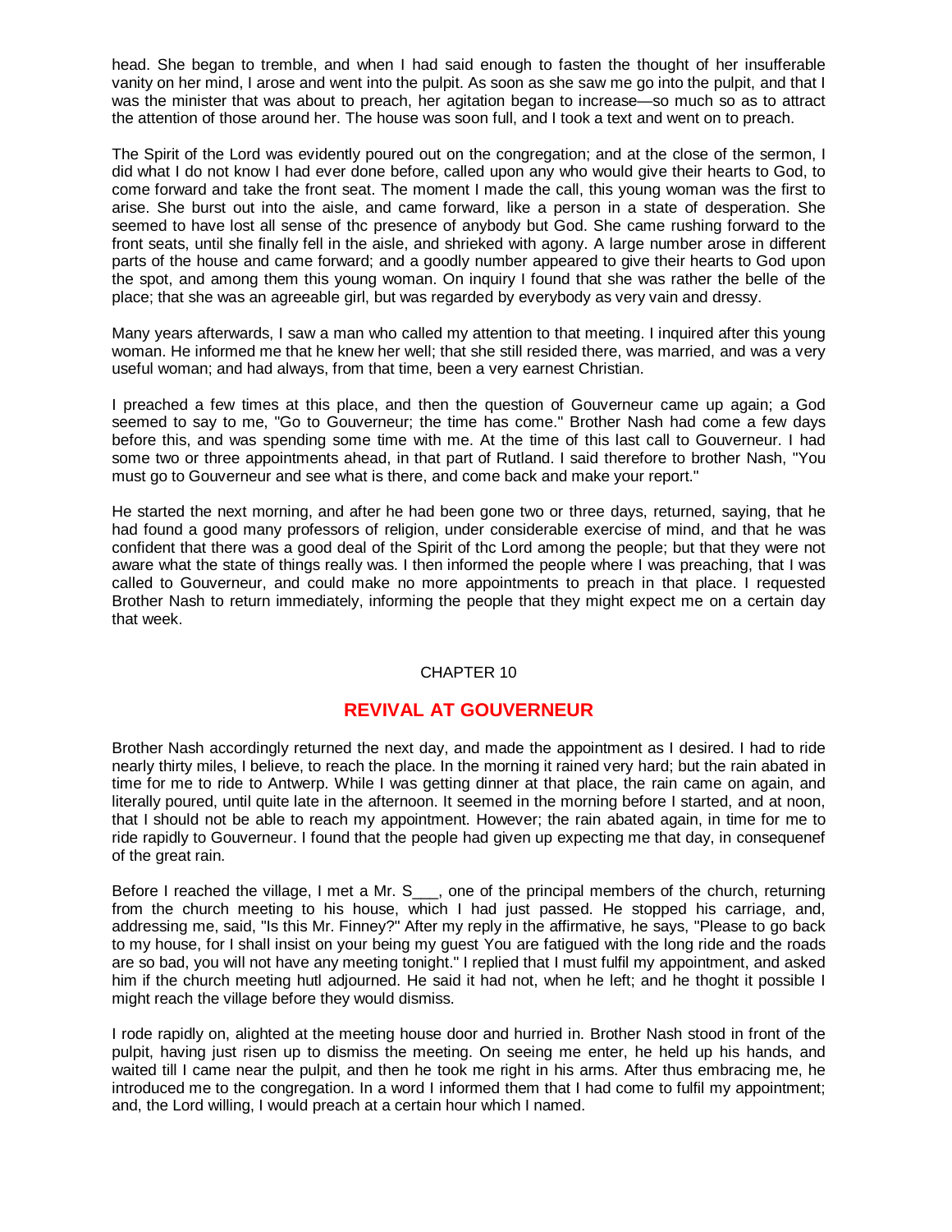head. She began to tremble, and when I had said enough to fasten the thought of her insufferable vanity on her mind, I arose and went into the pulpit. As soon as she saw me go into the pulpit, and that I was the minister that was about to preach, her agitation began to increase—so much so as to attract the attention of those around her. The house was soon full, and I took a text and went on to preach.

The Spirit of the Lord was evidently poured out on the congregation; and at the close of the sermon, I did what I do not know I had ever done before, called upon any who would give their hearts to God, to come forward and take the front seat. The moment I made the call, this young woman was the first to arise. She burst out into the aisle, and came forward, like a person in a state of desperation. She seemed to have lost all sense of thc presence of anybody but God. She came rushing forward to the front seats, until she finally fell in the aisle, and shrieked with agony. A large number arose in different parts of the house and came forward; and a goodly number appeared to give their hearts to God upon the spot, and among them this young woman. On inquiry I found that she was rather the belle of the place; that she was an agreeable girl, but was regarded by everybody as very vain and dressy.

Many years afterwards, I saw a man who called my attention to that meeting. I inquired after this young woman. He informed me that he knew her well; that she still resided there, was married, and was a very useful woman; and had always, from that time, been a very earnest Christian.

I preached a few times at this place, and then the question of Gouverneur came up again; a God seemed to say to me, "Go to Gouverneur; the time has come." Brother Nash had come a few days before this, and was spending some time with me. At the time of this last call to Gouverneur. I had some two or three appointments ahead, in that part of Rutland. I said therefore to brother Nash, "You must go to Gouverneur and see what is there, and come back and make your report."

He started the next morning, and after he had been gone two or three days, returned, saying, that he had found a good many professors of religion, under considerable exercise of mind, and that he was confident that there was a good deal of the Spirit of thc Lord among the people; but that they were not aware what the state of things really was. I then informed the people where I was preaching, that I was called to Gouverneur, and could make no more appointments to preach in that place. I requested Brother Nash to return immediately, informing the people that they might expect me on a certain day that week.

CHAPTER 10

## REVIVAL AT GOUVERNEUR

Brother Nash accordingly returned the next day, and made the appointment as I desired. I had to ride nearly thirty miles, I believe, to reach the place. In the morning it rained very hard; but the rain abated in time for me to ride to Antwerp. While I was getting dinner at that place, the rain came on again, and literally poured, until quite late in the afternoon. It seemed in the morning before I started, and at noon, that I should not be able to reach my appointment. However; the rain abated again, in time for me to ride rapidly to Gouverneur. I found that the people had given up expecting me that day, in consequenef of the great rain.

Before I reached the village, I met a Mr. S___, one of the principal members of the church, returning from the church meeting to his house, which I had just passed. He stopped his carriage, and, addressing me, said, "Is this Mr. Finney?" After my reply in the affirmative, he says, "Please to go back to my house, for I shall insist on your being my guest You are fatigued with the long ride and the roads are so bad, you will not have any meeting tonight." I replied that I must fulfil my appointment, and asked him if the church meeting hutl adjourned. He said it had not, when he left; and he thoght it possible I might reach the village before they would dismiss.

I rode rapidly on, alighted at the meeting house door and hurried in. Brother Nash stood in front of the pulpit, having just risen up to dismiss the meeting. On seeing me enter, he held up his hands, and waited till I came near the pulpit, and then he took me right in his arms. After thus embracing me, he introduced me to the congregation. In a word I informed them that I had come to fulfil my appointment; and, the Lord willing, I would preach at a certain hour which I named.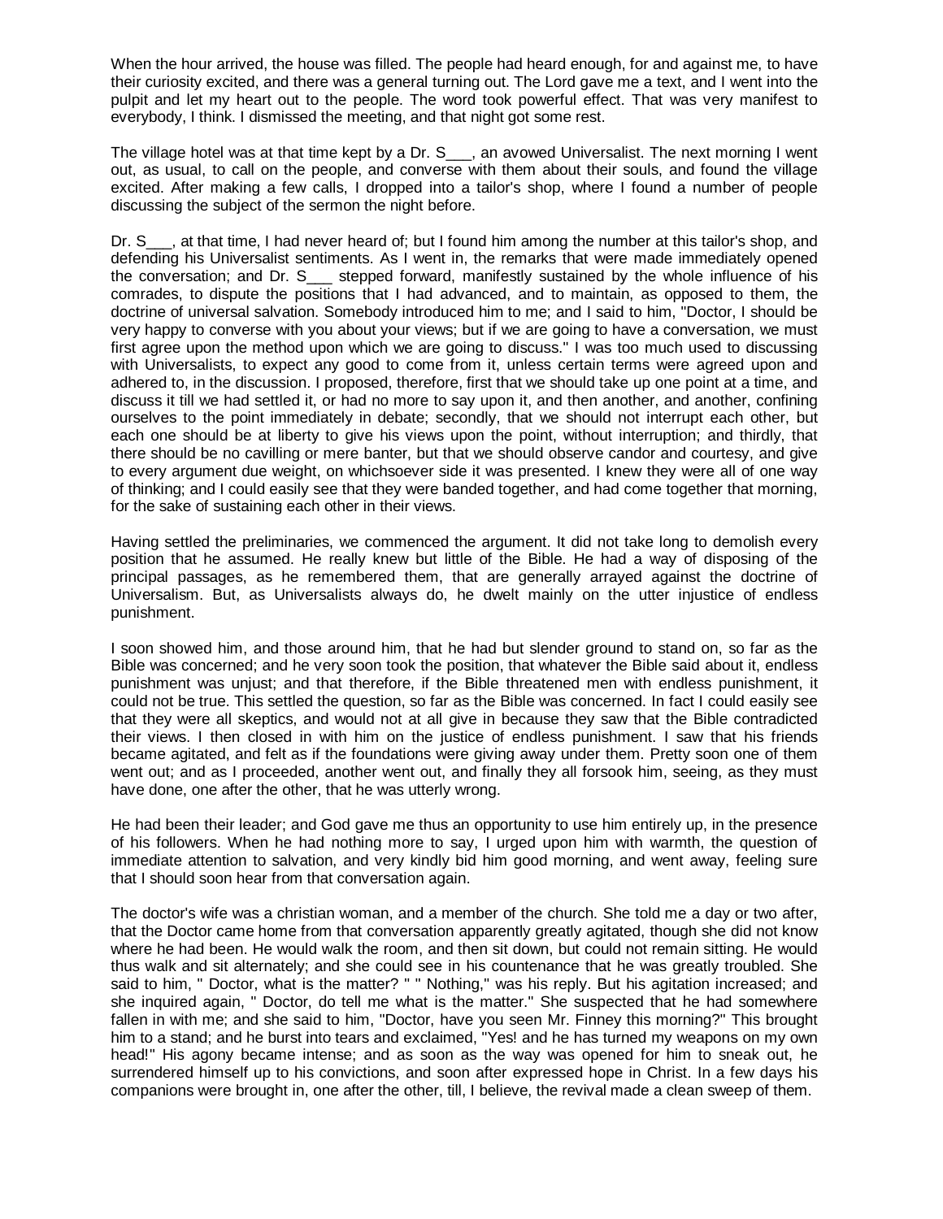When the hour arrived, the house was filled. The people had heard enough, for and against me, to have their curiosity excited, and there was a general turning out. The Lord gave me a text, and I went into the pulpit and let my heart out to the people. The word took powerful effect. That was very manifest to everybody, I think. I dismissed the meeting, and that night got some rest.

The village hotel was at that time kept by a Dr. S___, an avowed Universalist. The next morning I went out, as usual, to call on the people, and converse with them about their souls, and found the village excited. After making a few calls, I dropped into a tailor's shop, where I found a number of people discussing the subject of the sermon the night before.

Dr. S___, at that time, I had never heard of; but I found him among the number at this tailor's shop, and defending his Universalist sentiments. As I went in, the remarks that were made immediately opened the conversation; and Dr. S___ stepped forward, manifestly sustained by the whole influence of his comrades, to dispute the positions that I had advanced, and to maintain, as opposed to them, the doctrine of universal salvation. Somebody introduced him to me; and I said to him, "Doctor, I should be very happy to converse with you about your views; but if we are going to have a conversation, we must first agree upon the method upon which we are going to discuss." I was too much used to discussing with Universalists, to expect any good to come from it, unless certain terms were agreed upon and adhered to, in the discussion. I proposed, therefore, first that we should take up one point at a time, and discuss it till we had settled it, or had no more to say upon it, and then another, and another, confining ourselves to the point immediately in debate; secondly, that we should not interrupt each other, but each one should be at liberty to give his views upon the point, without interruption; and thirdly, that there should be no cavilling or mere banter, but that we should observe candor and courtesy, and give to every argument due weight, on whichsoever side it was presented. I knew they were all of one way of thinking; and I could easily see that they were banded together, and had come together that morning, for the sake of sustaining each other in their views.

Having settled the preliminaries, we commenced the argument. It did not take long to demolish every position that he assumed. He really knew but little of the Bible. He had a way of disposing of the principal passages, as he remembered them, that are generally arrayed against the doctrine of Universalism. But, as Universalists always do, he dwelt mainly on the utter injustice of endless punishment.

I soon showed him, and those around him, that he had but slender ground to stand on, so far as the Bible was concerned; and he very soon took the position, that whatever the Bible said about it, endless punishment was unjust; and that therefore, if the Bible threatened men with endless punishment, it could not be true. This settled the question, so far as the Bible was concerned. In fact I could easily see that they were all skeptics, and would not at all give in because they saw that the Bible contradicted their views. I then closed in with him on the justice of endless punishment. I saw that his friends became agitated, and felt as if the foundations were giving away under them. Pretty soon one of them went out; and as I proceeded, another went out, and finally they all forsook him, seeing, as they must have done, one after the other, that he was utterly wrong.

He had been their leader; and God gave me thus an opportunity to use him entirely up, in the presence of his followers. When he had nothing more to say, I urged upon him with warmth, the question of immediate attention to salvation, and very kindly bid him good morning, and went away, feeling sure that I should soon hear from that conversation again.

The doctor's wife was a christian woman, and a member of the church. She told me a day or two after, that the Doctor came home from that conversation apparently greatly agitated, though she did not know where he had been. He would walk the room, and then sit down, but could not remain sitting. He would thus walk and sit alternately; and she could see in his countenance that he was greatly troubled. She said to him, " Doctor, what is the matter? " " Nothing," was his reply. But his agitation increased; and she inquired again, " Doctor, do tell me what is the matter." She suspected that he had somewhere fallen in with me; and she said to him, "Doctor, have you seen Mr. Finney this morning?" This brought him to a stand; and he burst into tears and exclaimed, "Yes! and he has turned my weapons on my own head!" His agony became intense; and as soon as the way was opened for him to sneak out, he surrendered himself up to his convictions, and soon after expressed hope in Christ. In a few days his companions were brought in, one after the other, till, I believe, the revival made a clean sweep of them.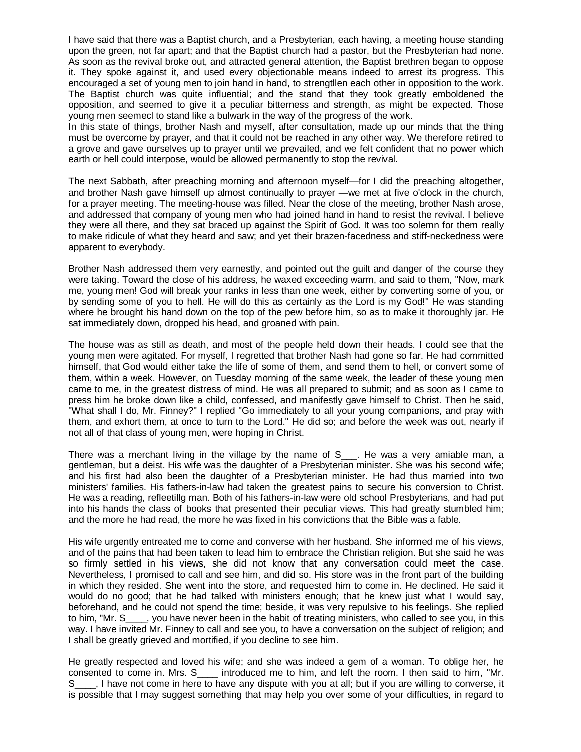I have said that there was a Baptist church, and a Presbyterian, each having, a meeting house standing upon the green, not far apart; and that the Baptist church had a pastor, but the Presbyterian had none. As soon as the revival broke out, and attracted general attention, the Baptist brethren began to oppose it. They spoke against it, and used every objectionable means indeed to arrest its progress. This encouraged a set of young men to join hand in hand, to strengtllen each other in opposition to the work. The Baptist church was quite influential; and the stand that they took greatly emboldened the opposition, and seemed to give it a peculiar bitterness and strength, as might be expected. Those young men seemecl to stand like a bulwark in the way of the progress of the work.
In this state of things, brother Nash and myself, after consultation, made up our minds that the thing must be overcome by prayer, and that it could not be reached in any other way. We therefore retired to a grove and gave ourselves up to prayer until we prevailed, and we felt confident that no power which earth or hell could interpose, would be allowed permanently to stop the revival.

The next Sabbath, after preaching morning and afternoon myself—for I did the preaching altogether, and brother Nash gave himself up almost continually to prayer —we met at five o'clock in the church, for a prayer meeting. The meeting-house was filled. Near the close of the meeting, brother Nash arose, and addressed that company of young men who had joined hand in hand to resist the revival. I believe they were all there, and they sat braced up against the Spirit of God. It was too solemn for them really to make ridicule of what they heard and saw; and yet their brazen-facedness and stiff-neckedness were apparent to everybody.

Brother Nash addressed them very earnestly, and pointed out the guilt and danger of the course they were taking. Toward the close of his address, he waxed exceeding warm, and said to them, "Now, mark me, young men! God will break your ranks in less than one week, either by converting some of you, or by sending some of you to hell. He will do this as certainly as the Lord is my God!" He was standing where he brought his hand down on the top of the pew before him, so as to make it thoroughly jar. He sat immediately down, dropped his head, and groaned with pain.

The house was as still as death, and most of the people held down their heads. I could see that the young men were agitated. For myself, I regretted that brother Nash had gone so far. He had committed himself, that God would either take the life of some of them, and send them to hell, or convert some of them, within a week. However, on Tuesday morning of the same week, the leader of these young men came to me, in the greatest distress of mind. He was all prepared to submit; and as soon as I came to press him he broke down like a child, confessed, and manifestly gave himself to Christ. Then he said, "What shall I do, Mr. Finney?" I replied "Go immediately to all your young companions, and pray with them, and exhort them, at once to turn to the Lord." He did so; and before the week was out, nearly if not all of that class of young men, were hoping in Christ.

There was a merchant living in the village by the name of S___. He was a very amiable man, a gentleman, but a deist. His wife was the daughter of a Presbyterian minister. She was his second wife; and his first had also been the daughter of a Presbyterian minister. He had thus married into two ministers' families. His fathers-in-law had taken the greatest pains to secure his conversion to Christ. He was a reading, refleetillg man. Both of his fathers-in-law were old school Presbyterians, and had put into his hands the class of books that presented their peculiar views. This had greatly stumbled him; and the more he had read, the more he was fixed in his convictions that the Bible was a fable.

His wife urgently entreated me to come and converse with her husband. She informed me of his views, and of the pains that had been taken to lead him to embrace the Christian religion. But she said he was so firmly settled in his views, she did not know that any conversation could meet the case. Nevertheless, I promised to call and see him, and did so. His store was in the front part of the building in which they resided. She went into the store, and requested him to come in. He declined. He said it would do no good; that he had talked with ministers enough; that he knew just what I would say, beforehand, and he could not spend the time; beside, it was very repulsive to his feelings. She replied to him, "Mr. S____, you have never been in the habit of treating ministers, who called to see you, in this way. I have invited Mr. Finney to call and see you, to have a conversation on the subject of religion; and I shall be greatly grieved and mortified, if you decline to see him.

He greatly respected and loved his wife; and she was indeed a gem of a woman. To oblige her, he consented to come in. Mrs. S____ introduced me to him, and left the room. I then said to him, "Mr. S____, I have not come in here to have any dispute with you at all; but if you are willing to converse, it is possible that I may suggest something that may help you over some of your difficulties, in regard to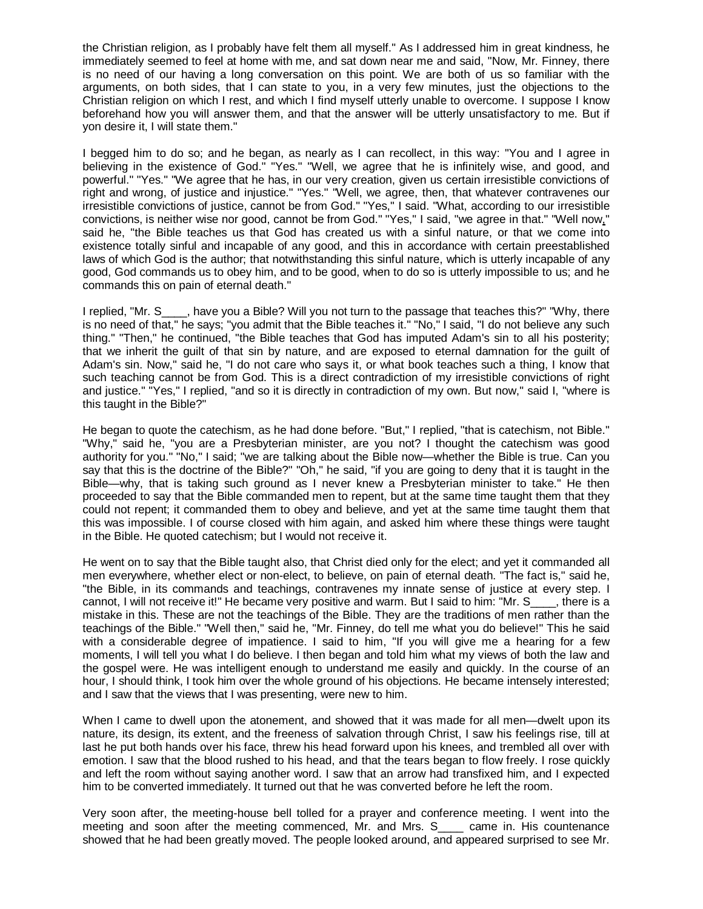the Christian religion, as I probably have felt them all myself." As I addressed him in great kindness, he immediately seemed to feel at home with me, and sat down near me and said, "Now, Mr. Finney, there is no need of our having a long conversation on this point. We are both of us so familiar with the arguments, on both sides, that I can state to you, in a very few minutes, just the objections to the Christian religion on which I rest, and which I find myself utterly unable to overcome. I suppose I know beforehand how you will answer them, and that the answer will be utterly unsatisfactory to me. But if yon desire it, I will state them."

I begged him to do so; and he began, as nearly as I can recollect, in this way: "You and I agree in believing in the existence of God." "Yes." "Well, we agree that he is infinitely wise, and good, and powerful." "Yes." "We agree that he has, in our very creation, given us certain irresistible convictions of right and wrong, of justice and injustice." "Yes." "Well, we agree, then, that whatever contravenes our irresistible convictions of justice, cannot be from God." "Yes," I said. "What, according to our irresistible convictions, is neither wise nor good, cannot be from God." "Yes," I said, "we agree in that." "Well now," said he, "the Bible teaches us that God has created us with a sinful nature, or that we come into existence totally sinful and incapable of any good, and this in accordance with certain preestablished laws of which God is the author; that notwithstanding this sinful nature, which is utterly incapable of any good, God commands us to obey him, and to be good, when to do so is utterly impossible to us; and he commands this on pain of eternal death."

I replied, "Mr. S____, have you a Bible? Will you not turn to the passage that teaches this?" "Why, there is no need of that," he says; "you admit that the Bible teaches it." "No," I said, "I do not believe any such thing." "Then," he continued, "the Bible teaches that God has imputed Adam's sin to all his posterity; that we inherit the guilt of that sin by nature, and are exposed to eternal damnation for the guilt of Adam's sin. Now," said he, "I do not care who says it, or what book teaches such a thing, I know that such teaching cannot be from God. This is a direct contradiction of my irresistible convictions of right and justice." "Yes," I replied, "and so it is directly in contradiction of my own. But now," said I, "where is this taught in the Bible?"

He began to quote the catechism, as he had done before. "But," I replied, "that is catechism, not Bible." "Why," said he, "you are a Presbyterian minister, are you not? I thought the catechism was good authority for you." "No," I said; "we are talking about the Bible now—whether the Bible is true. Can you say that this is the doctrine of the Bible?" "Oh," he said, "if you are going to deny that it is taught in the Bible—why, that is taking such ground as I never knew a Presbyterian minister to take." He then proceeded to say that the Bible commanded men to repent, but at the same time taught them that they could not repent; it commanded them to obey and believe, and yet at the same time taught them that this was impossible. I of course closed with him again, and asked him where these things were taught in the Bible. He quoted catechism; but I would not receive it.

He went on to say that the Bible taught also, that Christ died only for the elect; and yet it commanded all men everywhere, whether elect or non-elect, to believe, on pain of eternal death. "The fact is," said he, "the Bible, in its commands and teachings, contravenes my innate sense of justice at every step. I cannot, I will not receive it!" He became very positive and warm. But I said to him: "Mr. S____, there is a mistake in this. These are not the teachings of the Bible. They are the traditions of men rather than the teachings of the Bible." "Well then," said he, "Mr. Finney, do tell me what you do believe!" This he said with a considerable degree of impatience. I said to him, "If you will give me a hearing for a few moments, I will tell you what I do believe. I then began and told him what my views of both the law and the gospel were. He was intelligent enough to understand me easily and quickly. In the course of an hour, I should think, I took him over the whole ground of his objections. He became intensely interested; and I saw that the views that I was presenting, were new to him.

When I came to dwell upon the atonement, and showed that it was made for all men—dwelt upon its nature, its design, its extent, and the freeness of salvation through Christ, I saw his feelings rise, till at last he put both hands over his face, threw his head forward upon his knees, and trembled all over with emotion. I saw that the blood rushed to his head, and that the tears began to flow freely. I rose quickly and left the room without saying another word. I saw that an arrow had transfixed him, and I expected him to be converted immediately. It turned out that he was converted before he left the room.

Very soon after, the meeting-house bell tolled for a prayer and conference meeting. I went into the meeting and soon after the meeting commenced, Mr. and Mrs. S____ came in. His countenance showed that he had been greatly moved. The people looked around, and appeared surprised to see Mr.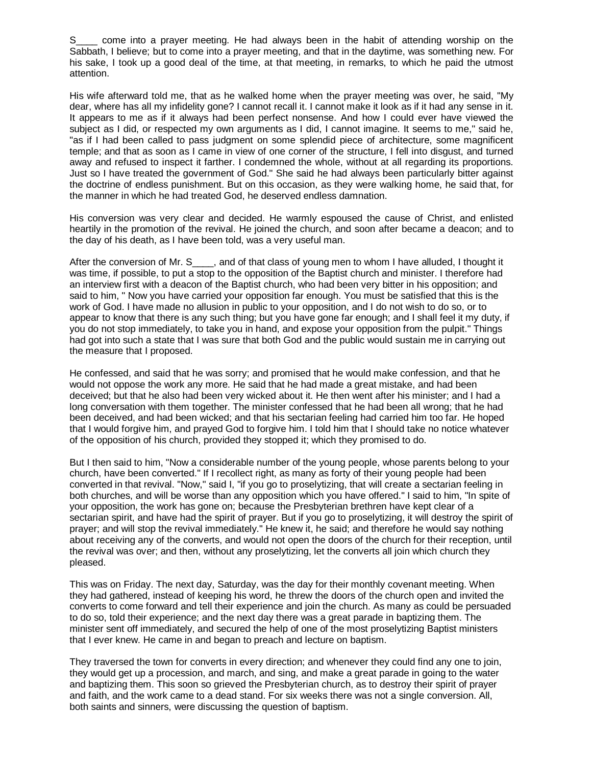S____ come into a prayer meeting. He had always been in the habit of attending worship on the Sabbath, I believe; but to come into a prayer meeting, and that in the daytime, was something new. For his sake, I took up a good deal of the time, at that meeting, in remarks, to which he paid the utmost attention.

His wife afterward told me, that as he walked home when the prayer meeting was over, he said, "My dear, where has all my infidelity gone? I cannot recall it. I cannot make it look as if it had any sense in it. It appears to me as if it always had been perfect nonsense. And how I could ever have viewed the subject as I did, or respected my own arguments as I did, I cannot imagine. It seems to me," said he, "as if I had been called to pass judgment on some splendid piece of architecture, some magnificent temple; and that as soon as I came in view of one corner of the structure, I fell into disgust, and turned away and refused to inspect it farther. I condemned the whole, without at all regarding its proportions. Just so I have treated the government of God." She said he had always been particularly bitter against the doctrine of endless punishment. But on this occasion, as they were walking home, he said that, for the manner in which he had treated God, he deserved endless damnation.

His conversion was very clear and decided. He warmly espoused the cause of Christ, and enlisted heartily in the promotion of the revival. He joined the church, and soon after became a deacon; and to the day of his death, as I have been told, was a very useful man.

After the conversion of Mr. S____, and of that class of young men to whom I have alluded, I thought it was time, if possible, to put a stop to the opposition of the Baptist church and minister. I therefore had an interview first with a deacon of the Baptist church, who had been very bitter in his opposition; and said to him, " Now you have carried your opposition far enough. You must be satisfied that this is the work of God. I have made no allusion in public to your opposition, and I do not wish to do so, or to appear to know that there is any such thing; but you have gone far enough; and I shall feel it my duty, if you do not stop immediately, to take you in hand, and expose your opposition from the pulpit." Things had got into such a state that I was sure that both God and the public would sustain me in carrying out the measure that I proposed.

He confessed, and said that he was sorry; and promised that he would make confession, and that he would not oppose the work any more. He said that he had made a great mistake, and had been deceived; but that he also had been very wicked about it. He then went after his minister; and I had a long conversation with them together. The minister confessed that he had been all wrong; that he had been deceived, and had been wicked; and that his sectarian feeling had carried him too far. He hoped that I would forgive him, and prayed God to forgive him. I told him that I should take no notice whatever of the opposition of his church, provided they stopped it; which they promised to do.

But I then said to him, "Now a considerable number of the young people, whose parents belong to your church, have been converted." If I recollect right, as many as forty of their young people had been converted in that revival. "Now," said I, "if you go to proselytizing, that will create a sectarian feeling in both churches, and will be worse than any opposition which you have offered." I said to him, "In spite of your opposition, the work has gone on; because the Presbyterian brethren have kept clear of a sectarian spirit, and have had the spirit of prayer. But if you go to proselytizing, it will destroy the spirit of prayer; and will stop the revival immediately." He knew it, he said; and therefore he would say nothing about receiving any of the converts, and would not open the doors of the church for their reception, until the revival was over; and then, without any proselytizing, let the converts all join which church they pleased.

This was on Friday. The next day, Saturday, was the day for their monthly covenant meeting. When they had gathered, instead of keeping his word, he threw the doors of the church open and invited the converts to come forward and tell their experience and join the church. As many as could be persuaded to do so, told their experience; and the next day there was a great parade in baptizing them. The minister sent off immediately, and secured the help of one of the most proselytizing Baptist ministers that I ever knew. He came in and began to preach and lecture on baptism.

They traversed the town for converts in every direction; and whenever they could find any one to join, they would get up a procession, and march, and sing, and make a great parade in going to the water and baptizing them. This soon so grieved the Presbyterian church, as to destroy their spirit of prayer and faith, and the work came to a dead stand. For six weeks there was not a single conversion. All, both saints and sinners, were discussing the question of baptism.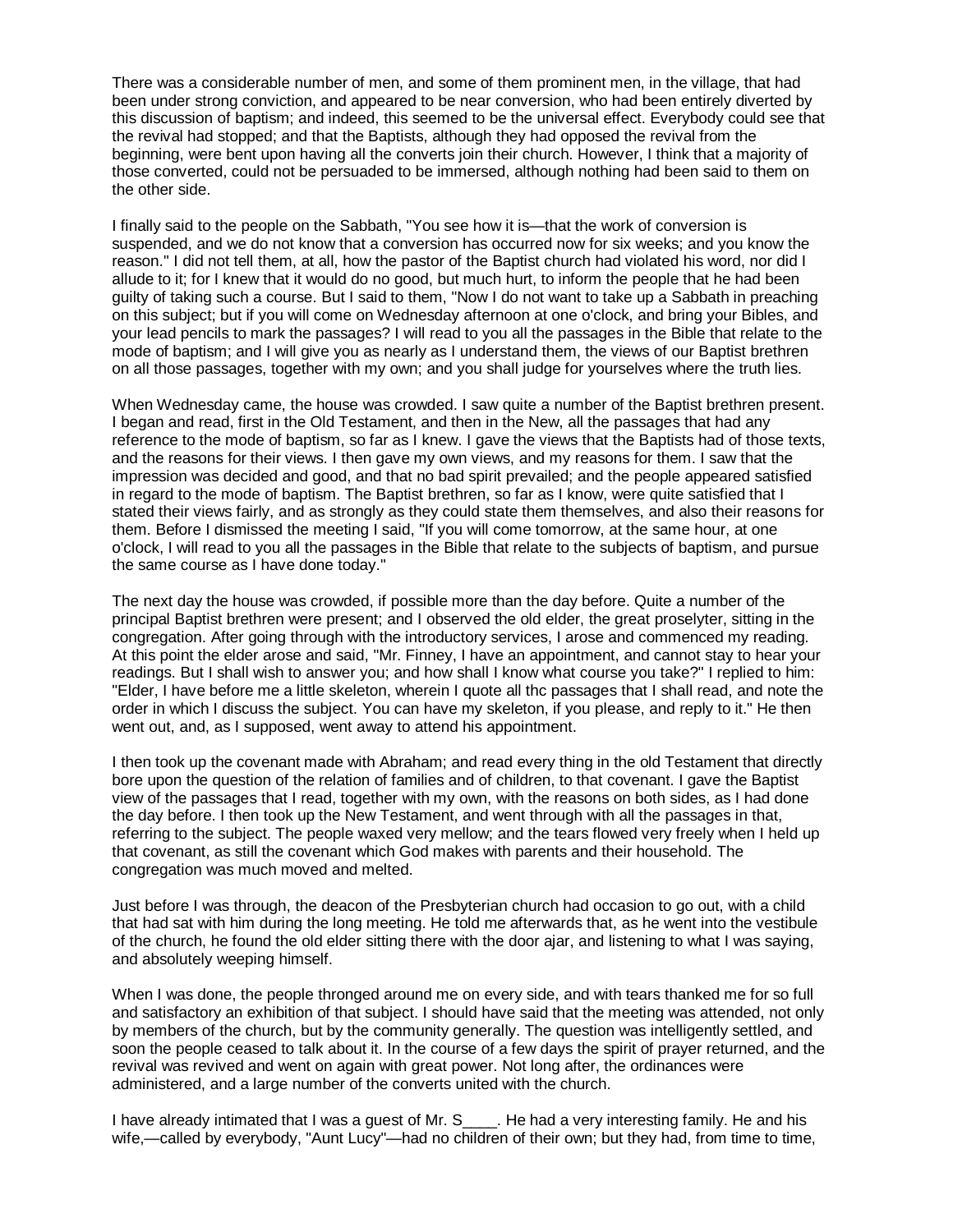There was a considerable number of men, and some of them prominent men, in the village, that had been under strong conviction, and appeared to be near conversion, who had been entirely diverted by this discussion of baptism; and indeed, this seemed to be the universal effect. Everybody could see that the revival had stopped; and that the Baptists, although they had opposed the revival from the beginning, were bent upon having all the converts join their church. However, I think that a majority of those converted, could not be persuaded to be immersed, although nothing had been said to them on the other side.

I finally said to the people on the Sabbath, "You see how it is—that the work of conversion is suspended, and we do not know that a conversion has occurred now for six weeks; and you know the reason." I did not tell them, at all, how the pastor of the Baptist church had violated his word, nor did I allude to it; for I knew that it would do no good, but much hurt, to inform the people that he had been guilty of taking such a course. But I said to them, "Now I do not want to take up a Sabbath in preaching on this subject; but if you will come on Wednesday afternoon at one o'clock, and bring your Bibles, and your lead pencils to mark the passages? I will read to you all the passages in the Bible that relate to the mode of baptism; and I will give you as nearly as I understand them, the views of our Baptist brethren on all those passages, together with my own; and you shall judge for yourselves where the truth lies.

When Wednesday came, the house was crowded. I saw quite a number of the Baptist brethren present. I began and read, first in the Old Testament, and then in the New, all the passages that had any reference to the mode of baptism, so far as I knew. I gave the views that the Baptists had of those texts, and the reasons for their views. I then gave my own views, and my reasons for them. I saw that the impression was decided and good, and that no bad spirit prevailed; and the people appeared satisfied in regard to the mode of baptism. The Baptist brethren, so far as I know, were quite satisfied that I stated their views fairly, and as strongly as they could state them themselves, and also their reasons for them. Before I dismissed the meeting I said, "If you will come tomorrow, at the same hour, at one o'clock, I will read to you all the passages in the Bible that relate to the subjects of baptism, and pursue the same course as I have done today."

The next day the house was crowded, if possible more than the day before. Quite a number of the principal Baptist brethren were present; and I observed the old elder, the great proselyter, sitting in the congregation. After going through with the introductory services, I arose and commenced my reading. At this point the elder arose and said, "Mr. Finney, I have an appointment, and cannot stay to hear your readings. But I shall wish to answer you; and how shall I know what course you take?" I replied to him: "Elder, I have before me a little skeleton, wherein I quote all thc passages that I shall read, and note the order in which I discuss the subject. You can have my skeleton, if you please, and reply to it." He then went out, and, as I supposed, went away to attend his appointment.

I then took up the covenant made with Abraham; and read every thing in the old Testament that directly bore upon the question of the relation of families and of children, to that covenant. I gave the Baptist view of the passages that I read, together with my own, with the reasons on both sides, as I had done the day before. I then took up the New Testament, and went through with all the passages in that, referring to the subject. The people waxed very mellow; and the tears flowed very freely when I held up that covenant, as still the covenant which God makes with parents and their household. The congregation was much moved and melted.

Just before I was through, the deacon of the Presbyterian church had occasion to go out, with a child that had sat with him during the long meeting. He told me afterwards that, as he went into the vestibule of the church, he found the old elder sitting there with the door ajar, and listening to what I was saying, and absolutely weeping himself.

When I was done, the people thronged around me on every side, and with tears thanked me for so full and satisfactory an exhibition of that subject. I should have said that the meeting was attended, not only by members of the church, but by the community generally. The question was intelligently settled, and soon the people ceased to talk about it. In the course of a few days the spirit of prayer returned, and the revival was revived and went on again with great power. Not long after, the ordinances were administered, and a large number of the converts united with the church.

I have already intimated that I was a guest of Mr. S____. He had a very interesting family. He and his wife,—called by everybody, "Aunt Lucy"—had no children of their own; but they had, from time to time,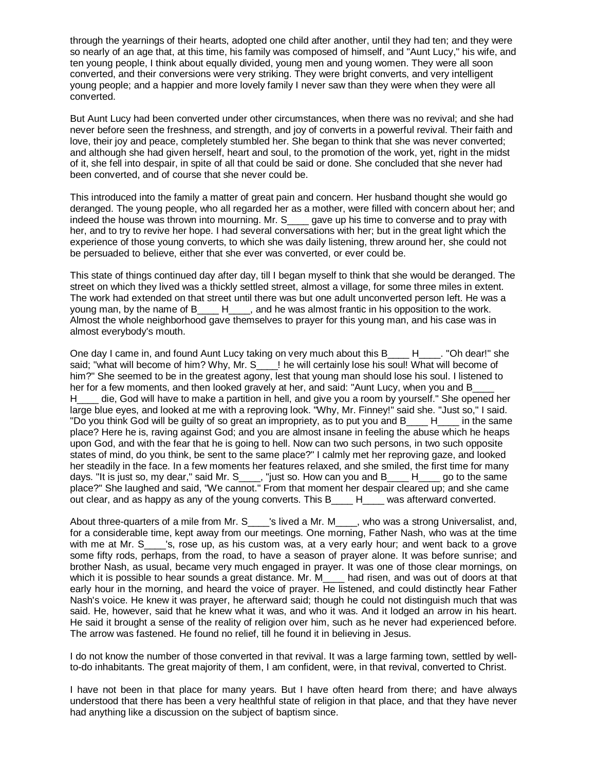through the yearnings of their hearts, adopted one child after another, until they had ten; and they were so nearly of an age that, at this time, his family was composed of himself, and "Aunt Lucy," his wife, and ten young people, I think about equally divided, young men and young women. They were all soon converted, and their conversions were very striking. They were bright converts, and very intelligent young people; and a happier and more lovely family I never saw than they were when they were all converted.

But Aunt Lucy had been converted under other circumstances, when there was no revival; and she had never before seen the freshness, and strength, and joy of converts in a powerful revival. Their faith and love, their joy and peace, completely stumbled her. She began to think that she was never converted; and although she had given herself, heart and soul, to the promotion of the work, yet, right in the midst of it, she fell into despair, in spite of all that could be said or done. She concluded that she never had been converted, and of course that she never could be.

This introduced into the family a matter of great pain and concern. Her husband thought she would go deranged. The young people, who all regarded her as a mother, were filled with concern about her; and indeed the house was thrown into mourning. Mr. S____ gave up his time to converse and to pray with her, and to try to revive her hope. I had several conversations with her; but in the great light which the experience of those young converts, to which she was daily listening, threw around her, she could not be persuaded to believe, either that she ever was converted, or ever could be.

This state of things continued day after day, till I began myself to think that she would be deranged. The street on which they lived was a thickly settled street, almost a village, for some three miles in extent. The work had extended on that street until there was but one adult unconverted person left. He was a young man, by the name of B____ H____, and he was almost frantic in his opposition to the work. Almost the whole neighborhood gave themselves to prayer for this young man, and his case was in almost everybody's mouth.

One day I came in, and found Aunt Lucy taking on very much about this B____ H____. "Oh dear!" she said; "what will become of him? Why, Mr. S____! he will certainly lose his soul! What will become of him?" She seemed to be in the greatest agony, lest that young man should lose his soul. I listened to her for a few moments, and then looked gravely at her, and said: "Aunt Lucy, when you and B____ H____ die, God will have to make a partition in hell, and give you a room by yourself." She opened her large blue eyes, and looked at me with a reproving look. "Why, Mr. Finney!" said she. "Just so," I said. "Do you think God will be guilty of so great an impropriety, as to put you and B____ H____ in the same place? Here he is, raving against God; and you are almost insane in feeling the abuse which he heaps upon God, and with the fear that he is going to hell. Now can two such persons, in two such opposite states of mind, do you think, be sent to the same place?" I calmly met her reproving gaze, and looked her steadily in the face. In a few moments her features relaxed, and she smiled, the first time for many days. "It is just so, my dear," said Mr. S____, "just so. How can you and B____ H____ go to the same place?" She laughed and said, "We cannot." From that moment her despair cleared up; and she came out clear, and as happy as any of the young converts. This B____ H____ was afterward converted.

About three-quarters of a mile from Mr. S____'s lived a Mr. M____, who was a strong Universalist, and, for a considerable time, kept away from our meetings. One morning, Father Nash, who was at the time with me at Mr. S____'s, rose up, as his custom was, at a very early hour; and went back to a grove some fifty rods, perhaps, from the road, to have a season of prayer alone. It was before sunrise; and brother Nash, as usual, became very much engaged in prayer. It was one of those clear mornings, on which it is possible to hear sounds a great distance. Mr. M____ had risen, and was out of doors at that early hour in the morning, and heard the voice of prayer. He listened, and could distinctly hear Father Nash's voice. He knew it was prayer, he afterward said; though he could not distinguish much that was said. He, however, said that he knew what it was, and who it was. And it lodged an arrow in his heart. He said it brought a sense of the reality of religion over him, such as he never had experienced before. The arrow was fastened. He found no relief, till he found it in believing in Jesus.

I do not know the number of those converted in that revival. It was a large farming town, settled by well-to-do inhabitants. The great majority of them, I am confident, were, in that revival, converted to Christ.

I have not been in that place for many years. But I have often heard from there; and have always understood that there has been a very healthful state of religion in that place, and that they have never had anything like a discussion on the subject of baptism since.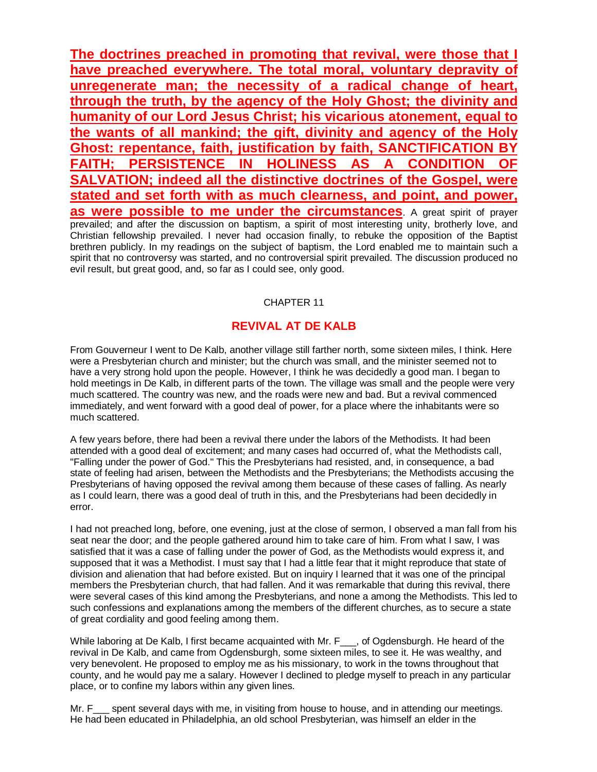**The doctrines preached in promoting that revival, were those that I have preached everywhere. The total moral, voluntary depravity of unregenerate man; the necessity of a radical change of heart, through the truth, by the agency of the Holy Ghost; the divinity and humanity of our Lord Jesus Christ; his vicarious atonement, equal to the wants of all mankind; the gift, divinity and agency of the Holy Ghost: repentance, faith, justification by faith, SANCTIFICATION BY FAITH; PERSISTENCE IN HOLINESS AS A CONDITION OF SALVATION; indeed all the distinctive doctrines of the Gospel, were stated and set forth with as much clearness, and point, and power, as were possible to me under the circumstances**. A great spirit of prayer prevailed; and after the discussion on baptism, a spirit of most interesting unity, brotherly love, and Christian fellowship prevailed. I never had occasion finally, to rebuke the opposition of the Baptist brethren publicly. In my readings on the subject of baptism, the Lord enabled me to maintain such a spirit that no controversy was started, and no controversial spirit prevailed. The discussion produced no evil result, but great good, and, so far as I could see, only good.

CHAPTER 11

## REVIVAL AT DE KALB

From Gouverneur I went to De Kalb, another village still farther north, some sixteen miles, I think. Here were a Presbyterian church and minister; but the church was small, and the minister seemed not to have a very strong hold upon the people. However, I think he was decidedly a good man. I began to hold meetings in De Kalb, in different parts of the town. The village was small and the people were very much scattered. The country was new, and the roads were new and bad. But a revival commenced immediately, and went forward with a good deal of power, for a place where the inhabitants were so much scattered.

A few years before, there had been a revival there under the labors of the Methodists. It had been attended with a good deal of excitement; and many cases had occurred of, what the Methodists call, "Falling under the power of God." This the Presbyterians had resisted, and, in consequence, a bad state of feeling had arisen, between the Methodists and the Presbyterians; the Methodists accusing the Presbyterians of having opposed the revival among them because of these cases of falling. As nearly as I could learn, there was a good deal of truth in this, and the Presbyterians had been decidedly in error.

I had not preached long, before, one evening, just at the close of sermon, I observed a man fall from his seat near the door; and the people gathered around him to take care of him. From what I saw, I was satisfied that it was a case of falling under the power of God, as the Methodists would express it, and supposed that it was a Methodist. I must say that I had a little fear that it might reproduce that state of division and alienation that had before existed. But on inquiry I learned that it was one of the principal members the Presbyterian church, that had fallen. And it was remarkable that during this revival, there were several cases of this kind among the Presbyterians, and none a among the Methodists. This led to such confessions and explanations among the members of the different churches, as to secure a state of great cordiality and good feeling among them.

While laboring at De Kalb, I first became acquainted with Mr. F___, of Ogdensburgh. He heard of the revival in De Kalb, and came from Ogdensburgh, some sixteen miles, to see it. He was wealthy, and very benevolent. He proposed to employ me as his missionary, to work in the towns throughout that county, and he would pay me a salary. However I declined to pledge myself to preach in any particular place, or to confine my labors within any given lines.

Mr. F___ spent several days with me, in visiting from house to house, and in attending our meetings. He had been educated in Philadelphia, an old school Presbyterian, was himself an elder in the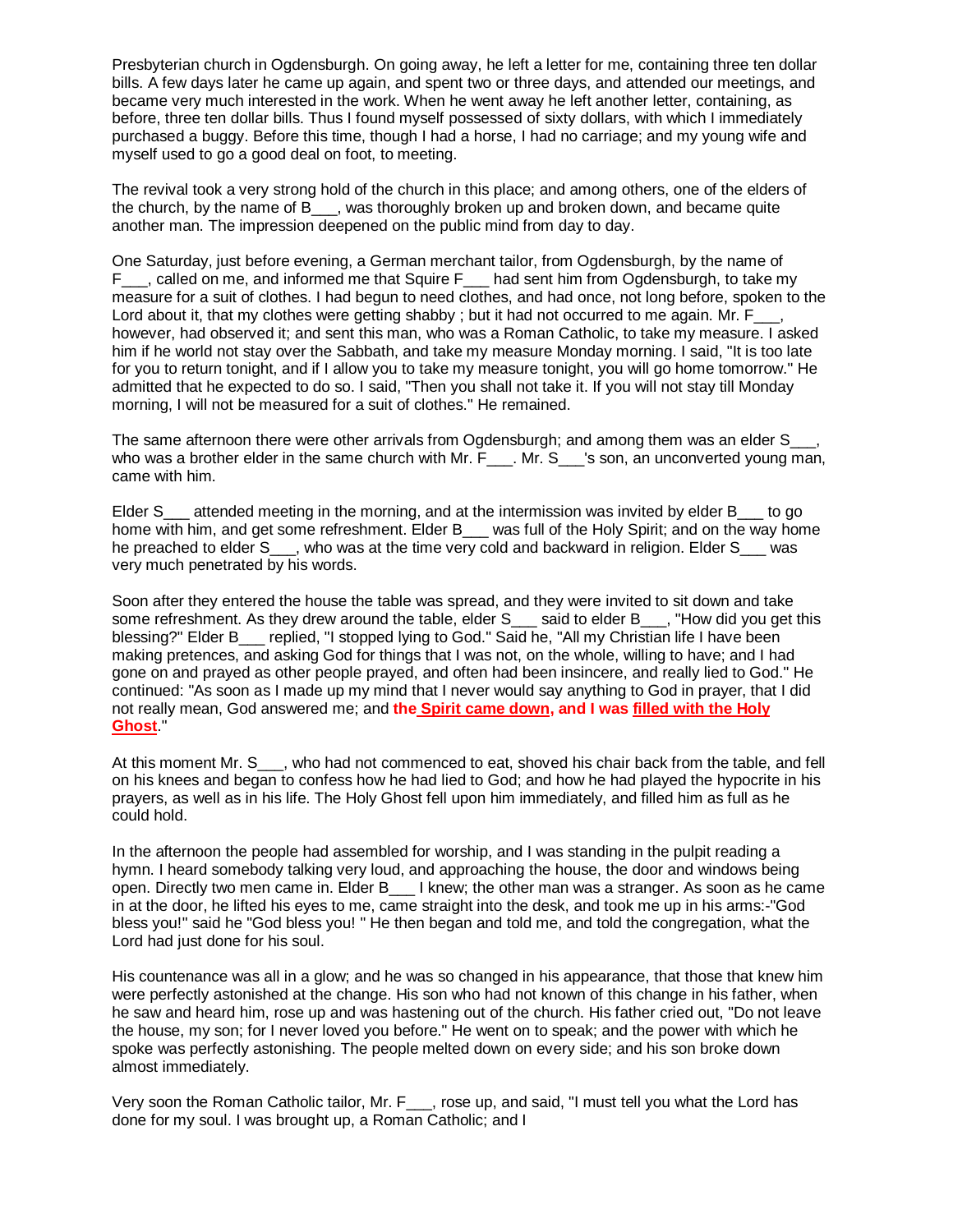Presbyterian church in Ogdensburgh. On going away, he left a letter for me, containing three ten dollar bills. A few days later he came up again, and spent two or three days, and attended our meetings, and became very much interested in the work. When he went away he left another letter, containing, as before, three ten dollar bills. Thus I found myself possessed of sixty dollars, with which I immediately purchased a buggy. Before this time, though I had a horse, I had no carriage; and my young wife and myself used to go a good deal on foot, to meeting.

The revival took a very strong hold of the church in this place; and among others, one of the elders of the church, by the name of B___, was thoroughly broken up and broken down, and became quite another man. The impression deepened on the public mind from day to day.

One Saturday, just before evening, a German merchant tailor, from Ogdensburgh, by the name of F___, called on me, and informed me that Squire F___ had sent him from Ogdensburgh, to take my measure for a suit of clothes. I had begun to need clothes, and had once, not long before, spoken to the Lord about it, that my clothes were getting shabby ; but it had not occurred to me again. Mr. F___, however, had observed it; and sent this man, who was a Roman Catholic, to take my measure. I asked him if he world not stay over the Sabbath, and take my measure Monday morning. I said, "It is too late for you to return tonight, and if I allow you to take my measure tonight, you will go home tomorrow." He admitted that he expected to do so. I said, "Then you shall not take it. If you will not stay till Monday morning, I will not be measured for a suit of clothes." He remained.

The same afternoon there were other arrivals from Ogdensburgh; and among them was an elder S___, who was a brother elder in the same church with Mr. F___. Mr. S___'s son, an unconverted young man, came with him.

Elder S___ attended meeting in the morning, and at the intermission was invited by elder B___ to go home with him, and get some refreshment. Elder B___ was full of the Holy Spirit; and on the way home he preached to elder S___, who was at the time very cold and backward in religion. Elder S___ was very much penetrated by his words.

Soon after they entered the house the table was spread, and they were invited to sit down and take some refreshment. As they drew around the table, elder S___ said to elder B___, "How did you get this blessing?" Elder B___ replied, "I stopped lying to God." Said he, "All my Christian life I have been making pretences, and asking God for things that I was not, on the whole, willing to have; and I had gone on and prayed as other people prayed, and often had been insincere, and really lied to God." He continued: "As soon as I made up my mind that I never would say anything to God in prayer, that I did not really mean, God answered me; and **the Spirit came down, and I was filled with the Holy Ghost**."

At this moment Mr. S___, who had not commenced to eat, shoved his chair back from the table, and fell on his knees and began to confess how he had lied to God; and how he had played the hypocrite in his prayers, as well as in his life. The Holy Ghost fell upon him immediately, and filled him as full as he could hold.

In the afternoon the people had assembled for worship, and I was standing in the pulpit reading a hymn. I heard somebody talking very loud, and approaching the house, the door and windows being open. Directly two men came in. Elder B___ I knew; the other man was a stranger. As soon as he came in at the door, he lifted his eyes to me, came straight into the desk, and took me up in his arms:-"God bless you!" said he "God bless you! " He then began and told me, and told the congregation, what the Lord had just done for his soul.

His countenance was all in a glow; and he was so changed in his appearance, that those that knew him were perfectly astonished at the change. His son who had not known of this change in his father, when he saw and heard him, rose up and was hastening out of the church. His father cried out, "Do not leave the house, my son; for I never loved you before." He went on to speak; and the power with which he spoke was perfectly astonishing. The people melted down on every side; and his son broke down almost immediately.

Very soon the Roman Catholic tailor, Mr. F___, rose up, and said, "I must tell you what the Lord has done for my soul. I was brought up, a Roman Catholic; and I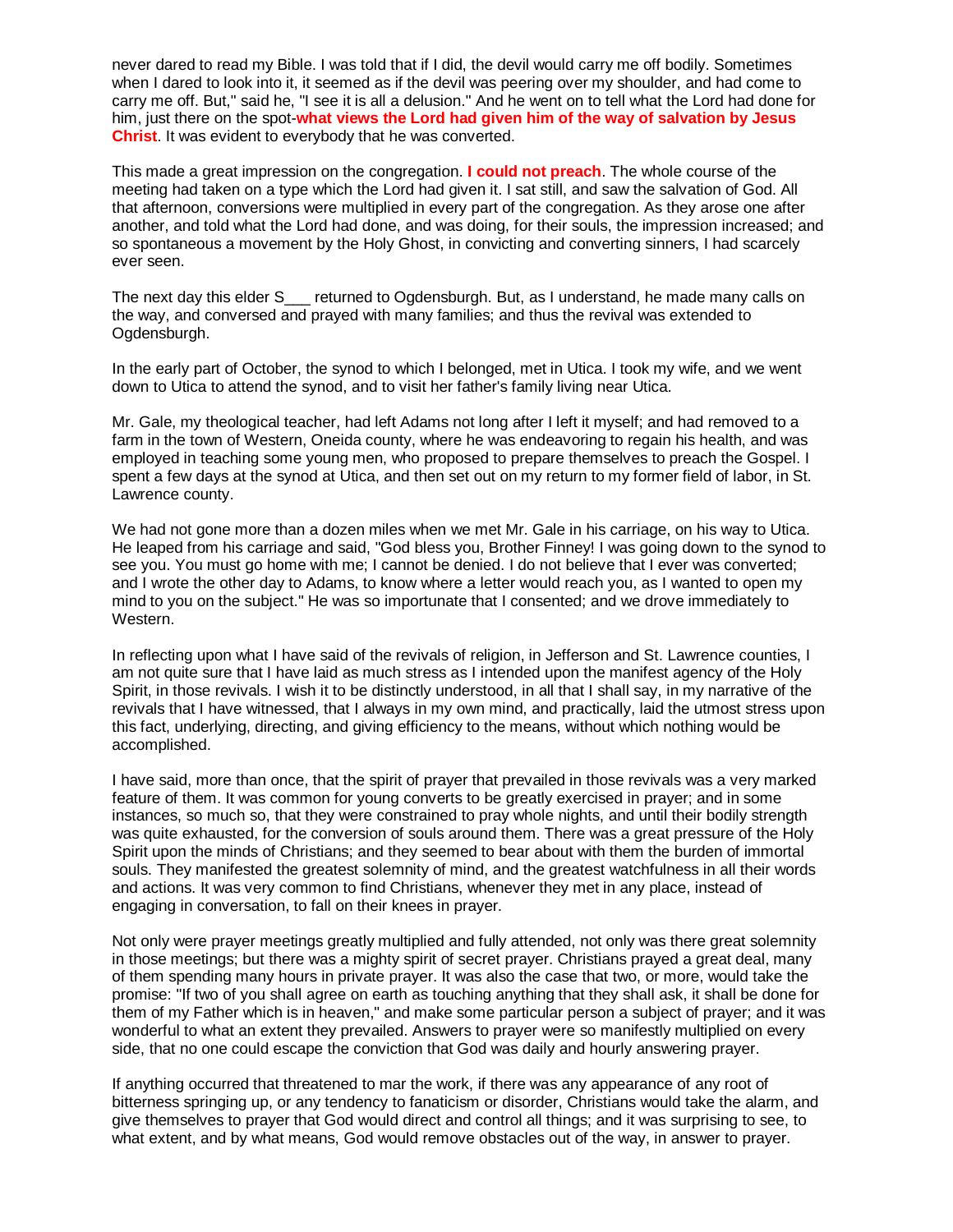never dared to read my Bible. I was told that if I did, the devil would carry me off bodily. Sometimes when I dared to look into it, it seemed as if the devil was peering over my shoulder, and had come to carry me off. But," said he, "I see it is all a delusion." And he went on to tell what the Lord had done for him, just there on the spot-**what views the Lord had given him of the way of salvation by Jesus Christ**. It was evident to everybody that he was converted.

This made a great impression on the congregation. **I could not preach**. The whole course of the meeting had taken on a type which the Lord had given it. I sat still, and saw the salvation of God. All that afternoon, conversions were multiplied in every part of the congregation. As they arose one after another, and told what the Lord had done, and was doing, for their souls, the impression increased; and so spontaneous a movement by the Holy Ghost, in convicting and converting sinners, I had scarcely ever seen.

The next day this elder S___ returned to Ogdensburgh. But, as I understand, he made many calls on the way, and conversed and prayed with many families; and thus the revival was extended to Ogdensburgh.

In the early part of October, the synod to which I belonged, met in Utica. I took my wife, and we went down to Utica to attend the synod, and to visit her father's family living near Utica.

Mr. Gale, my theological teacher, had left Adams not long after I left it myself; and had removed to a farm in the town of Western, Oneida county, where he was endeavoring to regain his health, and was employed in teaching some young men, who proposed to prepare themselves to preach the Gospel. I spent a few days at the synod at Utica, and then set out on my return to my former field of labor, in St. Lawrence county.

We had not gone more than a dozen miles when we met Mr. Gale in his carriage, on his way to Utica. He leaped from his carriage and said, "God bless you, Brother Finney! I was going down to the synod to see you. You must go home with me; I cannot be denied. I do not believe that I ever was converted; and I wrote the other day to Adams, to know where a letter would reach you, as I wanted to open my mind to you on the subject." He was so importunate that I consented; and we drove immediately to Western.

In reflecting upon what I have said of the revivals of religion, in Jefferson and St. Lawrence counties, I am not quite sure that I have laid as much stress as I intended upon the manifest agency of the Holy Spirit, in those revivals. I wish it to be distinctly understood, in all that I shall say, in my narrative of the revivals that I have witnessed, that I always in my own mind, and practically, laid the utmost stress upon this fact, underlying, directing, and giving efficiency to the means, without which nothing would be accomplished.

I have said, more than once, that the spirit of prayer that prevailed in those revivals was a very marked feature of them. It was common for young converts to be greatly exercised in prayer; and in some instances, so much so, that they were constrained to pray whole nights, and until their bodily strength was quite exhausted, for the conversion of souls around them. There was a great pressure of the Holy Spirit upon the minds of Christians; and they seemed to bear about with them the burden of immortal souls. They manifested the greatest solemnity of mind, and the greatest watchfulness in all their words and actions. It was very common to find Christians, whenever they met in any place, instead of engaging in conversation, to fall on their knees in prayer.

Not only were prayer meetings greatly multiplied and fully attended, not only was there great solemnity in those meetings; but there was a mighty spirit of secret prayer. Christians prayed a great deal, many of them spending many hours in private prayer. It was also the case that two, or more, would take the promise: "If two of you shall agree on earth as touching anything that they shall ask, it shall be done for them of my Father which is in heaven," and make some particular person a subject of prayer; and it was wonderful to what an extent they prevailed. Answers to prayer were so manifestly multiplied on every side, that no one could escape the conviction that God was daily and hourly answering prayer.

If anything occurred that threatened to mar the work, if there was any appearance of any root of bitterness springing up, or any tendency to fanaticism or disorder, Christians would take the alarm, and give themselves to prayer that God would direct and control all things; and it was surprising to see, to what extent, and by what means, God would remove obstacles out of the way, in answer to prayer.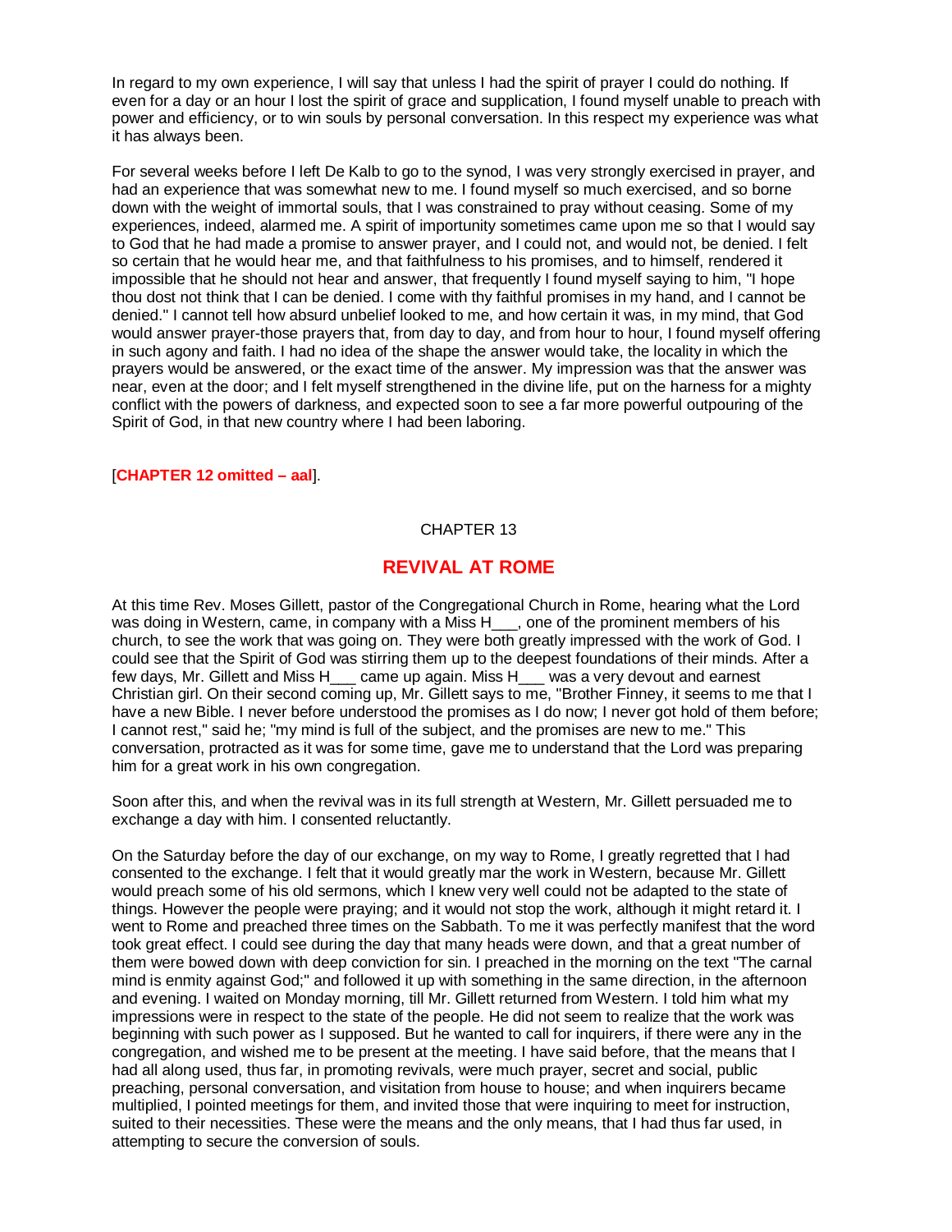In regard to my own experience, I will say that unless I had the spirit of prayer I could do nothing. If even for a day or an hour I lost the spirit of grace and supplication, I found myself unable to preach with power and efficiency, or to win souls by personal conversation. In this respect my experience was what it has always been.

For several weeks before I left De Kalb to go to the synod, I was very strongly exercised in prayer, and had an experience that was somewhat new to me. I found myself so much exercised, and so borne down with the weight of immortal souls, that I was constrained to pray without ceasing. Some of my experiences, indeed, alarmed me. A spirit of importunity sometimes came upon me so that I would say to God that he had made a promise to answer prayer, and I could not, and would not, be denied. I felt so certain that he would hear me, and that faithfulness to his promises, and to himself, rendered it impossible that he should not hear and answer, that frequently I found myself saying to him, "I hope thou dost not think that I can be denied. I come with thy faithful promises in my hand, and I cannot be denied." I cannot tell how absurd unbelief looked to me, and how certain it was, in my mind, that God would answer prayer-those prayers that, from day to day, and from hour to hour, I found myself offering in such agony and faith. I had no idea of the shape the answer would take, the locality in which the prayers would be answered, or the exact time of the answer. My impression was that the answer was near, even at the door; and I felt myself strengthened in the divine life, put on the harness for a mighty conflict with the powers of darkness, and expected soon to see a far more powerful outpouring of the Spirit of God, in that new country where I had been laboring.

[**CHAPTER 12 omitted – aal**].

CHAPTER 13

## REVIVAL AT ROME

At this time Rev. Moses Gillett, pastor of the Congregational Church in Rome, hearing what the Lord was doing in Western, came, in company with a Miss H___, one of the prominent members of his church, to see the work that was going on. They were both greatly impressed with the work of God. I could see that the Spirit of God was stirring them up to the deepest foundations of their minds. After a few days, Mr. Gillett and Miss H___ came up again. Miss H___ was a very devout and earnest Christian girl. On their second coming up, Mr. Gillett says to me, "Brother Finney, it seems to me that I have a new Bible. I never before understood the promises as I do now; I never got hold of them before; I cannot rest," said he; "my mind is full of the subject, and the promises are new to me." This conversation, protracted as it was for some time, gave me to understand that the Lord was preparing him for a great work in his own congregation.

Soon after this, and when the revival was in its full strength at Western, Mr. Gillett persuaded me to exchange a day with him. I consented reluctantly.

On the Saturday before the day of our exchange, on my way to Rome, I greatly regretted that I had consented to the exchange. I felt that it would greatly mar the work in Western, because Mr. Gillett would preach some of his old sermons, which I knew very well could not be adapted to the state of things. However the people were praying; and it would not stop the work, although it might retard it. I went to Rome and preached three times on the Sabbath. To me it was perfectly manifest that the word took great effect. I could see during the day that many heads were down, and that a great number of them were bowed down with deep conviction for sin. I preached in the morning on the text "The carnal mind is enmity against God;" and followed it up with something in the same direction, in the afternoon and evening. I waited on Monday morning, till Mr. Gillett returned from Western. I told him what my impressions were in respect to the state of the people. He did not seem to realize that the work was beginning with such power as I supposed. But he wanted to call for inquirers, if there were any in the congregation, and wished me to be present at the meeting. I have said before, that the means that I had all along used, thus far, in promoting revivals, were much prayer, secret and social, public preaching, personal conversation, and visitation from house to house; and when inquirers became multiplied, I pointed meetings for them, and invited those that were inquiring to meet for instruction, suited to their necessities. These were the means and the only means, that I had thus far used, in attempting to secure the conversion of souls.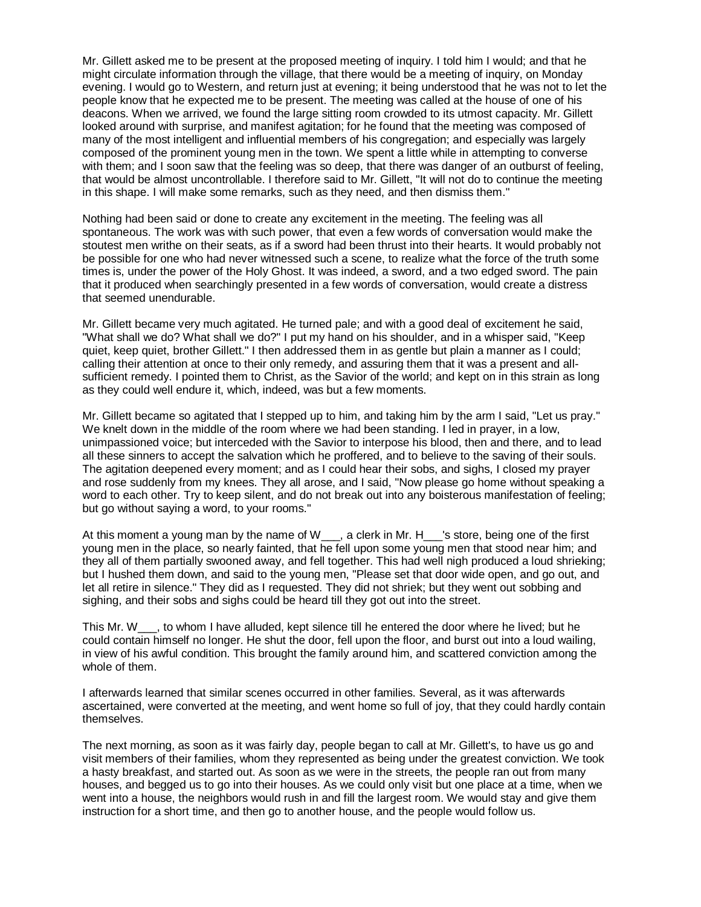Mr. Gillett asked me to be present at the proposed meeting of inquiry. I told him I would; and that he might circulate information through the village, that there would be a meeting of inquiry, on Monday evening. I would go to Western, and return just at evening; it being understood that he was not to let the people know that he expected me to be present. The meeting was called at the house of one of his deacons. When we arrived, we found the large sitting room crowded to its utmost capacity. Mr. Gillett looked around with surprise, and manifest agitation; for he found that the meeting was composed of many of the most intelligent and influential members of his congregation; and especially was largely composed of the prominent young men in the town. We spent a little while in attempting to converse with them; and I soon saw that the feeling was so deep, that there was danger of an outburst of feeling, that would be almost uncontrollable. I therefore said to Mr. Gillett, "It will not do to continue the meeting in this shape. I will make some remarks, such as they need, and then dismiss them."

Nothing had been said or done to create any excitement in the meeting. The feeling was all spontaneous. The work was with such power, that even a few words of conversation would make the stoutest men writhe on their seats, as if a sword had been thrust into their hearts. It would probably not be possible for one who had never witnessed such a scene, to realize what the force of the truth some times is, under the power of the Holy Ghost. It was indeed, a sword, and a two edged sword. The pain that it produced when searchingly presented in a few words of conversation, would create a distress that seemed unendurable.

Mr. Gillett became very much agitated. He turned pale; and with a good deal of excitement he said, "What shall we do? What shall we do?" I put my hand on his shoulder, and in a whisper said, "Keep quiet, keep quiet, brother Gillett." I then addressed them in as gentle but plain a manner as I could; calling their attention at once to their only remedy, and assuring them that it was a present and all-sufficient remedy. I pointed them to Christ, as the Savior of the world; and kept on in this strain as long as they could well endure it, which, indeed, was but a few moments.

Mr. Gillett became so agitated that I stepped up to him, and taking him by the arm I said, "Let us pray." We knelt down in the middle of the room where we had been standing. I led in prayer, in a low, unimpassioned voice; but interceded with the Savior to interpose his blood, then and there, and to lead all these sinners to accept the salvation which he proffered, and to believe to the saving of their souls. The agitation deepened every moment; and as I could hear their sobs, and sighs, I closed my prayer and rose suddenly from my knees. They all arose, and I said, "Now please go home without speaking a word to each other. Try to keep silent, and do not break out into any boisterous manifestation of feeling; but go without saying a word, to your rooms."

At this moment a young man by the name of W___, a clerk in Mr. H___'s store, being one of the first young men in the place, so nearly fainted, that he fell upon some young men that stood near him; and they all of them partially swooned away, and fell together. This had well nigh produced a loud shrieking; but I hushed them down, and said to the young men, "Please set that door wide open, and go out, and let all retire in silence." They did as I requested. They did not shriek; but they went out sobbing and sighing, and their sobs and sighs could be heard till they got out into the street.

This Mr. W___, to whom I have alluded, kept silence till he entered the door where he lived; but he could contain himself no longer. He shut the door, fell upon the floor, and burst out into a loud wailing, in view of his awful condition. This brought the family around him, and scattered conviction among the whole of them.

I afterwards learned that similar scenes occurred in other families. Several, as it was afterwards ascertained, were converted at the meeting, and went home so full of joy, that they could hardly contain themselves.

The next morning, as soon as it was fairly day, people began to call at Mr. Gillett's, to have us go and visit members of their families, whom they represented as being under the greatest conviction. We took a hasty breakfast, and started out. As soon as we were in the streets, the people ran out from many houses, and begged us to go into their houses. As we could only visit but one place at a time, when we went into a house, the neighbors would rush in and fill the largest room. We would stay and give them instruction for a short time, and then go to another house, and the people would follow us.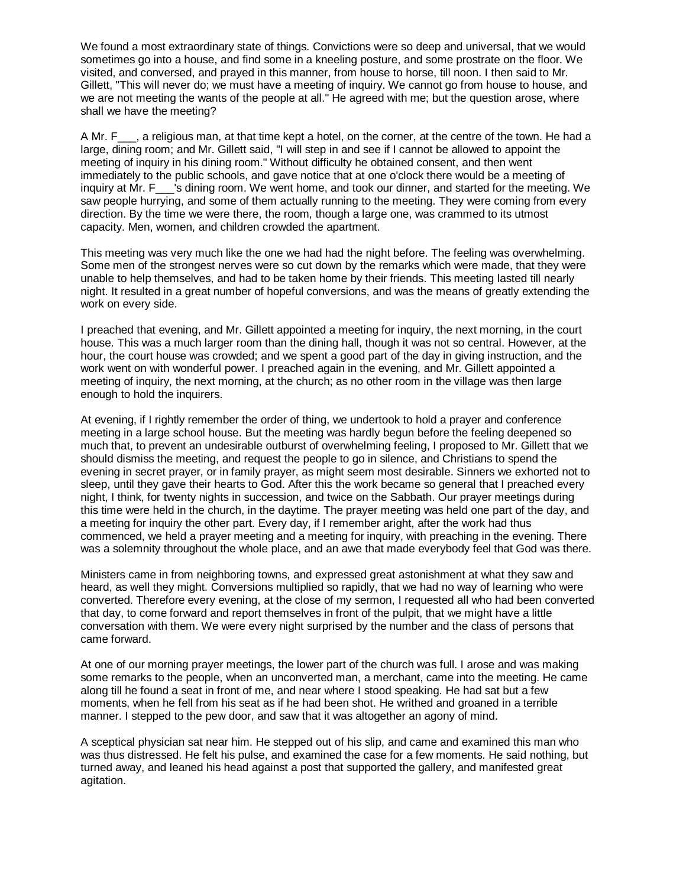We found a most extraordinary state of things. Convictions were so deep and universal, that we would sometimes go into a house, and find some in a kneeling posture, and some prostrate on the floor. We visited, and conversed, and prayed in this manner, from house to horse, till noon. I then said to Mr. Gillett, "This will never do; we must have a meeting of inquiry. We cannot go from house to house, and we are not meeting the wants of the people at all." He agreed with me; but the question arose, where shall we have the meeting?

A Mr. F___, a religious man, at that time kept a hotel, on the corner, at the centre of the town. He had a large, dining room; and Mr. Gillett said, "I will step in and see if I cannot be allowed to appoint the meeting of inquiry in his dining room." Without difficulty he obtained consent, and then went immediately to the public schools, and gave notice that at one o'clock there would be a meeting of inquiry at Mr. F___'s dining room. We went home, and took our dinner, and started for the meeting. We saw people hurrying, and some of them actually running to the meeting. They were coming from every direction. By the time we were there, the room, though a large one, was crammed to its utmost capacity. Men, women, and children crowded the apartment.

This meeting was very much like the one we had had the night before. The feeling was overwhelming. Some men of the strongest nerves were so cut down by the remarks which were made, that they were unable to help themselves, and had to be taken home by their friends. This meeting lasted till nearly night. It resulted in a great number of hopeful conversions, and was the means of greatly extending the work on every side.

I preached that evening, and Mr. Gillett appointed a meeting for inquiry, the next morning, in the court house. This was a much larger room than the dining hall, though it was not so central. However, at the hour, the court house was crowded; and we spent a good part of the day in giving instruction, and the work went on with wonderful power. I preached again in the evening, and Mr. Gillett appointed a meeting of inquiry, the next morning, at the church; as no other room in the village was then large enough to hold the inquirers.

At evening, if I rightly remember the order of thing, we undertook to hold a prayer and conference meeting in a large school house. But the meeting was hardly begun before the feeling deepened so much that, to prevent an undesirable outburst of overwhelming feeling, I proposed to Mr. Gillett that we should dismiss the meeting, and request the people to go in silence, and Christians to spend the evening in secret prayer, or in family prayer, as might seem most desirable. Sinners we exhorted not to sleep, until they gave their hearts to God. After this the work became so general that I preached every night, I think, for twenty nights in succession, and twice on the Sabbath. Our prayer meetings during this time were held in the church, in the daytime. The prayer meeting was held one part of the day, and a meeting for inquiry the other part. Every day, if I remember aright, after the work had thus commenced, we held a prayer meeting and a meeting for inquiry, with preaching in the evening. There was a solemnity throughout the whole place, and an awe that made everybody feel that God was there.

Ministers came in from neighboring towns, and expressed great astonishment at what they saw and heard, as well they might. Conversions multiplied so rapidly, that we had no way of learning who were converted. Therefore every evening, at the close of my sermon, I requested all who had been converted that day, to come forward and report themselves in front of the pulpit, that we might have a little conversation with them. We were every night surprised by the number and the class of persons that came forward.

At one of our morning prayer meetings, the lower part of the church was full. I arose and was making some remarks to the people, when an unconverted man, a merchant, came into the meeting. He came along till he found a seat in front of me, and near where I stood speaking. He had sat but a few moments, when he fell from his seat as if he had been shot. He writhed and groaned in a terrible manner. I stepped to the pew door, and saw that it was altogether an agony of mind.

A sceptical physician sat near him. He stepped out of his slip, and came and examined this man who was thus distressed. He felt his pulse, and examined the case for a few moments. He said nothing, but turned away, and leaned his head against a post that supported the gallery, and manifested great agitation.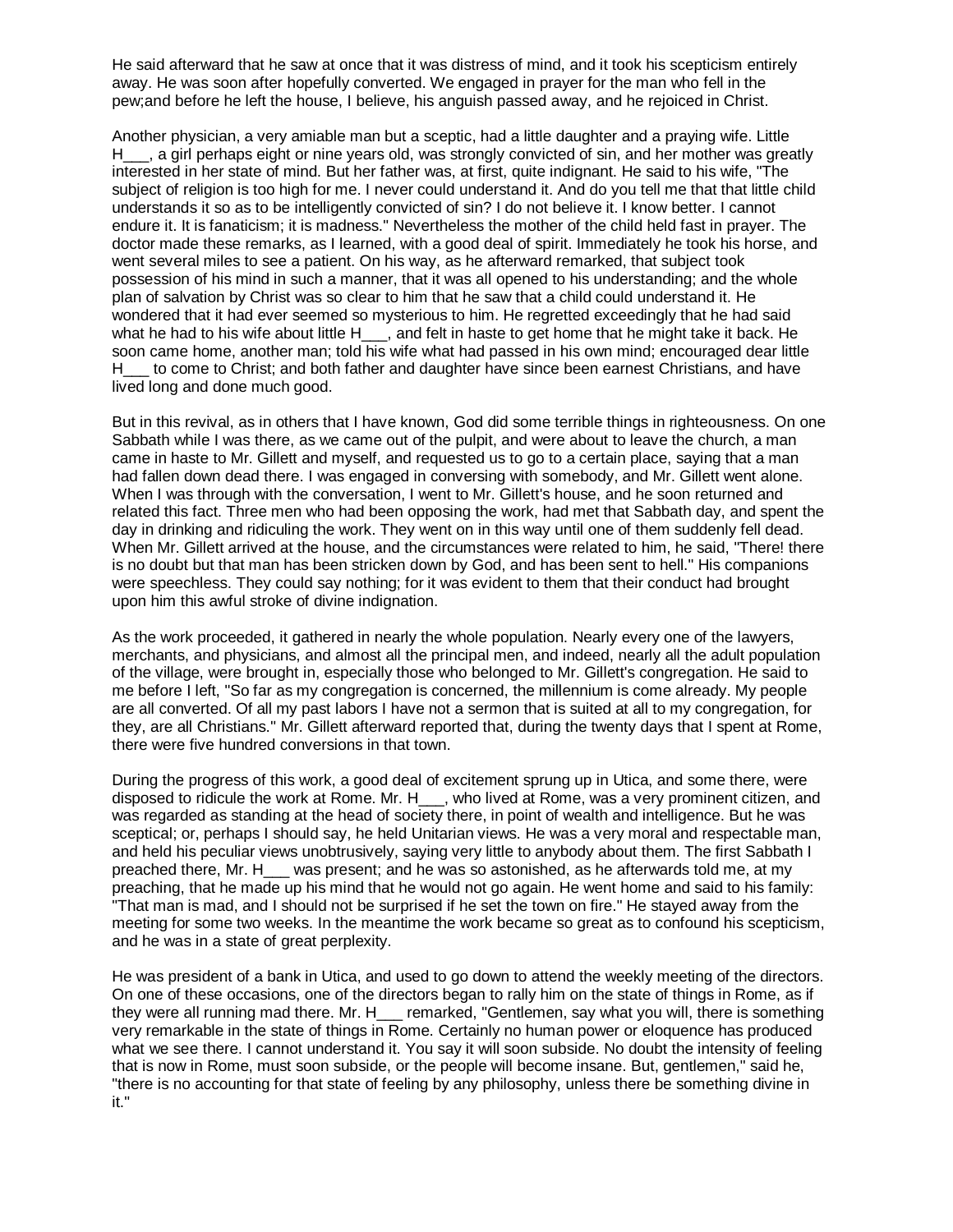He said afterward that he saw at once that it was distress of mind, and it took his scepticism entirely away. He was soon after hopefully converted. We engaged in prayer for the man who fell in the pew;and before he left the house, I believe, his anguish passed away, and he rejoiced in Christ.

Another physician, a very amiable man but a sceptic, had a little daughter and a praying wife. Little H___, a girl perhaps eight or nine years old, was strongly convicted of sin, and her mother was greatly interested in her state of mind. But her father was, at first, quite indignant. He said to his wife, "The subject of religion is too high for me. I never could understand it. And do you tell me that that little child understands it so as to be intelligently convicted of sin? I do not believe it. I know better. I cannot endure it. It is fanaticism; it is madness." Nevertheless the mother of the child held fast in prayer. The doctor made these remarks, as I learned, with a good deal of spirit. Immediately he took his horse, and went several miles to see a patient. On his way, as he afterward remarked, that subject took possession of his mind in such a manner, that it was all opened to his understanding; and the whole plan of salvation by Christ was so clear to him that he saw that a child could understand it. He wondered that it had ever seemed so mysterious to him. He regretted exceedingly that he had said what he had to his wife about little H___, and felt in haste to get home that he might take it back. He soon came home, another man; told his wife what had passed in his own mind; encouraged dear little H___ to come to Christ; and both father and daughter have since been earnest Christians, and have lived long and done much good.

But in this revival, as in others that I have known, God did some terrible things in righteousness. On one Sabbath while I was there, as we came out of the pulpit, and were about to leave the church, a man came in haste to Mr. Gillett and myself, and requested us to go to a certain place, saying that a man had fallen down dead there. I was engaged in conversing with somebody, and Mr. Gillett went alone. When I was through with the conversation, I went to Mr. Gillett's house, and he soon returned and related this fact. Three men who had been opposing the work, had met that Sabbath day, and spent the day in drinking and ridiculing the work. They went on in this way until one of them suddenly fell dead. When Mr. Gillett arrived at the house, and the circumstances were related to him, he said, "There! there is no doubt but that man has been stricken down by God, and has been sent to hell." His companions were speechless. They could say nothing; for it was evident to them that their conduct had brought upon him this awful stroke of divine indignation.

As the work proceeded, it gathered in nearly the whole population. Nearly every one of the lawyers, merchants, and physicians, and almost all the principal men, and indeed, nearly all the adult population of the village, were brought in, especially those who belonged to Mr. Gillett's congregation. He said to me before I left, "So far as my congregation is concerned, the millennium is come already. My people are all converted. Of all my past labors I have not a sermon that is suited at all to my congregation, for they, are all Christians." Mr. Gillett afterward reported that, during the twenty days that I spent at Rome, there were five hundred conversions in that town.

During the progress of this work, a good deal of excitement sprung up in Utica, and some there, were disposed to ridicule the work at Rome. Mr. H___, who lived at Rome, was a very prominent citizen, and was regarded as standing at the head of society there, in point of wealth and intelligence. But he was sceptical; or, perhaps I should say, he held Unitarian views. He was a very moral and respectable man, and held his peculiar views unobtrusively, saying very little to anybody about them. The first Sabbath I preached there, Mr. H___ was present; and he was so astonished, as he afterwards told me, at my preaching, that he made up his mind that he would not go again. He went home and said to his family: "That man is mad, and I should not be surprised if he set the town on fire." He stayed away from the meeting for some two weeks. In the meantime the work became so great as to confound his scepticism, and he was in a state of great perplexity.

He was president of a bank in Utica, and used to go down to attend the weekly meeting of the directors. On one of these occasions, one of the directors began to rally him on the state of things in Rome, as if they were all running mad there. Mr. H___ remarked, "Gentlemen, say what you will, there is something very remarkable in the state of things in Rome. Certainly no human power or eloquence has produced what we see there. I cannot understand it. You say it will soon subside. No doubt the intensity of feeling that is now in Rome, must soon subside, or the people will become insane. But, gentlemen," said he, "there is no accounting for that state of feeling by any philosophy, unless there be something divine in it."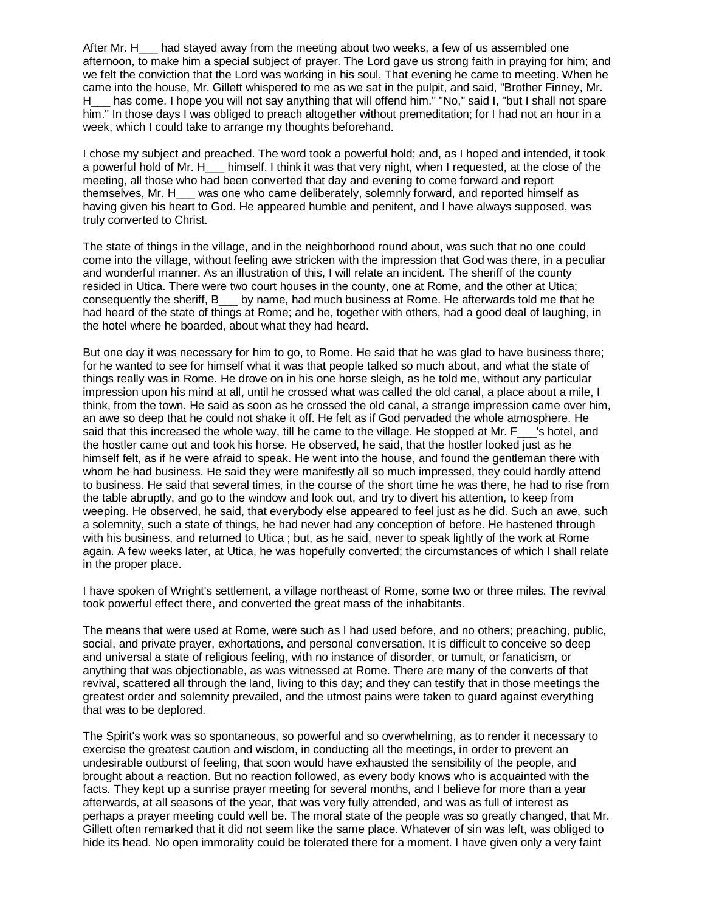After Mr. H___ had stayed away from the meeting about two weeks, a few of us assembled one afternoon, to make him a special subject of prayer. The Lord gave us strong faith in praying for him; and we felt the conviction that the Lord was working in his soul. That evening he came to meeting. When he came into the house, Mr. Gillett whispered to me as we sat in the pulpit, and said, "Brother Finney, Mr. H___ has come. I hope you will not say anything that will offend him." "No," said I, "but I shall not spare him." In those days I was obliged to preach altogether without premeditation; for I had not an hour in a week, which I could take to arrange my thoughts beforehand.

I chose my subject and preached. The word took a powerful hold; and, as I hoped and intended, it took a powerful hold of Mr. H___ himself. I think it was that very night, when I requested, at the close of the meeting, all those who had been converted that day and evening to come forward and report themselves, Mr. H___ was one who came deliberately, solemnly forward, and reported himself as having given his heart to God. He appeared humble and penitent, and I have always supposed, was truly converted to Christ.

The state of things in the village, and in the neighborhood round about, was such that no one could come into the village, without feeling awe stricken with the impression that God was there, in a peculiar and wonderful manner. As an illustration of this, I will relate an incident. The sheriff of the county resided in Utica. There were two court houses in the county, one at Rome, and the other at Utica; consequently the sheriff, B___ by name, had much business at Rome. He afterwards told me that he had heard of the state of things at Rome; and he, together with others, had a good deal of laughing, in the hotel where he boarded, about what they had heard.

But one day it was necessary for him to go, to Rome. He said that he was glad to have business there; for he wanted to see for himself what it was that people talked so much about, and what the state of things really was in Rome. He drove on in his one horse sleigh, as he told me, without any particular impression upon his mind at all, until he crossed what was called the old canal, a place about a mile, I think, from the town. He said as soon as he crossed the old canal, a strange impression came over him, an awe so deep that he could not shake it off. He felt as if God pervaded the whole atmosphere. He said that this increased the whole way, till he came to the village. He stopped at Mr. F___'s hotel, and the hostler came out and took his horse. He observed, he said, that the hostler looked just as he himself felt, as if he were afraid to speak. He went into the house, and found the gentleman there with whom he had business. He said they were manifestly all so much impressed, they could hardly attend to business. He said that several times, in the course of the short time he was there, he had to rise from the table abruptly, and go to the window and look out, and try to divert his attention, to keep from weeping. He observed, he said, that everybody else appeared to feel just as he did. Such an awe, such a solemnity, such a state of things, he had never had any conception of before. He hastened through with his business, and returned to Utica ; but, as he said, never to speak lightly of the work at Rome again. A few weeks later, at Utica, he was hopefully converted; the circumstances of which I shall relate in the proper place.

I have spoken of Wright's settlement, a village northeast of Rome, some two or three miles. The revival took powerful effect there, and converted the great mass of the inhabitants.

The means that were used at Rome, were such as I had used before, and no others; preaching, public, social, and private prayer, exhortations, and personal conversation. It is difficult to conceive so deep and universal a state of religious feeling, with no instance of disorder, or tumult, or fanaticism, or anything that was objectionable, as was witnessed at Rome. There are many of the converts of that revival, scattered all through the land, living to this day; and they can testify that in those meetings the greatest order and solemnity prevailed, and the utmost pains were taken to guard against everything that was to be deplored.

The Spirit's work was so spontaneous, so powerful and so overwhelming, as to render it necessary to exercise the greatest caution and wisdom, in conducting all the meetings, in order to prevent an undesirable outburst of feeling, that soon would have exhausted the sensibility of the people, and brought about a reaction. But no reaction followed, as every body knows who is acquainted with the facts. They kept up a sunrise prayer meeting for several months, and I believe for more than a year afterwards, at all seasons of the year, that was very fully attended, and was as full of interest as perhaps a prayer meeting could well be. The moral state of the people was so greatly changed, that Mr. Gillett often remarked that it did not seem like the same place. Whatever of sin was left, was obliged to hide its head. No open immorality could be tolerated there for a moment. I have given only a very faint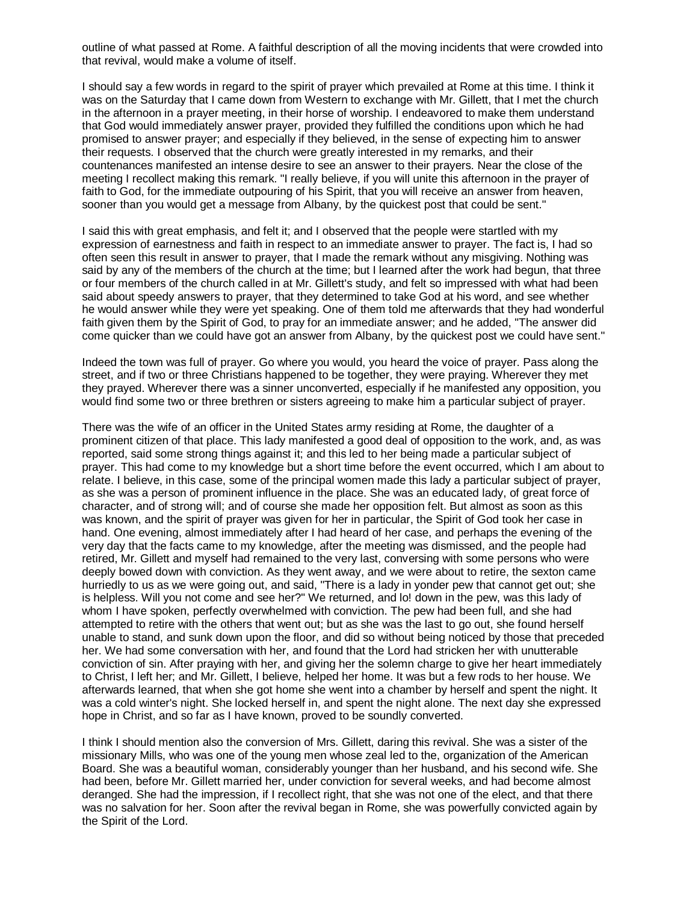outline of what passed at Rome. A faithful description of all the moving incidents that were crowded into that revival, would make a volume of itself.

I should say a few words in regard to the spirit of prayer which prevailed at Rome at this time. I think it was on the Saturday that I came down from Western to exchange with Mr. Gillett, that I met the church in the afternoon in a prayer meeting, in their horse of worship. I endeavored to make them understand that God would immediately answer prayer, provided they fulfilled the conditions upon which he had promised to answer prayer; and especially if they believed, in the sense of expecting him to answer their requests. I observed that the church were greatly interested in my remarks, and their countenances manifested an intense desire to see an answer to their prayers. Near the close of the meeting I recollect making this remark. "I really believe, if you will unite this afternoon in the prayer of faith to God, for the immediate outpouring of his Spirit, that you will receive an answer from heaven, sooner than you would get a message from Albany, by the quickest post that could be sent."

I said this with great emphasis, and felt it; and I observed that the people were startled with my expression of earnestness and faith in respect to an immediate answer to prayer. The fact is, I had so often seen this result in answer to prayer, that I made the remark without any misgiving. Nothing was said by any of the members of the church at the time; but I learned after the work had begun, that three or four members of the church called in at Mr. Gillett's study, and felt so impressed with what had been said about speedy answers to prayer, that they determined to take God at his word, and see whether he would answer while they were yet speaking. One of them told me afterwards that they had wonderful faith given them by the Spirit of God, to pray for an immediate answer; and he added, "The answer did come quicker than we could have got an answer from Albany, by the quickest post we could have sent."

Indeed the town was full of prayer. Go where you would, you heard the voice of prayer. Pass along the street, and if two or three Christians happened to be together, they were praying. Wherever they met they prayed. Wherever there was a sinner unconverted, especially if he manifested any opposition, you would find some two or three brethren or sisters agreeing to make him a particular subject of prayer.

There was the wife of an officer in the United States army residing at Rome, the daughter of a prominent citizen of that place. This lady manifested a good deal of opposition to the work, and, as was reported, said some strong things against it; and this led to her being made a particular subject of prayer. This had come to my knowledge but a short time before the event occurred, which I am about to relate. I believe, in this case, some of the principal women made this lady a particular subject of prayer, as she was a person of prominent influence in the place. She was an educated lady, of great force of character, and of strong will; and of course she made her opposition felt. But almost as soon as this was known, and the spirit of prayer was given for her in particular, the Spirit of God took her case in hand. One evening, almost immediately after I had heard of her case, and perhaps the evening of the very day that the facts came to my knowledge, after the meeting was dismissed, and the people had retired, Mr. Gillett and myself had remained to the very last, conversing with some persons who were deeply bowed down with conviction. As they went away, and we were about to retire, the sexton came hurriedly to us as we were going out, and said, "There is a lady in yonder pew that cannot get out; she is helpless. Will you not come and see her?" We returned, and lo! down in the pew, was this lady of whom I have spoken, perfectly overwhelmed with conviction. The pew had been full, and she had attempted to retire with the others that went out; but as she was the last to go out, she found herself unable to stand, and sunk down upon the floor, and did so without being noticed by those that preceded her. We had some conversation with her, and found that the Lord had stricken her with unutterable conviction of sin. After praying with her, and giving her the solemn charge to give her heart immediately to Christ, I left her; and Mr. Gillett, I believe, helped her home. It was but a few rods to her house. We afterwards learned, that when she got home she went into a chamber by herself and spent the night. It was a cold winter's night. She locked herself in, and spent the night alone. The next day she expressed hope in Christ, and so far as I have known, proved to be soundly converted.

I think I should mention also the conversion of Mrs. Gillett, daring this revival. She was a sister of the missionary Mills, who was one of the young men whose zeal led to the, organization of the American Board. She was a beautiful woman, considerably younger than her husband, and his second wife. She had been, before Mr. Gillett married her, under conviction for several weeks, and had become almost deranged. She had the impression, if I recollect right, that she was not one of the elect, and that there was no salvation for her. Soon after the revival began in Rome, she was powerfully convicted again by the Spirit of the Lord.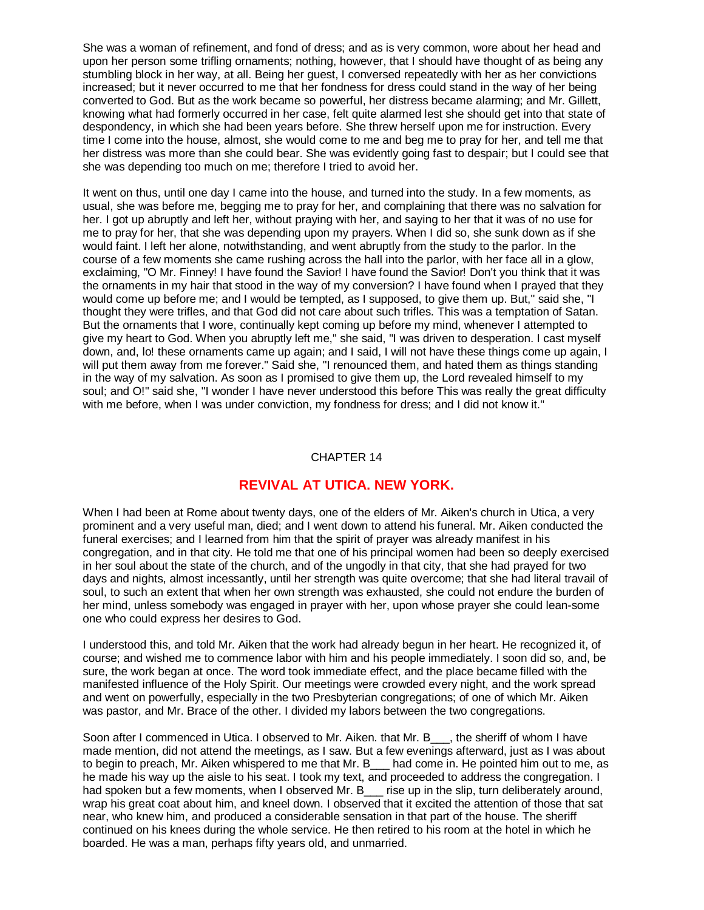She was a woman of refinement, and fond of dress; and as is very common, wore about her head and upon her person some trifling ornaments; nothing, however, that I should have thought of as being any stumbling block in her way, at all. Being her guest, I conversed repeatedly with her as her convictions increased; but it never occurred to me that her fondness for dress could stand in the way of her being converted to God. But as the work became so powerful, her distress became alarming; and Mr. Gillett, knowing what had formerly occurred in her case, felt quite alarmed lest she should get into that state of despondency, in which she had been years before. She threw herself upon me for instruction. Every time I come into the house, almost, she would come to me and beg me to pray for her, and tell me that her distress was more than she could bear. She was evidently going fast to despair; but I could see that she was depending too much on me; therefore I tried to avoid her.

It went on thus, until one day I came into the house, and turned into the study. In a few moments, as usual, she was before me, begging me to pray for her, and complaining that there was no salvation for her. I got up abruptly and left her, without praying with her, and saying to her that it was of no use for me to pray for her, that she was depending upon my prayers. When I did so, she sunk down as if she would faint. I left her alone, notwithstanding, and went abruptly from the study to the parlor. In the course of a few moments she came rushing across the hall into the parlor, with her face all in a glow, exclaiming, "O Mr. Finney! I have found the Savior! I have found the Savior! Don't you think that it was the ornaments in my hair that stood in the way of my conversion? I have found when I prayed that they would come up before me; and I would be tempted, as I supposed, to give them up. But," said she, "I thought they were trifles, and that God did not care about such trifles. This was a temptation of Satan. But the ornaments that I wore, continually kept coming up before my mind, whenever I attempted to give my heart to God. When you abruptly left me," she said, "I was driven to desperation. I cast myself down, and, lo! these ornaments came up again; and I said, I will not have these things come up again, I will put them away from me forever." Said she, "I renounced them, and hated them as things standing in the way of my salvation. As soon as I promised to give them up, the Lord revealed himself to my soul; and O!" said she, "I wonder I have never understood this before This was really the great difficulty with me before, when I was under conviction, my fondness for dress; and I did not know it."

CHAPTER 14

## REVIVAL AT UTICA. NEW YORK.

When I had been at Rome about twenty days, one of the elders of Mr. Aiken's church in Utica, a very prominent and a very useful man, died; and I went down to attend his funeral. Mr. Aiken conducted the funeral exercises; and I learned from him that the spirit of prayer was already manifest in his congregation, and in that city. He told me that one of his principal women had been so deeply exercised in her soul about the state of the church, and of the ungodly in that city, that she had prayed for two days and nights, almost incessantly, until her strength was quite overcome; that she had literal travail of soul, to such an extent that when her own strength was exhausted, she could not endure the burden of her mind, unless somebody was engaged in prayer with her, upon whose prayer she could lean-some one who could express her desires to God.

I understood this, and told Mr. Aiken that the work had already begun in her heart. He recognized it, of course; and wished me to commence labor with him and his people immediately. I soon did so, and, be sure, the work began at once. The word took immediate effect, and the place became filled with the manifested influence of the Holy Spirit. Our meetings were crowded every night, and the work spread and went on powerfully, especially in the two Presbyterian congregations; of one of which Mr. Aiken was pastor, and Mr. Brace of the other. I divided my labors between the two congregations.

Soon after I commenced in Utica. I observed to Mr. Aiken. that Mr. B___, the sheriff of whom I have made mention, did not attend the meetings, as I saw. But a few evenings afterward, just as I was about to begin to preach, Mr. Aiken whispered to me that Mr. B___ had come in. He pointed him out to me, as he made his way up the aisle to his seat. I took my text, and proceeded to address the congregation. I had spoken but a few moments, when I observed Mr. B___ rise up in the slip, turn deliberately around, wrap his great coat about him, and kneel down. I observed that it excited the attention of those that sat near, who knew him, and produced a considerable sensation in that part of the house. The sheriff continued on his knees during the whole service. He then retired to his room at the hotel in which he boarded. He was a man, perhaps fifty years old, and unmarried.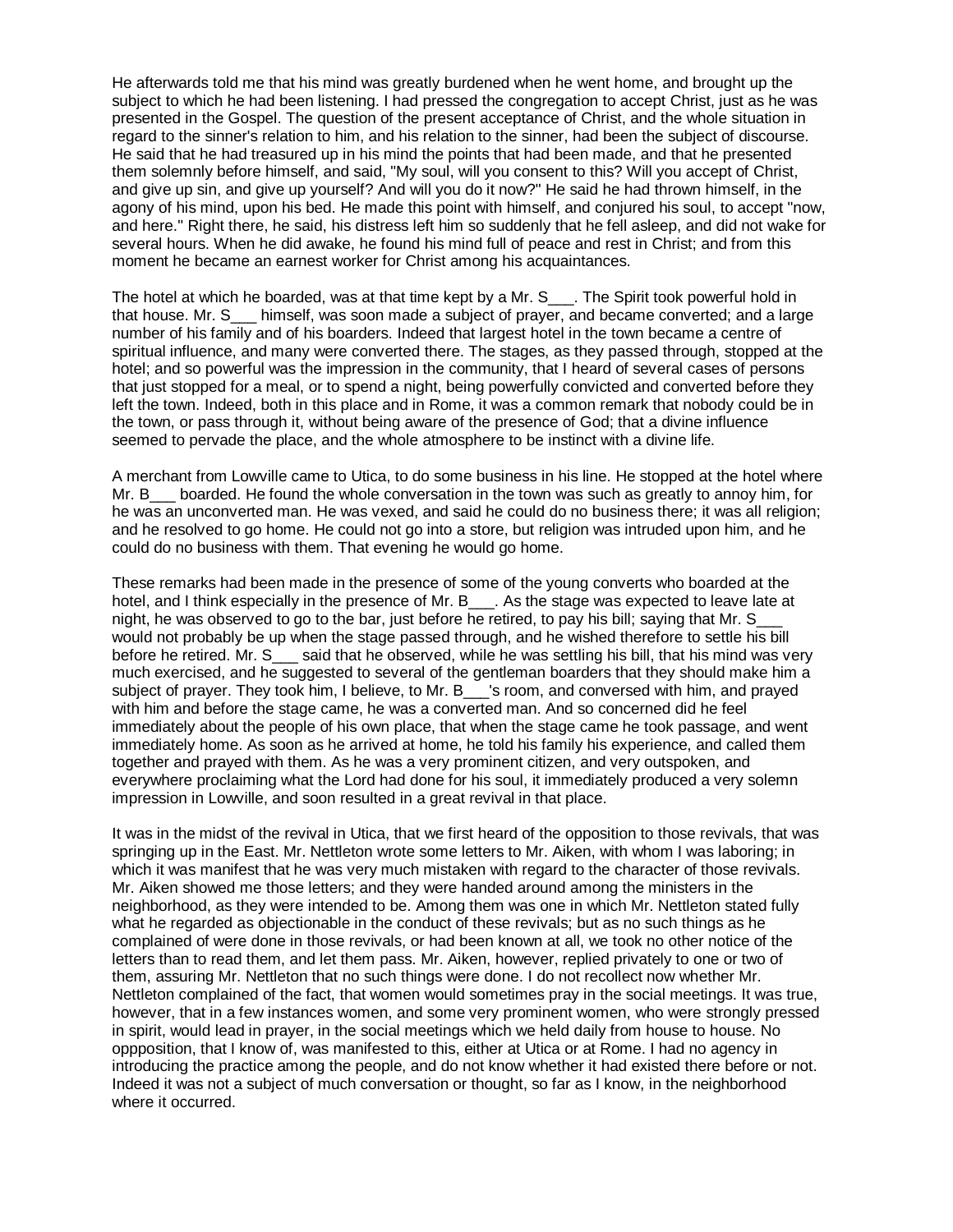He afterwards told me that his mind was greatly burdened when he went home, and brought up the subject to which he had been listening. I had pressed the congregation to accept Christ, just as he was presented in the Gospel. The question of the present acceptance of Christ, and the whole situation in regard to the sinner's relation to him, and his relation to the sinner, had been the subject of discourse. He said that he had treasured up in his mind the points that had been made, and that he presented them solemnly before himself, and said, "My soul, will you consent to this? Will you accept of Christ, and give up sin, and give up yourself? And will you do it now?" He said he had thrown himself, in the agony of his mind, upon his bed. He made this point with himself, and conjured his soul, to accept "now, and here." Right there, he said, his distress left him so suddenly that he fell asleep, and did not wake for several hours. When he did awake, he found his mind full of peace and rest in Christ; and from this moment he became an earnest worker for Christ among his acquaintances.

The hotel at which he boarded, was at that time kept by a Mr. S___. The Spirit took powerful hold in that house. Mr. S___ himself, was soon made a subject of prayer, and became converted; and a large number of his family and of his boarders. Indeed that largest hotel in the town became a centre of spiritual influence, and many were converted there. The stages, as they passed through, stopped at the hotel; and so powerful was the impression in the community, that I heard of several cases of persons that just stopped for a meal, or to spend a night, being powerfully convicted and converted before they left the town. Indeed, both in this place and in Rome, it was a common remark that nobody could be in the town, or pass through it, without being aware of the presence of God; that a divine influence seemed to pervade the place, and the whole atmosphere to be instinct with a divine life.

A merchant from Lowville came to Utica, to do some business in his line. He stopped at the hotel where Mr. B___ boarded. He found the whole conversation in the town was such as greatly to annoy him, for he was an unconverted man. He was vexed, and said he could do no business there; it was all religion; and he resolved to go home. He could not go into a store, but religion was intruded upon him, and he could do no business with them. That evening he would go home.

These remarks had been made in the presence of some of the young converts who boarded at the hotel, and I think especially in the presence of Mr. B___. As the stage was expected to leave late at night, he was observed to go to the bar, just before he retired, to pay his bill; saying that Mr. S___ would not probably be up when the stage passed through, and he wished therefore to settle his bill before he retired. Mr. S___ said that he observed, while he was settling his bill, that his mind was very much exercised, and he suggested to several of the gentleman boarders that they should make him a subject of prayer. They took him, I believe, to Mr. B___'s room, and conversed with him, and prayed with him and before the stage came, he was a converted man. And so concerned did he feel immediately about the people of his own place, that when the stage came he took passage, and went immediately home. As soon as he arrived at home, he told his family his experience, and called them together and prayed with them. As he was a very prominent citizen, and very outspoken, and everywhere proclaiming what the Lord had done for his soul, it immediately produced a very solemn impression in Lowville, and soon resulted in a great revival in that place.

It was in the midst of the revival in Utica, that we first heard of the opposition to those revivals, that was springing up in the East. Mr. Nettleton wrote some letters to Mr. Aiken, with whom I was laboring; in which it was manifest that he was very much mistaken with regard to the character of those revivals. Mr. Aiken showed me those letters; and they were handed around among the ministers in the neighborhood, as they were intended to be. Among them was one in which Mr. Nettleton stated fully what he regarded as objectionable in the conduct of these revivals; but as no such things as he complained of were done in those revivals, or had been known at all, we took no other notice of the letters than to read them, and let them pass. Mr. Aiken, however, replied privately to one or two of them, assuring Mr. Nettleton that no such things were done. I do not recollect now whether Mr. Nettleton complained of the fact, that women would sometimes pray in the social meetings. It was true, however, that in a few instances women, and some very prominent women, who were strongly pressed in spirit, would lead in prayer, in the social meetings which we held daily from house to house. No oppposition, that I know of, was manifested to this, either at Utica or at Rome. I had no agency in introducing the practice among the people, and do not know whether it had existed there before or not. Indeed it was not a subject of much conversation or thought, so far as I know, in the neighborhood where it occurred.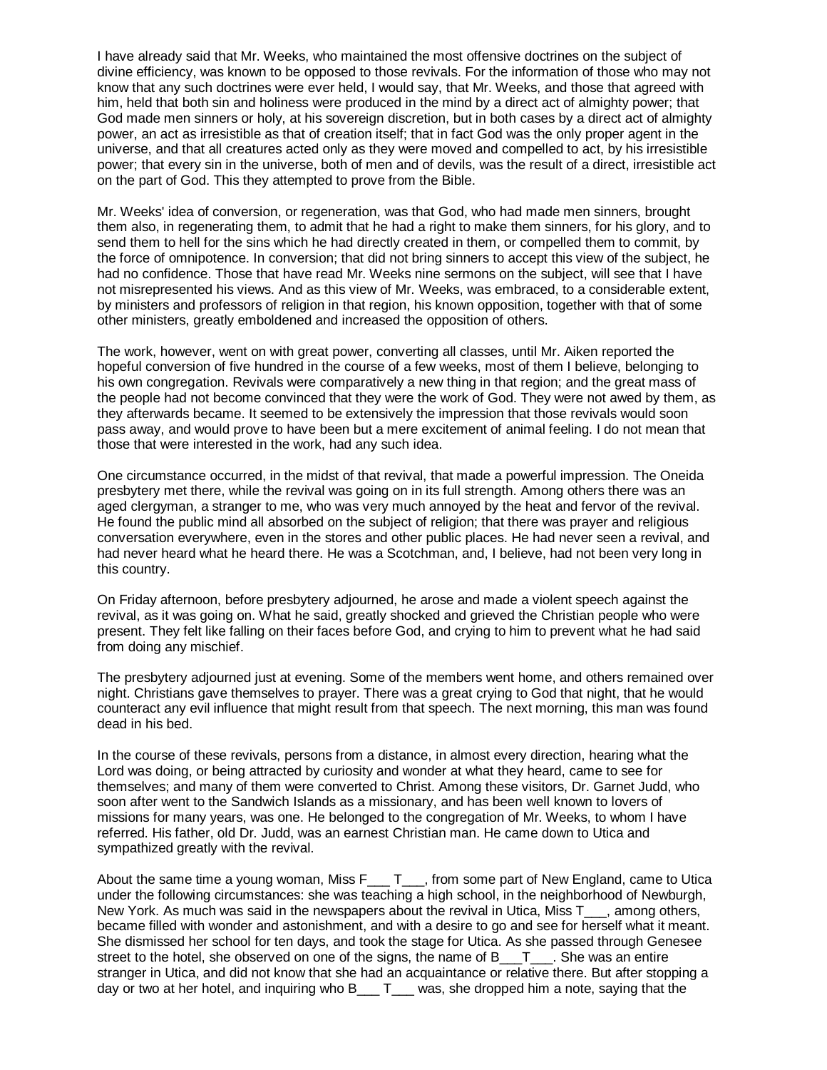I have already said that Mr. Weeks, who maintained the most offensive doctrines on the subject of divine efficiency, was known to be opposed to those revivals. For the information of those who may not know that any such doctrines were ever held, I would say, that Mr. Weeks, and those that agreed with him, held that both sin and holiness were produced in the mind by a direct act of almighty power; that God made men sinners or holy, at his sovereign discretion, but in both cases by a direct act of almighty power, an act as irresistible as that of creation itself; that in fact God was the only proper agent in the universe, and that all creatures acted only as they were moved and compelled to act, by his irresistible power; that every sin in the universe, both of men and of devils, was the result of a direct, irresistible act on the part of God. This they attempted to prove from the Bible.

Mr. Weeks' idea of conversion, or regeneration, was that God, who had made men sinners, brought them also, in regenerating them, to admit that he had a right to make them sinners, for his glory, and to send them to hell for the sins which he had directly created in them, or compelled them to commit, by the force of omnipotence. In conversion; that did not bring sinners to accept this view of the subject, he had no confidence. Those that have read Mr. Weeks nine sermons on the subject, will see that I have not misrepresented his views. And as this view of Mr. Weeks, was embraced, to a considerable extent, by ministers and professors of religion in that region, his known opposition, together with that of some other ministers, greatly emboldened and increased the opposition of others.

The work, however, went on with great power, converting all classes, until Mr. Aiken reported the hopeful conversion of five hundred in the course of a few weeks, most of them I believe, belonging to his own congregation. Revivals were comparatively a new thing in that region; and the great mass of the people had not become convinced that they were the work of God. They were not awed by them, as they afterwards became. It seemed to be extensively the impression that those revivals would soon pass away, and would prove to have been but a mere excitement of animal feeling. I do not mean that those that were interested in the work, had any such idea.

One circumstance occurred, in the midst of that revival, that made a powerful impression. The Oneida presbytery met there, while the revival was going on in its full strength. Among others there was an aged clergyman, a stranger to me, who was very much annoyed by the heat and fervor of the revival. He found the public mind all absorbed on the subject of religion; that there was prayer and religious conversation everywhere, even in the stores and other public places. He had never seen a revival, and had never heard what he heard there. He was a Scotchman, and, I believe, had not been very long in this country.

On Friday afternoon, before presbytery adjourned, he arose and made a violent speech against the revival, as it was going on. What he said, greatly shocked and grieved the Christian people who were present. They felt like falling on their faces before God, and crying to him to prevent what he had said from doing any mischief.

The presbytery adjourned just at evening. Some of the members went home, and others remained over night. Christians gave themselves to prayer. There was a great crying to God that night, that he would counteract any evil influence that might result from that speech. The next morning, this man was found dead in his bed.

In the course of these revivals, persons from a distance, in almost every direction, hearing what the Lord was doing, or being attracted by curiosity and wonder at what they heard, came to see for themselves; and many of them were converted to Christ. Among these visitors, Dr. Garnet Judd, who soon after went to the Sandwich Islands as a missionary, and has been well known to lovers of missions for many years, was one. He belonged to the congregation of Mr. Weeks, to whom I have referred. His father, old Dr. Judd, was an earnest Christian man. He came down to Utica and sympathized greatly with the revival.

About the same time a young woman, Miss F___ T___, from some part of New England, came to Utica under the following circumstances: she was teaching a high school, in the neighborhood of Newburgh, New York. As much was said in the newspapers about the revival in Utica, Miss T___, among others, became filled with wonder and astonishment, and with a desire to go and see for herself what it meant. She dismissed her school for ten days, and took the stage for Utica. As she passed through Genesee street to the hotel, she observed on one of the signs, the name of B___T___. She was an entire stranger in Utica, and did not know that she had an acquaintance or relative there. But after stopping a day or two at her hotel, and inquiring who B___ T___ was, she dropped him a note, saying that the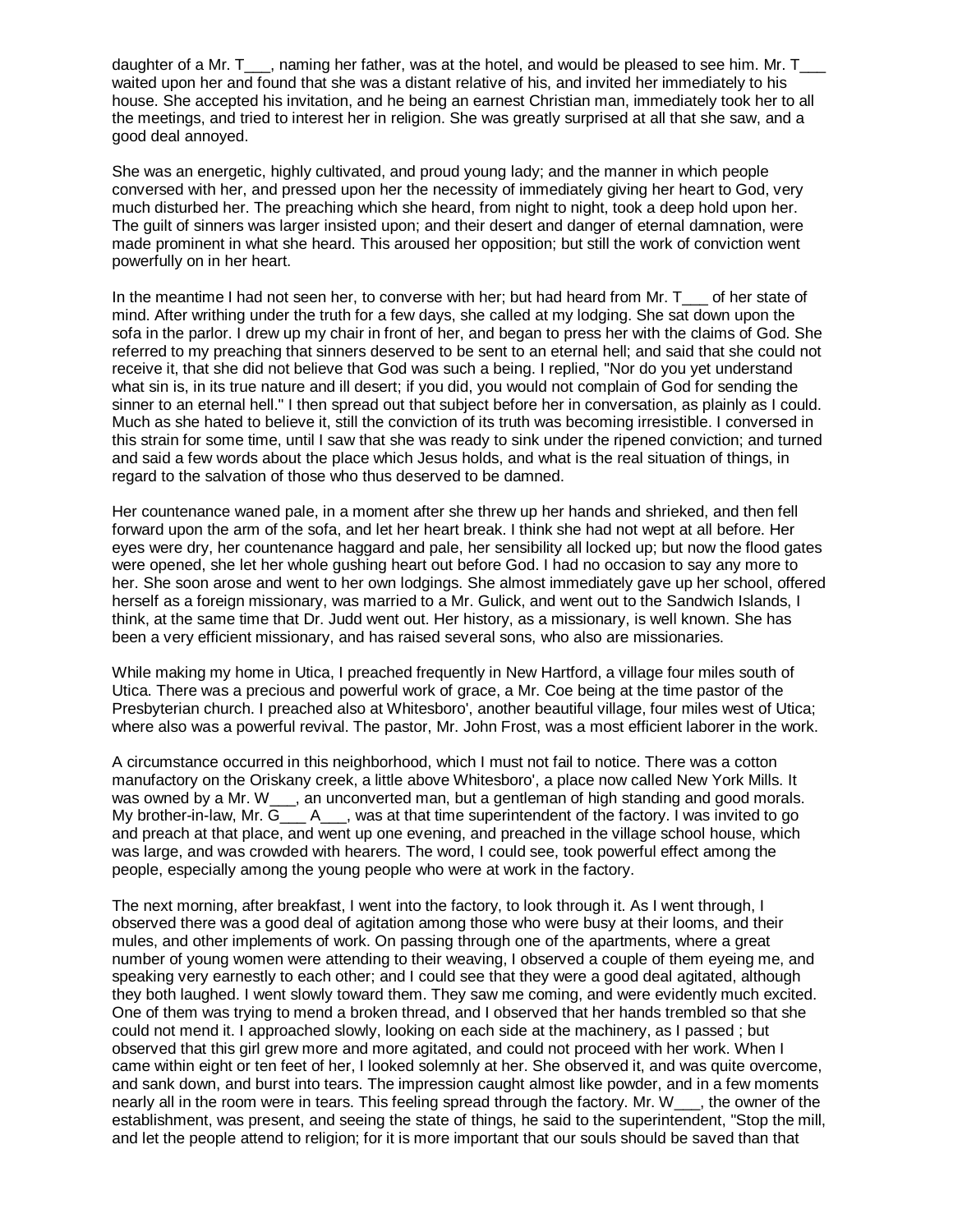daughter of a Mr. T___, naming her father, was at the hotel, and would be pleased to see him. Mr. T___ waited upon her and found that she was a distant relative of his, and invited her immediately to his house. She accepted his invitation, and he being an earnest Christian man, immediately took her to all the meetings, and tried to interest her in religion. She was greatly surprised at all that she saw, and a good deal annoyed.

She was an energetic, highly cultivated, and proud young lady; and the manner in which people conversed with her, and pressed upon her the necessity of immediately giving her heart to God, very much disturbed her. The preaching which she heard, from night to night, took a deep hold upon her. The guilt of sinners was larger insisted upon; and their desert and danger of eternal damnation, were made prominent in what she heard. This aroused her opposition; but still the work of conviction went powerfully on in her heart.

In the meantime I had not seen her, to converse with her; but had heard from Mr. T___ of her state of mind. After writhing under the truth for a few days, she called at my lodging. She sat down upon the sofa in the parlor. I drew up my chair in front of her, and began to press her with the claims of God. She referred to my preaching that sinners deserved to be sent to an eternal hell; and said that she could not receive it, that she did not believe that God was such a being. I replied, "Nor do you yet understand what sin is, in its true nature and ill desert; if you did, you would not complain of God for sending the sinner to an eternal hell." I then spread out that subject before her in conversation, as plainly as I could. Much as she hated to believe it, still the conviction of its truth was becoming irresistible. I conversed in this strain for some time, until I saw that she was ready to sink under the ripened conviction; and turned and said a few words about the place which Jesus holds, and what is the real situation of things, in regard to the salvation of those who thus deserved to be damned.

Her countenance waned pale, in a moment after she threw up her hands and shrieked, and then fell forward upon the arm of the sofa, and let her heart break. I think she had not wept at all before. Her eyes were dry, her countenance haggard and pale, her sensibility all locked up; but now the flood gates were opened, she let her whole gushing heart out before God. I had no occasion to say any more to her. She soon arose and went to her own lodgings. She almost immediately gave up her school, offered herself as a foreign missionary, was married to a Mr. Gulick, and went out to the Sandwich Islands, I think, at the same time that Dr. Judd went out. Her history, as a missionary, is well known. She has been a very efficient missionary, and has raised several sons, who also are missionaries.

While making my home in Utica, I preached frequently in New Hartford, a village four miles south of Utica. There was a precious and powerful work of grace, a Mr. Coe being at the time pastor of the Presbyterian church. I preached also at Whitesboro', another beautiful village, four miles west of Utica; where also was a powerful revival. The pastor, Mr. John Frost, was a most efficient laborer in the work.

A circumstance occurred in this neighborhood, which I must not fail to notice. There was a cotton manufactory on the Oriskany creek, a little above Whitesboro', a place now called New York Mills. It was owned by a Mr. W___, an unconverted man, but a gentleman of high standing and good morals. My brother-in-law, Mr. G___ A___, was at that time superintendent of the factory. I was invited to go and preach at that place, and went up one evening, and preached in the village school house, which was large, and was crowded with hearers. The word, I could see, took powerful effect among the people, especially among the young people who were at work in the factory.

The next morning, after breakfast, I went into the factory, to look through it. As I went through, I observed there was a good deal of agitation among those who were busy at their looms, and their mules, and other implements of work. On passing through one of the apartments, where a great number of young women were attending to their weaving, I observed a couple of them eyeing me, and speaking very earnestly to each other; and I could see that they were a good deal agitated, although they both laughed. I went slowly toward them. They saw me coming, and were evidently much excited. One of them was trying to mend a broken thread, and I observed that her hands trembled so that she could not mend it. I approached slowly, looking on each side at the machinery, as I passed ; but observed that this girl grew more and more agitated, and could not proceed with her work. When I came within eight or ten feet of her, I looked solemnly at her. She observed it, and was quite overcome, and sank down, and burst into tears. The impression caught almost like powder, and in a few moments nearly all in the room were in tears. This feeling spread through the factory. Mr. W___, the owner of the establishment, was present, and seeing the state of things, he said to the superintendent, "Stop the mill, and let the people attend to religion; for it is more important that our souls should be saved than that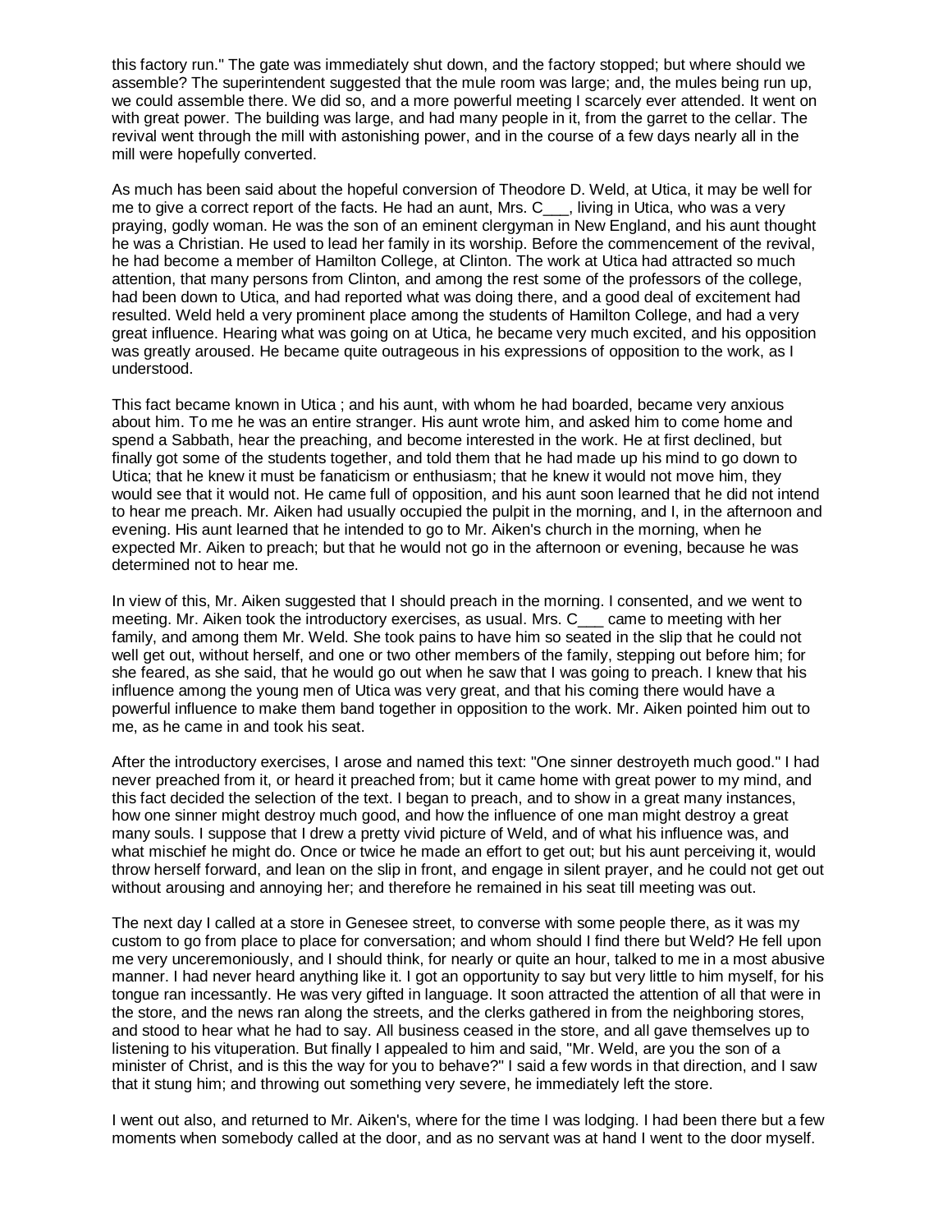this factory run." The gate was immediately shut down, and the factory stopped; but where should we assemble? The superintendent suggested that the mule room was large; and, the mules being run up, we could assemble there. We did so, and a more powerful meeting I scarcely ever attended. It went on with great power. The building was large, and had many people in it, from the garret to the cellar. The revival went through the mill with astonishing power, and in the course of a few days nearly all in the mill were hopefully converted.

As much has been said about the hopeful conversion of Theodore D. Weld, at Utica, it may be well for me to give a correct report of the facts. He had an aunt, Mrs. C___, living in Utica, who was a very praying, godly woman. He was the son of an eminent clergyman in New England, and his aunt thought he was a Christian. He used to lead her family in its worship. Before the commencement of the revival, he had become a member of Hamilton College, at Clinton. The work at Utica had attracted so much attention, that many persons from Clinton, and among the rest some of the professors of the college, had been down to Utica, and had reported what was doing there, and a good deal of excitement had resulted. Weld held a very prominent place among the students of Hamilton College, and had a very great influence. Hearing what was going on at Utica, he became very much excited, and his opposition was greatly aroused. He became quite outrageous in his expressions of opposition to the work, as I understood.

This fact became known in Utica ; and his aunt, with whom he had boarded, became very anxious about him. To me he was an entire stranger. His aunt wrote him, and asked him to come home and spend a Sabbath, hear the preaching, and become interested in the work. He at first declined, but finally got some of the students together, and told them that he had made up his mind to go down to Utica; that he knew it must be fanaticism or enthusiasm; that he knew it would not move him, they would see that it would not. He came full of opposition, and his aunt soon learned that he did not intend to hear me preach. Mr. Aiken had usually occupied the pulpit in the morning, and I, in the afternoon and evening. His aunt learned that he intended to go to Mr. Aiken's church in the morning, when he expected Mr. Aiken to preach; but that he would not go in the afternoon or evening, because he was determined not to hear me.

In view of this, Mr. Aiken suggested that I should preach in the morning. I consented, and we went to meeting. Mr. Aiken took the introductory exercises, as usual. Mrs. C___ came to meeting with her family, and among them Mr. Weld. She took pains to have him so seated in the slip that he could not well get out, without herself, and one or two other members of the family, stepping out before him; for she feared, as she said, that he would go out when he saw that I was going to preach. I knew that his influence among the young men of Utica was very great, and that his coming there would have a powerful influence to make them band together in opposition to the work. Mr. Aiken pointed him out to me, as he came in and took his seat.

After the introductory exercises, I arose and named this text: "One sinner destroyeth much good." I had never preached from it, or heard it preached from; but it came home with great power to my mind, and this fact decided the selection of the text. I began to preach, and to show in a great many instances, how one sinner might destroy much good, and how the influence of one man might destroy a great many souls. I suppose that I drew a pretty vivid picture of Weld, and of what his influence was, and what mischief he might do. Once or twice he made an effort to get out; but his aunt perceiving it, would throw herself forward, and lean on the slip in front, and engage in silent prayer, and he could not get out without arousing and annoying her; and therefore he remained in his seat till meeting was out.

The next day I called at a store in Genesee street, to converse with some people there, as it was my custom to go from place to place for conversation; and whom should I find there but Weld? He fell upon me very unceremoniously, and I should think, for nearly or quite an hour, talked to me in a most abusive manner. I had never heard anything like it. I got an opportunity to say but very little to him myself, for his tongue ran incessantly. He was very gifted in language. It soon attracted the attention of all that were in the store, and the news ran along the streets, and the clerks gathered in from the neighboring stores, and stood to hear what he had to say. All business ceased in the store, and all gave themselves up to listening to his vituperation. But finally I appealed to him and said, "Mr. Weld, are you the son of a minister of Christ, and is this the way for you to behave?" I said a few words in that direction, and I saw that it stung him; and throwing out something very severe, he immediately left the store.

I went out also, and returned to Mr. Aiken's, where for the time I was lodging. I had been there but a few moments when somebody called at the door, and as no servant was at hand I went to the door myself.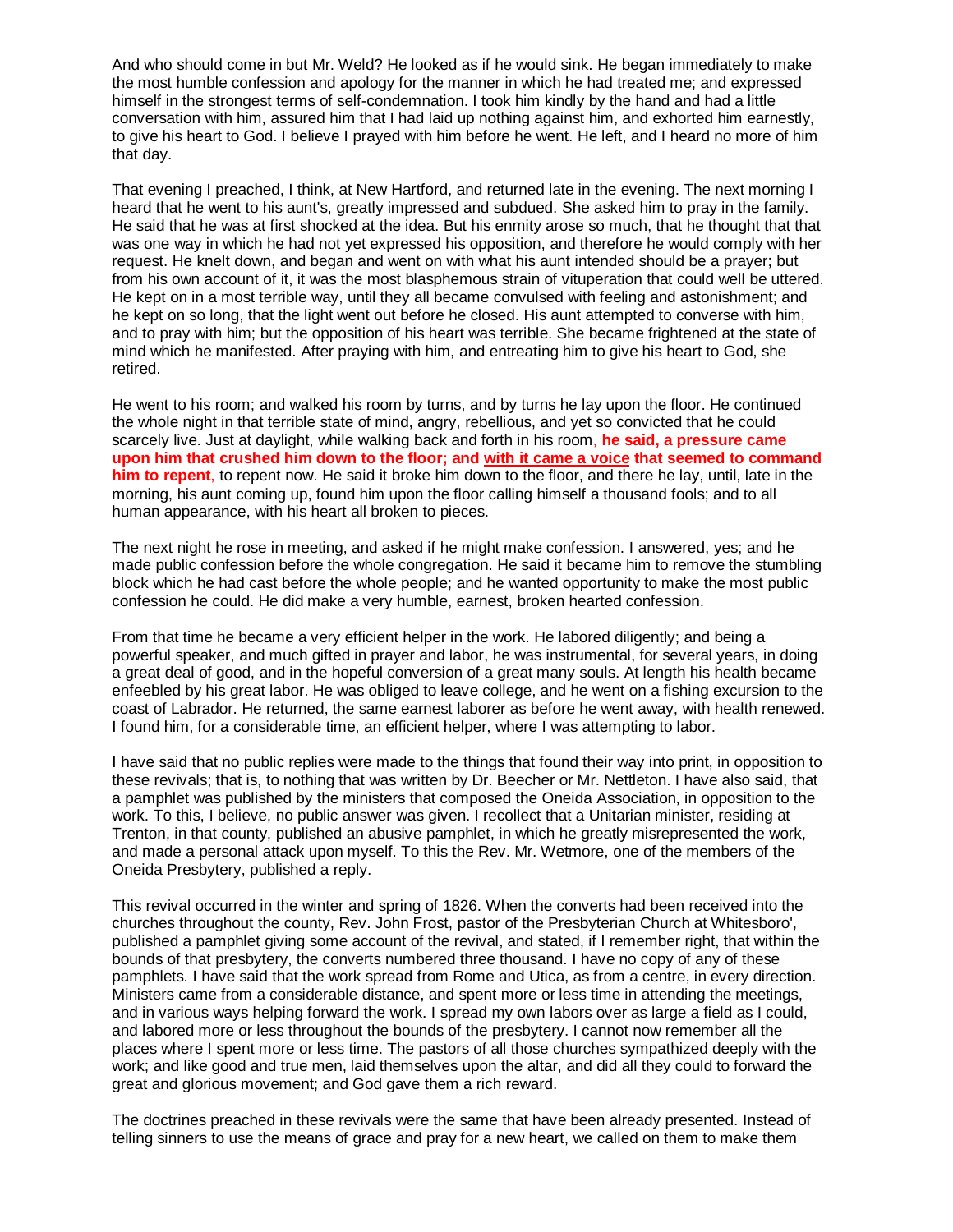And who should come in but Mr. Weld? He looked as if he would sink. He began immediately to make the most humble confession and apology for the manner in which he had treated me; and expressed himself in the strongest terms of self-condemnation. I took him kindly by the hand and had a little conversation with him, assured him that I had laid up nothing against him, and exhorted him earnestly, to give his heart to God. I believe I prayed with him before he went. He left, and I heard no more of him that day.

That evening I preached, I think, at New Hartford, and returned late in the evening. The next morning I heard that he went to his aunt's, greatly impressed and subdued. She asked him to pray in the family. He said that he was at first shocked at the idea. But his enmity arose so much, that he thought that that was one way in which he had not yet expressed his opposition, and therefore he would comply with her request. He knelt down, and began and went on with what his aunt intended should be a prayer; but from his own account of it, it was the most blasphemous strain of vituperation that could well be uttered. He kept on in a most terrible way, until they all became convulsed with feeling and astonishment; and he kept on so long, that the light went out before he closed. His aunt attempted to converse with him, and to pray with him; but the opposition of his heart was terrible. She became frightened at the state of mind which he manifested. After praying with him, and entreating him to give his heart to God, she retired.

He went to his room; and walked his room by turns, and by turns he lay upon the floor. He continued the whole night in that terrible state of mind, angry, rebellious, and yet so convicted that he could scarcely live. Just at daylight, while walking back and forth in his room, **he said, a pressure came upon him that crushed him down to the floor; and <u>with it came a voice</u> that seemed to command him to repent**, to repent now. He said it broke him down to the floor, and there he lay, until, late in the morning, his aunt coming up, found him upon the floor calling himself a thousand fools; and to all human appearance, with his heart all broken to pieces.

The next night he rose in meeting, and asked if he might make confession. I answered, yes; and he made public confession before the whole congregation. He said it became him to remove the stumbling block which he had cast before the whole people; and he wanted opportunity to make the most public confession he could. He did make a very humble, earnest, broken hearted confession.

From that time he became a very efficient helper in the work. He labored diligently; and being a powerful speaker, and much gifted in prayer and labor, he was instrumental, for several years, in doing a great deal of good, and in the hopeful conversion of a great many souls. At length his health became enfeebled by his great labor. He was obliged to leave college, and he went on a fishing excursion to the coast of Labrador. He returned, the same earnest laborer as before he went away, with health renewed. I found him, for a considerable time, an efficient helper, where I was attempting to labor.

I have said that no public replies were made to the things that found their way into print, in opposition to these revivals; that is, to nothing that was written by Dr. Beecher or Mr. Nettleton. I have also said, that a pamphlet was published by the ministers that composed the Oneida Association, in opposition to the work. To this, I believe, no public answer was given. I recollect that a Unitarian minister, residing at Trenton, in that county, published an abusive pamphlet, in which he greatly misrepresented the work, and made a personal attack upon myself. To this the Rev. Mr. Wetmore, one of the members of the Oneida Presbytery, published a reply.

This revival occurred in the winter and spring of 1826. When the converts had been received into the churches throughout the county, Rev. John Frost, pastor of the Presbyterian Church at Whitesboro', published a pamphlet giving some account of the revival, and stated, if I remember right, that within the bounds of that presbytery, the converts numbered three thousand. I have no copy of any of these pamphlets. I have said that the work spread from Rome and Utica, as from a centre, in every direction. Ministers came from a considerable distance, and spent more or less time in attending the meetings, and in various ways helping forward the work. I spread my own labors over as large a field as I could, and labored more or less throughout the bounds of the presbytery. I cannot now remember all the places where I spent more or less time. The pastors of all those churches sympathized deeply with the work; and like good and true men, laid themselves upon the altar, and did all they could to forward the great and glorious movement; and God gave them a rich reward.

The doctrines preached in these revivals were the same that have been already presented. Instead of telling sinners to use the means of grace and pray for a new heart, we called on them to make them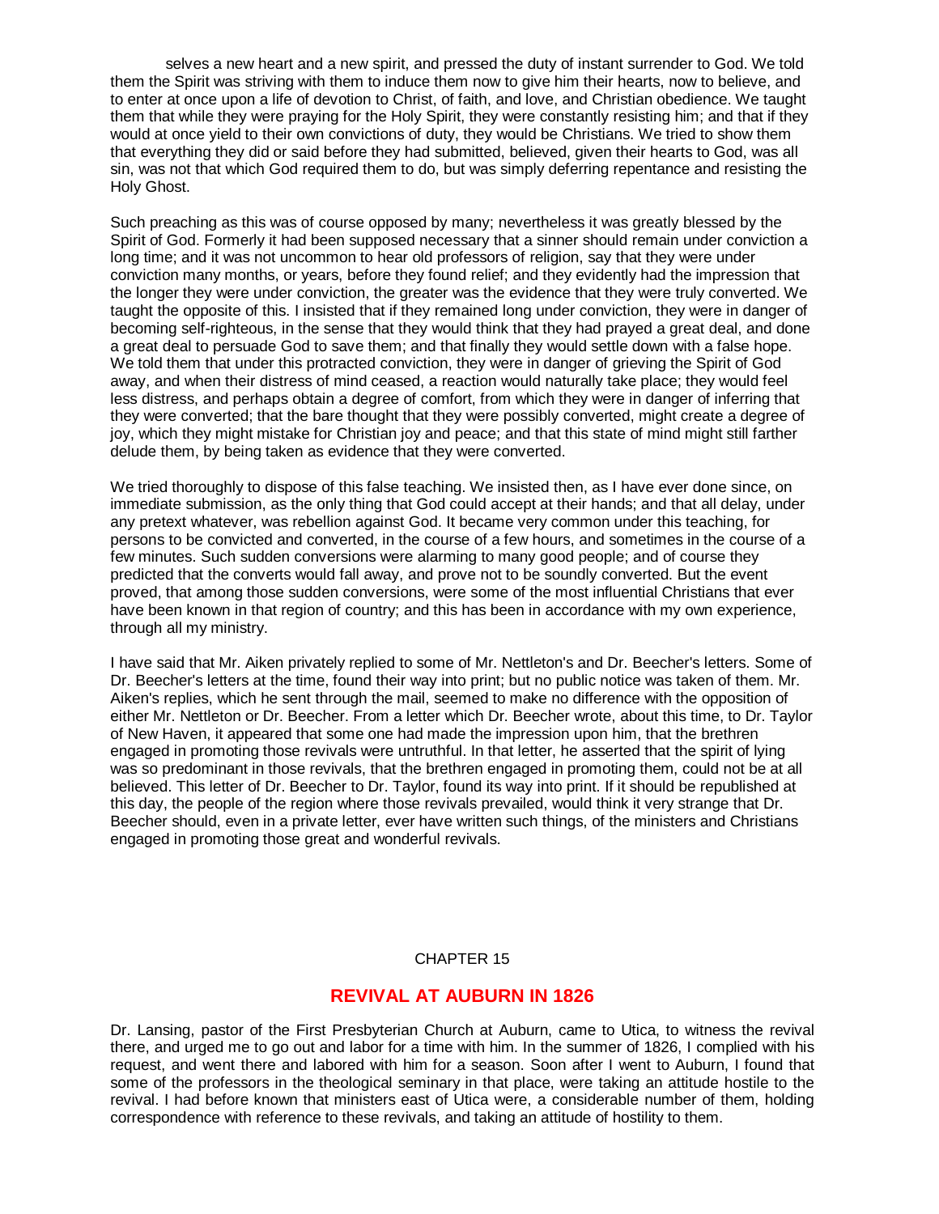selves a new heart and a new spirit, and pressed the duty of instant surrender to God. We told them the Spirit was striving with them to induce them now to give him their hearts, now to believe, and to enter at once upon a life of devotion to Christ, of faith, and love, and Christian obedience. We taught them that while they were praying for the Holy Spirit, they were constantly resisting him; and that if they would at once yield to their own convictions of duty, they would be Christians. We tried to show them that everything they did or said before they had submitted, believed, given their hearts to God, was all sin, was not that which God required them to do, but was simply deferring repentance and resisting the Holy Ghost.

Such preaching as this was of course opposed by many; nevertheless it was greatly blessed by the Spirit of God. Formerly it had been supposed necessary that a sinner should remain under conviction a long time; and it was not uncommon to hear old professors of religion, say that they were under conviction many months, or years, before they found relief; and they evidently had the impression that the longer they were under conviction, the greater was the evidence that they were truly converted. We taught the opposite of this. I insisted that if they remained long under conviction, they were in danger of becoming self-righteous, in the sense that they would think that they had prayed a great deal, and done a great deal to persuade God to save them; and that finally they would settle down with a false hope. We told them that under this protracted conviction, they were in danger of grieving the Spirit of God away, and when their distress of mind ceased, a reaction would naturally take place; they would feel less distress, and perhaps obtain a degree of comfort, from which they were in danger of inferring that they were converted; that the bare thought that they were possibly converted, might create a degree of joy, which they might mistake for Christian joy and peace; and that this state of mind might still farther delude them, by being taken as evidence that they were converted.

We tried thoroughly to dispose of this false teaching. We insisted then, as I have ever done since, on immediate submission, as the only thing that God could accept at their hands; and that all delay, under any pretext whatever, was rebellion against God. It became very common under this teaching, for persons to be convicted and converted, in the course of a few hours, and sometimes in the course of a few minutes. Such sudden conversions were alarming to many good people; and of course they predicted that the converts would fall away, and prove not to be soundly converted. But the event proved, that among those sudden conversions, were some of the most influential Christians that ever have been known in that region of country; and this has been in accordance with my own experience, through all my ministry.

I have said that Mr. Aiken privately replied to some of Mr. Nettleton's and Dr. Beecher's letters. Some of Dr. Beecher's letters at the time, found their way into print; but no public notice was taken of them. Mr. Aiken's replies, which he sent through the mail, seemed to make no difference with the opposition of either Mr. Nettleton or Dr. Beecher. From a letter which Dr. Beecher wrote, about this time, to Dr. Taylor of New Haven, it appeared that some one had made the impression upon him, that the brethren engaged in promoting those revivals were untruthful. In that letter, he asserted that the spirit of lying was so predominant in those revivals, that the brethren engaged in promoting them, could not be at all believed. This letter of Dr. Beecher to Dr. Taylor, found its way into print. If it should be republished at this day, the people of the region where those revivals prevailed, would think it very strange that Dr. Beecher should, even in a private letter, ever have written such things, of the ministers and Christians engaged in promoting those great and wonderful revivals.

CHAPTER 15

## REVIVAL AT AUBURN IN 1826

Dr. Lansing, pastor of the First Presbyterian Church at Auburn, came to Utica, to witness the revival there, and urged me to go out and labor for a time with him. In the summer of 1826, I complied with his request, and went there and labored with him for a season. Soon after I went to Auburn, I found that some of the professors in the theological seminary in that place, were taking an attitude hostile to the revival. I had before known that ministers east of Utica were, a considerable number of them, holding correspondence with reference to these revivals, and taking an attitude of hostility to them.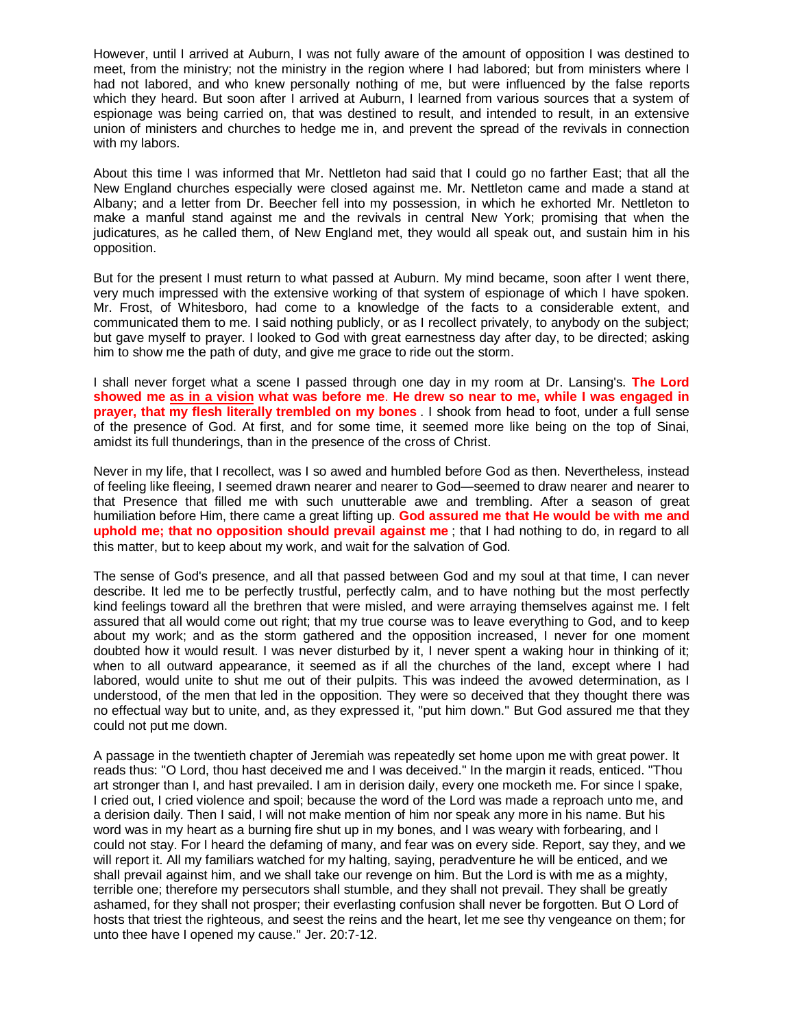However, until I arrived at Auburn, I was not fully aware of the amount of opposition I was destined to meet, from the ministry; not the ministry in the region where I had labored; but from ministers where I had not labored, and who knew personally nothing of me, but were influenced by the false reports which they heard. But soon after I arrived at Auburn, I learned from various sources that a system of espionage was being carried on, that was destined to result, and intended to result, in an extensive union of ministers and churches to hedge me in, and prevent the spread of the revivals in connection with my labors.

About this time I was informed that Mr. Nettleton had said that I could go no farther East; that all the New England churches especially were closed against me. Mr. Nettleton came and made a stand at Albany; and a letter from Dr. Beecher fell into my possession, in which he exhorted Mr. Nettleton to make a manful stand against me and the revivals in central New York; promising that when the judicatures, as he called them, of New England met, they would all speak out, and sustain him in his opposition.

But for the present I must return to what passed at Auburn. My mind became, soon after I went there, very much impressed with the extensive working of that system of espionage of which I have spoken. Mr. Frost, of Whitesboro, had come to a knowledge of the facts to a considerable extent, and communicated them to me. I said nothing publicly, or as I recollect privately, to anybody on the subject; but gave myself to prayer. I looked to God with great earnestness day after day, to be directed; asking him to show me the path of duty, and give me grace to ride out the storm.

I shall never forget what a scene I passed through one day in my room at Dr. Lansing's. **The Lord showed me as in a vision what was before me**. **He drew so near to me, while I was engaged in prayer, that my flesh literally trembled on my bones** . I shook from head to foot, under a full sense of the presence of God. At first, and for some time, it seemed more like being on the top of Sinai, amidst its full thunderings, than in the presence of the cross of Christ.

Never in my life, that I recollect, was I so awed and humbled before God as then. Nevertheless, instead of feeling like fleeing, I seemed drawn nearer and nearer to God—seemed to draw nearer and nearer to that Presence that filled me with such unutterable awe and trembling. After a season of great humiliation before Him, there came a great lifting up. **God assured me that He would be with me and uphold me; that no opposition should prevail against me** ; that I had nothing to do, in regard to all this matter, but to keep about my work, and wait for the salvation of God.

The sense of God's presence, and all that passed between God and my soul at that time, I can never describe. It led me to be perfectly trustful, perfectly calm, and to have nothing but the most perfectly kind feelings toward all the brethren that were misled, and were arraying themselves against me. I felt assured that all would come out right; that my true course was to leave everything to God, and to keep about my work; and as the storm gathered and the opposition increased, I never for one moment doubted how it would result. I was never disturbed by it, I never spent a waking hour in thinking of it; when to all outward appearance, it seemed as if all the churches of the land, except where I had labored, would unite to shut me out of their pulpits. This was indeed the avowed determination, as I understood, of the men that led in the opposition. They were so deceived that they thought there was no effectual way but to unite, and, as they expressed it, "put him down." But God assured me that they could not put me down.

A passage in the twentieth chapter of Jeremiah was repeatedly set home upon me with great power. It reads thus: "O Lord, thou hast deceived me and I was deceived." In the margin it reads, enticed. "Thou art stronger than I, and hast prevailed. I am in derision daily, every one mocketh me. For since I spake, I cried out, I cried violence and spoil; because the word of the Lord was made a reproach unto me, and a derision daily. Then I said, I will not make mention of him nor speak any more in his name. But his word was in my heart as a burning fire shut up in my bones, and I was weary with forbearing, and I could not stay. For I heard the defaming of many, and fear was on every side. Report, say they, and we will report it. All my familiars watched for my halting, saying, peradventure he will be enticed, and we shall prevail against him, and we shall take our revenge on him. But the Lord is with me as a mighty, terrible one; therefore my persecutors shall stumble, and they shall not prevail. They shall be greatly ashamed, for they shall not prosper; their everlasting confusion shall never be forgotten. But O Lord of hosts that triest the righteous, and seest the reins and the heart, let me see thy vengeance on them; for unto thee have I opened my cause." Jer. 20:7-12.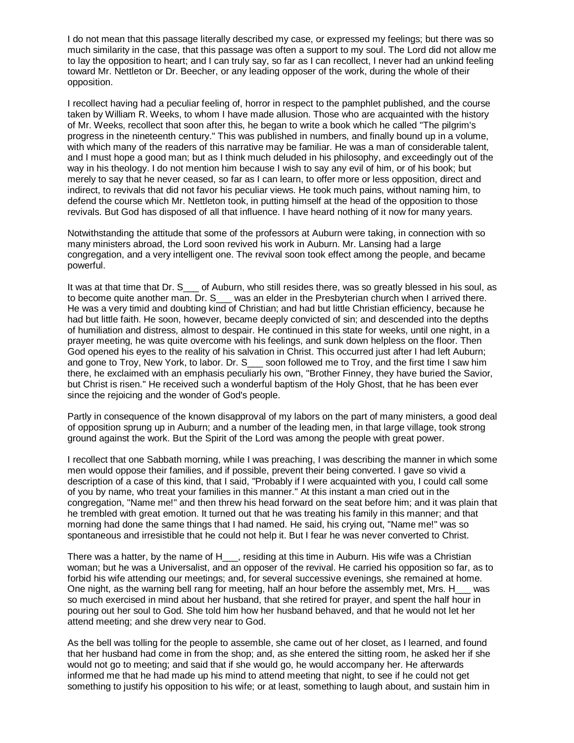I do not mean that this passage literally described my case, or expressed my feelings; but there was so much similarity in the case, that this passage was often a support to my soul. The Lord did not allow me to lay the opposition to heart; and I can truly say, so far as I can recollect, I never had an unkind feeling toward Mr. Nettleton or Dr. Beecher, or any leading opposer of the work, during the whole of their opposition.

I recollect having had a peculiar feeling of, horror in respect to the pamphlet published, and the course taken by William R. Weeks, to whom I have made allusion. Those who are acquainted with the history of Mr. Weeks, recollect that soon after this, he began to write a book which he called "The pilgrim's progress in the nineteenth century." This was published in numbers, and finally bound up in a volume, with which many of the readers of this narrative may be familiar. He was a man of considerable talent, and I must hope a good man; but as I think much deluded in his philosophy, and exceedingly out of the way in his theology. I do not mention him because I wish to say any evil of him, or of his book; but merely to say that he never ceased, so far as I can learn, to offer more or less opposition, direct and indirect, to revivals that did not favor his peculiar views. He took much pains, without naming him, to defend the course which Mr. Nettleton took, in putting himself at the head of the opposition to those revivals. But God has disposed of all that influence. I have heard nothing of it now for many years.

Notwithstanding the attitude that some of the professors at Auburn were taking, in connection with so many ministers abroad, the Lord soon revived his work in Auburn. Mr. Lansing had a large congregation, and a very intelligent one. The revival soon took effect among the people, and became powerful.

It was at that time that Dr. S___ of Auburn, who still resides there, was so greatly blessed in his soul, as to become quite another man. Dr. S___ was an elder in the Presbyterian church when I arrived there. He was a very timid and doubting kind of Christian; and had but little Christian efficiency, because he had but little faith. He soon, however, became deeply convicted of sin; and descended into the depths of humiliation and distress, almost to despair. He continued in this state for weeks, until one night, in a prayer meeting, he was quite overcome with his feelings, and sunk down helpless on the floor. Then God opened his eyes to the reality of his salvation in Christ. This occurred just after I had left Auburn; and gone to Troy, New York, to labor. Dr. S___ soon followed me to Troy, and the first time I saw him there, he exclaimed with an emphasis peculiarly his own, "Brother Finney, they have buried the Savior, but Christ is risen." He received such a wonderful baptism of the Holy Ghost, that he has been ever since the rejoicing and the wonder of God's people.

Partly in consequence of the known disapproval of my labors on the part of many ministers, a good deal of opposition sprung up in Auburn; and a number of the leading men, in that large village, took strong ground against the work. But the Spirit of the Lord was among the people with great power.

I recollect that one Sabbath morning, while I was preaching, I was describing the manner in which some men would oppose their families, and if possible, prevent their being converted. I gave so vivid a description of a case of this kind, that I said, "Probably if I were acquainted with you, I could call some of you by name, who treat your families in this manner." At this instant a man cried out in the congregation, "Name me!" and then threw his head forward on the seat before him; and it was plain that he trembled with great emotion. It turned out that he was treating his family in this manner; and that morning had done the same things that I had named. He said, his crying out, "Name me!" was so spontaneous and irresistible that he could not help it. But I fear he was never converted to Christ.

There was a hatter, by the name of H___, residing at this time in Auburn. His wife was a Christian woman; but he was a Universalist, and an opposer of the revival. He carried his opposition so far, as to forbid his wife attending our meetings; and, for several successive evenings, she remained at home. One night, as the warning bell rang for meeting, half an hour before the assembly met, Mrs. H___ was so much exercised in mind about her husband, that she retired for prayer, and spent the half hour in pouring out her soul to God. She told him how her husband behaved, and that he would not let her attend meeting; and she drew very near to God.

As the bell was tolling for the people to assemble, she came out of her closet, as I learned, and found that her husband had come in from the shop; and, as she entered the sitting room, he asked her if she would not go to meeting; and said that if she would go, he would accompany her. He afterwards informed me that he had made up his mind to attend meeting that night, to see if he could not get something to justify his opposition to his wife; or at least, something to laugh about, and sustain him in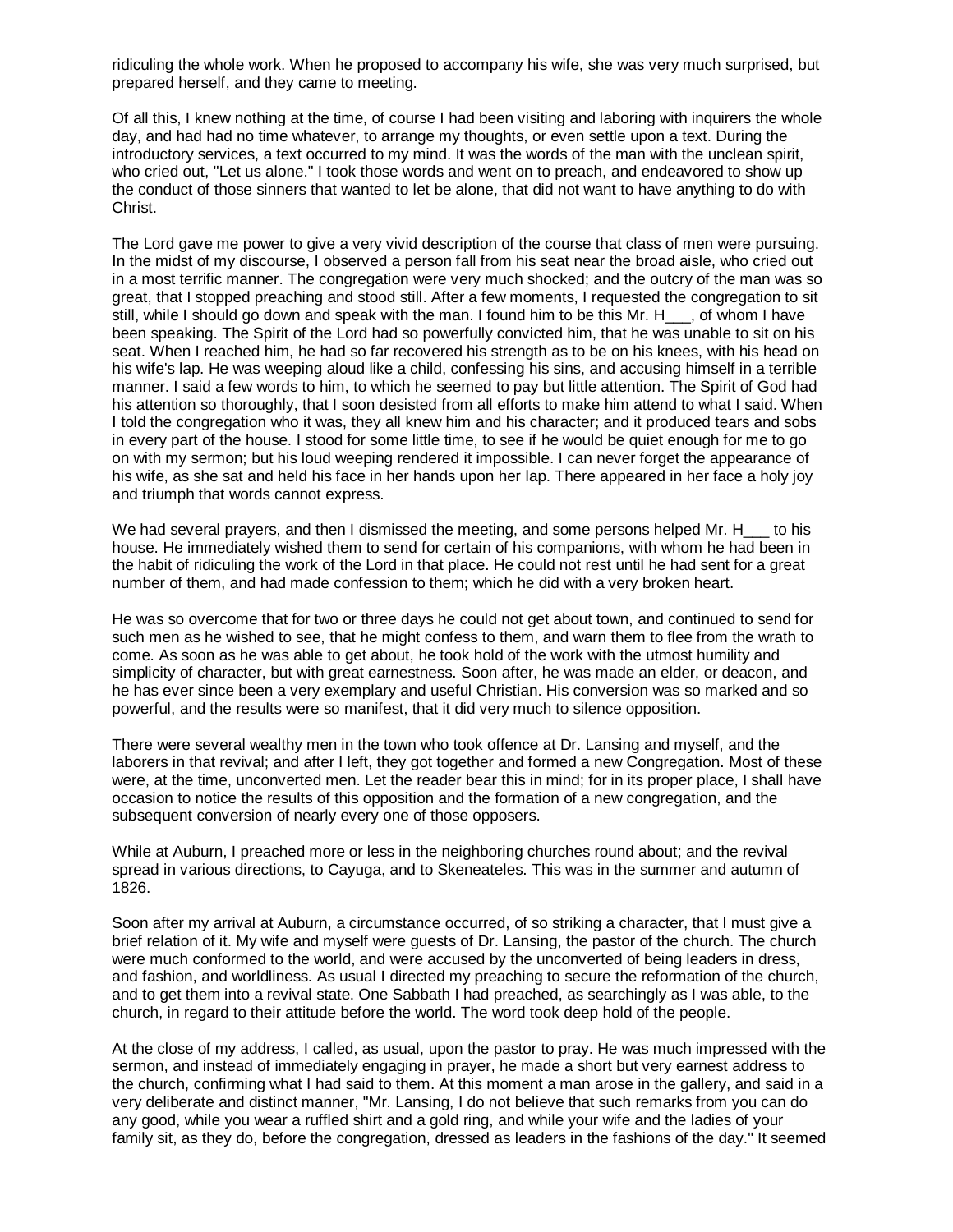ridiculing the whole work. When he proposed to accompany his wife, she was very much surprised, but prepared herself, and they came to meeting.

Of all this, I knew nothing at the time, of course I had been visiting and laboring with inquirers the whole day, and had had no time whatever, to arrange my thoughts, or even settle upon a text. During the introductory services, a text occurred to my mind. It was the words of the man with the unclean spirit, who cried out, "Let us alone." I took those words and went on to preach, and endeavored to show up the conduct of those sinners that wanted to let be alone, that did not want to have anything to do with Christ.

The Lord gave me power to give a very vivid description of the course that class of men were pursuing. In the midst of my discourse, I observed a person fall from his seat near the broad aisle, who cried out in a most terrific manner. The congregation were very much shocked; and the outcry of the man was so great, that I stopped preaching and stood still. After a few moments, I requested the congregation to sit still, while I should go down and speak with the man. I found him to be this Mr. H___, of whom I have been speaking. The Spirit of the Lord had so powerfully convicted him, that he was unable to sit on his seat. When I reached him, he had so far recovered his strength as to be on his knees, with his head on his wife's lap. He was weeping aloud like a child, confessing his sins, and accusing himself in a terrible manner. I said a few words to him, to which he seemed to pay but little attention. The Spirit of God had his attention so thoroughly, that I soon desisted from all efforts to make him attend to what I said. When I told the congregation who it was, they all knew him and his character; and it produced tears and sobs in every part of the house. I stood for some little time, to see if he would be quiet enough for me to go on with my sermon; but his loud weeping rendered it impossible. I can never forget the appearance of his wife, as she sat and held his face in her hands upon her lap. There appeared in her face a holy joy and triumph that words cannot express.

We had several prayers, and then I dismissed the meeting, and some persons helped Mr. H___ to his house. He immediately wished them to send for certain of his companions, with whom he had been in the habit of ridiculing the work of the Lord in that place. He could not rest until he had sent for a great number of them, and had made confession to them; which he did with a very broken heart.

He was so overcome that for two or three days he could not get about town, and continued to send for such men as he wished to see, that he might confess to them, and warn them to flee from the wrath to come. As soon as he was able to get about, he took hold of the work with the utmost humility and simplicity of character, but with great earnestness. Soon after, he was made an elder, or deacon, and he has ever since been a very exemplary and useful Christian. His conversion was so marked and so powerful, and the results were so manifest, that it did very much to silence opposition.

There were several wealthy men in the town who took offence at Dr. Lansing and myself, and the laborers in that revival; and after I left, they got together and formed a new Congregation. Most of these were, at the time, unconverted men. Let the reader bear this in mind; for in its proper place, I shall have occasion to notice the results of this opposition and the formation of a new congregation, and the subsequent conversion of nearly every one of those opposers.

While at Auburn, I preached more or less in the neighboring churches round about; and the revival spread in various directions, to Cayuga, and to Skeneateles. This was in the summer and autumn of 1826.

Soon after my arrival at Auburn, a circumstance occurred, of so striking a character, that I must give a brief relation of it. My wife and myself were guests of Dr. Lansing, the pastor of the church. The church were much conformed to the world, and were accused by the unconverted of being leaders in dress, and fashion, and worldliness. As usual I directed my preaching to secure the reformation of the church, and to get them into a revival state. One Sabbath I had preached, as searchingly as I was able, to the church, in regard to their attitude before the world. The word took deep hold of the people.

At the close of my address, I called, as usual, upon the pastor to pray. He was much impressed with the sermon, and instead of immediately engaging in prayer, he made a short but very earnest address to the church, confirming what I had said to them. At this moment a man arose in the gallery, and said in a very deliberate and distinct manner, "Mr. Lansing, I do not believe that such remarks from you can do any good, while you wear a ruffled shirt and a gold ring, and while your wife and the ladies of your family sit, as they do, before the congregation, dressed as leaders in the fashions of the day." It seemed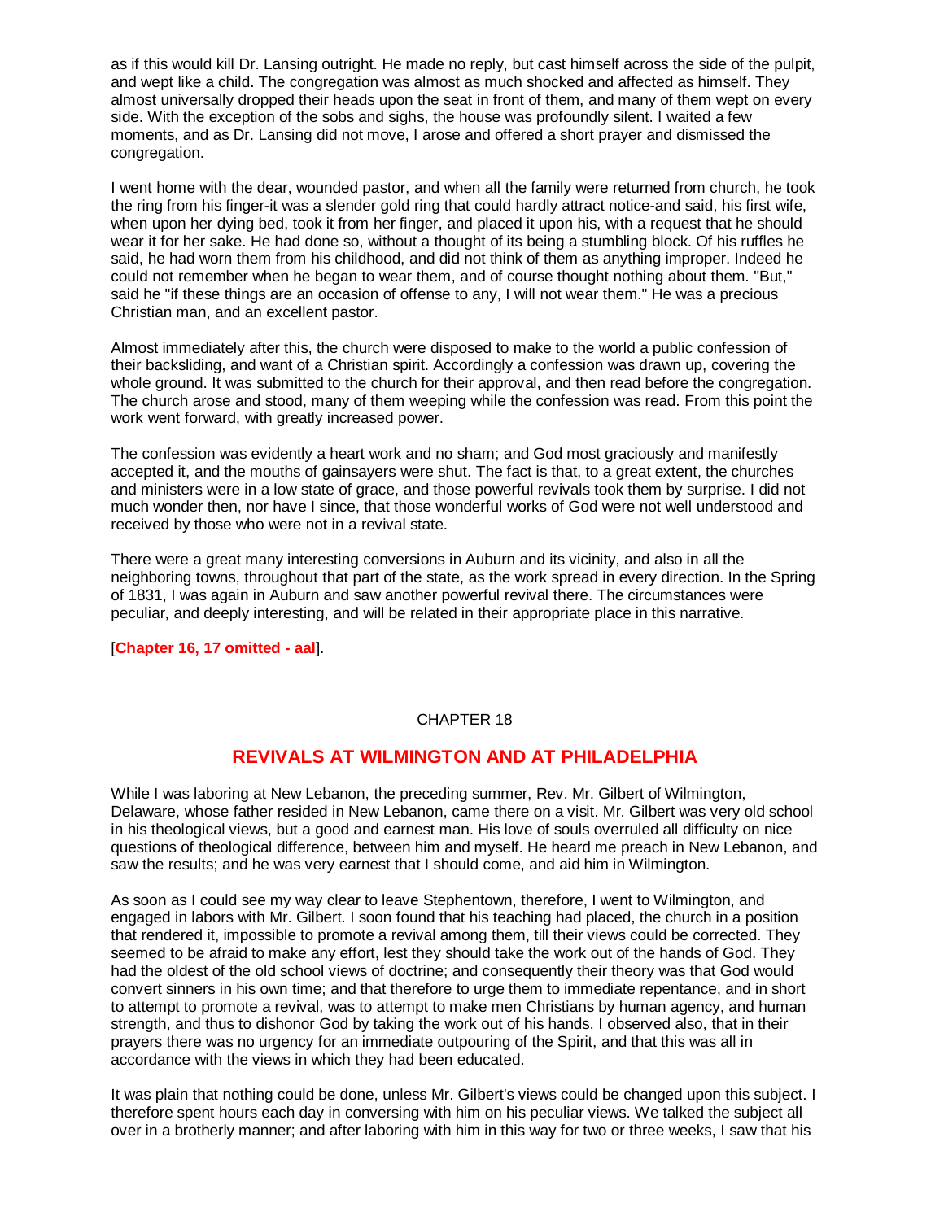as if this would kill Dr. Lansing outright. He made no reply, but cast himself across the side of the pulpit, and wept like a child. The congregation was almost as much shocked and affected as himself. They almost universally dropped their heads upon the seat in front of them, and many of them wept on every side. With the exception of the sobs and sighs, the house was profoundly silent. I waited a few moments, and as Dr. Lansing did not move, I arose and offered a short prayer and dismissed the congregation.

I went home with the dear, wounded pastor, and when all the family were returned from church, he took the ring from his finger-it was a slender gold ring that could hardly attract notice-and said, his first wife, when upon her dying bed, took it from her finger, and placed it upon his, with a request that he should wear it for her sake. He had done so, without a thought of its being a stumbling block. Of his ruffles he said, he had worn them from his childhood, and did not think of them as anything improper. Indeed he could not remember when he began to wear them, and of course thought nothing about them. "But," said he "if these things are an occasion of offense to any, I will not wear them." He was a precious Christian man, and an excellent pastor.

Almost immediately after this, the church were disposed to make to the world a public confession of their backsliding, and want of a Christian spirit. Accordingly a confession was drawn up, covering the whole ground. It was submitted to the church for their approval, and then read before the congregation. The church arose and stood, many of them weeping while the confession was read. From this point the work went forward, with greatly increased power.

The confession was evidently a heart work and no sham; and God most graciously and manifestly accepted it, and the mouths of gainsayers were shut. The fact is that, to a great extent, the churches and ministers were in a low state of grace, and those powerful revivals took them by surprise. I did not much wonder then, nor have I since, that those wonderful works of God were not well understood and received by those who were not in a revival state.

There were a great many interesting conversions in Auburn and its vicinity, and also in all the neighboring towns, throughout that part of the state, as the work spread in every direction. In the Spring of 1831, I was again in Auburn and saw another powerful revival there. The circumstances were peculiar, and deeply interesting, and will be related in their appropriate place in this narrative.

[**Chapter 16, 17 omitted - aal**].

CHAPTER 18

## REVIVALS AT WILMINGTON AND AT PHILADELPHIA

While I was laboring at New Lebanon, the preceding summer, Rev. Mr. Gilbert of Wilmington, Delaware, whose father resided in New Lebanon, came there on a visit. Mr. Gilbert was very old school in his theological views, but a good and earnest man. His love of souls overruled all difficulty on nice questions of theological difference, between him and myself. He heard me preach in New Lebanon, and saw the results; and he was very earnest that I should come, and aid him in Wilmington.

As soon as I could see my way clear to leave Stephentown, therefore, I went to Wilmington, and engaged in labors with Mr. Gilbert. I soon found that his teaching had placed, the church in a position that rendered it, impossible to promote a revival among them, till their views could be corrected. They seemed to be afraid to make any effort, lest they should take the work out of the hands of God. They had the oldest of the old school views of doctrine; and consequently their theory was that God would convert sinners in his own time; and that therefore to urge them to immediate repentance, and in short to attempt to promote a revival, was to attempt to make men Christians by human agency, and human strength, and thus to dishonor God by taking the work out of his hands. I observed also, that in their prayers there was no urgency for an immediate outpouring of the Spirit, and that this was all in accordance with the views in which they had been educated.

It was plain that nothing could be done, unless Mr. Gilbert's views could be changed upon this subject. I therefore spent hours each day in conversing with him on his peculiar views. We talked the subject all over in a brotherly manner; and after laboring with him in this way for two or three weeks, I saw that his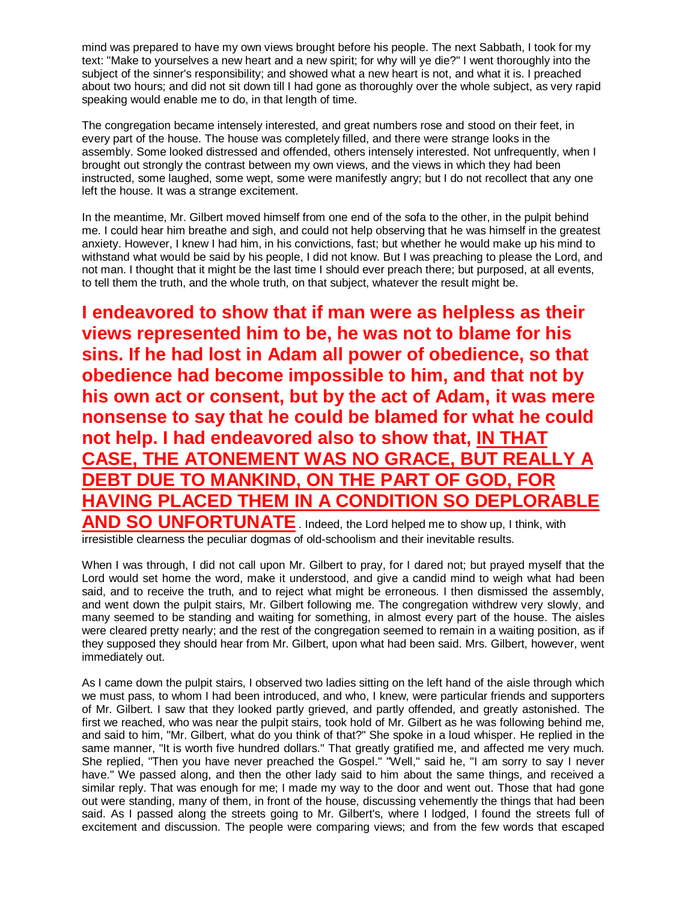mind was prepared to have my own views brought before his people. The next Sabbath, I took for my text: "Make to yourselves a new heart and a new spirit; for why will ye die?" I went thoroughly into the subject of the sinner's responsibility; and showed what a new heart is not, and what it is. I preached about two hours; and did not sit down till I had gone as thoroughly over the whole subject, as very rapid speaking would enable me to do, in that length of time.

The congregation became intensely interested, and great numbers rose and stood on their feet, in every part of the house. The house was completely filled, and there were strange looks in the assembly. Some looked distressed and offended, others intensely interested. Not unfrequently, when I brought out strongly the contrast between my own views, and the views in which they had been instructed, some laughed, some wept, some were manifestly angry; but I do not recollect that any one left the house. It was a strange excitement.

In the meantime, Mr. Gilbert moved himself from one end of the sofa to the other, in the pulpit behind me. I could hear him breathe and sigh, and could not help observing that he was himself in the greatest anxiety. However, I knew I had him, in his convictions, fast; but whether he would make up his mind to withstand what would be said by his people, I did not know. But I was preaching to please the Lord, and not man. I thought that it might be the last time I should ever preach there; but purposed, at all events, to tell them the truth, and the whole truth, on that subject, whatever the result might be.

**I endeavored to show that if man were as helpless as their views represented him to be, he was not to blame for his sins. If he had lost in Adam all power of obedience, so that obedience had become impossible to him, and that not by his own act or consent, but by the act of Adam, it was mere nonsense to say that he could be blamed for what he could not help. I had endeavored also to show that, IN THAT CASE, THE ATONEMENT WAS NO GRACE, BUT REALLY A DEBT DUE TO MANKIND, ON THE PART OF GOD, FOR HAVING PLACED THEM IN A CONDITION SO DEPLORABLE AND SO UNFORTUNATE**. Indeed, the Lord helped me to show up, I think, with irresistible clearness the peculiar dogmas of old-schoolism and their inevitable results.

When I was through, I did not call upon Mr. Gilbert to pray, for I dared not; but prayed myself that the Lord would set home the word, make it understood, and give a candid mind to weigh what had been said, and to receive the truth, and to reject what might be erroneous. I then dismissed the assembly, and went down the pulpit stairs, Mr. Gilbert following me. The congregation withdrew very slowly, and many seemed to be standing and waiting for something, in almost every part of the house. The aisles were cleared pretty nearly; and the rest of the congregation seemed to remain in a waiting position, as if they supposed they should hear from Mr. Gilbert, upon what had been said. Mrs. Gilbert, however, went immediately out.

As I came down the pulpit stairs, I observed two ladies sitting on the left hand of the aisle through which we must pass, to whom I had been introduced, and who, I knew, were particular friends and supporters of Mr. Gilbert. I saw that they looked partly grieved, and partly offended, and greatly astonished. The first we reached, who was near the pulpit stairs, took hold of Mr. Gilbert as he was following behind me, and said to him, "Mr. Gilbert, what do you think of that?" She spoke in a loud whisper. He replied in the same manner, "It is worth five hundred dollars." That greatly gratified me, and affected me very much. She replied, "Then you have never preached the Gospel." "Well," said he, "I am sorry to say I never have." We passed along, and then the other lady said to him about the same things, and received a similar reply. That was enough for me; I made my way to the door and went out. Those that had gone out were standing, many of them, in front of the house, discussing vehemently the things that had been said. As I passed along the streets going to Mr. Gilbert's, where I lodged, I found the streets full of excitement and discussion. The people were comparing views; and from the few words that escaped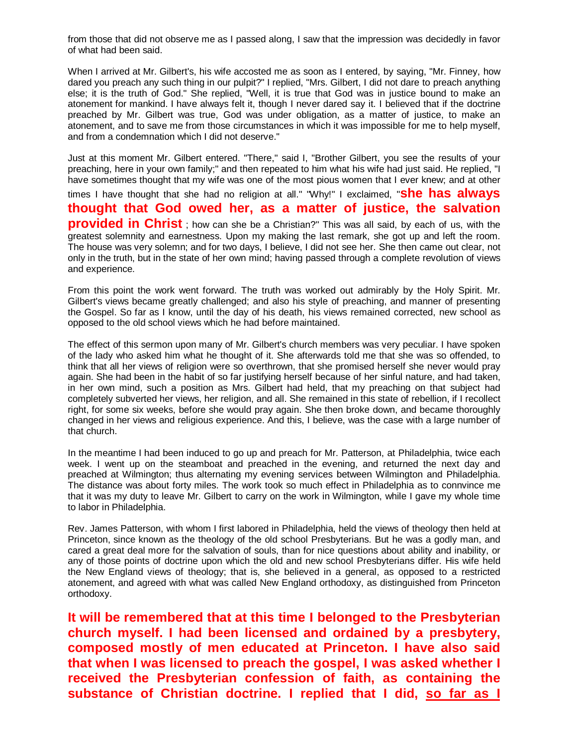from those that did not observe me as I passed along, I saw that the impression was decidedly in favor of what had been said.

When I arrived at Mr. Gilbert's, his wife accosted me as soon as I entered, by saying, "Mr. Finney, how dared you preach any such thing in our pulpit?" I replied, "Mrs. Gilbert, I did not dare to preach anything else; it is the truth of God." She replied, "Well, it is true that God was in justice bound to make an atonement for mankind. I have always felt it, though I never dared say it. I believed that if the doctrine preached by Mr. Gilbert was true, God was under obligation, as a matter of justice, to make an atonement, and to save me from those circumstances in which it was impossible for me to help myself, and from a condemnation which I did not deserve."

Just at this moment Mr. Gilbert entered. "There," said I, "Brother Gilbert, you see the results of your preaching, here in your own family;" and then repeated to him what his wife had just said. He replied, "I have sometimes thought that my wife was one of the most pious women that I ever knew; and at other times I have thought that she had no religion at all." "Why!" I exclaimed, "**she has always thought that God owed her, as a matter of justice, the salvation provided in Christ** ; how can she be a Christian?" This was all said, by each of us, with the greatest solemnity and earnestness. Upon my making the last remark, she got up and left the room. The house was very solemn; and for two days, I believe, I did not see her. She then came out clear, not only in the truth, but in the state of her own mind; having passed through a complete revolution of views and experience.

From this point the work went forward. The truth was worked out admirably by the Holy Spirit. Mr. Gilbert's views became greatly challenged; and also his style of preaching, and manner of presenting the Gospel. So far as I know, until the day of his death, his views remained corrected, new school as opposed to the old school views which he had before maintained.

The effect of this sermon upon many of Mr. Gilbert's church members was very peculiar. I have spoken of the lady who asked him what he thought of it. She afterwards told me that she was so offended, to think that all her views of religion were so overthrown, that she promised herself she never would pray again. She had been in the habit of so far justifying herself because of her sinful nature, and had taken, in her own mind, such a position as Mrs. Gilbert had held, that my preaching on that subject had completely subverted her views, her religion, and all. She remained in this state of rebellion, if I recollect right, for some six weeks, before she would pray again. She then broke down, and became thoroughly changed in her views and religious experience. And this, I believe, was the case with a large number of that church.

In the meantime I had been induced to go up and preach for Mr. Patterson, at Philadelphia, twice each week. I went up on the steamboat and preached in the evening, and returned the next day and preached at Wilmington; thus alternating my evening services between Wilmington and Philadelphia. The distance was about forty miles. The work took so much effect in Philadelphia as to connvince me that it was my duty to leave Mr. Gilbert to carry on the work in Wilmington, while I gave my whole time to labor in Philadelphia.

Rev. James Patterson, with whom I first labored in Philadelphia, held the views of theology then held at Princeton, since known as the theology of the old school Presbyterians. But he was a godly man, and cared a great deal more for the salvation of souls, than for nice questions about ability and inability, or any of those points of doctrine upon which the old and new school Presbyterians differ. His wife held the New England views of theology; that is, she believed in a general, as opposed to a restricted atonement, and agreed with what was called New England orthodoxy, as distinguished from Princeton orthodoxy.

**It will be remembered that at this time I belonged to the Presbyterian church myself. I had been licensed and ordained by a presbytery, composed mostly of men educated at Princeton. I have also said that when I was licensed to preach the gospel, I was asked whether I received the Presbyterian confession of faith, as containing the substance of Christian doctrine. I replied that I did, <u>so far as I</u>**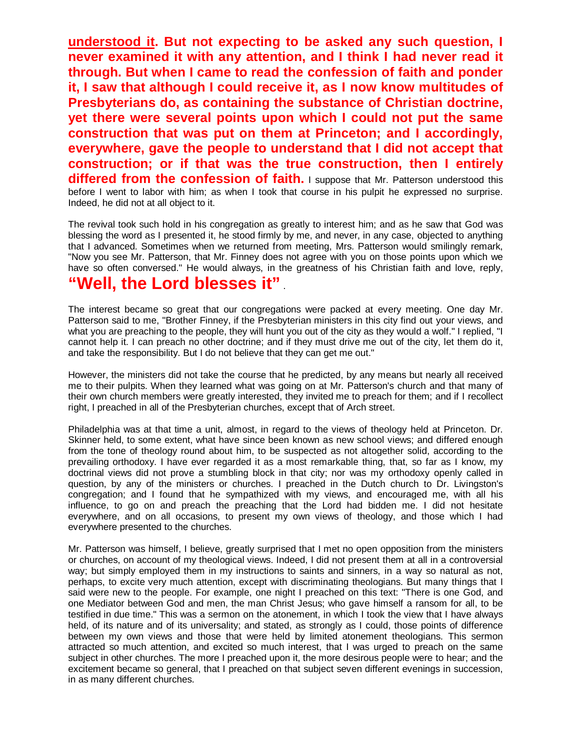**<u>understood it</u>. But not expecting to be asked any such question, I never examined it with any attention, and I think I had never read it through. But when I came to read the confession of faith and ponder it, I saw that although I could receive it, as I now know multitudes of Presbyterians do, as containing the substance of Christian doctrine, yet there were several points upon which I could not put the same construction that was put on them at Princeton; and I accordingly, everywhere, gave the people to understand that I did not accept that construction; or if that was the true construction, then I entirely differed from the confession of faith.** I suppose that Mr. Patterson understood this before I went to labor with him; as when I took that course in his pulpit he expressed no surprise. Indeed, he did not at all object to it.

The revival took such hold in his congregation as greatly to interest him; and as he saw that God was blessing the word as I presented it, he stood firmly by me, and never, in any case, objected to anything that I advanced. Sometimes when we returned from meeting, Mrs. Patterson would smilingly remark, "Now you see Mr. Patterson, that Mr. Finney does not agree with you on those points upon which we have so often conversed." He would always, in the greatness of his Christian faith and love, reply, **"Well, the Lord blesses it"**.

The interest became so great that our congregations were packed at every meeting. One day Mr. Patterson said to me, "Brother Finney, if the Presbyterian ministers in this city find out your views, and what you are preaching to the people, they will hunt you out of the city as they would a wolf." I replied, "I cannot help it. I can preach no other doctrine; and if they must drive me out of the city, let them do it, and take the responsibility. But I do not believe that they can get me out."

However, the ministers did not take the course that he predicted, by any means but nearly all received me to their pulpits. When they learned what was going on at Mr. Patterson's church and that many of their own church members were greatly interested, they invited me to preach for them; and if I recollect right, I preached in all of the Presbyterian churches, except that of Arch street.

Philadelphia was at that time a unit, almost, in regard to the views of theology held at Princeton. Dr. Skinner held, to some extent, what have since been known as new school views; and differed enough from the tone of theology round about him, to be suspected as not altogether solid, according to the prevailing orthodoxy. I have ever regarded it as a most remarkable thing, that, so far as I know, my doctrinal views did not prove a stumbling block in that city; nor was my orthodoxy openly called in question, by any of the ministers or churches. I preached in the Dutch church to Dr. Livingston's congregation; and I found that he sympathized with my views, and encouraged me, with all his influence, to go on and preach the preaching that the Lord had bidden me. I did not hesitate everywhere, and on all occasions, to present my own views of theology, and those which I had everywhere presented to the churches.

Mr. Patterson was himself, I believe, greatly surprised that I met no open opposition from the ministers or churches, on account of my theological views. Indeed, I did not present them at all in a controversial way; but simply employed them in my instructions to saints and sinners, in a way so natural as not, perhaps, to excite very much attention, except with discriminating theologians. But many things that I said were new to the people. For example, one night I preached on this text: "There is one God, and one Mediator between God and men, the man Christ Jesus; who gave himself a ransom for all, to be testified in due time." This was a sermon on the atonement, in which I took the view that I have always held, of its nature and of its universality; and stated, as strongly as I could, those points of difference between my own views and those that were held by limited atonement theologians. This sermon attracted so much attention, and excited so much interest, that I was urged to preach on the same subject in other churches. The more I preached upon it, the more desirous people were to hear; and the excitement became so general, that I preached on that subject seven different evenings in succession, in as many different churches.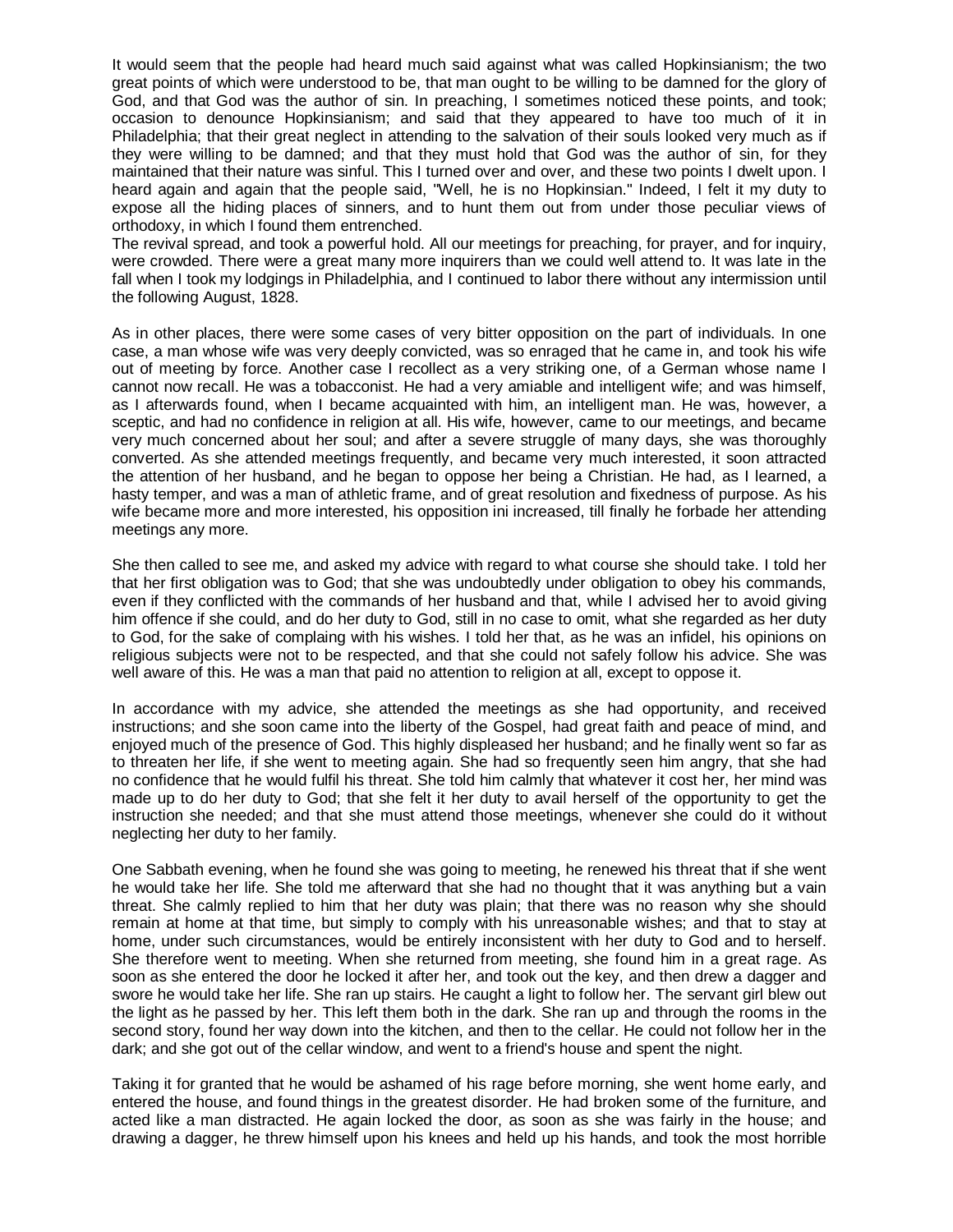It would seem that the people had heard much said against what was called Hopkinsianism; the two great points of which were understood to be, that man ought to be willing to be damned for the glory of God, and that God was the author of sin. In preaching, I sometimes noticed these points, and took; occasion to denounce Hopkinsianism; and said that they appeared to have too much of it in Philadelphia; that their great neglect in attending to the salvation of their souls looked very much as if they were willing to be damned; and that they must hold that God was the author of sin, for they maintained that their nature was sinful. This I turned over and over, and these two points I dwelt upon. I heard again and again that the people said, "Well, he is no Hopkinsian." Indeed, I felt it my duty to expose all the hiding places of sinners, and to hunt them out from under those peculiar views of orthodoxy, in which I found them entrenched.

The revival spread, and took a powerful hold. All our meetings for preaching, for prayer, and for inquiry, were crowded. There were a great many more inquirers than we could well attend to. It was late in the fall when I took my lodgings in Philadelphia, and I continued to labor there without any intermission until the following August, 1828.

As in other places, there were some cases of very bitter opposition on the part of individuals. In one case, a man whose wife was very deeply convicted, was so enraged that he came in, and took his wife out of meeting by force. Another case I recollect as a very striking one, of a German whose name I cannot now recall. He was a tobacconist. He had a very amiable and intelligent wife; and was himself, as I afterwards found, when I became acquainted with him, an intelligent man. He was, however, a sceptic, and had no confidence in religion at all. His wife, however, came to our meetings, and became very much concerned about her soul; and after a severe struggle of many days, she was thoroughly converted. As she attended meetings frequently, and became very much interested, it soon attracted the attention of her husband, and he began to oppose her being a Christian. He had, as I learned, a hasty temper, and was a man of athletic frame, and of great resolution and fixedness of purpose. As his wife became more and more interested, his opposition ini increased, till finally he forbade her attending meetings any more.

She then called to see me, and asked my advice with regard to what course she should take. I told her that her first obligation was to God; that she was undoubtedly under obligation to obey his commands, even if they conflicted with the commands of her husband and that, while I advised her to avoid giving him offence if she could, and do her duty to God, still in no case to omit, what she regarded as her duty to God, for the sake of complaing with his wishes. I told her that, as he was an infidel, his opinions on religious subjects were not to be respected, and that she could not safely follow his advice. She was well aware of this. He was a man that paid no attention to religion at all, except to oppose it.

In accordance with my advice, she attended the meetings as she had opportunity, and received instructions; and she soon came into the liberty of the Gospel, had great faith and peace of mind, and enjoyed much of the presence of God. This highly displeased her husband; and he finally went so far as to threaten her life, if she went to meeting again. She had so frequently seen him angry, that she had no confidence that he would fulfil his threat. She told him calmly that whatever it cost her, her mind was made up to do her duty to God; that she felt it her duty to avail herself of the opportunity to get the instruction she needed; and that she must attend those meetings, whenever she could do it without neglecting her duty to her family.

One Sabbath evening, when he found she was going to meeting, he renewed his threat that if she went he would take her life. She told me afterward that she had no thought that it was anything but a vain threat. She calmly replied to him that her duty was plain; that there was no reason why she should remain at home at that time, but simply to comply with his unreasonable wishes; and that to stay at home, under such circumstances, would be entirely inconsistent with her duty to God and to herself. She therefore went to meeting. When she returned from meeting, she found him in a great rage. As soon as she entered the door he locked it after her, and took out the key, and then drew a dagger and swore he would take her life. She ran up stairs. He caught a light to follow her. The servant girl blew out the light as he passed by her. This left them both in the dark. She ran up and through the rooms in the second story, found her way down into the kitchen, and then to the cellar. He could not follow her in the dark; and she got out of the cellar window, and went to a friend's house and spent the night.

Taking it for granted that he would be ashamed of his rage before morning, she went home early, and entered the house, and found things in the greatest disorder. He had broken some of the furniture, and acted like a man distracted. He again locked the door, as soon as she was fairly in the house; and drawing a dagger, he threw himself upon his knees and held up his hands, and took the most horrible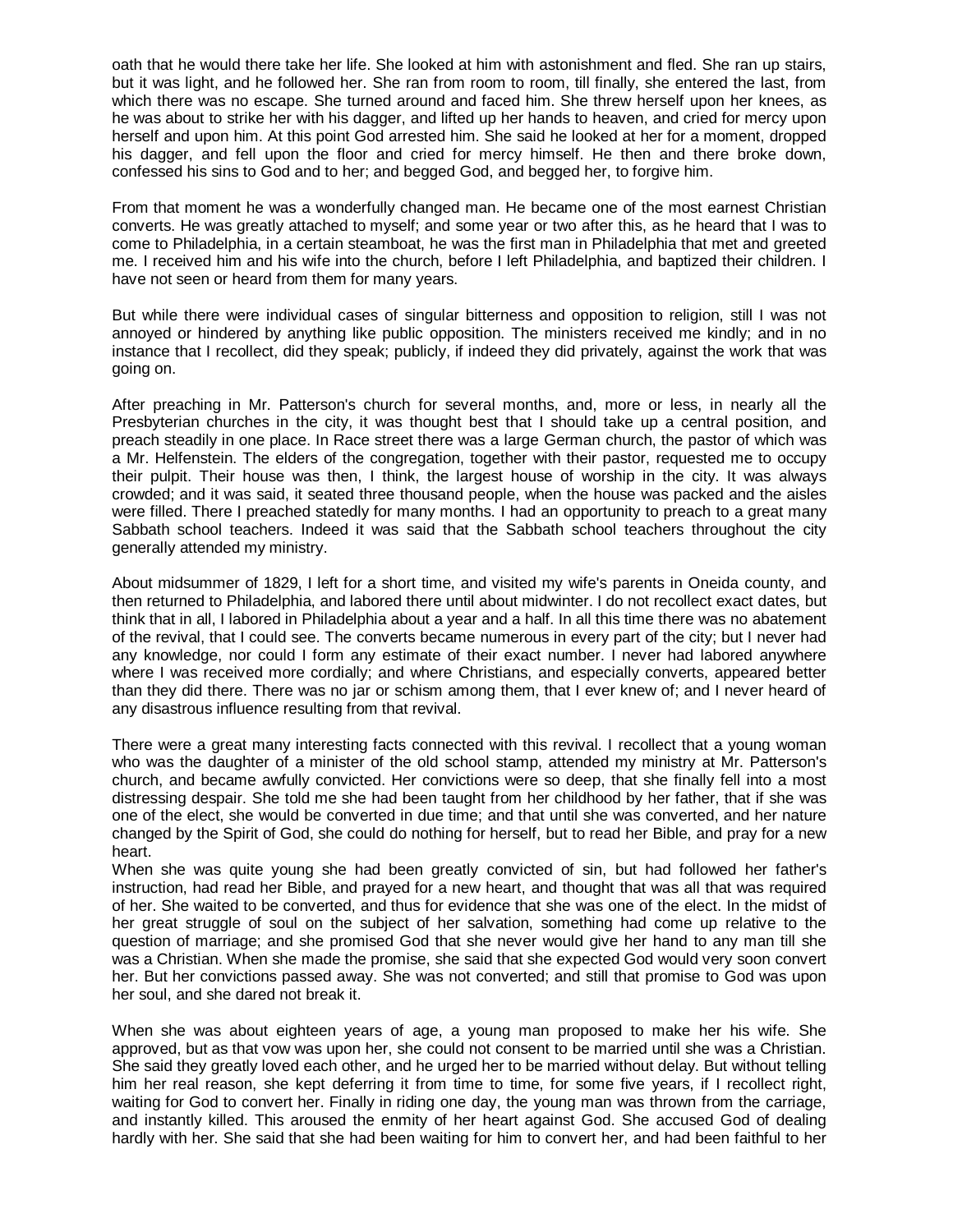oath that he would there take her life. She looked at him with astonishment and fled. She ran up stairs, but it was light, and he followed her. She ran from room to room, till finally, she entered the last, from which there was no escape. She turned around and faced him. She threw herself upon her knees, as he was about to strike her with his dagger, and lifted up her hands to heaven, and cried for mercy upon herself and upon him. At this point God arrested him. She said he looked at her for a moment, dropped his dagger, and fell upon the floor and cried for mercy himself. He then and there broke down, confessed his sins to God and to her; and begged God, and begged her, to forgive him.

From that moment he was a wonderfully changed man. He became one of the most earnest Christian converts. He was greatly attached to myself; and some year or two after this, as he heard that I was to come to Philadelphia, in a certain steamboat, he was the first man in Philadelphia that met and greeted me. I received him and his wife into the church, before I left Philadelphia, and baptized their children. I have not seen or heard from them for many years.

But while there were individual cases of singular bitterness and opposition to religion, still I was not annoyed or hindered by anything like public opposition. The ministers received me kindly; and in no instance that I recollect, did they speak; publicly, if indeed they did privately, against the work that was going on.

After preaching in Mr. Patterson's church for several months, and, more or less, in nearly all the Presbyterian churches in the city, it was thought best that I should take up a central position, and preach steadily in one place. In Race street there was a large German church, the pastor of which was a Mr. Helfenstein. The elders of the congregation, together with their pastor, requested me to occupy their pulpit. Their house was then, I think, the largest house of worship in the city. It was always crowded; and it was said, it seated three thousand people, when the house was packed and the aisles were filled. There I preached statedly for many months. I had an opportunity to preach to a great many Sabbath school teachers. Indeed it was said that the Sabbath school teachers throughout the city generally attended my ministry.

About midsummer of 1829, I left for a short time, and visited my wife's parents in Oneida county, and then returned to Philadelphia, and labored there until about midwinter. I do not recollect exact dates, but think that in all, I labored in Philadelphia about a year and a half. In all this time there was no abatement of the revival, that I could see. The converts became numerous in every part of the city; but I never had any knowledge, nor could I form any estimate of their exact number. I never had labored anywhere where I was received more cordially; and where Christians, and especially converts, appeared better than they did there. There was no jar or schism among them, that I ever knew of; and I never heard of any disastrous influence resulting from that revival.

There were a great many interesting facts connected with this revival. I recollect that a young woman who was the daughter of a minister of the old school stamp, attended my ministry at Mr. Patterson's church, and became awfully convicted. Her convictions were so deep, that she finally fell into a most distressing despair. She told me she had been taught from her childhood by her father, that if she was one of the elect, she would be converted in due time; and that until she was converted, and her nature changed by the Spirit of God, she could do nothing for herself, but to read her Bible, and pray for a new heart.

When she was quite young she had been greatly convicted of sin, but had followed her father's instruction, had read her Bible, and prayed for a new heart, and thought that was all that was required of her. She waited to be converted, and thus for evidence that she was one of the elect. In the midst of her great struggle of soul on the subject of her salvation, something had come up relative to the question of marriage; and she promised God that she never would give her hand to any man till she was a Christian. When she made the promise, she said that she expected God would very soon convert her. But her convictions passed away. She was not converted; and still that promise to God was upon her soul, and she dared not break it.

When she was about eighteen years of age, a young man proposed to make her his wife. She approved, but as that vow was upon her, she could not consent to be married until she was a Christian. She said they greatly loved each other, and he urged her to be married without delay. But without telling him her real reason, she kept deferring it from time to time, for some five years, if I recollect right, waiting for God to convert her. Finally in riding one day, the young man was thrown from the carriage, and instantly killed. This aroused the enmity of her heart against God. She accused God of dealing hardly with her. She said that she had been waiting for him to convert her, and had been faithful to her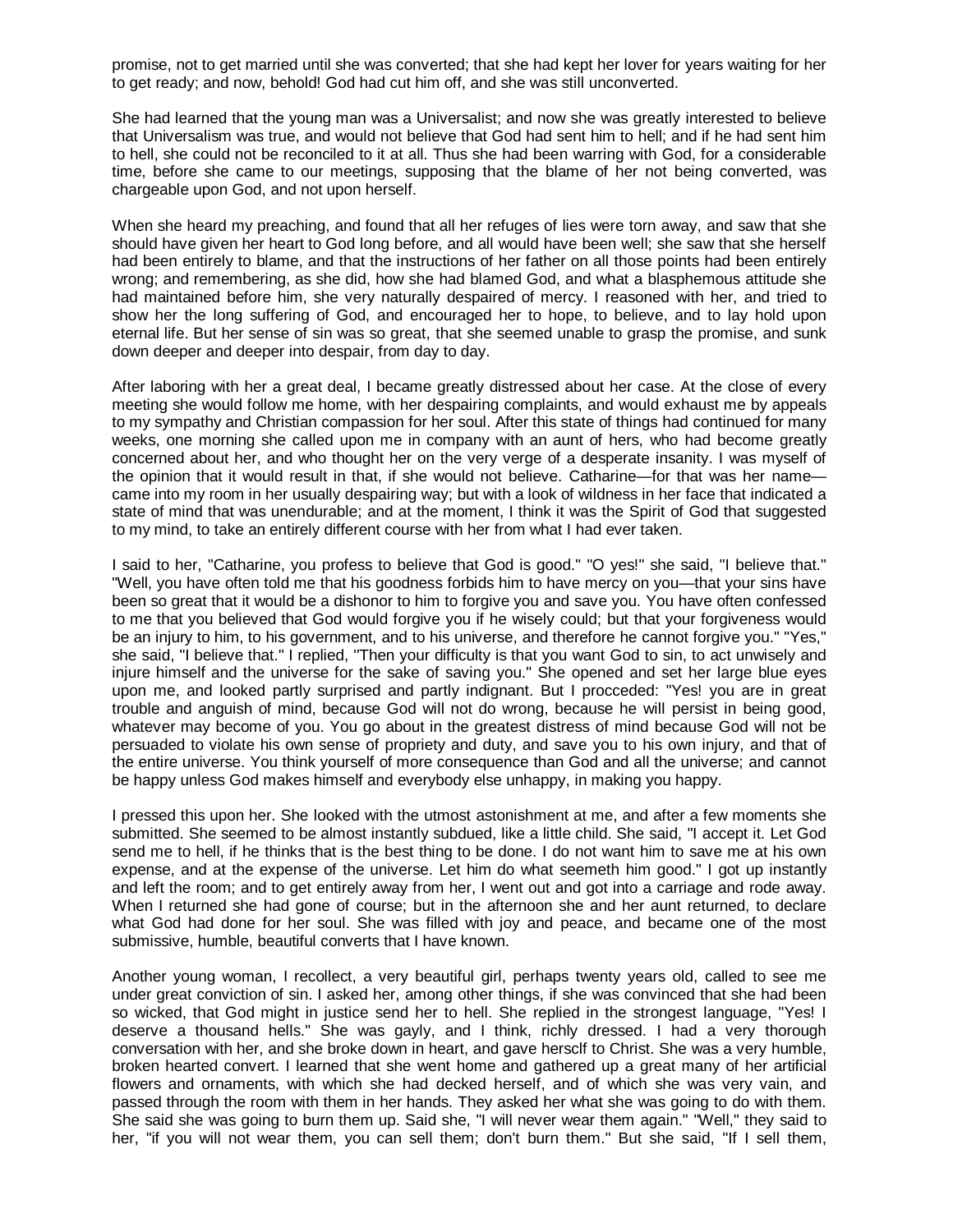promise, not to get married until she was converted; that she had kept her lover for years waiting for her to get ready; and now, behold! God had cut him off, and she was still unconverted.

She had learned that the young man was a Universalist; and now she was greatly interested to believe that Universalism was true, and would not believe that God had sent him to hell; and if he had sent him to hell, she could not be reconciled to it at all. Thus she had been warring with God, for a considerable time, before she came to our meetings, supposing that the blame of her not being converted, was chargeable upon God, and not upon herself.

When she heard my preaching, and found that all her refuges of lies were torn away, and saw that she should have given her heart to God long before, and all would have been well; she saw that she herself had been entirely to blame, and that the instructions of her father on all those points had been entirely wrong; and remembering, as she did, how she had blamed God, and what a blasphemous attitude she had maintained before him, she very naturally despaired of mercy. I reasoned with her, and tried to show her the long suffering of God, and encouraged her to hope, to believe, and to lay hold upon eternal life. But her sense of sin was so great, that she seemed unable to grasp the promise, and sunk down deeper and deeper into despair, from day to day.

After laboring with her a great deal, I became greatly distressed about her case. At the close of every meeting she would follow me home, with her despairing complaints, and would exhaust me by appeals to my sympathy and Christian compassion for her soul. After this state of things had continued for many weeks, one morning she called upon me in company with an aunt of hers, who had become greatly concerned about her, and who thought her on the very verge of a desperate insanity. I was myself of the opinion that it would result in that, if she would not believe. Catharine—for that was her name—came into my room in her usually despairing way; but with a look of wildness in her face that indicated a state of mind that was unendurable; and at the moment, I think it was the Spirit of God that suggested to my mind, to take an entirely different course with her from what I had ever taken.

I said to her, "Catharine, you profess to believe that God is good." "O yes!" she said, "I believe that." "Well, you have often told me that his goodness forbids him to have mercy on you—that your sins have been so great that it would be a dishonor to him to forgive you and save you. You have often confessed to me that you believed that God would forgive you if he wisely could; but that your forgiveness would be an injury to him, to his government, and to his universe, and therefore he cannot forgive you." "Yes," she said, "I believe that." I replied, "Then your difficulty is that you want God to sin, to act unwisely and injure himself and the universe for the sake of saving you." She opened and set her large blue eyes upon me, and looked partly surprised and partly indignant. But I procceded: "Yes! you are in great trouble and anguish of mind, because God will not do wrong, because he will persist in being good, whatever may become of you. You go about in the greatest distress of mind because God will not be persuaded to violate his own sense of propriety and duty, and save you to his own injury, and that of the entire universe. You think yourself of more consequence than God and all the universe; and cannot be happy unless God makes himself and everybody else unhappy, in making you happy.

I pressed this upon her. She looked with the utmost astonishment at me, and after a few moments she submitted. She seemed to be almost instantly subdued, like a little child. She said, "I accept it. Let God send me to hell, if he thinks that is the best thing to be done. I do not want him to save me at his own expense, and at the expense of the universe. Let him do what seemeth him good." I got up instantly and left the room; and to get entirely away from her, I went out and got into a carriage and rode away. When I returned she had gone of course; but in the afternoon she and her aunt returned, to declare what God had done for her soul. She was filled with joy and peace, and became one of the most submissive, humble, beautiful converts that I have known.

Another young woman, I recollect, a very beautiful girl, perhaps twenty years old, called to see me under great conviction of sin. I asked her, among other things, if she was convinced that she had been so wicked, that God might in justice send her to hell. She replied in the strongest language, "Yes! I deserve a thousand hells." She was gayly, and I think, richly dressed. I had a very thorough conversation with her, and she broke down in heart, and gave hersclf to Christ. She was a very humble, broken hearted convert. I learned that she went home and gathered up a great many of her artificial flowers and ornaments, with which she had decked herself, and of which she was very vain, and passed through the room with them in her hands. They asked her what she was going to do with them. She said she was going to burn them up. Said she, "I will never wear them again." "Well," they said to her, "if you will not wear them, you can sell them; don't burn them." But she said, "If I sell them,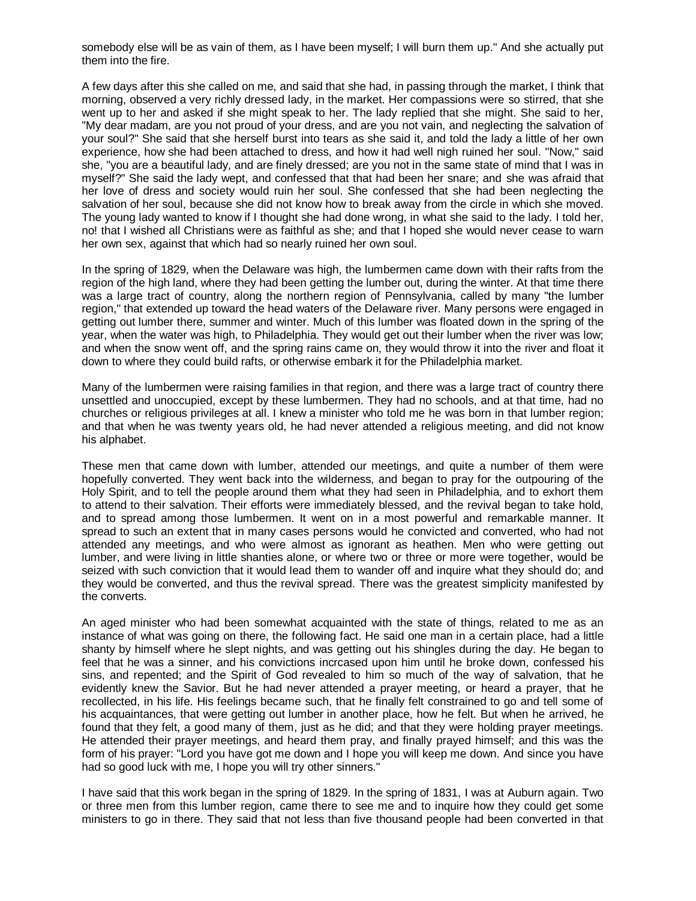somebody else will be as vain of them, as I have been myself; I will burn them up." And she actually put them into the fire.

A few days after this she called on me, and said that she had, in passing through the market, I think that morning, observed a very richly dressed lady, in the market. Her compassions were so stirred, that she went up to her and asked if she might speak to her. The lady replied that she might. She said to her, "My dear madam, are you not proud of your dress, and are you not vain, and neglecting the salvation of your soul?" She said that she herself burst into tears as she said it, and told the lady a little of her own experience, how she had been attached to dress, and how it had well nigh ruined her soul. "Now," said she, "you are a beautiful lady, and are finely dressed; are you not in the same state of mind that I was in myself?" She said the lady wept, and confessed that that had been her snare; and she was afraid that her love of dress and society would ruin her soul. She confessed that she had been neglecting the salvation of her soul, because she did not know how to break away from the circle in which she moved. The young lady wanted to know if I thought she had done wrong, in what she said to the lady. I told her, no! that I wished all Christians were as faithful as she; and that I hoped she would never cease to warn her own sex, against that which had so nearly ruined her own soul.

In the spring of 1829, when the Delaware was high, the lumbermen came down with their rafts from the region of the high land, where they had been getting the lumber out, during the winter. At that time there was a large tract of country, along the northern region of Pennsylvania, called by many "the lumber region," that extended up toward the head waters of the Delaware river. Many persons were engaged in getting out lumber there, summer and winter. Much of this lumber was floated down in the spring of the year, when the water was high, to Philadelphia. They would get out their lumber when the river was low; and when the snow went off, and the spring rains came on, they would throw it into the river and float it down to where they could build rafts, or otherwise embark it for the Philadelphia market.

Many of the lumbermen were raising families in that region, and there was a large tract of country there unsettled and unoccupied, except by these lumbermen. They had no schools, and at that time, had no churches or religious privileges at all. I knew a minister who told me he was born in that lumber region; and that when he was twenty years old, he had never attended a religious meeting, and did not know his alphabet.

These men that came down with lumber, attended our meetings, and quite a number of them were hopefully converted. They went back into the wilderness, and began to pray for the outpouring of the Holy Spirit, and to tell the people around them what they had seen in Philadelphia, and to exhort them to attend to their salvation. Their efforts were immediately blessed, and the revival began to take hold, and to spread among those lumbermen. It went on in a most powerful and remarkable manner. It spread to such an extent that in many cases persons would he convicted and converted, who had not attended any meetings, and who were almost as ignorant as heathen. Men who were getting out lumber, and were living in little shanties alone, or where two or three or more were together, would be seized with such conviction that it would lead them to wander off and inquire what they should do; and they would be converted, and thus the revival spread. There was the greatest simplicity manifested by the converts.

An aged minister who had been somewhat acquainted with the state of things, related to me as an instance of what was going on there, the following fact. He said one man in a certain place, had a little shanty by himself where he slept nights, and was getting out his shingles during the day. He began to feel that he was a sinner, and his convictions incrcased upon him until he broke down, confessed his sins, and repented; and the Spirit of God revealed to him so much of the way of salvation, that he evidently knew the Savior. But he had never attended a prayer meeting, or heard a prayer, that he recollected, in his life. His feelings became such, that he finally felt constrained to go and tell some of his acquaintances, that were getting out lumber in another place, how he felt. But when he arrived, he found that they felt, a good many of them, just as he did; and that they were holding prayer meetings. He attended their prayer meetings, and heard them pray, and finally prayed himself; and this was the form of his prayer: "Lord you have got me down and I hope you will keep me down. And since you have had so good luck with me, I hope you will try other sinners."

I have said that this work began in the spring of 1829. In the spring of 1831, I was at Auburn again. Two or three men from this lumber region, came there to see me and to inquire how they could get some ministers to go in there. They said that not less than five thousand people had been converted in that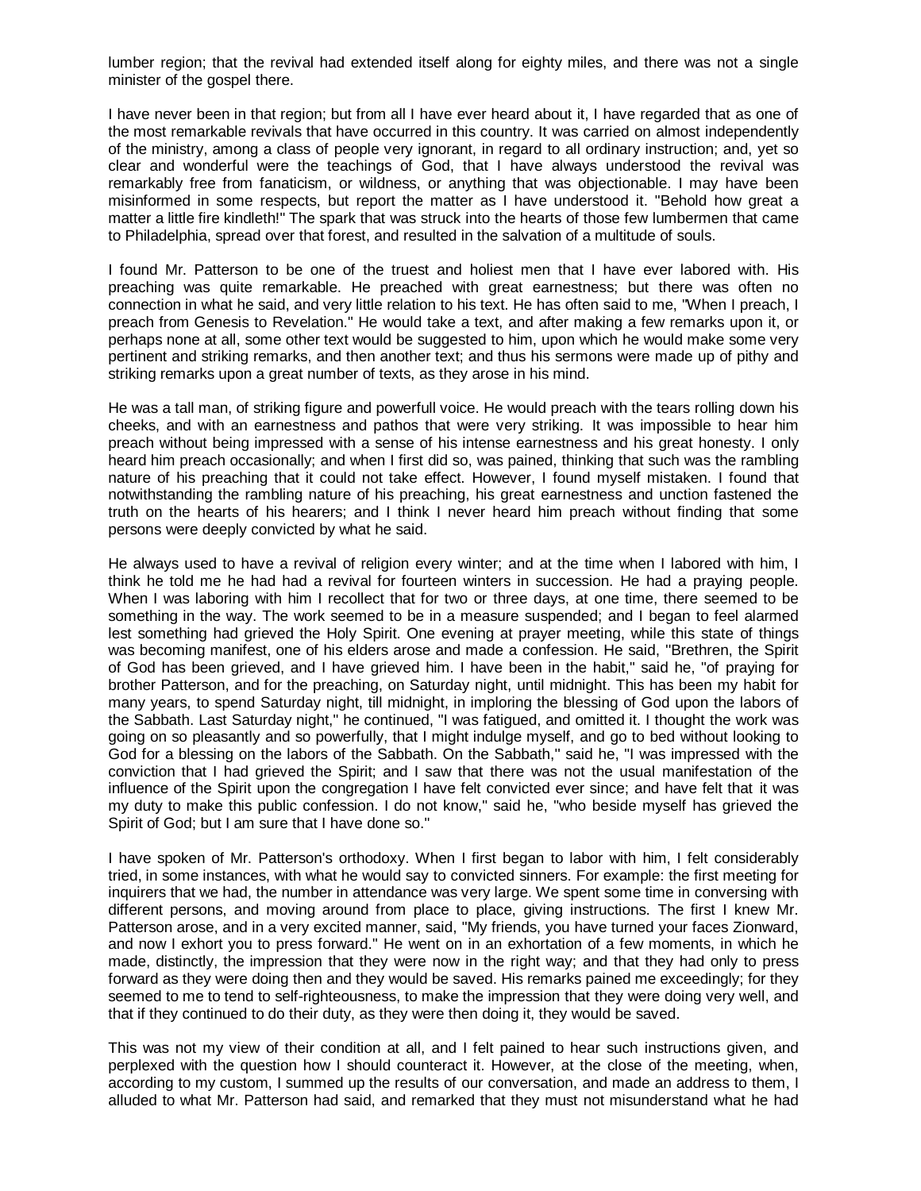lumber region; that the revival had extended itself along for eighty miles, and there was not a single minister of the gospel there.

I have never been in that region; but from all I have ever heard about it, I have regarded that as one of the most remarkable revivals that have occurred in this country. It was carried on almost independently of the ministry, among a class of people very ignorant, in regard to all ordinary instruction; and, yet so clear and wonderful were the teachings of God, that I have always understood the revival was remarkably free from fanaticism, or wildness, or anything that was objectionable. I may have been misinformed in some respects, but report the matter as I have understood it. "Behold how great a matter a little fire kindleth!" The spark that was struck into the hearts of those few lumbermen that came to Philadelphia, spread over that forest, and resulted in the salvation of a multitude of souls.

I found Mr. Patterson to be one of the truest and holiest men that I have ever labored with. His preaching was quite remarkable. He preached with great earnestness; but there was often no connection in what he said, and very little relation to his text. He has often said to me, "When I preach, I preach from Genesis to Revelation." He would take a text, and after making a few remarks upon it, or perhaps none at all, some other text would be suggested to him, upon which he would make some very pertinent and striking remarks, and then another text; and thus his sermons were made up of pithy and striking remarks upon a great number of texts, as they arose in his mind.

He was a tall man, of striking figure and powerfull voice. He would preach with the tears rolling down his cheeks, and with an earnestness and pathos that were very striking. It was impossible to hear him preach without being impressed with a sense of his intense earnestness and his great honesty. I only heard him preach occasionally; and when I first did so, was pained, thinking that such was the rambling nature of his preaching that it could not take effect. However, I found myself mistaken. I found that notwithstanding the rambling nature of his preaching, his great earnestness and unction fastened the truth on the hearts of his hearers; and I think I never heard him preach without finding that some persons were deeply convicted by what he said.

He always used to have a revival of religion every winter; and at the time when I labored with him, I think he told me he had had a revival for fourteen winters in succession. He had a praying people. When I was laboring with him I recollect that for two or three days, at one time, there seemed to be something in the way. The work seemed to be in a measure suspended; and I began to feel alarmed lest something had grieved the Holy Spirit. One evening at prayer meeting, while this state of things was becoming manifest, one of his elders arose and made a confession. He said, "Brethren, the Spirit of God has been grieved, and I have grieved him. I have been in the habit," said he, "of praying for brother Patterson, and for the preaching, on Saturday night, until midnight. This has been my habit for many years, to spend Saturday night, till midnight, in imploring the blessing of God upon the labors of the Sabbath. Last Saturday night," he continued, "I was fatigued, and omitted it. I thought the work was going on so pleasantly and so powerfully, that I might indulge myself, and go to bed without looking to God for a blessing on the labors of the Sabbath. On the Sabbath," said he, "I was impressed with the conviction that I had grieved the Spirit; and I saw that there was not the usual manifestation of the influence of the Spirit upon the congregation I have felt convicted ever since; and have felt that it was my duty to make this public confession. I do not know," said he, "who beside myself has grieved the Spirit of God; but I am sure that I have done so."

I have spoken of Mr. Patterson's orthodoxy. When I first began to labor with him, I felt considerably tried, in some instances, with what he would say to convicted sinners. For example: the first meeting for inquirers that we had, the number in attendance was very large. We spent some time in conversing with different persons, and moving around from place to place, giving instructions. The first I knew Mr. Patterson arose, and in a very excited manner, said, "My friends, you have turned your faces Zionward, and now I exhort you to press forward." He went on in an exhortation of a few moments, in which he made, distinctly, the impression that they were now in the right way; and that they had only to press forward as they were doing then and they would be saved. His remarks pained me exceedingly; for they seemed to me to tend to self-righteousness, to make the impression that they were doing very well, and that if they continued to do their duty, as they were then doing it, they would be saved.

This was not my view of their condition at all, and I felt pained to hear such instructions given, and perplexed with the question how I should counteract it. However, at the close of the meeting, when, according to my custom, I summed up the results of our conversation, and made an address to them, I alluded to what Mr. Patterson had said, and remarked that they must not misunderstand what he had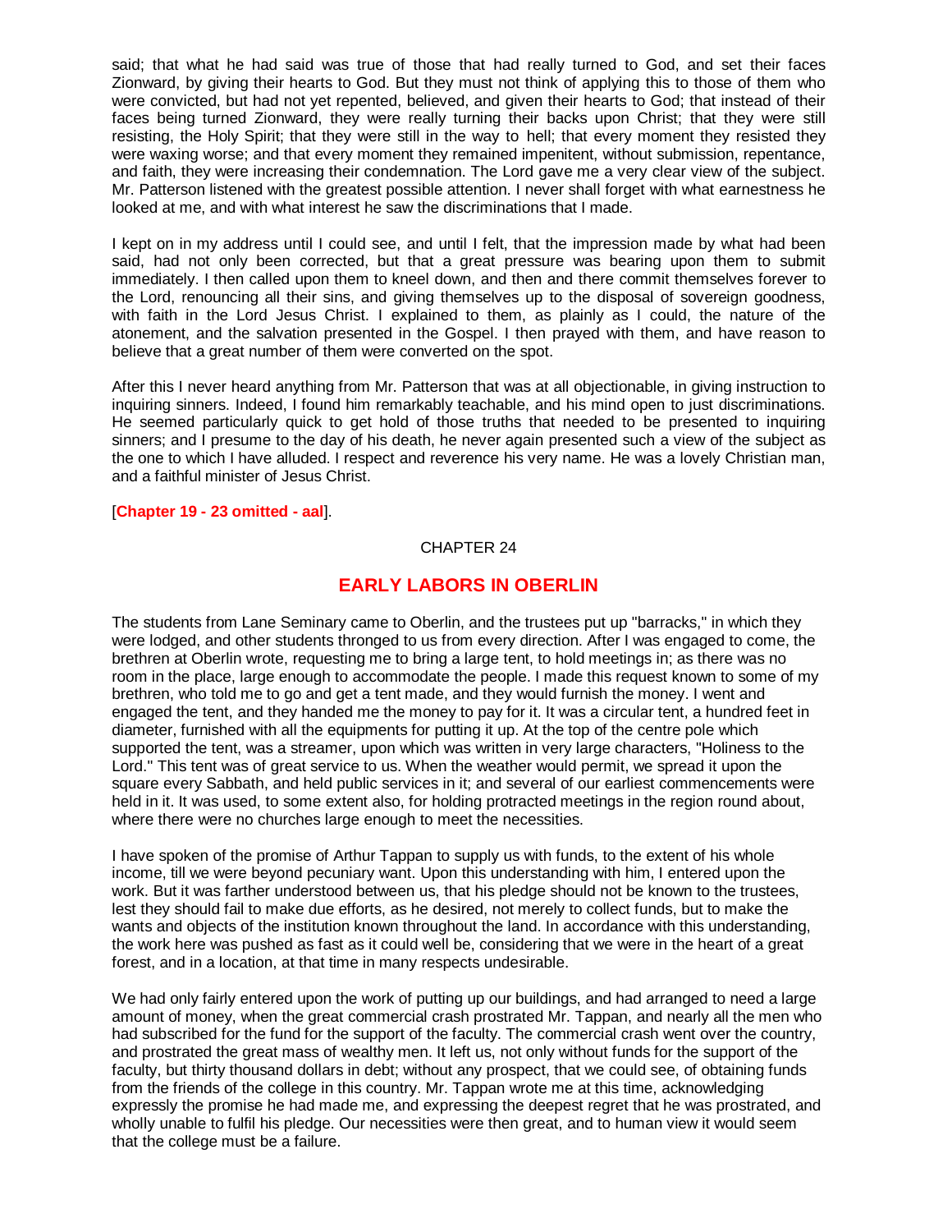said; that what he had said was true of those that had really turned to God, and set their faces Zionward, by giving their hearts to God. But they must not think of applying this to those of them who were convicted, but had not yet repented, believed, and given their hearts to God; that instead of their faces being turned Zionward, they were really turning their backs upon Christ; that they were still resisting, the Holy Spirit; that they were still in the way to hell; that every moment they resisted they were waxing worse; and that every moment they remained impenitent, without submission, repentance, and faith, they were increasing their condemnation. The Lord gave me a very clear view of the subject. Mr. Patterson listened with the greatest possible attention. I never shall forget with what earnestness he looked at me, and with what interest he saw the discriminations that I made.

I kept on in my address until I could see, and until I felt, that the impression made by what had been said, had not only been corrected, but that a great pressure was bearing upon them to submit immediately. I then called upon them to kneel down, and then and there commit themselves forever to the Lord, renouncing all their sins, and giving themselves up to the disposal of sovereign goodness, with faith in the Lord Jesus Christ. I explained to them, as plainly as I could, the nature of the atonement, and the salvation presented in the Gospel. I then prayed with them, and have reason to believe that a great number of them were converted on the spot.

After this I never heard anything from Mr. Patterson that was at all objectionable, in giving instruction to inquiring sinners. Indeed, I found him remarkably teachable, and his mind open to just discriminations. He seemed particularly quick to get hold of those truths that needed to be presented to inquiring sinners; and I presume to the day of his death, he never again presented such a view of the subject as the one to which I have alluded. I respect and reverence his very name. He was a lovely Christian man, and a faithful minister of Jesus Christ.

[**Chapter 19 - 23 omitted - aal**].

CHAPTER 24

## EARLY LABORS IN OBERLIN

The students from Lane Seminary came to Oberlin, and the trustees put up "barracks," in which they were lodged, and other students thronged to us from every direction. After I was engaged to come, the brethren at Oberlin wrote, requesting me to bring a large tent, to hold meetings in; as there was no room in the place, large enough to accommodate the people. I made this request known to some of my brethren, who told me to go and get a tent made, and they would furnish the money. I went and engaged the tent, and they handed me the money to pay for it. It was a circular tent, a hundred feet in diameter, furnished with all the equipments for putting it up. At the top of the centre pole which supported the tent, was a streamer, upon which was written in very large characters, "Holiness to the Lord." This tent was of great service to us. When the weather would permit, we spread it upon the square every Sabbath, and held public services in it; and several of our earliest commencements were held in it. It was used, to some extent also, for holding protracted meetings in the region round about, where there were no churches large enough to meet the necessities.

I have spoken of the promise of Arthur Tappan to supply us with funds, to the extent of his whole income, till we were beyond pecuniary want. Upon this understanding with him, I entered upon the work. But it was farther understood between us, that his pledge should not be known to the trustees, lest they should fail to make due efforts, as he desired, not merely to collect funds, but to make the wants and objects of the institution known throughout the land. In accordance with this understanding, the work here was pushed as fast as it could well be, considering that we were in the heart of a great forest, and in a location, at that time in many respects undesirable.

We had only fairly entered upon the work of putting up our buildings, and had arranged to need a large amount of money, when the great commercial crash prostrated Mr. Tappan, and nearly all the men who had subscribed for the fund for the support of the faculty. The commercial crash went over the country, and prostrated the great mass of wealthy men. It left us, not only without funds for the support of the faculty, but thirty thousand dollars in debt; without any prospect, that we could see, of obtaining funds from the friends of the college in this country. Mr. Tappan wrote me at this time, acknowledging expressly the promise he had made me, and expressing the deepest regret that he was prostrated, and wholly unable to fulfil his pledge. Our necessities were then great, and to human view it would seem that the college must be a failure.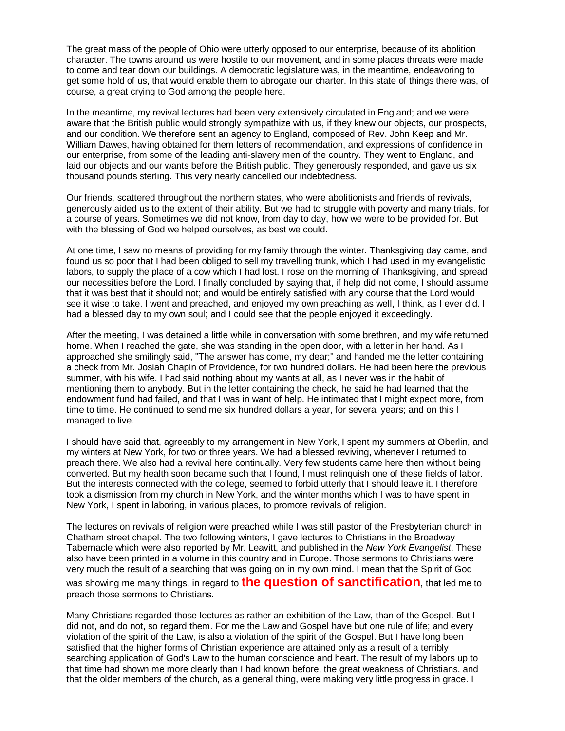The great mass of the people of Ohio were utterly opposed to our enterprise, because of its abolition character. The towns around us were hostile to our movement, and in some places threats were made to come and tear down our buildings. A democratic legislature was, in the meantime, endeavoring to get some hold of us, that would enable them to abrogate our charter. In this state of things there was, of course, a great crying to God among the people here.

In the meantime, my revival lectures had been very extensively circulated in England; and we were aware that the British public would strongly sympathize with us, if they knew our objects, our prospects, and our condition. We therefore sent an agency to England, composed of Rev. John Keep and Mr. William Dawes, having obtained for them letters of recommendation, and expressions of confidence in our enterprise, from some of the leading anti-slavery men of the country. They went to England, and laid our objects and our wants before the British public. They generously responded, and gave us six thousand pounds sterling. This very nearly cancelled our indebtedness.

Our friends, scattered throughout the northern states, who were abolitionists and friends of revivals, generously aided us to the extent of their ability. But we had to struggle with poverty and many trials, for a course of years. Sometimes we did not know, from day to day, how we were to be provided for. But with the blessing of God we helped ourselves, as best we could.

At one time, I saw no means of providing for my family through the winter. Thanksgiving day came, and found us so poor that I had been obliged to sell my travelling trunk, which I had used in my evangelistic labors, to supply the place of a cow which I had lost. I rose on the morning of Thanksgiving, and spread our necessities before the Lord. I finally concluded by saying that, if help did not come, I should assume that it was best that it should not; and would be entirely satisfied with any course that the Lord would see it wise to take. I went and preached, and enjoyed my own preaching as well, I think, as I ever did. I had a blessed day to my own soul; and I could see that the people enjoyed it exceedingly.

After the meeting, I was detained a little while in conversation with some brethren, and my wife returned home. When I reached the gate, she was standing in the open door, with a letter in her hand. As I approached she smilingly said, "The answer has come, my dear;" and handed me the letter containing a check from Mr. Josiah Chapin of Providence, for two hundred dollars. He had been here the previous summer, with his wife. I had said nothing about my wants at all, as I never was in the habit of mentioning them to anybody. But in the letter containing the check, he said he had learned that the endowment fund had failed, and that I was in want of help. He intimated that I might expect more, from time to time. He continued to send me six hundred dollars a year, for several years; and on this I managed to live.

I should have said that, agreeably to my arrangement in New York, I spent my summers at Oberlin, and my winters at New York, for two or three years. We had a blessed reviving, whenever I returned to preach there. We also had a revival here continually. Very few students came here then without being converted. But my health soon became such that I found, I must relinquish one of these fields of labor. But the interests connected with the college, seemed to forbid utterly that I should leave it. I therefore took a dismission from my church in New York, and the winter months which I was to have spent in New York, I spent in laboring, in various places, to promote revivals of religion.

The lectures on revivals of religion were preached while I was still pastor of the Presbyterian church in Chatham street chapel. The two following winters, I gave lectures to Christians in the Broadway Tabernacle which were also reported by Mr. Leavitt, and published in the *New York Evangelist*. These also have been printed in a volume in this country and in Europe. Those sermons to Christians were very much the result of a searching that was going on in my own mind. I mean that the Spirit of God was showing me many things, in regard to **the question of sanctification**, that led me to preach those sermons to Christians.

Many Christians regarded those lectures as rather an exhibition of the Law, than of the Gospel. But I did not, and do not, so regard them. For me the Law and Gospel have but one rule of life; and every violation of the spirit of the Law, is also a violation of the spirit of the Gospel. But I have long been satisfied that the higher forms of Christian experience are attained only as a result of a terribly searching application of God's Law to the human conscience and heart. The result of my labors up to that time had shown me more clearly than I had known before, the great weakness of Christians, and that the older members of the church, as a general thing, were making very little progress in grace. I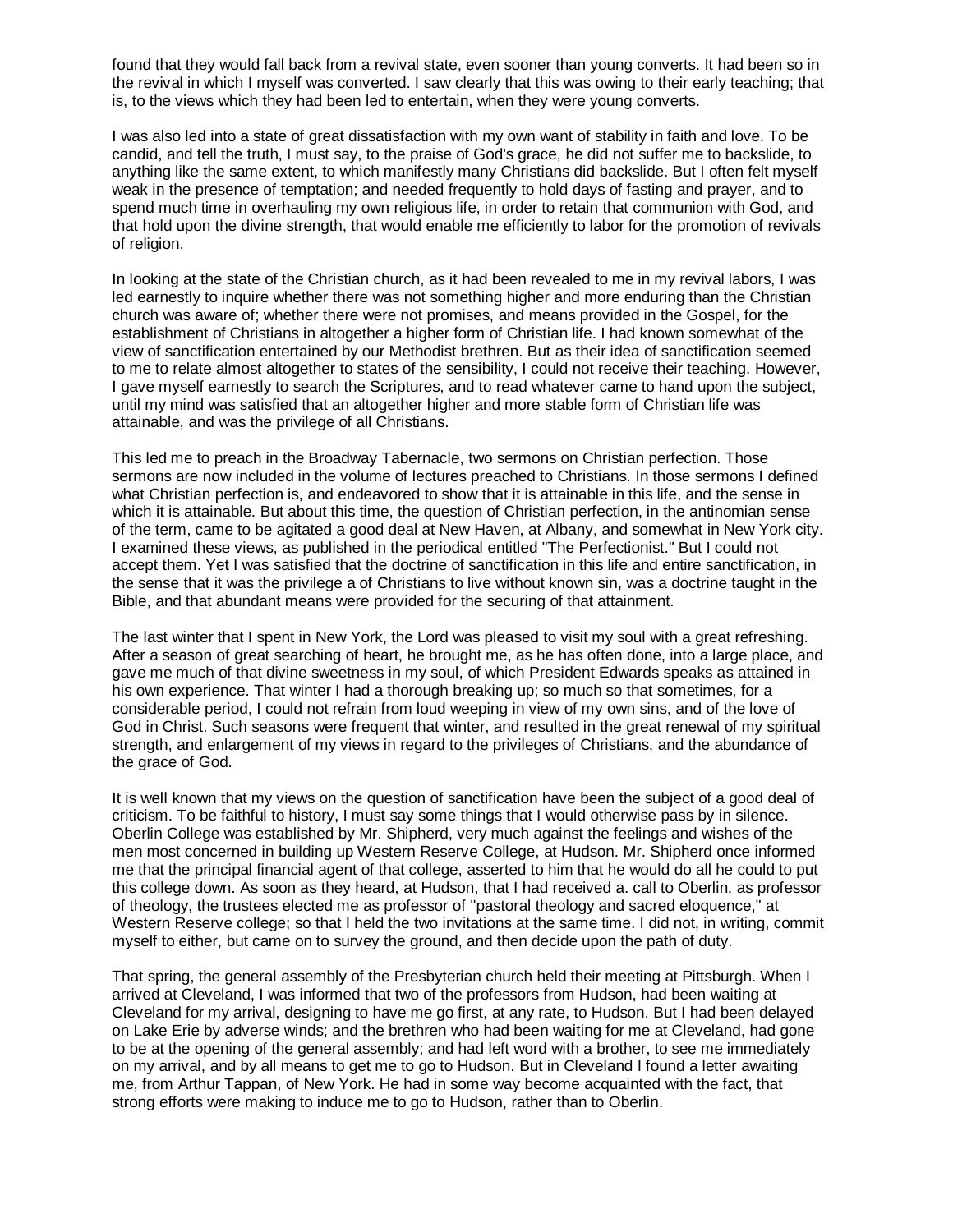found that they would fall back from a revival state, even sooner than young converts. It had been so in the revival in which I myself was converted. I saw clearly that this was owing to their early teaching; that is, to the views which they had been led to entertain, when they were young converts.

I was also led into a state of great dissatisfaction with my own want of stability in faith and love. To be candid, and tell the truth, I must say, to the praise of God's grace, he did not suffer me to backslide, to anything like the same extent, to which manifestly many Christians did backslide. But I often felt myself weak in the presence of temptation; and needed frequently to hold days of fasting and prayer, and to spend much time in overhauling my own religious life, in order to retain that communion with God, and that hold upon the divine strength, that would enable me efficiently to labor for the promotion of revivals of religion.

In looking at the state of the Christian church, as it had been revealed to me in my revival labors, I was led earnestly to inquire whether there was not something higher and more enduring than the Christian church was aware of; whether there were not promises, and means provided in the Gospel, for the establishment of Christians in altogether a higher form of Christian life. I had known somewhat of the view of sanctification entertained by our Methodist brethren. But as their idea of sanctification seemed to me to relate almost altogether to states of the sensibility, I could not receive their teaching. However, I gave myself earnestly to search the Scriptures, and to read whatever came to hand upon the subject, until my mind was satisfied that an altogether higher and more stable form of Christian life was attainable, and was the privilege of all Christians.

This led me to preach in the Broadway Tabernacle, two sermons on Christian perfection. Those sermons are now included in the volume of lectures preached to Christians. In those sermons I defined what Christian perfection is, and endeavored to show that it is attainable in this life, and the sense in which it is attainable. But about this time, the question of Christian perfection, in the antinomian sense of the term, came to be agitated a good deal at New Haven, at Albany, and somewhat in New York city. I examined these views, as published in the periodical entitled "The Perfectionist." But I could not accept them. Yet I was satisfied that the doctrine of sanctification in this life and entire sanctification, in the sense that it was the privilege a of Christians to live without known sin, was a doctrine taught in the Bible, and that abundant means were provided for the securing of that attainment.

The last winter that I spent in New York, the Lord was pleased to visit my soul with a great refreshing. After a season of great searching of heart, he brought me, as he has often done, into a large place, and gave me much of that divine sweetness in my soul, of which President Edwards speaks as attained in his own experience. That winter I had a thorough breaking up; so much so that sometimes, for a considerable period, I could not refrain from loud weeping in view of my own sins, and of the love of God in Christ. Such seasons were frequent that winter, and resulted in the great renewal of my spiritual strength, and enlargement of my views in regard to the privileges of Christians, and the abundance of the grace of God.

It is well known that my views on the question of sanctification have been the subject of a good deal of criticism. To be faithful to history, I must say some things that I would otherwise pass by in silence. Oberlin College was established by Mr. Shipherd, very much against the feelings and wishes of the men most concerned in building up Western Reserve College, at Hudson. Mr. Shipherd once informed me that the principal financial agent of that college, asserted to him that he would do all he could to put this college down. As soon as they heard, at Hudson, that I had received a. call to Oberlin, as professor of theology, the trustees elected me as professor of "pastoral theology and sacred eloquence," at Western Reserve college; so that I held the two invitations at the same time. I did not, in writing, commit myself to either, but came on to survey the ground, and then decide upon the path of duty.

That spring, the general assembly of the Presbyterian church held their meeting at Pittsburgh. When I arrived at Cleveland, I was informed that two of the professors from Hudson, had been waiting at Cleveland for my arrival, designing to have me go first, at any rate, to Hudson. But I had been delayed on Lake Erie by adverse winds; and the brethren who had been waiting for me at Cleveland, had gone to be at the opening of the general assembly; and had left word with a brother, to see me immediately on my arrival, and by all means to get me to go to Hudson. But in Cleveland I found a letter awaiting me, from Arthur Tappan, of New York. He had in some way become acquainted with the fact, that strong efforts were making to induce me to go to Hudson, rather than to Oberlin.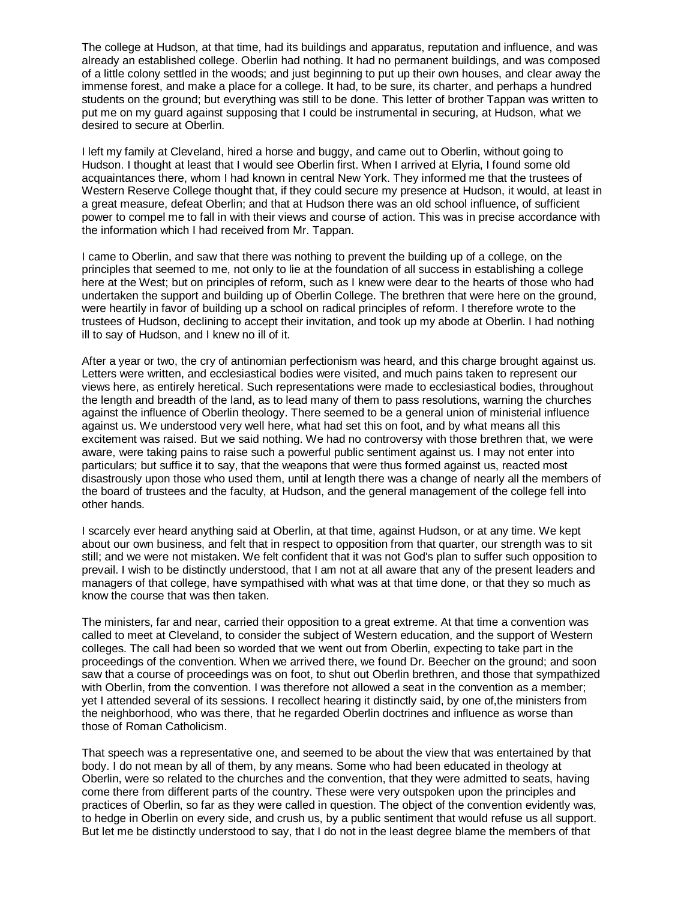The college at Hudson, at that time, had its buildings and apparatus, reputation and influence, and was already an established college. Oberlin had nothing. It had no permanent buildings, and was composed of a little colony settled in the woods; and just beginning to put up their own houses, and clear away the immense forest, and make a place for a college. It had, to be sure, its charter, and perhaps a hundred students on the ground; but everything was still to be done. This letter of brother Tappan was written to put me on my guard against supposing that I could be instrumental in securing, at Hudson, what we desired to secure at Oberlin.

I left my family at Cleveland, hired a horse and buggy, and came out to Oberlin, without going to Hudson. I thought at least that I would see Oberlin first. When I arrived at Elyria, I found some old acquaintances there, whom I had known in central New York. They informed me that the trustees of Western Reserve College thought that, if they could secure my presence at Hudson, it would, at least in a great measure, defeat Oberlin; and that at Hudson there was an old school influence, of sufficient power to compel me to fall in with their views and course of action. This was in precise accordance with the information which I had received from Mr. Tappan.

I came to Oberlin, and saw that there was nothing to prevent the building up of a college, on the principles that seemed to me, not only to lie at the foundation of all success in establishing a college here at the West; but on principles of reform, such as I knew were dear to the hearts of those who had undertaken the support and building up of Oberlin College. The brethren that were here on the ground, were heartily in favor of building up a school on radical principles of reform. I therefore wrote to the trustees of Hudson, declining to accept their invitation, and took up my abode at Oberlin. I had nothing ill to say of Hudson, and I knew no ill of it.

After a year or two, the cry of antinomian perfectionism was heard, and this charge brought against us. Letters were written, and ecclesiastical bodies were visited, and much pains taken to represent our views here, as entirely heretical. Such representations were made to ecclesiastical bodies, throughout the length and breadth of the land, as to lead many of them to pass resolutions, warning the churches against the influence of Oberlin theology. There seemed to be a general union of ministerial influence against us. We understood very well here, what had set this on foot, and by what means all this excitement was raised. But we said nothing. We had no controversy with those brethren that, we were aware, were taking pains to raise such a powerful public sentiment against us. I may not enter into particulars; but suffice it to say, that the weapons that were thus formed against us, reacted most disastrously upon those who used them, until at length there was a change of nearly all the members of the board of trustees and the faculty, at Hudson, and the general management of the college fell into other hands.

I scarcely ever heard anything said at Oberlin, at that time, against Hudson, or at any time. We kept about our own business, and felt that in respect to opposition from that quarter, our strength was to sit still; and we were not mistaken. We felt confident that it was not God's plan to suffer such opposition to prevail. I wish to be distinctly understood, that I am not at all aware that any of the present leaders and managers of that college, have sympathised with what was at that time done, or that they so much as know the course that was then taken.

The ministers, far and near, carried their opposition to a great extreme. At that time a convention was called to meet at Cleveland, to consider the subject of Western education, and the support of Western colleges. The call had been so worded that we went out from Oberlin, expecting to take part in the proceedings of the convention. When we arrived there, we found Dr. Beecher on the ground; and soon saw that a course of proceedings was on foot, to shut out Oberlin brethren, and those that sympathized with Oberlin, from the convention. I was therefore not allowed a seat in the convention as a member; yet I attended several of its sessions. I recollect hearing it distinctly said, by one of,the ministers from the neighborhood, who was there, that he regarded Oberlin doctrines and influence as worse than those of Roman Catholicism.

That speech was a representative one, and seemed to be about the view that was entertained by that body. I do not mean by all of them, by any means. Some who had been educated in theology at Oberlin, were so related to the churches and the convention, that they were admitted to seats, having come there from different parts of the country. These were very outspoken upon the principles and practices of Oberlin, so far as they were called in question. The object of the convention evidently was, to hedge in Oberlin on every side, and crush us, by a public sentiment that would refuse us all support. But let me be distinctly understood to say, that I do not in the least degree blame the members of that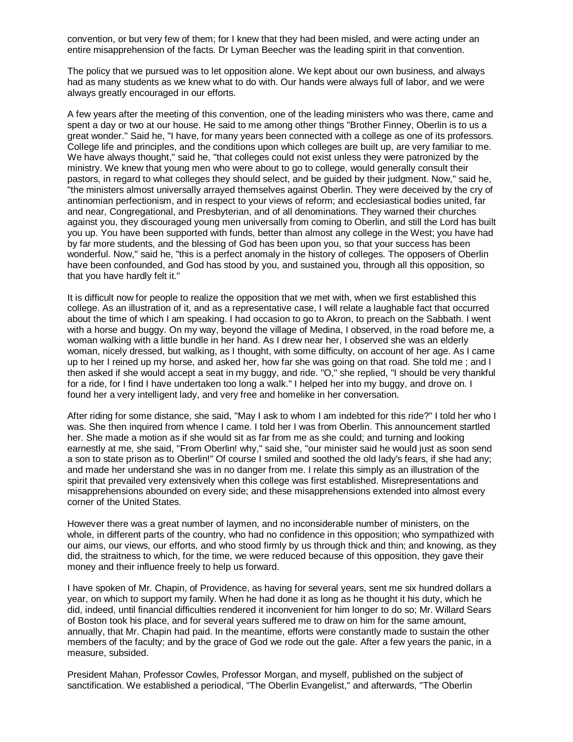convention, or but very few of them; for I knew that they had been misled, and were acting under an entire misapprehension of the facts. Dr Lyman Beecher was the leading spirit in that convention.

The policy that we pursued was to let opposition alone. We kept about our own business, and always had as many students as we knew what to do with. Our hands were always full of labor, and we were always greatly encouraged in our efforts.

A few years after the meeting of this convention, one of the leading ministers who was there, came and spent a day or two at our house. He said to me among other things "Brother Finney, Oberlin is to us a great wonder." Said he, "I have, for many years been connected with a college as one of its professors. College life and principles, and the conditions upon which colleges are built up, are very familiar to me. We have always thought," said he, "that colleges could not exist unless they were patronized by the ministry. We knew that young men who were about to go to college, would generally consult their pastors, in regard to what colleges they should select, and be guided by their judgment. Now," said he, "the ministers almost universally arrayed themselves against Oberlin. They were deceived by the cry of antinomian perfectionism, and in respect to your views of reform; and ecclesiastical bodies united, far and near, Congregational, and Presbyterian, and of all denominations. They warned their churches against you, they discouraged young men universally from coming to Oberlin, and still the Lord has built you up. You have been supported with funds, better than almost any college in the West; you have had by far more students, and the blessing of God has been upon you, so that your success has been wonderful. Now," said he, "this is a perfect anomaly in the history of colleges. The opposers of Oberlin have been confounded, and God has stood by you, and sustained you, through all this opposition, so that you have hardly felt it."

It is difficult now for people to realize the opposition that we met with, when we first established this college. As an illustration of it, and as a representative case, I will relate a laughable fact that occurred about the time of which I am speaking. I had occasion to go to Akron, to preach on the Sabbath. I went with a horse and buggy. On my way, beyond the village of Medina, I observed, in the road before me, a woman walking with a little bundle in her hand. As I drew near her, I observed she was an elderly woman, nicely dressed, but walking, as I thought, with some difficulty, on account of her age. As I came up to her I reined up my horse, and asked her, how far she was going on that road. She told me ; and I then asked if she would accept a seat in my buggy, and ride. "O," she replied, "I should be very thankful for a ride, for I find I have undertaken too long a walk." I helped her into my buggy, and drove on. I found her a very intelligent lady, and very free and homelike in her conversation.

After riding for some distance, she said, "May I ask to whom I am indebted for this ride?" I told her who I was. She then inquired from whence I came. I told her I was from Oberlin. This announcement startled her. She made a motion as if she would sit as far from me as she could; and turning and looking earnestly at me, she said, "From Oberlin! why," said she, "our minister said he would just as soon send a son to state prison as to Oberlin!" Of course I smiled and soothed the old lady's fears, if she had any; and made her understand she was in no danger from me. I relate this simply as an illustration of the spirit that prevailed very extensively when this college was first established. Misrepresentations and misapprehensions abounded on every side; and these misapprehensions extended into almost every corner of the United States.

However there was a great number of laymen, and no inconsiderable number of ministers, on the whole, in different parts of the country, who had no confidence in this opposition; who sympathized with our aims, our views, our efforts, and who stood firmly by us through thick and thin; and knowing, as they did, the straitness to which, for the time, we were reduced because of this opposition, they gave their money and their influence freely to help us forward.

I have spoken of Mr. Chapin, of Providence, as having for several years, sent me six hundred dollars a year, on which to support my family. When he had done it as long as he thought it his duty, which he did, indeed, until financial difficulties rendered it inconvenient for him longer to do so; Mr. Willard Sears of Boston took his place, and for several years suffered me to draw on him for the same amount, annually, that Mr. Chapin had paid. In the meantime, efforts were constantly made to sustain the other members of the faculty; and by the grace of God we rode out the gale. After a few years the panic, in a measure, subsided.

President Mahan, Professor Cowles, Professor Morgan, and myself, published on the subject of sanctification. We established a periodical, "The Oberlin Evangelist," and afterwards, "The Oberlin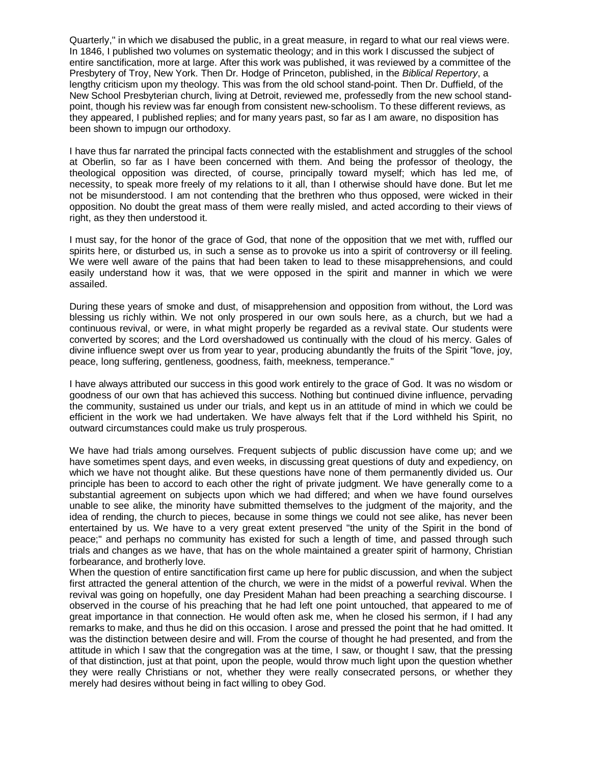Quarterly," in which we disabused the public, in a great measure, in regard to what our real views were. In 1846, I published two volumes on systematic theology; and in this work I discussed the subject of entire sanctification, more at large. After this work was published, it was reviewed by a committee of the Presbytery of Troy, New York. Then Dr. Hodge of Princeton, published, in the *Biblical Repertory*, a lengthy criticism upon my theology. This was from the old school stand-point. Then Dr. Duffield, of the New School Presbyterian church, living at Detroit, reviewed me, professedly from the new school stand-point, though his review was far enough from consistent new-schoolism. To these different reviews, as they appeared, I published replies; and for many years past, so far as I am aware, no disposition has been shown to impugn our orthodoxy.

I have thus far narrated the principal facts connected with the establishment and struggles of the school at Oberlin, so far as I have been concerned with them. And being the professor of theology, the theological opposition was directed, of course, principally toward myself; which has led me, of necessity, to speak more freely of my relations to it all, than I otherwise should have done. But let me not be misunderstood. I am not contending that the brethren who thus opposed, were wicked in their opposition. No doubt the great mass of them were really misled, and acted according to their views of right, as they then understood it.

I must say, for the honor of the grace of God, that none of the opposition that we met with, ruffled our spirits here, or disturbed us, in such a sense as to provoke us into a spirit of controversy or ill feeling. We were well aware of the pains that had been taken to lead to these misapprehensions, and could easily understand how it was, that we were opposed in the spirit and manner in which we were assailed.

During these years of smoke and dust, of misapprehension and opposition from without, the Lord was blessing us richly within. We not only prospered in our own souls here, as a church, but we had a continuous revival, or were, in what might properly be regarded as a revival state. Our students were converted by scores; and the Lord overshadowed us continually with the cloud of his mercy. Gales of divine influence swept over us from year to year, producing abundantly the fruits of the Spirit "love, joy, peace, long suffering, gentleness, goodness, faith, meekness, temperance."

I have always attributed our success in this good work entirely to the grace of God. It was no wisdom or goodness of our own that has achieved this success. Nothing but continued divine influence, pervading the community, sustained us under our trials, and kept us in an attitude of mind in which we could be efficient in the work we had undertaken. We have always felt that if the Lord withheld his Spirit, no outward circumstances could make us truly prosperous.

We have had trials among ourselves. Frequent subjects of public discussion have come up; and we have sometimes spent days, and even weeks, in discussing great questions of duty and expediency, on which we have not thought alike. But these questions have none of them permanently divided us. Our principle has been to accord to each other the right of private judgment. We have generally come to a substantial agreement on subjects upon which we had differed; and when we have found ourselves unable to see alike, the minority have submitted themselves to the judgment of the majority, and the idea of rending, the church to pieces, because in some things we could not see alike, has never been entertained by us. We have to a very great extent preserved "the unity of the Spirit in the bond of peace;" and perhaps no community has existed for such a length of time, and passed through such trials and changes as we have, that has on the whole maintained a greater spirit of harmony, Christian forbearance, and brotherly love.

When the question of entire sanctification first came up here for public discussion, and when the subject first attracted the general attention of the church, we were in the midst of a powerful revival. When the revival was going on hopefully, one day President Mahan had been preaching a searching discourse. I observed in the course of his preaching that he had left one point untouched, that appeared to me of great importance in that connection. He would often ask me, when he closed his sermon, if I had any remarks to make, and thus he did on this occasion. I arose and pressed the point that he had omitted. It was the distinction between desire and will. From the course of thought he had presented, and from the attitude in which I saw that the congregation was at the time, I saw, or thought I saw, that the pressing of that distinction, just at that point, upon the people, would throw much light upon the question whether they were really Christians or not, whether they were really consecrated persons, or whether they merely had desires without being in fact willing to obey God.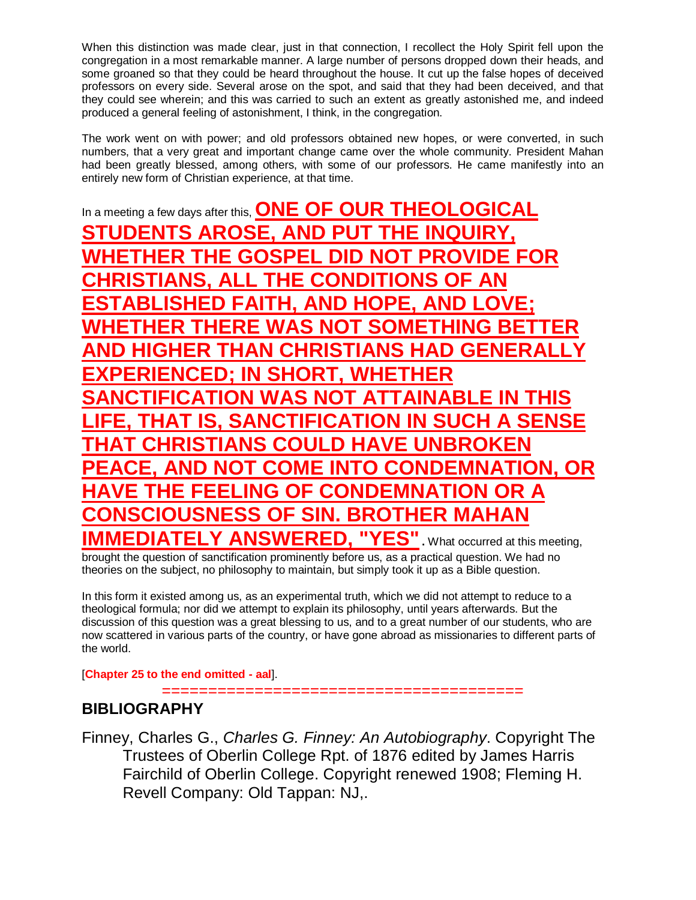When this distinction was made clear, just in that connection, I recollect the Holy Spirit fell upon the congregation in a most remarkable manner. A large number of persons dropped down their heads, and some groaned so that they could be heard throughout the house. It cut up the false hopes of deceived professors on every side. Several arose on the spot, and said that they had been deceived, and that they could see wherein; and this was carried to such an extent as greatly astonished me, and indeed produced a general feeling of astonishment, I think, in the congregation.

The work went on with power; and old professors obtained new hopes, or were converted, in such numbers, that a very great and important change came over the whole community. President Mahan had been greatly blessed, among others, with some of our professors. He came manifestly into an entirely new form of Christian experience, at that time.

In a meeting a few days after this, **ONE OF OUR THEOLOGICAL STUDENTS AROSE, AND PUT THE INQUIRY, WHETHER THE GOSPEL DID NOT PROVIDE FOR CHRISTIANS, ALL THE CONDITIONS OF AN ESTABLISHED FAITH, AND HOPE, AND LOVE; WHETHER THERE WAS NOT SOMETHING BETTER AND HIGHER THAN CHRISTIANS HAD GENERALLY EXPERIENCED; IN SHORT, WHETHER SANCTIFICATION WAS NOT ATTAINABLE IN THIS LIFE, THAT IS, SANCTIFICATION IN SUCH A SENSE THAT CHRISTIANS COULD HAVE UNBROKEN PEACE, AND NOT COME INTO CONDEMNATION, OR HAVE THE FEELING OF CONDEMNATION OR A CONSCIOUSNESS OF SIN. BROTHER MAHAN IMMEDIATELY ANSWERED, "YES"**. What occurred at this meeting, brought the question of sanctification prominently before us, as a practical question. We had no theories on the subject, no philosophy to maintain, but simply took it up as a Bible question.

In this form it existed among us, as an experimental truth, which we did not attempt to reduce to a theological formula; nor did we attempt to explain its philosophy, until years afterwards. But the discussion of this question was a great blessing to us, and to a great number of our students, who are now scattered in various parts of the country, or have gone abroad as missionaries to different parts of the world.

[**Chapter 25 to the end omitted - aal**].

=======================================

## BIBLIOGRAPHY

Finney, Charles G., *Charles G. Finney: An Autobiography*. Copyright The Trustees of Oberlin College Rpt. of 1876 edited by James Harris Fairchild of Oberlin College. Copyright renewed 1908; Fleming H. Revell Company: Old Tappan: NJ,.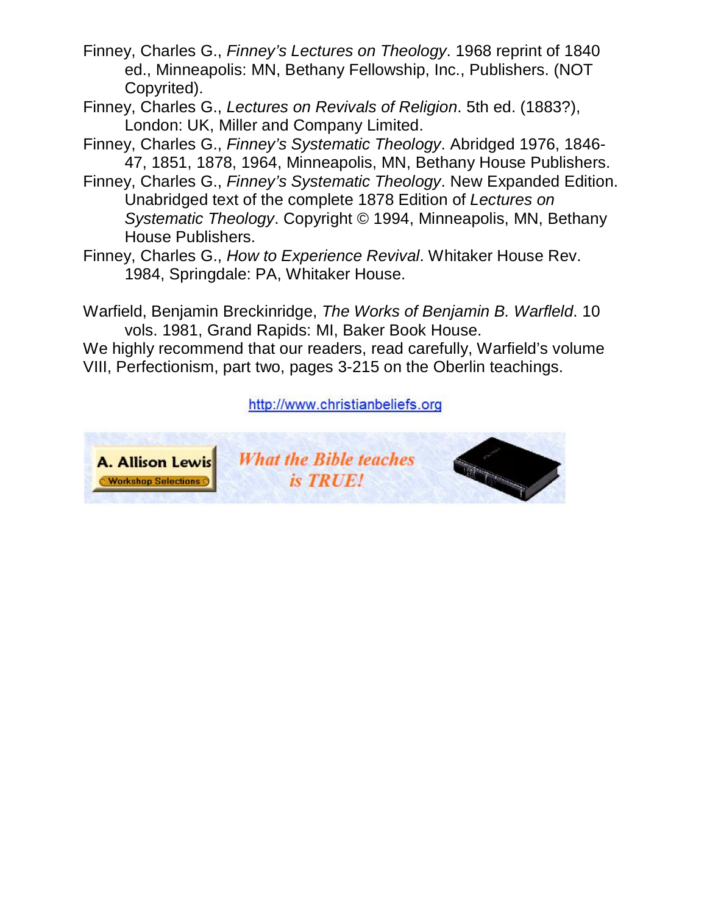Finney, Charles G., *Finney's Lectures on Theology*. 1968 reprint of 1840 ed., Minneapolis: MN, Bethany Fellowship, Inc., Publishers. (NOT Copyrited).

Finney, Charles G., *Lectures on Revivals of Religion*. 5th ed. (1883?), London: UK, Miller and Company Limited.

Finney, Charles G., *Finney's Systematic Theology*. Abridged 1976, 1846-47, 1851, 1878, 1964, Minneapolis, MN, Bethany House Publishers.

Finney, Charles G., *Finney's Systematic Theology*. New Expanded Edition. Unabridged text of the complete 1878 Edition of *Lectures on Systematic Theology*. Copyright © 1994, Minneapolis, MN, Bethany House Publishers.

Finney, Charles G., *How to Experience Revival*. Whitaker House Rev. 1984, Springdale: PA, Whitaker House.

Warfield, Benjamin Breckinridge, *The Works of Benjamin B. Warfleld*. 10 vols. 1981, Grand Rapids: MI, Baker Book House.

We highly recommend that our readers, read carefully, Warfield's volume VIII, Perfectionism, part two, pages 3-215 on the Oberlin teachings.

http://www.christianbeliefs.org

A. Allison Lewis
Workshop Selections

*What the Bible teaches is TRUE!*